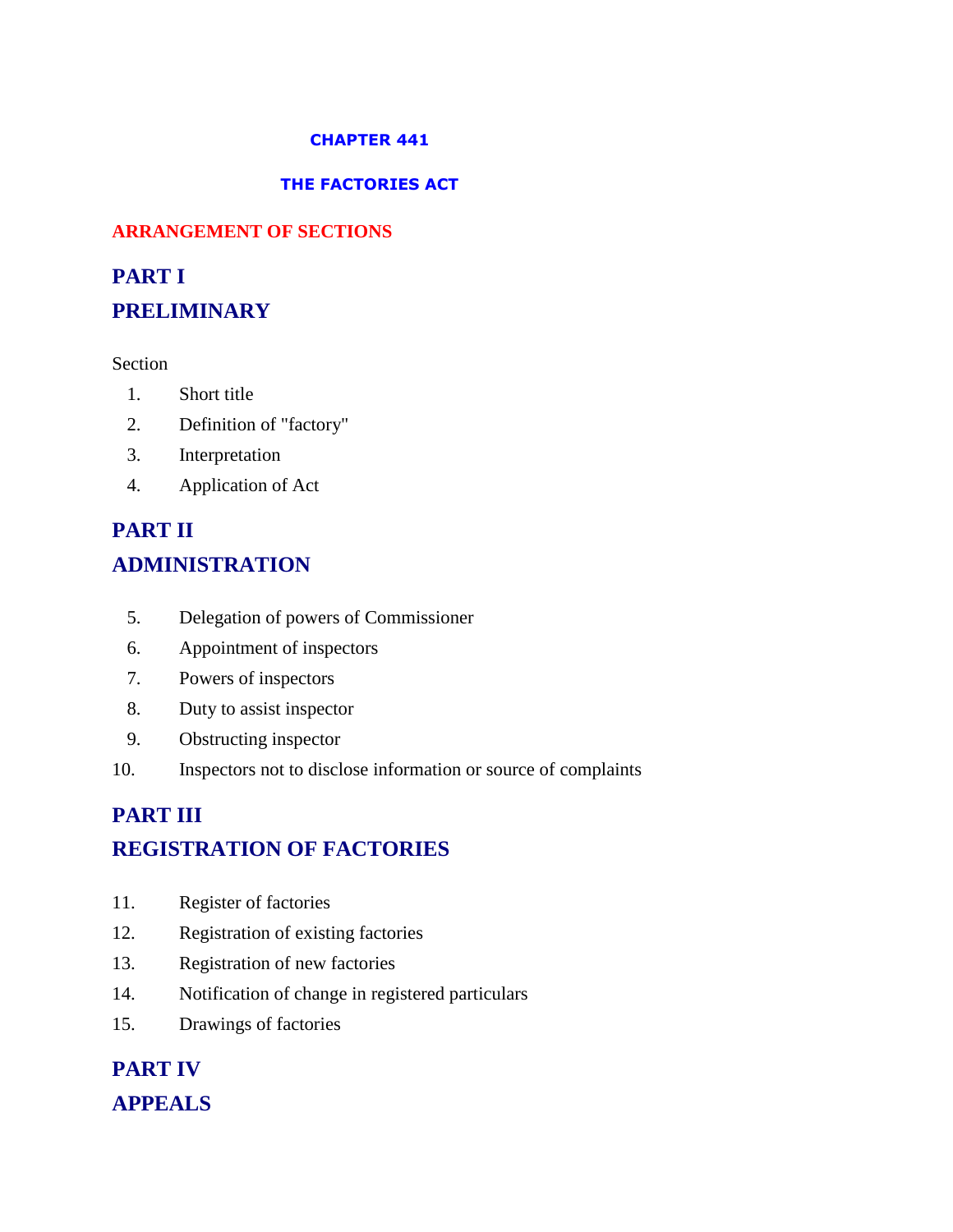# CHAPTER 441

# THE FACTORIES ACT

## ARRANGEMENT OF SECTIONS

## PART I

## PRELIMINARY

Section

1. Short title
2. Definition of "factory"
3. Interpretation
4. Application of Act

## PART II

## ADMINISTRATION

5. Delegation of powers of Commissioner
6. Appointment of inspectors
7. Powers of inspectors
8. Duty to assist inspector
9. Obstructing inspector
10. Inspectors not to disclose information or source of complaints

## PART III

## REGISTRATION OF FACTORIES

11. Register of factories
12. Registration of existing factories
13. Registration of new factories
14. Notification of change in registered particulars
15. Drawings of factories

## PART IV

## APPEALS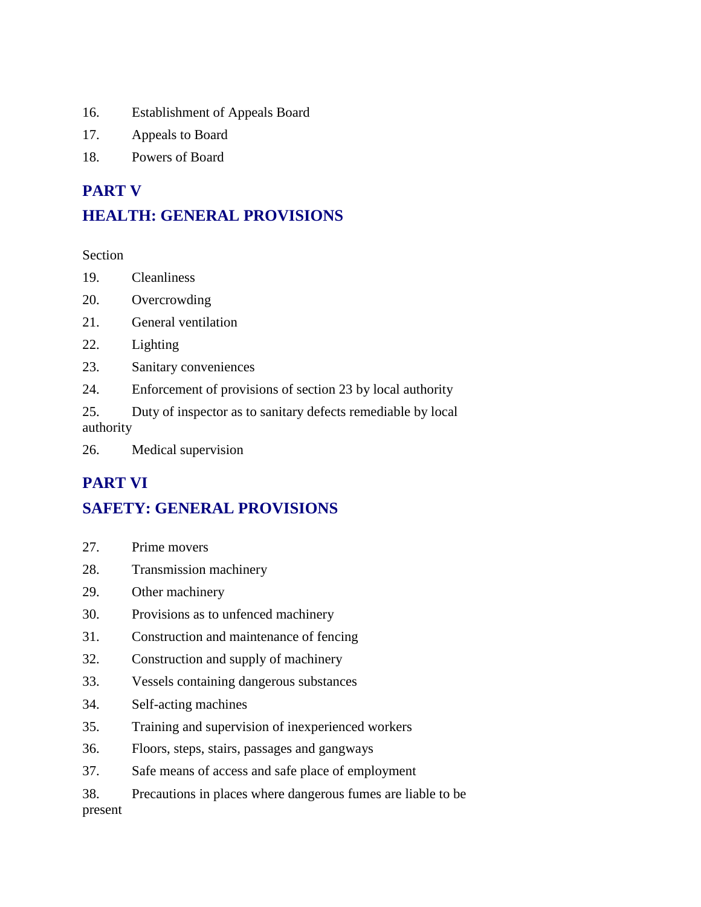16. Establishment of Appeals Board

17. Appeals to Board

18. Powers of Board

## PART V

## HEALTH: GENERAL PROVISIONS

Section

19. Cleanliness

20. Overcrowding

21. General ventilation

22. Lighting

23. Sanitary conveniences

24. Enforcement of provisions of section 23 by local authority

25. Duty of inspector as to sanitary defects remediable by local authority

26. Medical supervision

## PART VI

## SAFETY: GENERAL PROVISIONS

27. Prime movers

28. Transmission machinery

29. Other machinery

30. Provisions as to unfenced machinery

31. Construction and maintenance of fencing

32. Construction and supply of machinery

33. Vessels containing dangerous substances

34. Self-acting machines

35. Training and supervision of inexperienced workers

36. Floors, steps, stairs, passages and gangways

37. Safe means of access and safe place of employment

38. Precautions in places where dangerous fumes are liable to be present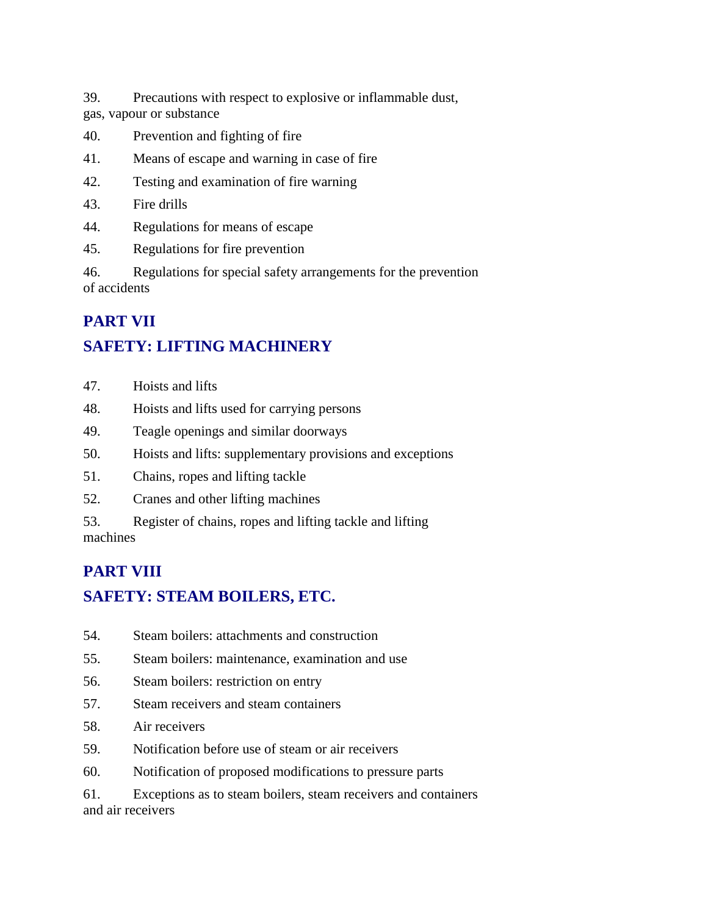39. Precautions with respect to explosive or inflammable dust, gas, vapour or substance

40. Prevention and fighting of fire

41. Means of escape and warning in case of fire

42. Testing and examination of fire warning

43. Fire drills

44. Regulations for means of escape

45. Regulations for fire prevention

46. Regulations for special safety arrangements for the prevention of accidents

## PART VII

## SAFETY: LIFTING MACHINERY

47. Hoists and lifts

48. Hoists and lifts used for carrying persons

49. Teagle openings and similar doorways

50. Hoists and lifts: supplementary provisions and exceptions

51. Chains, ropes and lifting tackle

52. Cranes and other lifting machines

53. Register of chains, ropes and lifting tackle and lifting machines

## PART VIII

## SAFETY: STEAM BOILERS, ETC.

54. Steam boilers: attachments and construction

55. Steam boilers: maintenance, examination and use

56. Steam boilers: restriction on entry

57. Steam receivers and steam containers

58. Air receivers

59. Notification before use of steam or air receivers

60. Notification of proposed modifications to pressure parts

61. Exceptions as to steam boilers, steam receivers and containers and air receivers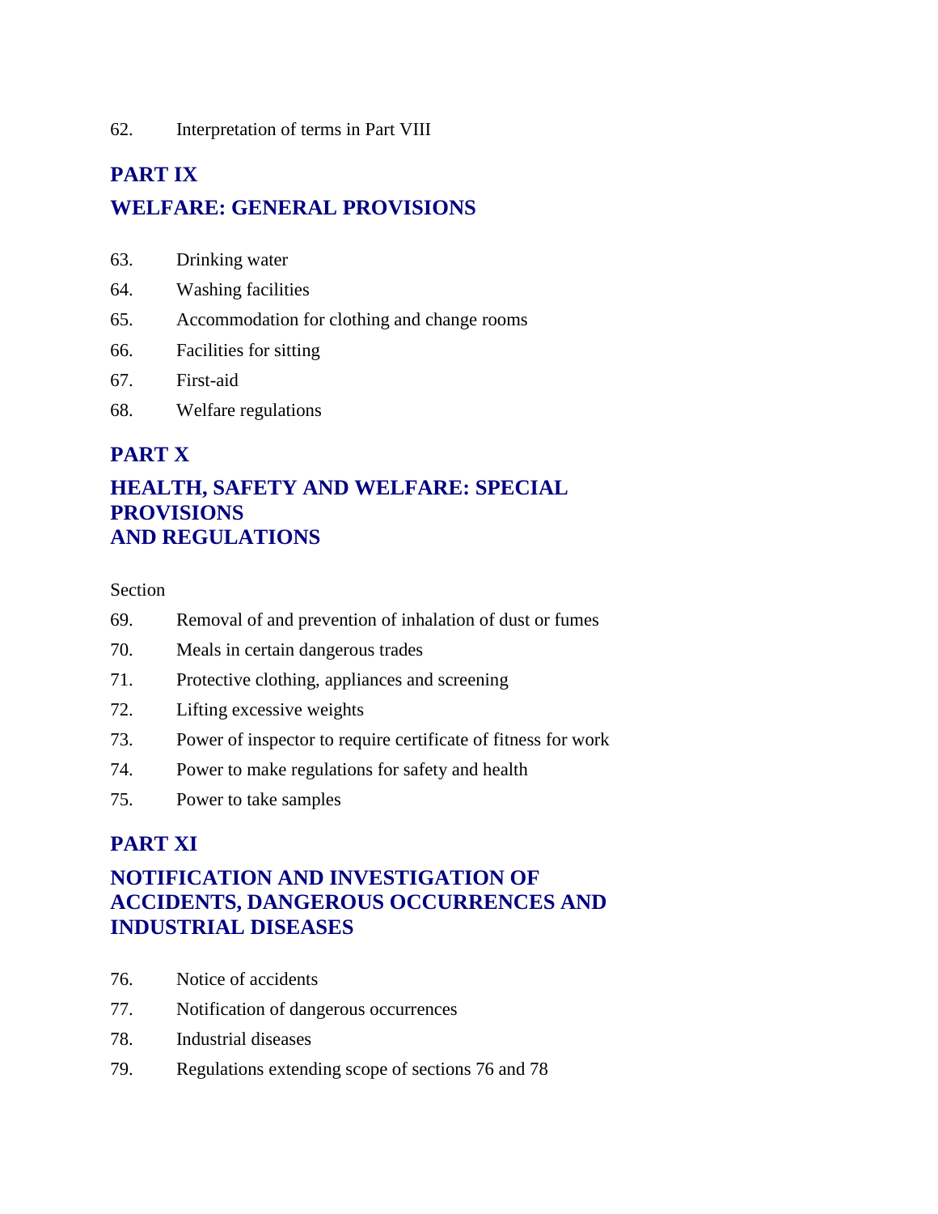62. Interpretation of terms in Part VIII

## PART IX

## WELFARE: GENERAL PROVISIONS

63. Drinking water
64. Washing facilities
65. Accommodation for clothing and change rooms
66. Facilities for sitting
67. First-aid
68. Welfare regulations

## PART X

## HEALTH, SAFETY AND WELFARE: SPECIAL PROVISIONS AND REGULATIONS

Section

69. Removal of and prevention of inhalation of dust or fumes
70. Meals in certain dangerous trades
71. Protective clothing, appliances and screening
72. Lifting excessive weights
73. Power of inspector to require certificate of fitness for work
74. Power to make regulations for safety and health
75. Power to take samples

## PART XI

## NOTIFICATION AND INVESTIGATION OF ACCIDENTS, DANGEROUS OCCURRENCES AND INDUSTRIAL DISEASES

76. Notice of accidents
77. Notification of dangerous occurrences
78. Industrial diseases
79. Regulations extending scope of sections 76 and 78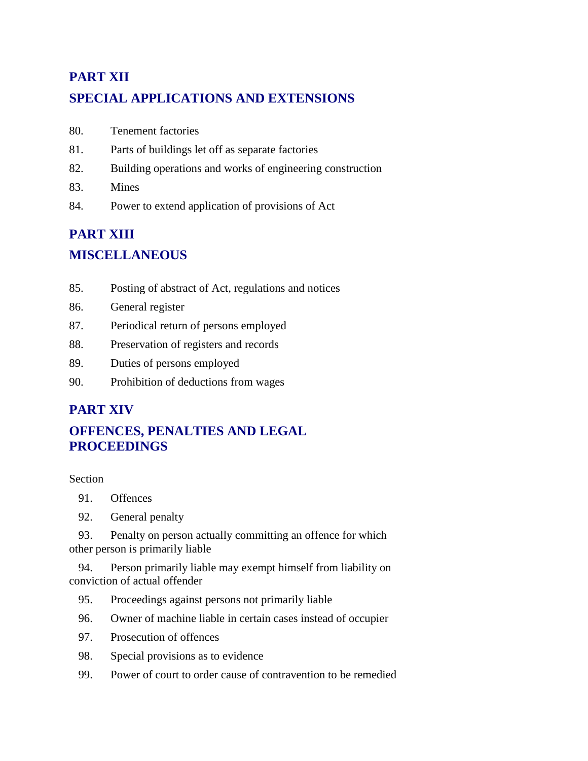## PART XII

## SPECIAL APPLICATIONS AND EXTENSIONS

80. Tenement factories

81. Parts of buildings let off as separate factories

82. Building operations and works of engineering construction

83. Mines

84. Power to extend application of provisions of Act

## PART XIII

## MISCELLANEOUS

85. Posting of abstract of Act, regulations and notices

86. General register

87. Periodical return of persons employed

88. Preservation of registers and records

89. Duties of persons employed

90. Prohibition of deductions from wages

## PART XIV

## OFFENCES, PENALTIES AND LEGAL PROCEEDINGS

Section

91. Offences

92. General penalty

93. Penalty on person actually committing an offence for which other person is primarily liable

94. Person primarily liable may exempt himself from liability on conviction of actual offender

95. Proceedings against persons not primarily liable

96. Owner of machine liable in certain cases instead of occupier

97. Prosecution of offences

98. Special provisions as to evidence

99. Power of court to order cause of contravention to be remedied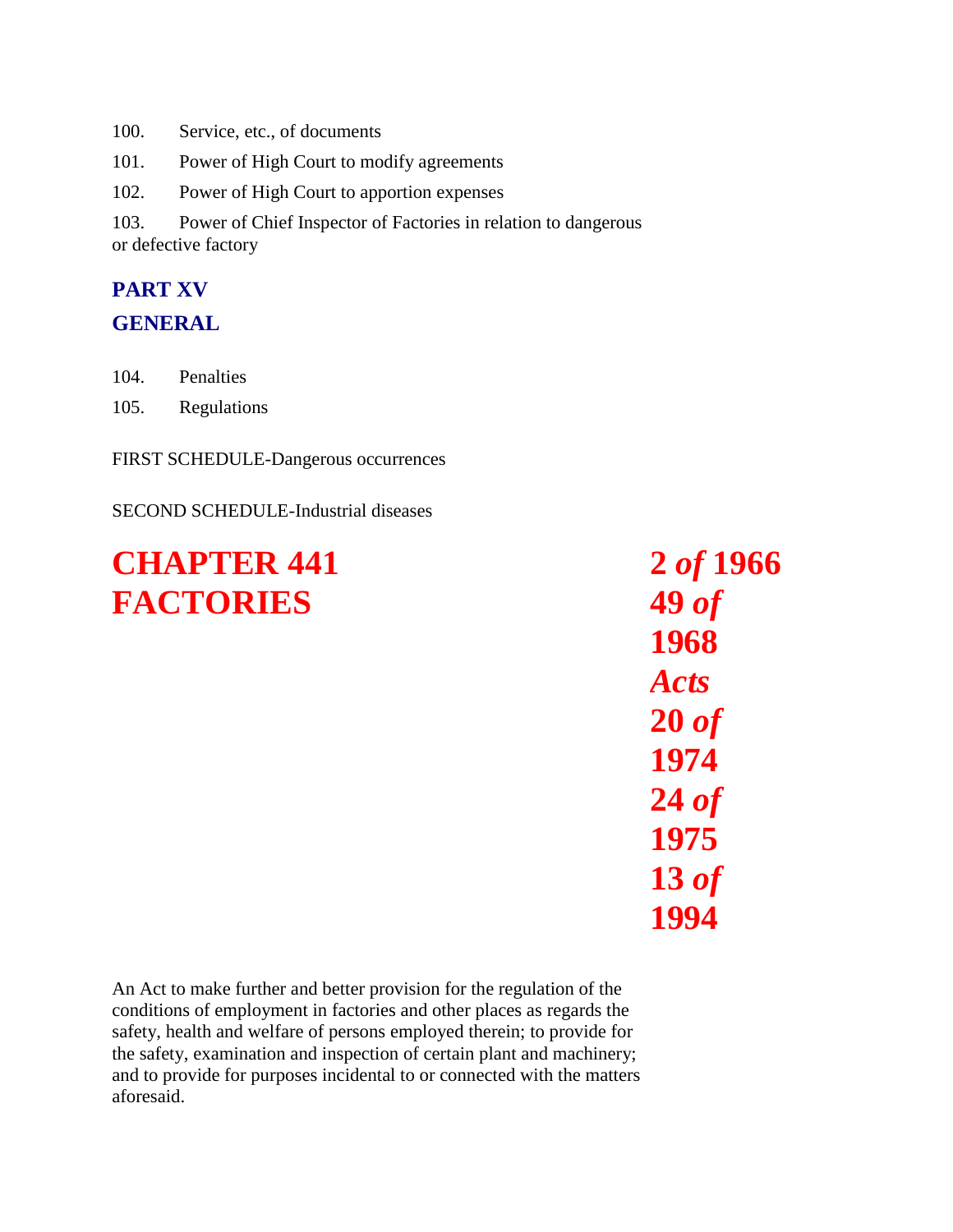100. Service, etc., of documents

101. Power of High Court to modify agreements

102. Power of High Court to apportion expenses

103. Power of Chief Inspector of Factories in relation to dangerous or defective factory

## PART XV
## GENERAL

104. Penalties

105. Regulations

FIRST SCHEDULE-Dangerous occurrences

SECOND SCHEDULE-Industrial diseases

# CHAPTER 441 FACTORIES

**2 *of* 1966**
**49 *of* 1968**
***Acts***
**20 *of* 1974**
**24 *of* 1975**
**13 *of* 1994**

An Act to make further and better provision for the regulation of the conditions of employment in factories and other places as regards the safety, health and welfare of persons employed therein; to provide for the safety, examination and inspection of certain plant and machinery; and to provide for purposes incidental to or connected with the matters aforesaid.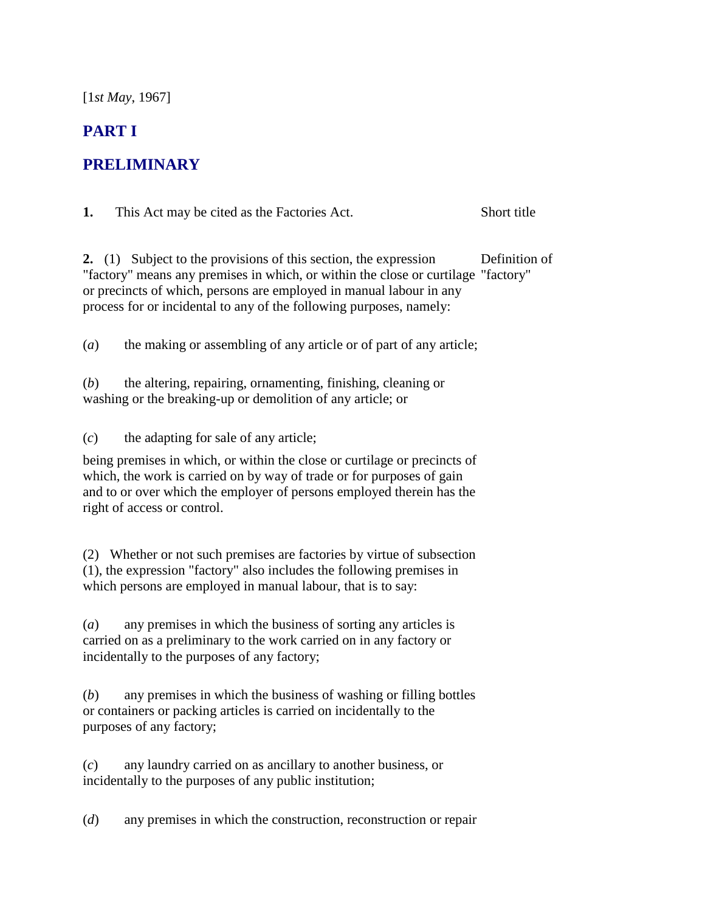[1*st May*, 1967]

## PART I

## PRELIMINARY

**1.** This Act may be cited as the Factories Act. Short title

**2.** (1) Subject to the provisions of this section, the expression "factory" means any premises in which, or within the close or curtilage or precincts of which, persons are employed in manual labour in any process for or incidental to any of the following purposes, namely: Definition of "factory"

(*a*) the making or assembling of any article or of part of any article;

(*b*) the altering, repairing, ornamenting, finishing, cleaning or washing or the breaking-up or demolition of any article; or

(*c*) the adapting for sale of any article;

being premises in which, or within the close or curtilage or precincts of which, the work is carried on by way of trade or for purposes of gain and to or over which the employer of persons employed therein has the right of access or control.

(2) Whether or not such premises are factories by virtue of subsection (1), the expression "factory" also includes the following premises in which persons are employed in manual labour, that is to say:

(*a*) any premises in which the business of sorting any articles is carried on as a preliminary to the work carried on in any factory or incidentally to the purposes of any factory;

(*b*) any premises in which the business of washing or filling bottles or containers or packing articles is carried on incidentally to the purposes of any factory;

(*c*) any laundry carried on as ancillary to another business, or incidentally to the purposes of any public institution;

(*d*) any premises in which the construction, reconstruction or repair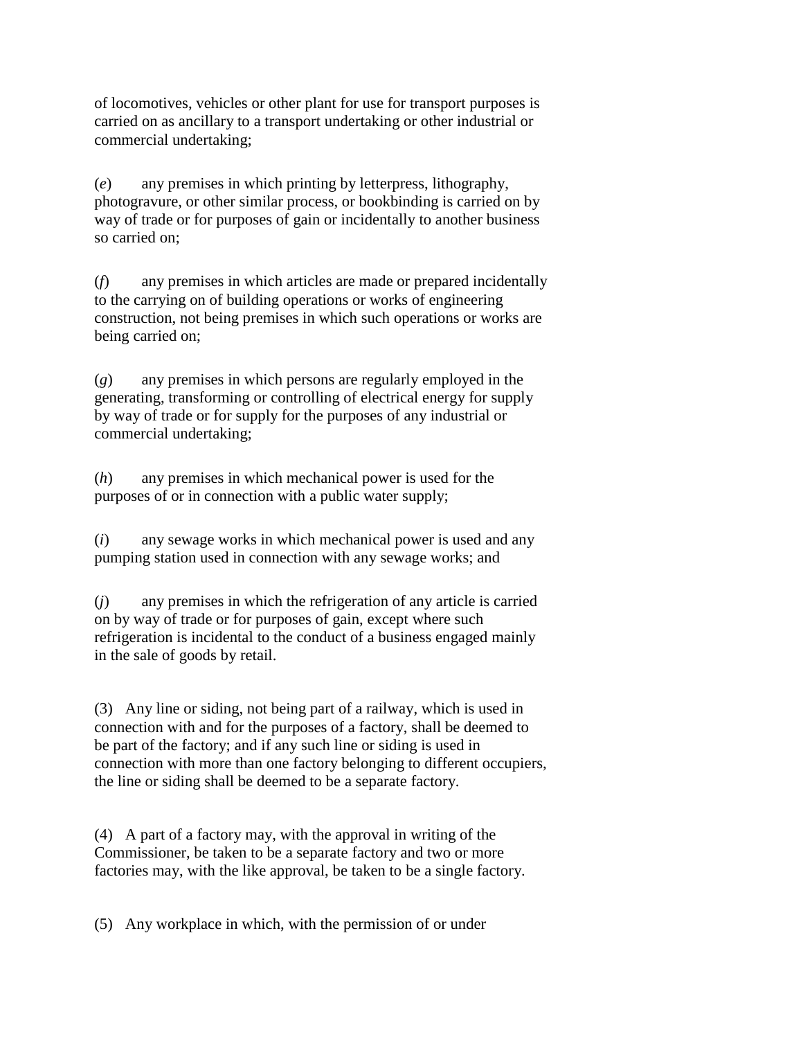of locomotives, vehicles or other plant for use for transport purposes is carried on as ancillary to a transport undertaking or other industrial or commercial undertaking;

(*e*) any premises in which printing by letterpress, lithography, photogravure, or other similar process, or bookbinding is carried on by way of trade or for purposes of gain or incidentally to another business so carried on;

(*f*) any premises in which articles are made or prepared incidentally to the carrying on of building operations or works of engineering construction, not being premises in which such operations or works are being carried on;

(*g*) any premises in which persons are regularly employed in the generating, transforming or controlling of electrical energy for supply by way of trade or for supply for the purposes of any industrial or commercial undertaking;

(*h*) any premises in which mechanical power is used for the purposes of or in connection with a public water supply;

(*i*) any sewage works in which mechanical power is used and any pumping station used in connection with any sewage works; and

(*j*) any premises in which the refrigeration of any article is carried on by way of trade or for purposes of gain, except where such refrigeration is incidental to the conduct of a business engaged mainly in the sale of goods by retail.

(3) Any line or siding, not being part of a railway, which is used in connection with and for the purposes of a factory, shall be deemed to be part of the factory; and if any such line or siding is used in connection with more than one factory belonging to different occupiers, the line or siding shall be deemed to be a separate factory.

(4) A part of a factory may, with the approval in writing of the Commissioner, be taken to be a separate factory and two or more factories may, with the like approval, be taken to be a single factory.

(5) Any workplace in which, with the permission of or under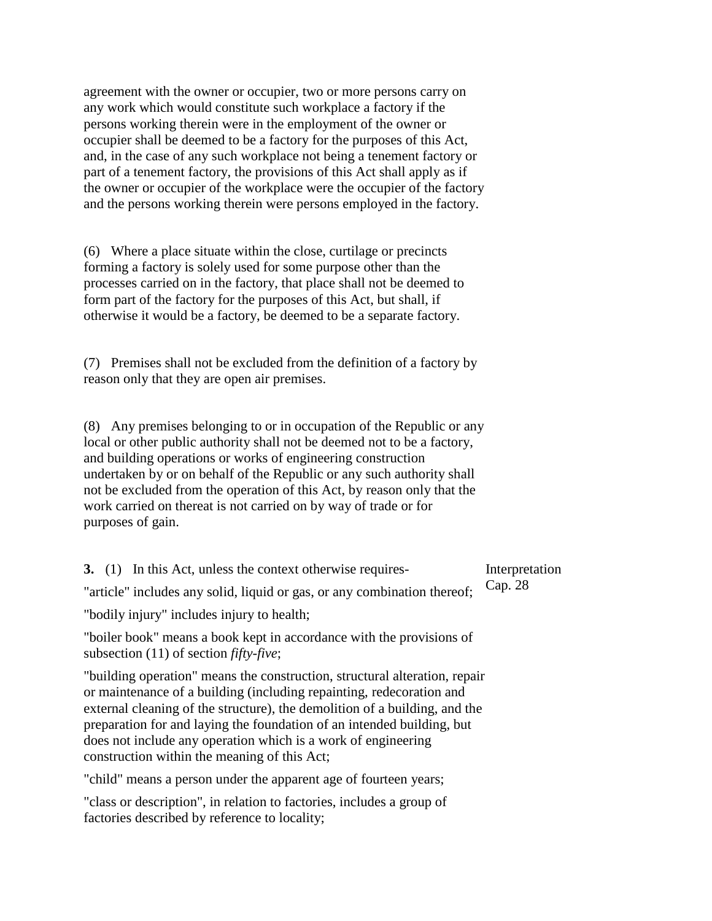agreement with the owner or occupier, two or more persons carry on any work which would constitute such workplace a factory if the persons working therein were in the employment of the owner or occupier shall be deemed to be a factory for the purposes of this Act, and, in the case of any such workplace not being a tenement factory or part of a tenement factory, the provisions of this Act shall apply as if the owner or occupier of the workplace were the occupier of the factory and the persons working therein were persons employed in the factory.

(6) Where a place situate within the close, curtilage or precincts forming a factory is solely used for some purpose other than the processes carried on in the factory, that place shall not be deemed to form part of the factory for the purposes of this Act, but shall, if otherwise it would be a factory, be deemed to be a separate factory.

(7) Premises shall not be excluded from the definition of a factory by reason only that they are open air premises.

(8) Any premises belonging to or in occupation of the Republic or any local or other public authority shall not be deemed not to be a factory, and building operations or works of engineering construction undertaken by or on behalf of the Republic or any such authority shall not be excluded from the operation of this Act, by reason only that the work carried on thereat is not carried on by way of trade or for purposes of gain.

Interpretation
Cap. 28

**3.** (1) In this Act, unless the context otherwise requires-

"article" includes any solid, liquid or gas, or any combination thereof;

"bodily injury" includes injury to health;

"boiler book" means a book kept in accordance with the provisions of subsection (11) of section *fifty-five*;

"building operation" means the construction, structural alteration, repair or maintenance of a building (including repainting, redecoration and external cleaning of the structure), the demolition of a building, and the preparation for and laying the foundation of an intended building, but does not include any operation which is a work of engineering construction within the meaning of this Act;

"child" means a person under the apparent age of fourteen years;

"class or description", in relation to factories, includes a group of factories described by reference to locality;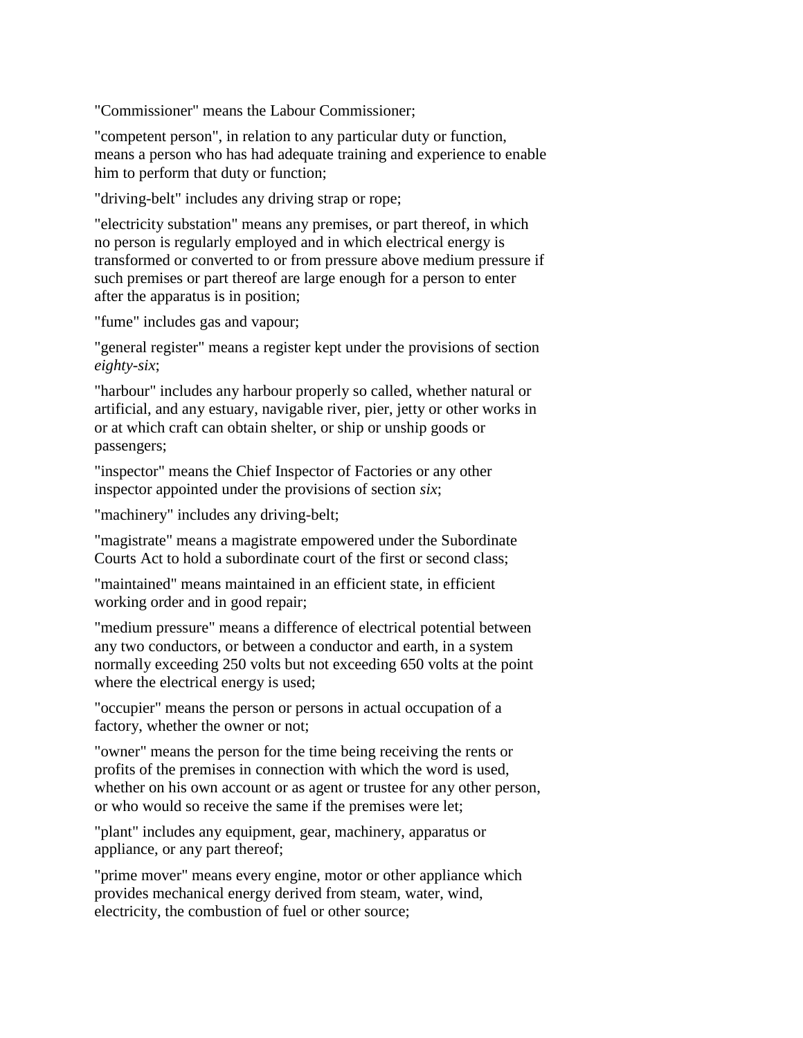"Commissioner" means the Labour Commissioner;

"competent person", in relation to any particular duty or function, means a person who has had adequate training and experience to enable him to perform that duty or function;

"driving-belt" includes any driving strap or rope;

"electricity substation" means any premises, or part thereof, in which no person is regularly employed and in which electrical energy is transformed or converted to or from pressure above medium pressure if such premises or part thereof are large enough for a person to enter after the apparatus is in position;

"fume" includes gas and vapour;

"general register" means a register kept under the provisions of section *eighty-six*;

"harbour" includes any harbour properly so called, whether natural or artificial, and any estuary, navigable river, pier, jetty or other works in or at which craft can obtain shelter, or ship or unship goods or passengers;

"inspector" means the Chief Inspector of Factories or any other inspector appointed under the provisions of section *six*;

"machinery" includes any driving-belt;

"magistrate" means a magistrate empowered under the Subordinate Courts Act to hold a subordinate court of the first or second class;

"maintained" means maintained in an efficient state, in efficient working order and in good repair;

"medium pressure" means a difference of electrical potential between any two conductors, or between a conductor and earth, in a system normally exceeding 250 volts but not exceeding 650 volts at the point where the electrical energy is used;

"occupier" means the person or persons in actual occupation of a factory, whether the owner or not;

"owner" means the person for the time being receiving the rents or profits of the premises in connection with which the word is used, whether on his own account or as agent or trustee for any other person, or who would so receive the same if the premises were let;

"plant" includes any equipment, gear, machinery, apparatus or appliance, or any part thereof;

"prime mover" means every engine, motor or other appliance which provides mechanical energy derived from steam, water, wind, electricity, the combustion of fuel or other source;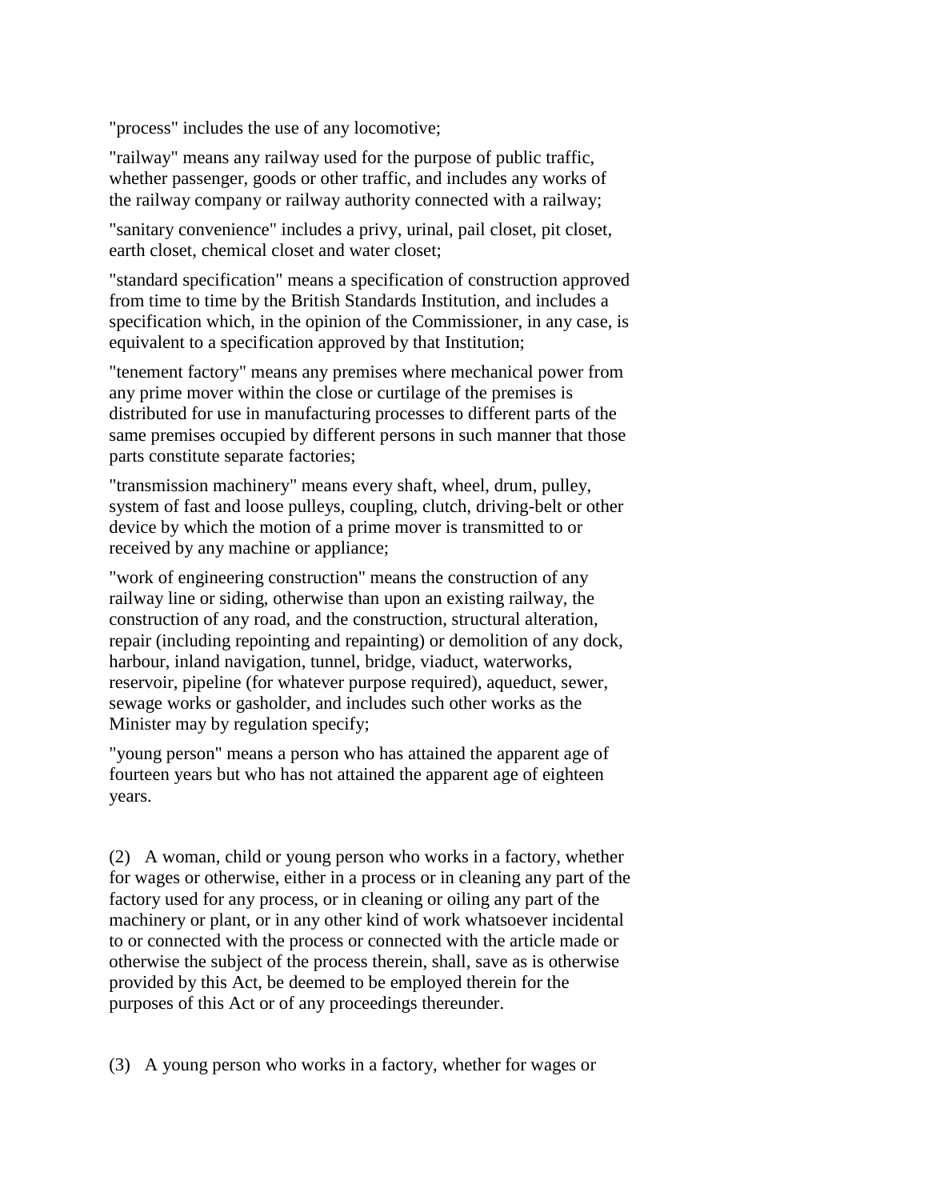"process" includes the use of any locomotive;

"railway" means any railway used for the purpose of public traffic, whether passenger, goods or other traffic, and includes any works of the railway company or railway authority connected with a railway;

"sanitary convenience" includes a privy, urinal, pail closet, pit closet, earth closet, chemical closet and water closet;

"standard specification" means a specification of construction approved from time to time by the British Standards Institution, and includes a specification which, in the opinion of the Commissioner, in any case, is equivalent to a specification approved by that Institution;

"tenement factory" means any premises where mechanical power from any prime mover within the close or curtilage of the premises is distributed for use in manufacturing processes to different parts of the same premises occupied by different persons in such manner that those parts constitute separate factories;

"transmission machinery" means every shaft, wheel, drum, pulley, system of fast and loose pulleys, coupling, clutch, driving-belt or other device by which the motion of a prime mover is transmitted to or received by any machine or appliance;

"work of engineering construction" means the construction of any railway line or siding, otherwise than upon an existing railway, the construction of any road, and the construction, structural alteration, repair (including repointing and repainting) or demolition of any dock, harbour, inland navigation, tunnel, bridge, viaduct, waterworks, reservoir, pipeline (for whatever purpose required), aqueduct, sewer, sewage works or gasholder, and includes such other works as the Minister may by regulation specify;

"young person" means a person who has attained the apparent age of fourteen years but who has not attained the apparent age of eighteen years.

(2) A woman, child or young person who works in a factory, whether for wages or otherwise, either in a process or in cleaning any part of the factory used for any process, or in cleaning or oiling any part of the machinery or plant, or in any other kind of work whatsoever incidental to or connected with the process or connected with the article made or otherwise the subject of the process therein, shall, save as is otherwise provided by this Act, be deemed to be employed therein for the purposes of this Act or of any proceedings thereunder.

(3) A young person who works in a factory, whether for wages or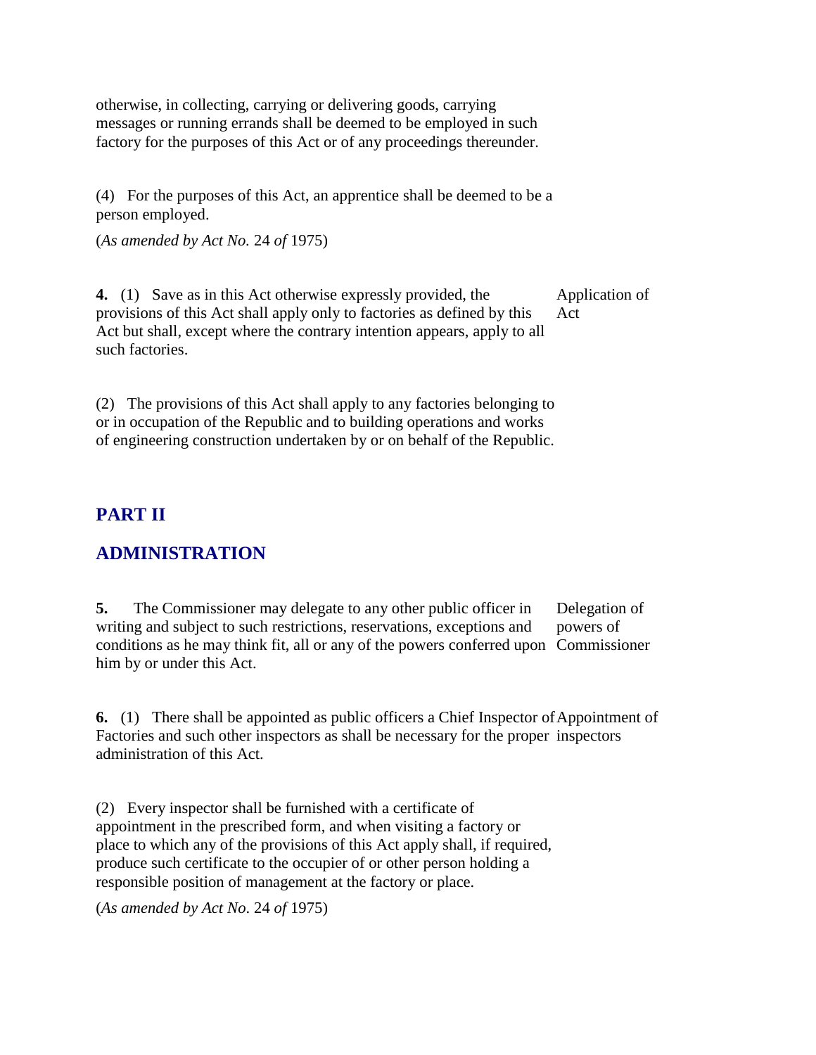otherwise, in collecting, carrying or delivering goods, carrying messages or running errands shall be deemed to be employed in such factory for the purposes of this Act or of any proceedings thereunder.

(4) For the purposes of this Act, an apprentice shall be deemed to be a person employed.

(*As amended by Act No.* 24 *of* 1975)

**4.** (1) Save as in this Act otherwise expressly provided, the provisions of this Act shall apply only to factories as defined by this Act but shall, except where the contrary intention appears, apply to all such factories. — Application of Act

(2) The provisions of this Act shall apply to any factories belonging to or in occupation of the Republic and to building operations and works of engineering construction undertaken by or on behalf of the Republic.

## PART II

## ADMINISTRATION

**5.** The Commissioner may delegate to any other public officer in writing and subject to such restrictions, reservations, exceptions and conditions as he may think fit, all or any of the powers conferred upon him by or under this Act. — Delegation of powers of Commissioner

**6.** (1) There shall be appointed as public officers a Chief Inspector of Factories and such other inspectors as shall be necessary for the proper administration of this Act. — Appointment of inspectors

(2) Every inspector shall be furnished with a certificate of appointment in the prescribed form, and when visiting a factory or place to which any of the provisions of this Act apply shall, if required, produce such certificate to the occupier of or other person holding a responsible position of management at the factory or place.

(*As amended by Act No.* 24 *of* 1975)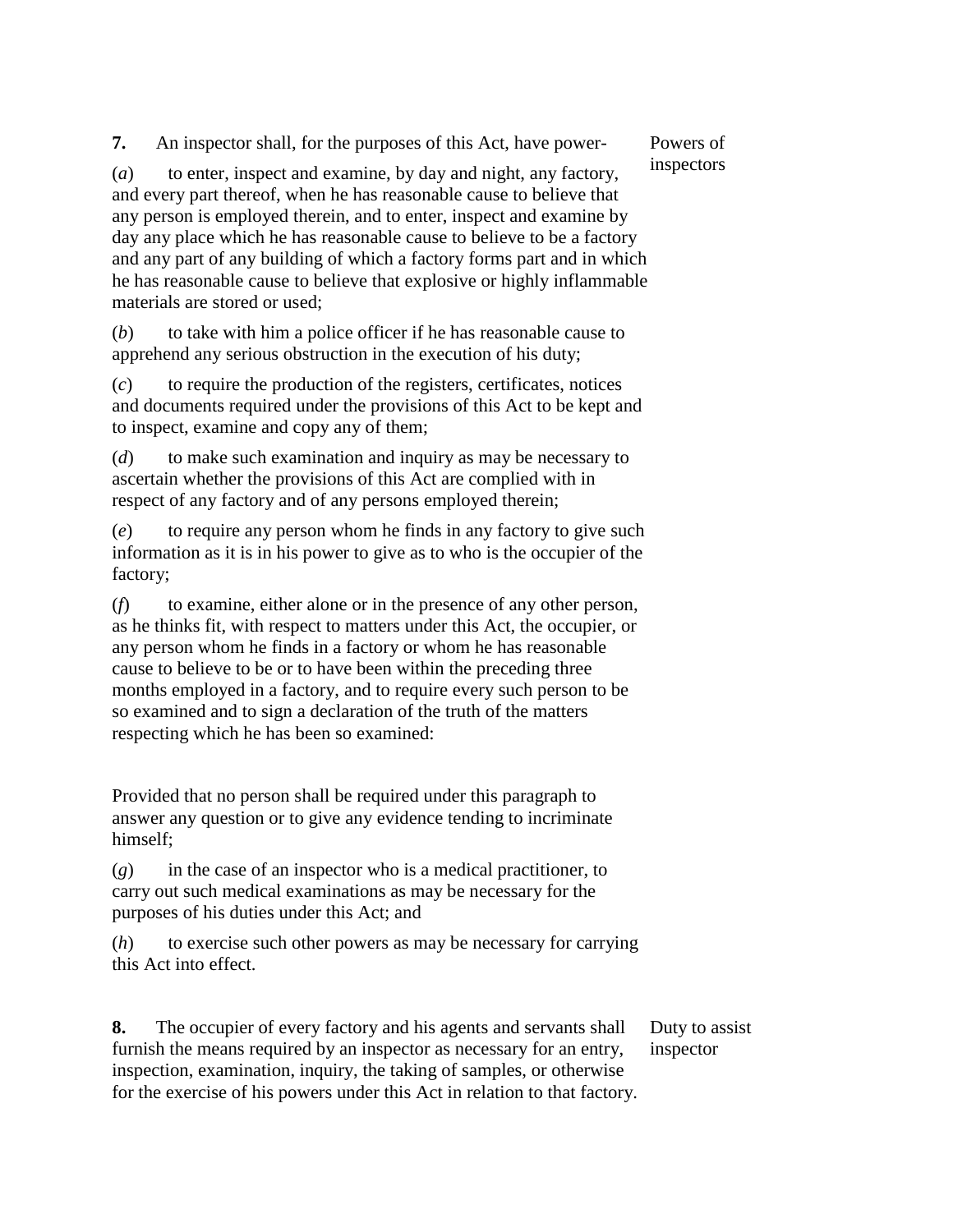**7.** An inspector shall, for the purposes of this Act, have power-

Powers of inspectors

(*a*) to enter, inspect and examine, by day and night, any factory, and every part thereof, when he has reasonable cause to believe that any person is employed therein, and to enter, inspect and examine by day any place which he has reasonable cause to believe to be a factory and any part of any building of which a factory forms part and in which he has reasonable cause to believe that explosive or highly inflammable materials are stored or used;

(*b*) to take with him a police officer if he has reasonable cause to apprehend any serious obstruction in the execution of his duty;

(*c*) to require the production of the registers, certificates, notices and documents required under the provisions of this Act to be kept and to inspect, examine and copy any of them;

(*d*) to make such examination and inquiry as may be necessary to ascertain whether the provisions of this Act are complied with in respect of any factory and of any persons employed therein;

(*e*) to require any person whom he finds in any factory to give such information as it is in his power to give as to who is the occupier of the factory;

(*f*) to examine, either alone or in the presence of any other person, as he thinks fit, with respect to matters under this Act, the occupier, or any person whom he finds in a factory or whom he has reasonable cause to believe to be or to have been within the preceding three months employed in a factory, and to require every such person to be so examined and to sign a declaration of the truth of the matters respecting which he has been so examined:

Provided that no person shall be required under this paragraph to answer any question or to give any evidence tending to incriminate himself;

(*g*) in the case of an inspector who is a medical practitioner, to carry out such medical examinations as may be necessary for the purposes of his duties under this Act; and

(*h*) to exercise such other powers as may be necessary for carrying this Act into effect.

**8.** The occupier of every factory and his agents and servants shall furnish the means required by an inspector as necessary for an entry, inspection, examination, inquiry, the taking of samples, or otherwise for the exercise of his powers under this Act in relation to that factory.

Duty to assist inspector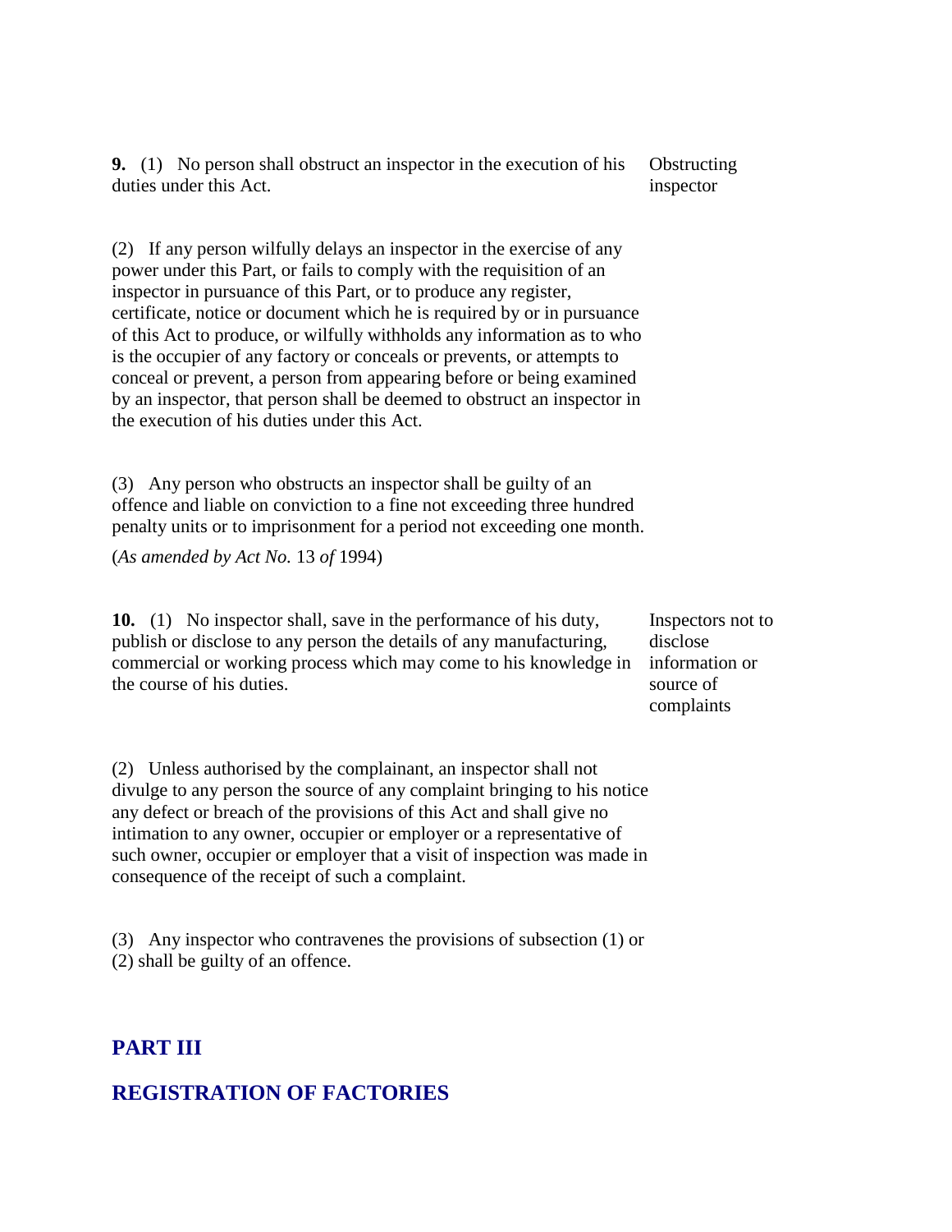**9.** (1) No person shall obstruct an inspector in the execution of his duties under this Act.

Obstructing inspector

(2) If any person wilfully delays an inspector in the exercise of any power under this Part, or fails to comply with the requisition of an inspector in pursuance of this Part, or to produce any register, certificate, notice or document which he is required by or in pursuance of this Act to produce, or wilfully withholds any information as to who is the occupier of any factory or conceals or prevents, or attempts to conceal or prevent, a person from appearing before or being examined by an inspector, that person shall be deemed to obstruct an inspector in the execution of his duties under this Act.

(3) Any person who obstructs an inspector shall be guilty of an offence and liable on conviction to a fine not exceeding three hundred penalty units or to imprisonment for a period not exceeding one month.

(*As amended by Act No.* 13 *of* 1994)

**10.** (1) No inspector shall, save in the performance of his duty, publish or disclose to any person the details of any manufacturing, commercial or working process which may come to his knowledge in the course of his duties.

Inspectors not to disclose information or source of complaints

(2) Unless authorised by the complainant, an inspector shall not divulge to any person the source of any complaint bringing to his notice any defect or breach of the provisions of this Act and shall give no intimation to any owner, occupier or employer or a representative of such owner, occupier or employer that a visit of inspection was made in consequence of the receipt of such a complaint.

(3) Any inspector who contravenes the provisions of subsection (1) or (2) shall be guilty of an offence.

## PART III

## REGISTRATION OF FACTORIES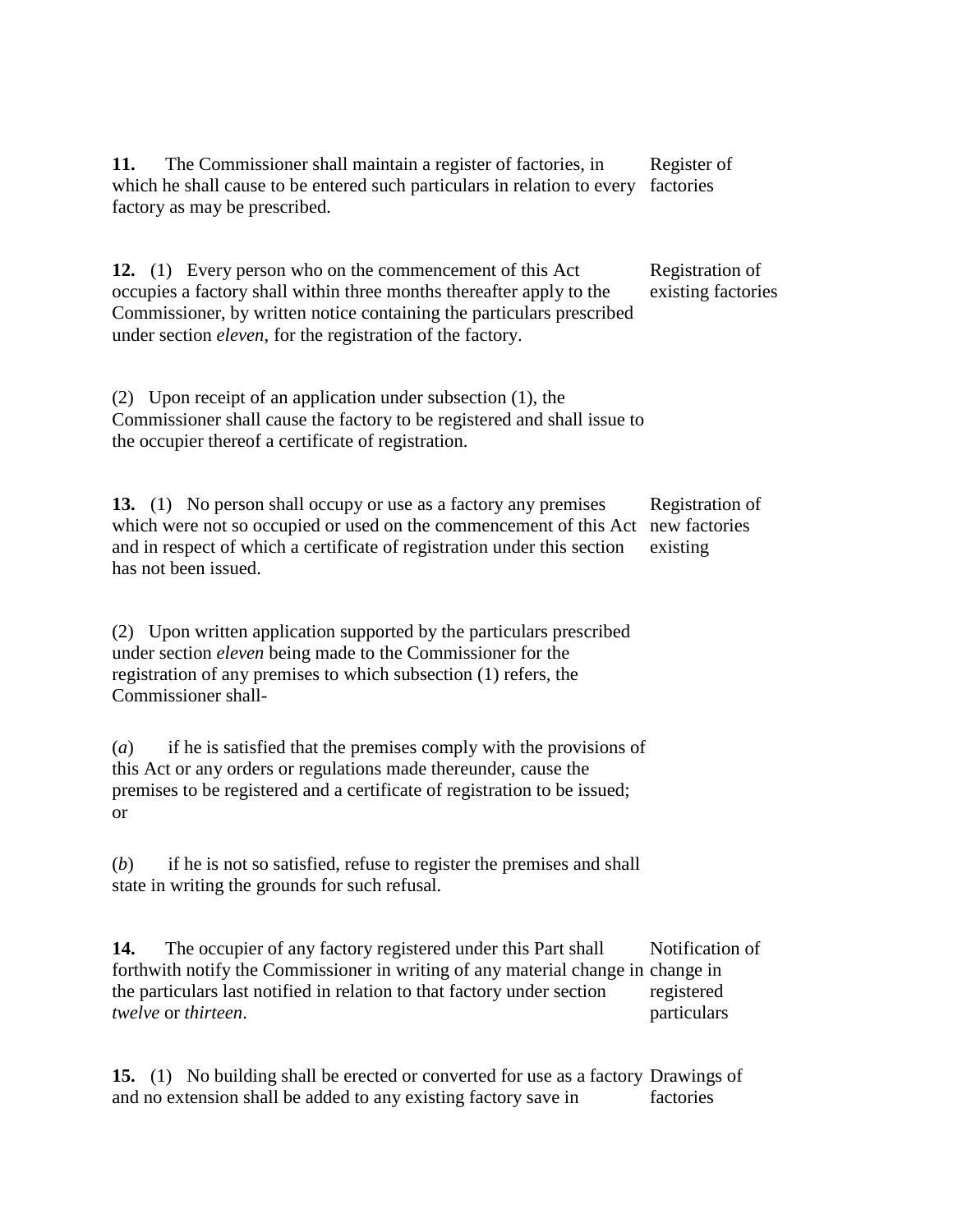**11.** The Commissioner shall maintain a register of factories, in which he shall cause to be entered such particulars in relation to every factory as may be prescribed. Register of factories

**12.** (1) Every person who on the commencement of this Act occupies a factory shall within three months thereafter apply to the Commissioner, by written notice containing the particulars prescribed under section *eleven*, for the registration of the factory. Registration of existing factories

(2) Upon receipt of an application under subsection (1), the Commissioner shall cause the factory to be registered and shall issue to the occupier thereof a certificate of registration.

**13.** (1) No person shall occupy or use as a factory any premises which were not so occupied or used on the commencement of this Act and in respect of which a certificate of registration under this section has not been issued. Registration of new factories existing

(2) Upon written application supported by the particulars prescribed under section *eleven* being made to the Commissioner for the registration of any premises to which subsection (1) refers, the Commissioner shall-

(*a*) if he is satisfied that the premises comply with the provisions of this Act or any orders or regulations made thereunder, cause the premises to be registered and a certificate of registration to be issued; or

(*b*) if he is not so satisfied, refuse to register the premises and shall state in writing the grounds for such refusal.

**14.** The occupier of any factory registered under this Part shall forthwith notify the Commissioner in writing of any material change in the particulars last notified in relation to that factory under section *twelve* or *thirteen*. Notification of change in registered particulars

**15.** (1) No building shall be erected or converted for use as a factory and no extension shall be added to any existing factory save in Drawings of factories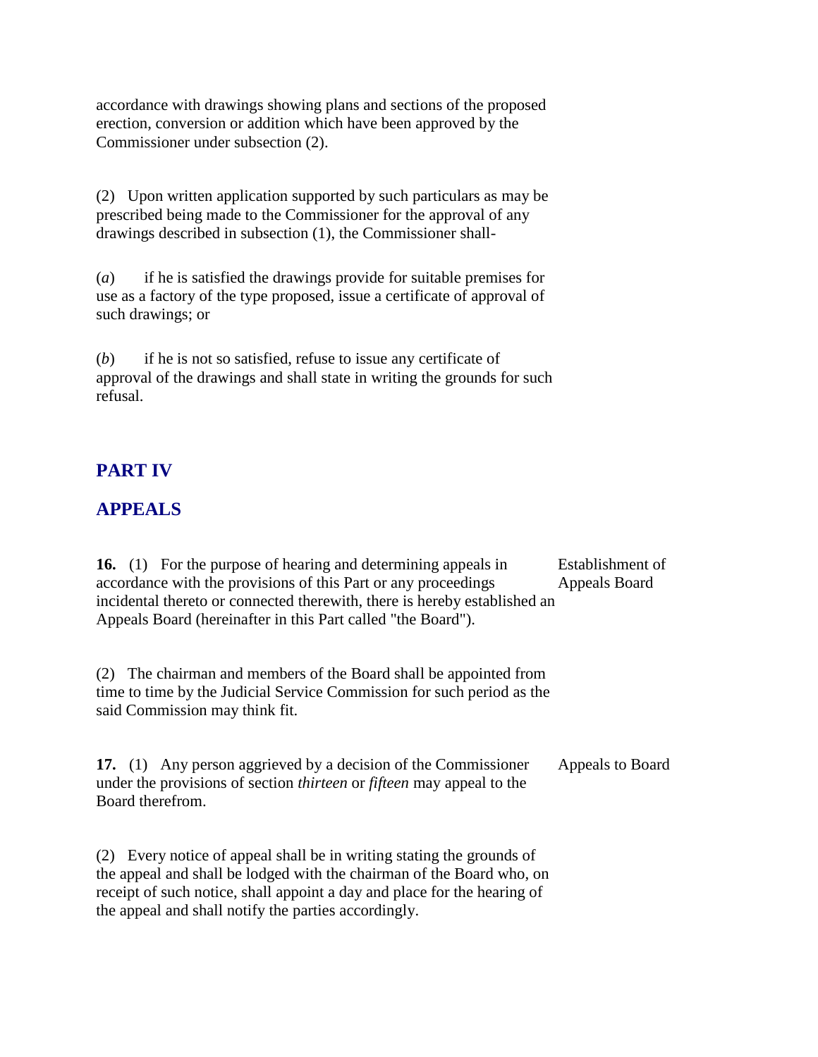accordance with drawings showing plans and sections of the proposed erection, conversion or addition which have been approved by the Commissioner under subsection (2).

(2) Upon written application supported by such particulars as may be prescribed being made to the Commissioner for the approval of any drawings described in subsection (1), the Commissioner shall-

(*a*) if he is satisfied the drawings provide for suitable premises for use as a factory of the type proposed, issue a certificate of approval of such drawings; or

(*b*) if he is not so satisfied, refuse to issue any certificate of approval of the drawings and shall state in writing the grounds for such refusal.

## PART IV

## APPEALS

**16.** (1) For the purpose of hearing and determining appeals in accordance with the provisions of this Part or any proceedings incidental thereto or connected therewith, there is hereby established an Appeals Board (hereinafter in this Part called "the Board"). Establishment of Appeals Board

(2) The chairman and members of the Board shall be appointed from time to time by the Judicial Service Commission for such period as the said Commission may think fit.

**17.** (1) Any person aggrieved by a decision of the Commissioner under the provisions of section *thirteen* or *fifteen* may appeal to the Board therefrom. Appeals to Board

(2) Every notice of appeal shall be in writing stating the grounds of the appeal and shall be lodged with the chairman of the Board who, on receipt of such notice, shall appoint a day and place for the hearing of the appeal and shall notify the parties accordingly.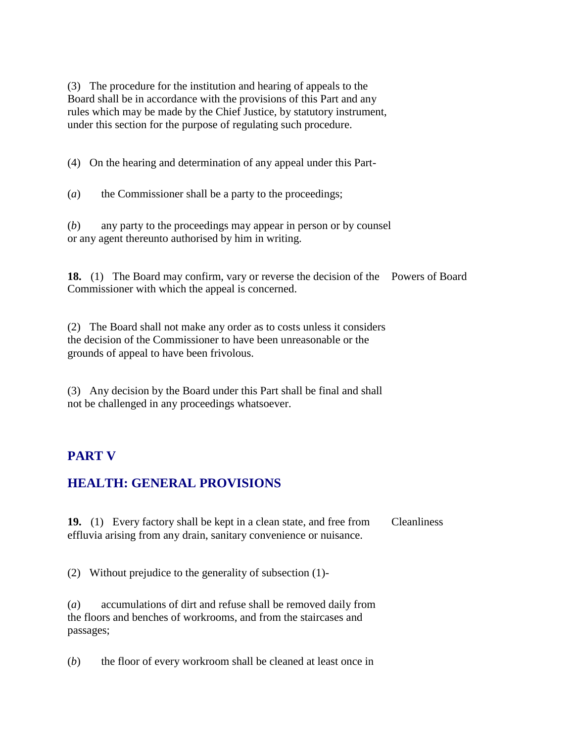(3) The procedure for the institution and hearing of appeals to the Board shall be in accordance with the provisions of this Part and any rules which may be made by the Chief Justice, by statutory instrument, under this section for the purpose of regulating such procedure.

(4) On the hearing and determination of any appeal under this Part-

(*a*) the Commissioner shall be a party to the proceedings;

(*b*) any party to the proceedings may appear in person or by counsel or any agent thereunto authorised by him in writing.

**18.** (1) The Board may confirm, vary or reverse the decision of the Commissioner with which the appeal is concerned. Powers of Board

(2) The Board shall not make any order as to costs unless it considers the decision of the Commissioner to have been unreasonable or the grounds of appeal to have been frivolous.

(3) Any decision by the Board under this Part shall be final and shall not be challenged in any proceedings whatsoever.

## PART V

## HEALTH: GENERAL PROVISIONS

**19.** (1) Every factory shall be kept in a clean state, and free from effluvia arising from any drain, sanitary convenience or nuisance. Cleanliness

(2) Without prejudice to the generality of subsection (1)-

(*a*) accumulations of dirt and refuse shall be removed daily from the floors and benches of workrooms, and from the staircases and passages;

(*b*) the floor of every workroom shall be cleaned at least once in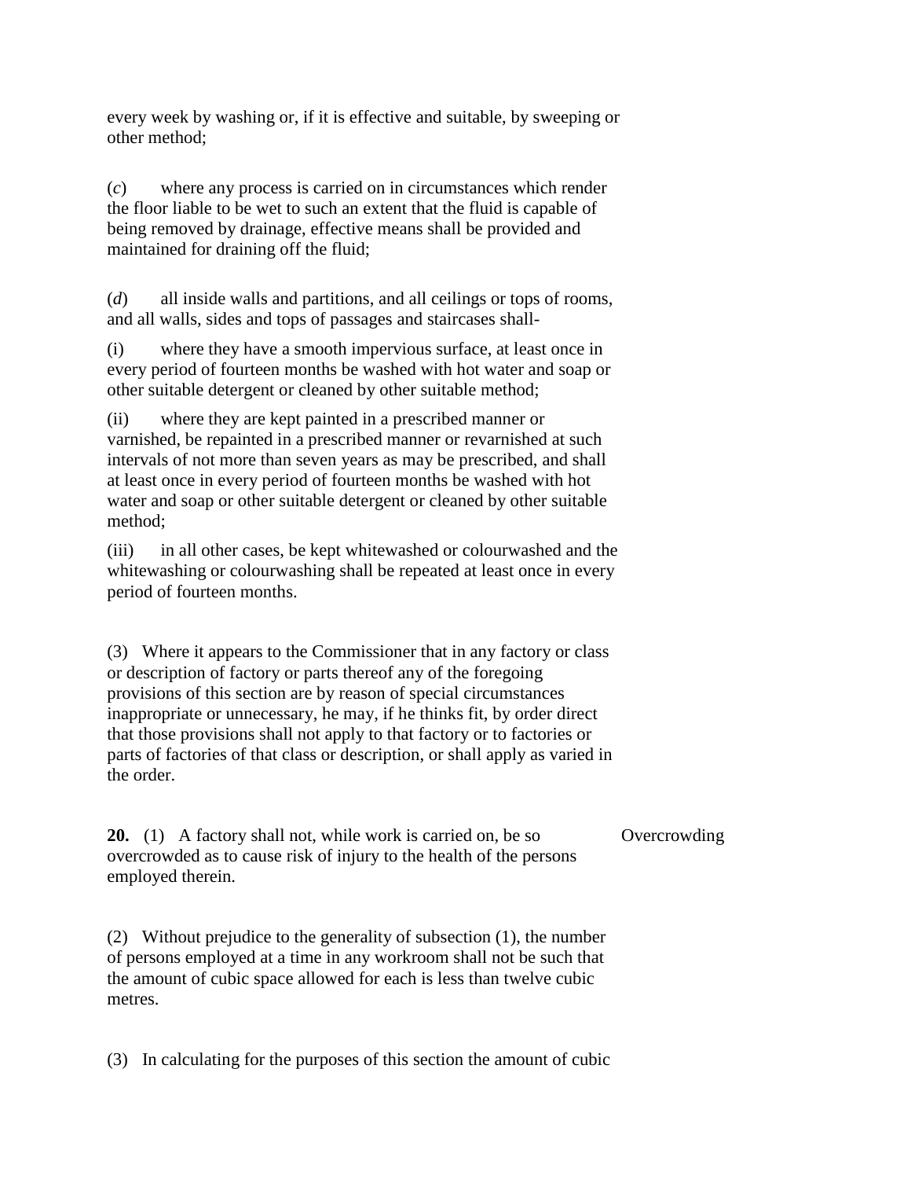every week by washing or, if it is effective and suitable, by sweeping or other method;

(*c*) where any process is carried on in circumstances which render the floor liable to be wet to such an extent that the fluid is capable of being removed by drainage, effective means shall be provided and maintained for draining off the fluid;

(*d*) all inside walls and partitions, and all ceilings or tops of rooms, and all walls, sides and tops of passages and staircases shall-

(i) where they have a smooth impervious surface, at least once in every period of fourteen months be washed with hot water and soap or other suitable detergent or cleaned by other suitable method;

(ii) where they are kept painted in a prescribed manner or varnished, be repainted in a prescribed manner or revarnished at such intervals of not more than seven years as may be prescribed, and shall at least once in every period of fourteen months be washed with hot water and soap or other suitable detergent or cleaned by other suitable method;

(iii) in all other cases, be kept whitewashed or colourwashed and the whitewashing or colourwashing shall be repeated at least once in every period of fourteen months.

(3) Where it appears to the Commissioner that in any factory or class or description of factory or parts thereof any of the foregoing provisions of this section are by reason of special circumstances inappropriate or unnecessary, he may, if he thinks fit, by order direct that those provisions shall not apply to that factory or to factories or parts of factories of that class or description, or shall apply as varied in the order.

**20.** (1) A factory shall not, while work is carried on, be so overcrowded as to cause risk of injury to the health of the persons employed therein. *Overcrowding*

(2) Without prejudice to the generality of subsection (1), the number of persons employed at a time in any workroom shall not be such that the amount of cubic space allowed for each is less than twelve cubic metres.

(3) In calculating for the purposes of this section the amount of cubic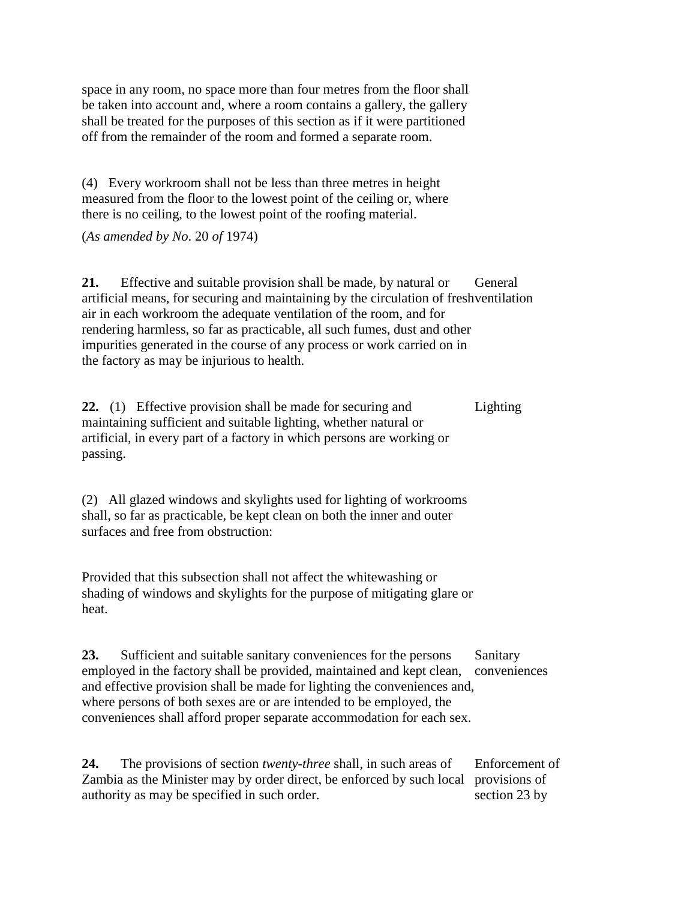space in any room, no space more than four metres from the floor shall be taken into account and, where a room contains a gallery, the gallery shall be treated for the purposes of this section as if it were partitioned off from the remainder of the room and formed a separate room.

(4) Every workroom shall not be less than three metres in height measured from the floor to the lowest point of the ceiling or, where there is no ceiling, to the lowest point of the roofing material.

(*As amended by No*. 20 *of* 1974)

**21.** Effective and suitable provision shall be made, by natural or artificial means, for securing and maintaining by the circulation of fresh air in each workroom the adequate ventilation of the room, and for rendering harmless, so far as practicable, all such fumes, dust and other impurities generated in the course of any process or work carried on in the factory as may be injurious to health.

General ventilation

**22.** (1) Effective provision shall be made for securing and maintaining sufficient and suitable lighting, whether natural or artificial, in every part of a factory in which persons are working or passing.

Lighting

(2) All glazed windows and skylights used for lighting of workrooms shall, so far as practicable, be kept clean on both the inner and outer surfaces and free from obstruction:

Provided that this subsection shall not affect the whitewashing or shading of windows and skylights for the purpose of mitigating glare or heat.

**23.** Sufficient and suitable sanitary conveniences for the persons employed in the factory shall be provided, maintained and kept clean, and effective provision shall be made for lighting the conveniences and, where persons of both sexes are or are intended to be employed, the conveniences shall afford proper separate accommodation for each sex.

Sanitary conveniences

**24.** The provisions of section *twenty-three* shall, in such areas of Zambia as the Minister may by order direct, be enforced by such local authority as may be specified in such order.

Enforcement of provisions of section 23 by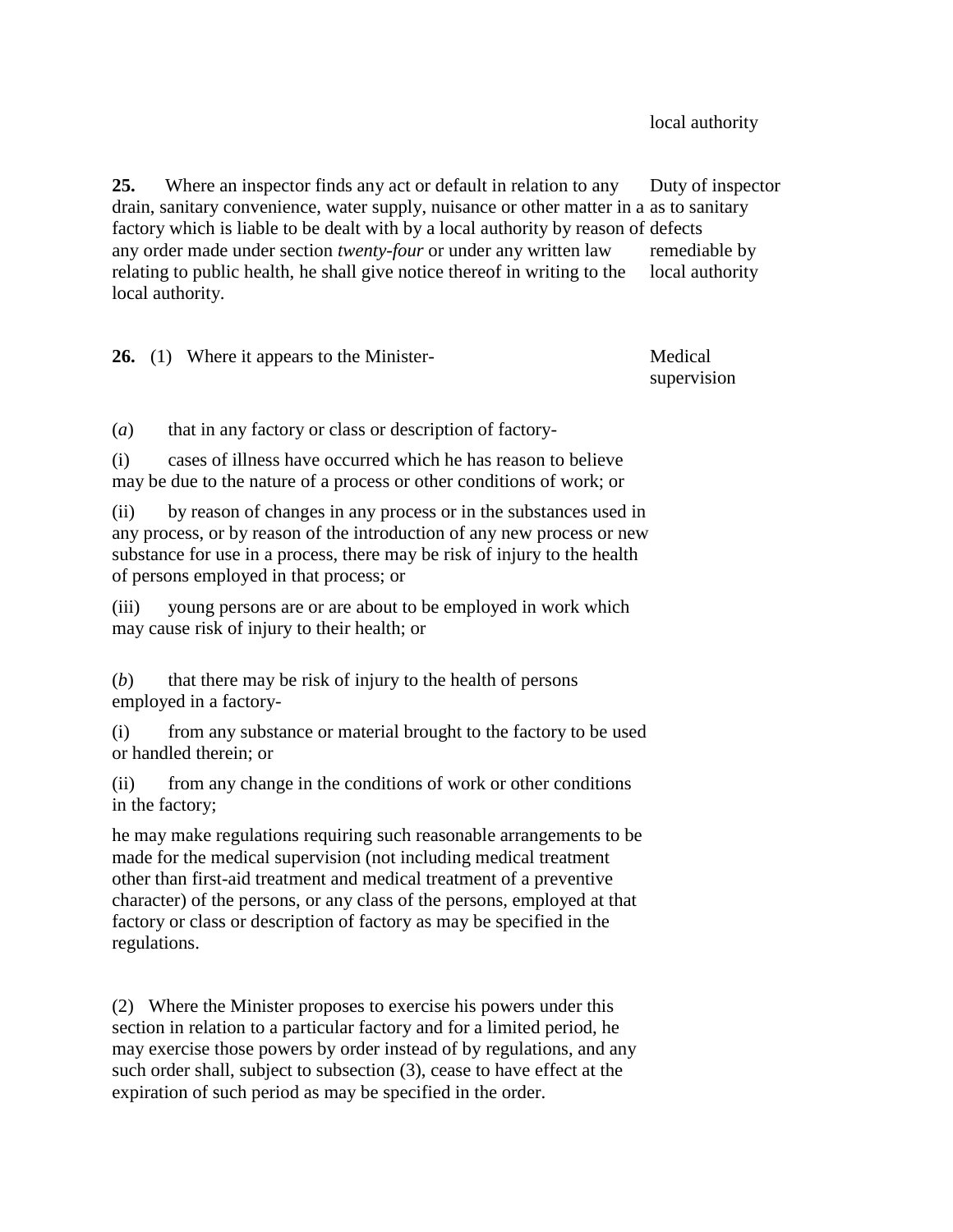local authority

**25.** Where an inspector finds any act or default in relation to any drain, sanitary convenience, water supply, nuisance or other matter in a factory which is liable to be dealt with by a local authority by reason of any order made under section *twenty-four* or under any written law relating to public health, he shall give notice thereof in writing to the local authority.

Duty of inspector as to sanitary defects remediable by local authority

**26.** (1) Where it appears to the Minister-

Medical supervision

(*a*) that in any factory or class or description of factory-

(i) cases of illness have occurred which he has reason to believe may be due to the nature of a process or other conditions of work; or

(ii) by reason of changes in any process or in the substances used in any process, or by reason of the introduction of any new process or new substance for use in a process, there may be risk of injury to the health of persons employed in that process; or

(iii) young persons are or are about to be employed in work which may cause risk of injury to their health; or

(*b*) that there may be risk of injury to the health of persons employed in a factory-

(i) from any substance or material brought to the factory to be used or handled therein; or

(ii) from any change in the conditions of work or other conditions in the factory;

he may make regulations requiring such reasonable arrangements to be made for the medical supervision (not including medical treatment other than first-aid treatment and medical treatment of a preventive character) of the persons, or any class of the persons, employed at that factory or class or description of factory as may be specified in the regulations.

(2) Where the Minister proposes to exercise his powers under this section in relation to a particular factory and for a limited period, he may exercise those powers by order instead of by regulations, and any such order shall, subject to subsection (3), cease to have effect at the expiration of such period as may be specified in the order.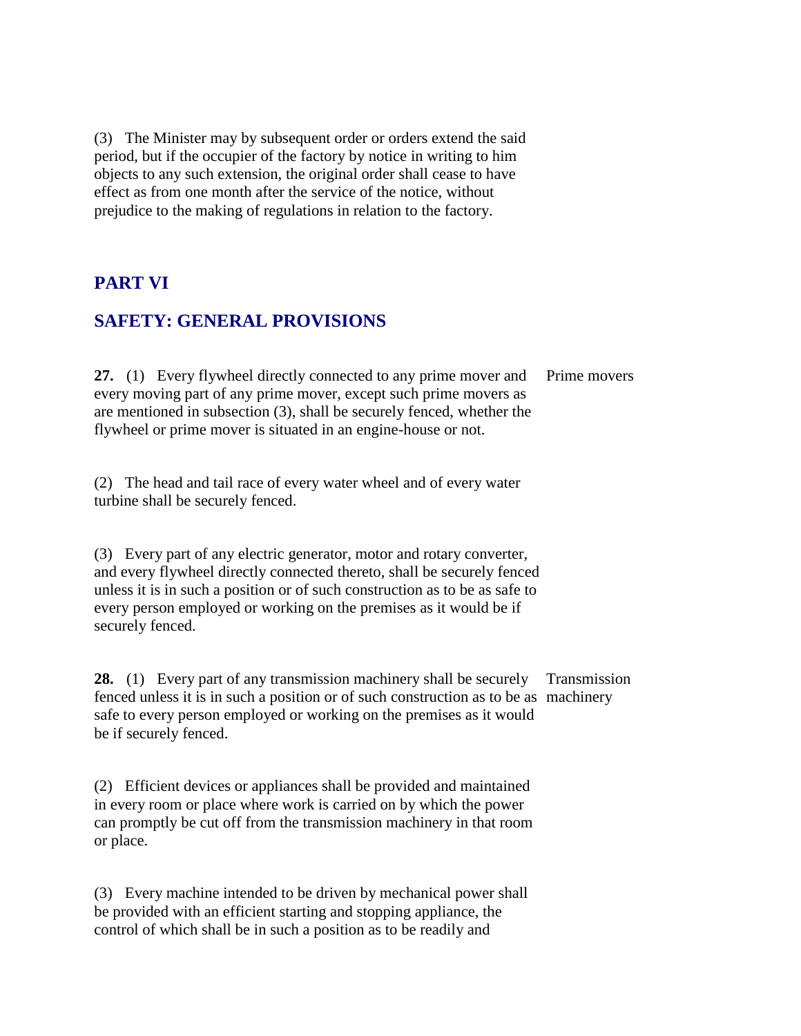(3) The Minister may by subsequent order or orders extend the said period, but if the occupier of the factory by notice in writing to him objects to any such extension, the original order shall cease to have effect as from one month after the service of the notice, without prejudice to the making of regulations in relation to the factory.

## PART VI

## SAFETY: GENERAL PROVISIONS

**27.** (1) Every flywheel directly connected to any prime mover and every moving part of any prime mover, except such prime movers as are mentioned in subsection (3), shall be securely fenced, whether the flywheel or prime mover is situated in an engine-house or not.

Prime movers

(2) The head and tail race of every water wheel and of every water turbine shall be securely fenced.

(3) Every part of any electric generator, motor and rotary converter, and every flywheel directly connected thereto, shall be securely fenced unless it is in such a position or of such construction as to be as safe to every person employed or working on the premises as it would be if securely fenced.

**28.** (1) Every part of any transmission machinery shall be securely fenced unless it is in such a position or of such construction as to be as safe to every person employed or working on the premises as it would be if securely fenced.

Transmission machinery

(2) Efficient devices or appliances shall be provided and maintained in every room or place where work is carried on by which the power can promptly be cut off from the transmission machinery in that room or place.

(3) Every machine intended to be driven by mechanical power shall be provided with an efficient starting and stopping appliance, the control of which shall be in such a position as to be readily and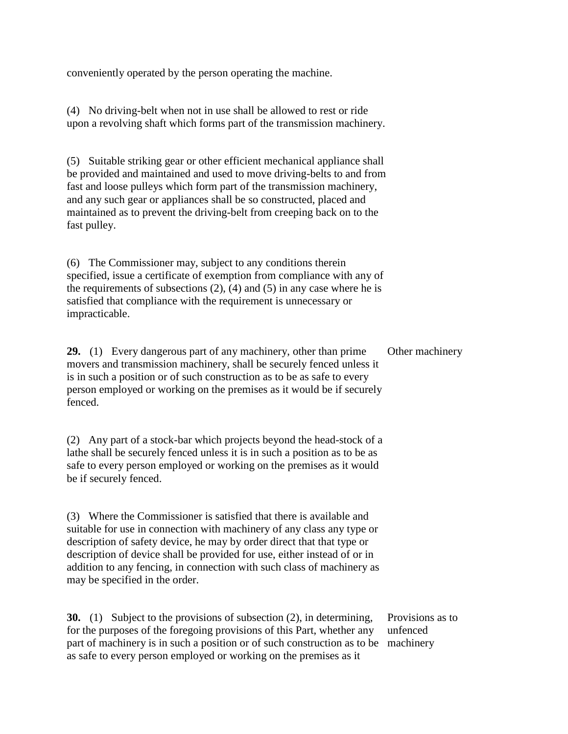conveniently operated by the person operating the machine.

(4) No driving-belt when not in use shall be allowed to rest or ride upon a revolving shaft which forms part of the transmission machinery.

(5) Suitable striking gear or other efficient mechanical appliance shall be provided and maintained and used to move driving-belts to and from fast and loose pulleys which form part of the transmission machinery, and any such gear or appliances shall be so constructed, placed and maintained as to prevent the driving-belt from creeping back on to the fast pulley.

(6) The Commissioner may, subject to any conditions therein specified, issue a certificate of exemption from compliance with any of the requirements of subsections (2), (4) and (5) in any case where he is satisfied that compliance with the requirement is unnecessary or impracticable.

**Other machinery**

**29.** (1) Every dangerous part of any machinery, other than prime movers and transmission machinery, shall be securely fenced unless it is in such a position or of such construction as to be as safe to every person employed or working on the premises as it would be if securely fenced.

(2) Any part of a stock-bar which projects beyond the head-stock of a lathe shall be securely fenced unless it is in such a position as to be as safe to every person employed or working on the premises as it would be if securely fenced.

(3) Where the Commissioner is satisfied that there is available and suitable for use in connection with machinery of any class any type or description of safety device, he may by order direct that that type or description of device shall be provided for use, either instead of or in addition to any fencing, in connection with such class of machinery as may be specified in the order.

**Provisions as to unfenced machinery**

**30.** (1) Subject to the provisions of subsection (2), in determining, for the purposes of the foregoing provisions of this Part, whether any part of machinery is in such a position or of such construction as to be as safe to every person employed or working on the premises as it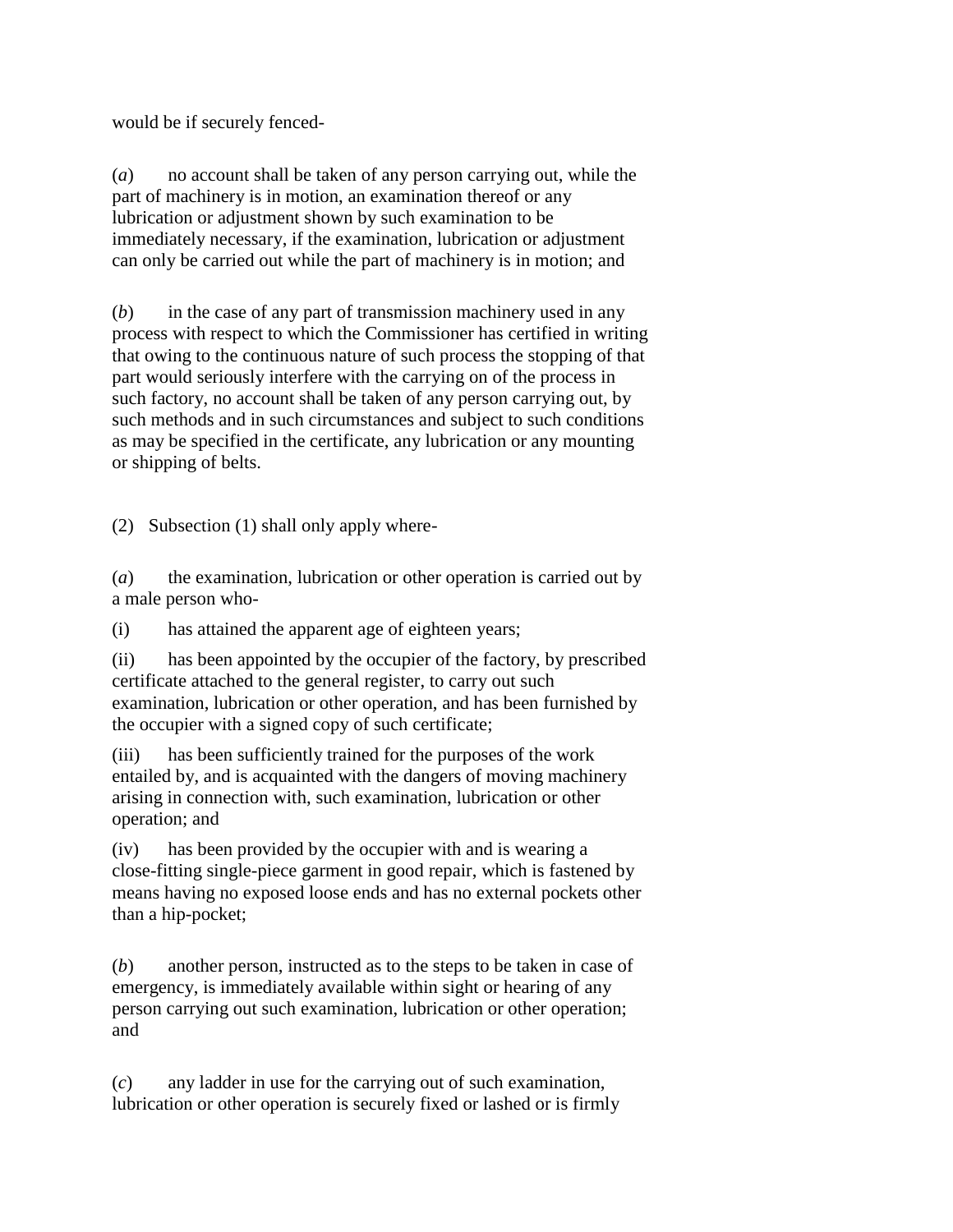would be if securely fenced-

(*a*) no account shall be taken of any person carrying out, while the part of machinery is in motion, an examination thereof or any lubrication or adjustment shown by such examination to be immediately necessary, if the examination, lubrication or adjustment can only be carried out while the part of machinery is in motion; and

(*b*) in the case of any part of transmission machinery used in any process with respect to which the Commissioner has certified in writing that owing to the continuous nature of such process the stopping of that part would seriously interfere with the carrying on of the process in such factory, no account shall be taken of any person carrying out, by such methods and in such circumstances and subject to such conditions as may be specified in the certificate, any lubrication or any mounting or shipping of belts.

(2) Subsection (1) shall only apply where-

(*a*) the examination, lubrication or other operation is carried out by a male person who-

(i) has attained the apparent age of eighteen years;

(ii) has been appointed by the occupier of the factory, by prescribed certificate attached to the general register, to carry out such examination, lubrication or other operation, and has been furnished by the occupier with a signed copy of such certificate;

(iii) has been sufficiently trained for the purposes of the work entailed by, and is acquainted with the dangers of moving machinery arising in connection with, such examination, lubrication or other operation; and

(iv) has been provided by the occupier with and is wearing a close-fitting single-piece garment in good repair, which is fastened by means having no exposed loose ends and has no external pockets other than a hip-pocket;

(*b*) another person, instructed as to the steps to be taken in case of emergency, is immediately available within sight or hearing of any person carrying out such examination, lubrication or other operation; and

(*c*) any ladder in use for the carrying out of such examination, lubrication or other operation is securely fixed or lashed or is firmly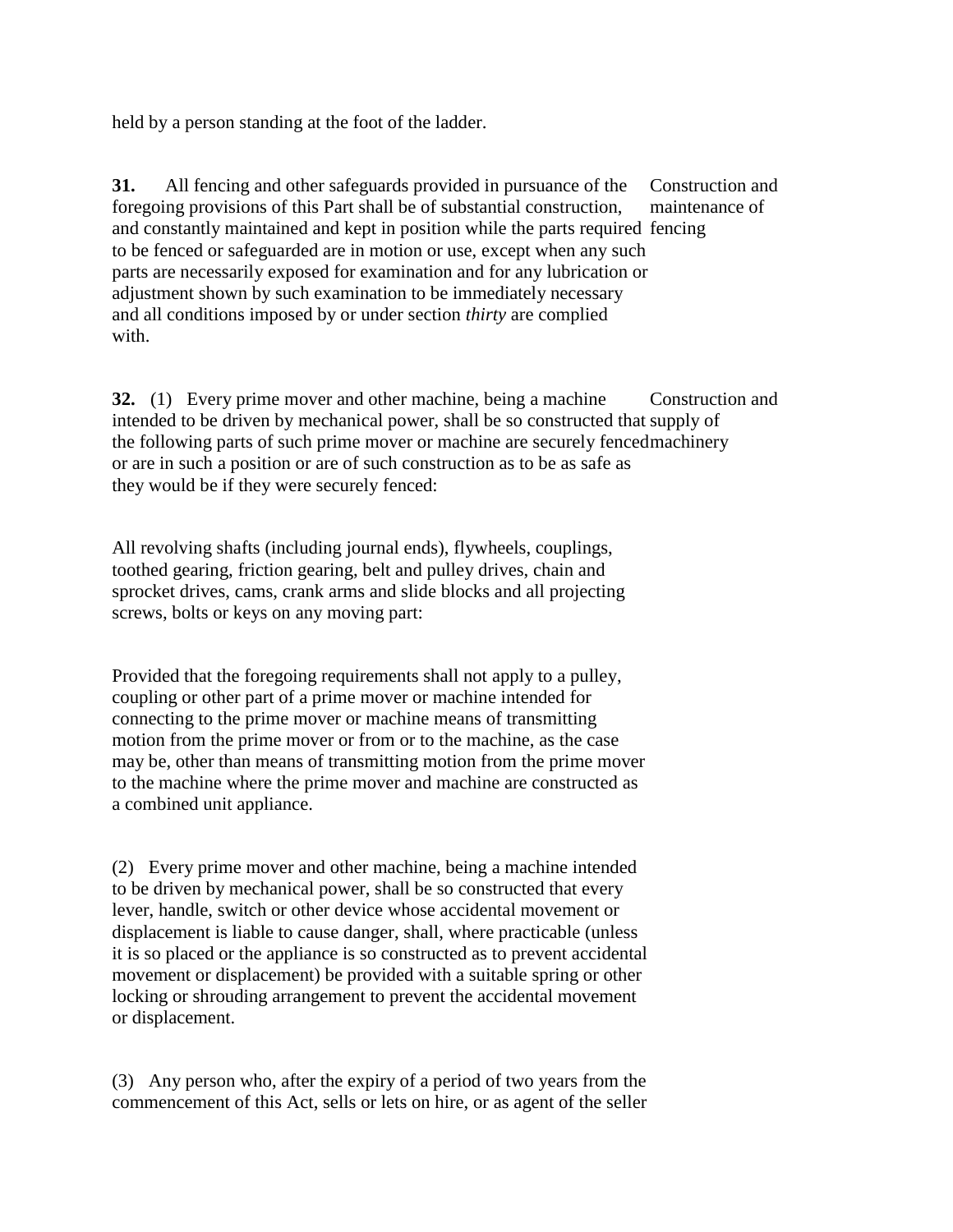held by a person standing at the foot of the ladder.

**31.** All fencing and other safeguards provided in pursuance of the foregoing provisions of this Part shall be of substantial construction, and constantly maintained and kept in position while the parts required to be fenced or safeguarded are in motion or use, except when any such parts are necessarily exposed for examination and for any lubrication or adjustment shown by such examination to be immediately necessary and all conditions imposed by or under section *thirty* are complied with.

Construction and maintenance of fencing

**32.** (1) Every prime mover and other machine, being a machine intended to be driven by mechanical power, shall be so constructed that the following parts of such prime mover or machine are securely fenced or are in such a position or are of such construction as to be as safe as they would be if they were securely fenced:

Construction and supply of machinery

All revolving shafts (including journal ends), flywheels, couplings, toothed gearing, friction gearing, belt and pulley drives, chain and sprocket drives, cams, crank arms and slide blocks and all projecting screws, bolts or keys on any moving part:

Provided that the foregoing requirements shall not apply to a pulley, coupling or other part of a prime mover or machine intended for connecting to the prime mover or machine means of transmitting motion from the prime mover or from or to the machine, as the case may be, other than means of transmitting motion from the prime mover to the machine where the prime mover and machine are constructed as a combined unit appliance.

(2) Every prime mover and other machine, being a machine intended to be driven by mechanical power, shall be so constructed that every lever, handle, switch or other device whose accidental movement or displacement is liable to cause danger, shall, where practicable (unless it is so placed or the appliance is so constructed as to prevent accidental movement or displacement) be provided with a suitable spring or other locking or shrouding arrangement to prevent the accidental movement or displacement.

(3) Any person who, after the expiry of a period of two years from the commencement of this Act, sells or lets on hire, or as agent of the seller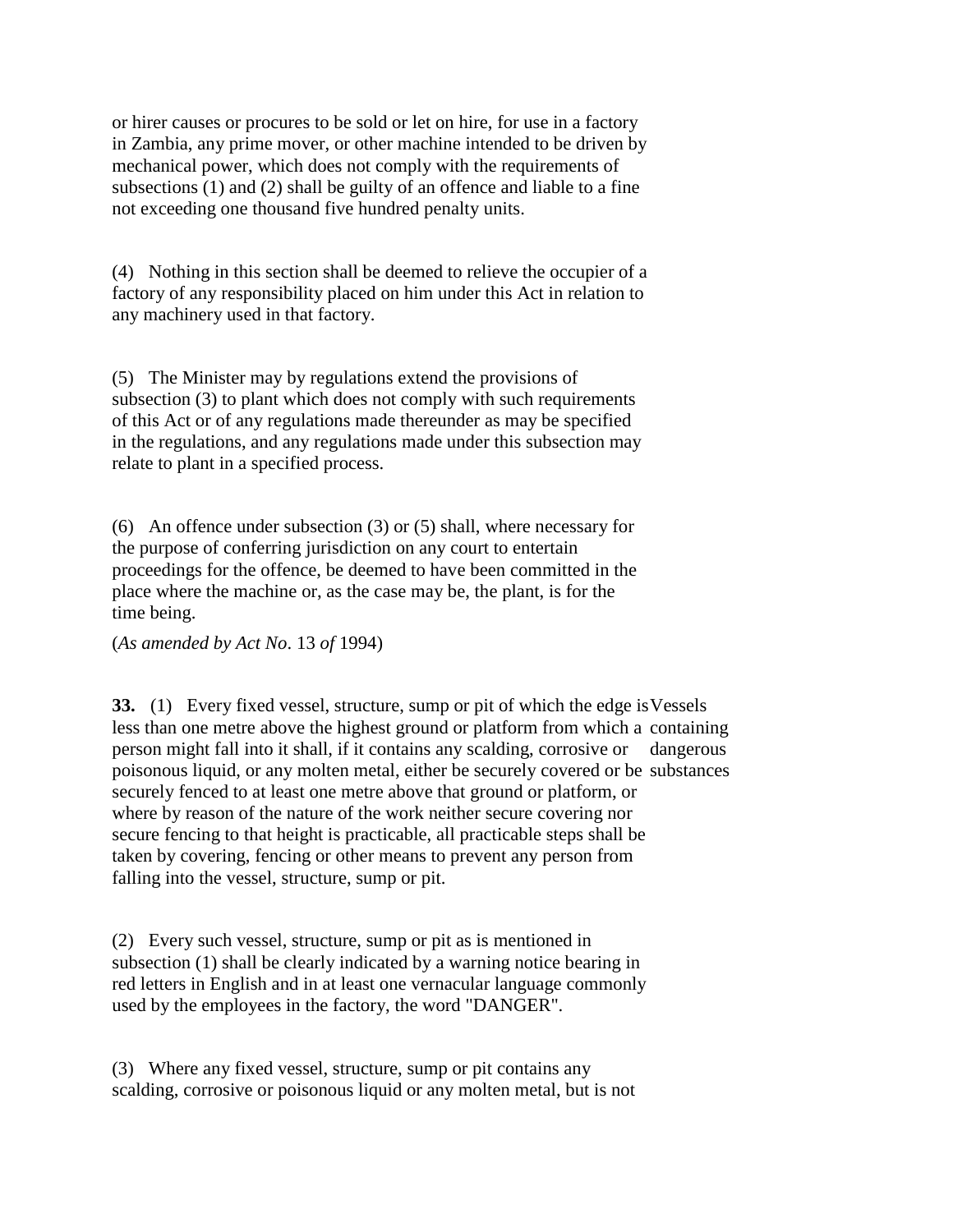or hirer causes or procures to be sold or let on hire, for use in a factory in Zambia, any prime mover, or other machine intended to be driven by mechanical power, which does not comply with the requirements of subsections (1) and (2) shall be guilty of an offence and liable to a fine not exceeding one thousand five hundred penalty units.

(4) Nothing in this section shall be deemed to relieve the occupier of a factory of any responsibility placed on him under this Act in relation to any machinery used in that factory.

(5) The Minister may by regulations extend the provisions of subsection (3) to plant which does not comply with such requirements of this Act or of any regulations made thereunder as may be specified in the regulations, and any regulations made under this subsection may relate to plant in a specified process.

(6) An offence under subsection (3) or (5) shall, where necessary for the purpose of conferring jurisdiction on any court to entertain proceedings for the offence, be deemed to have been committed in the place where the machine or, as the case may be, the plant, is for the time being.

(*As amended by Act No*. 13 *of* 1994)

Vessels containing dangerous substances

**33.** (1) Every fixed vessel, structure, sump or pit of which the edge is less than one metre above the highest ground or platform from which a person might fall into it shall, if it contains any scalding, corrosive or poisonous liquid, or any molten metal, either be securely covered or be securely fenced to at least one metre above that ground or platform, or where by reason of the nature of the work neither secure covering nor secure fencing to that height is practicable, all practicable steps shall be taken by covering, fencing or other means to prevent any person from falling into the vessel, structure, sump or pit.

(2) Every such vessel, structure, sump or pit as is mentioned in subsection (1) shall be clearly indicated by a warning notice bearing in red letters in English and in at least one vernacular language commonly used by the employees in the factory, the word "DANGER".

(3) Where any fixed vessel, structure, sump or pit contains any scalding, corrosive or poisonous liquid or any molten metal, but is not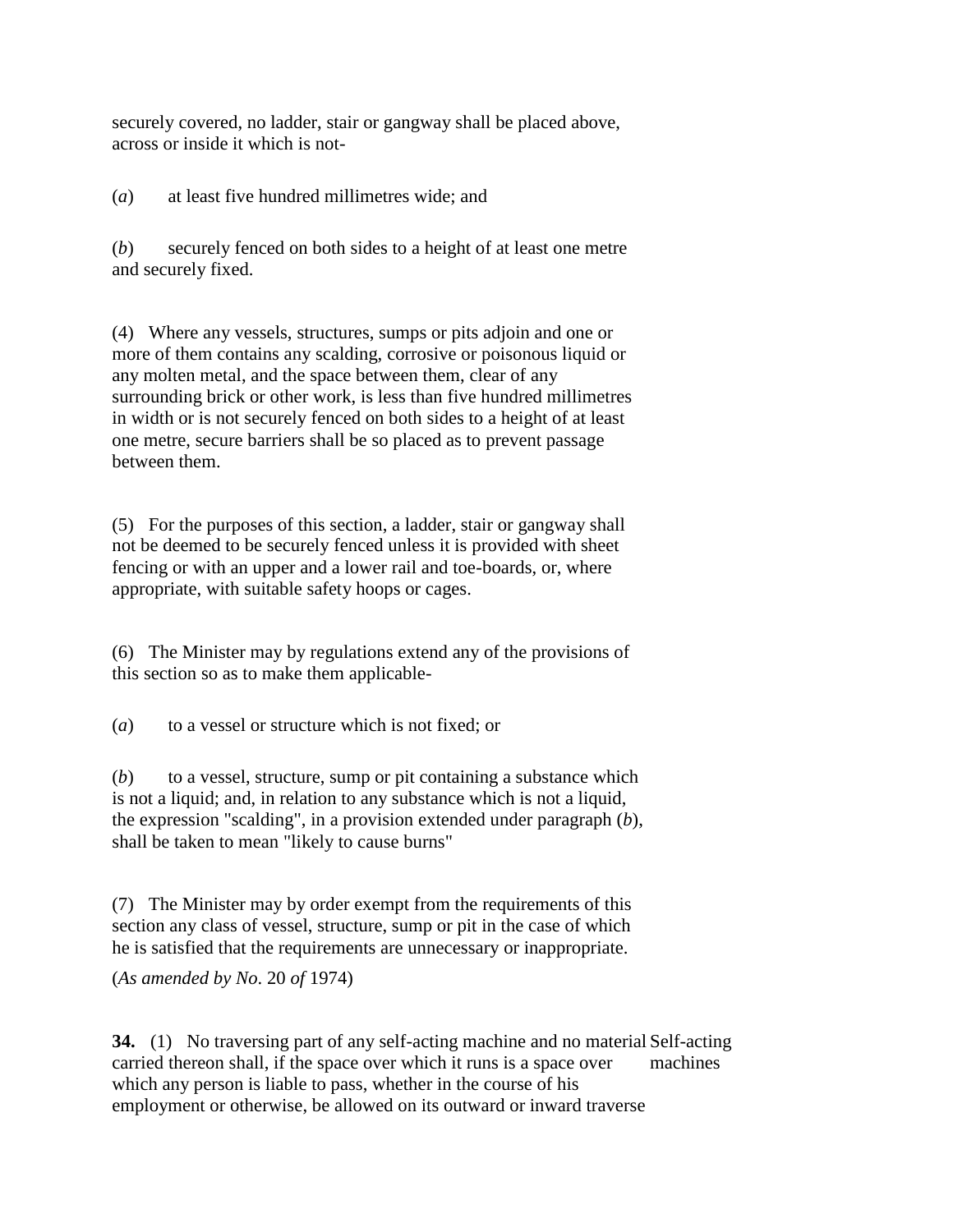securely covered, no ladder, stair or gangway shall be placed above, across or inside it which is not-

(*a*) at least five hundred millimetres wide; and

(*b*) securely fenced on both sides to a height of at least one metre and securely fixed.

(4) Where any vessels, structures, sumps or pits adjoin and one or more of them contains any scalding, corrosive or poisonous liquid or any molten metal, and the space between them, clear of any surrounding brick or other work, is less than five hundred millimetres in width or is not securely fenced on both sides to a height of at least one metre, secure barriers shall be so placed as to prevent passage between them.

(5) For the purposes of this section, a ladder, stair or gangway shall not be deemed to be securely fenced unless it is provided with sheet fencing or with an upper and a lower rail and toe-boards, or, where appropriate, with suitable safety hoops or cages.

(6) The Minister may by regulations extend any of the provisions of this section so as to make them applicable-

(*a*) to a vessel or structure which is not fixed; or

(*b*) to a vessel, structure, sump or pit containing a substance which is not a liquid; and, in relation to any substance which is not a liquid, the expression "scalding", in a provision extended under paragraph (*b*), shall be taken to mean "likely to cause burns"

(7) The Minister may by order exempt from the requirements of this section any class of vessel, structure, sump or pit in the case of which he is satisfied that the requirements are unnecessary or inappropriate.

(*As amended by No*. 20 *of* 1974)

**34.** (1) No traversing part of any self-acting machine and no material carried thereon shall, if the space over which it runs is a space over which any person is liable to pass, whether in the course of his employment or otherwise, be allowed on its outward or inward traverse

Self-acting machines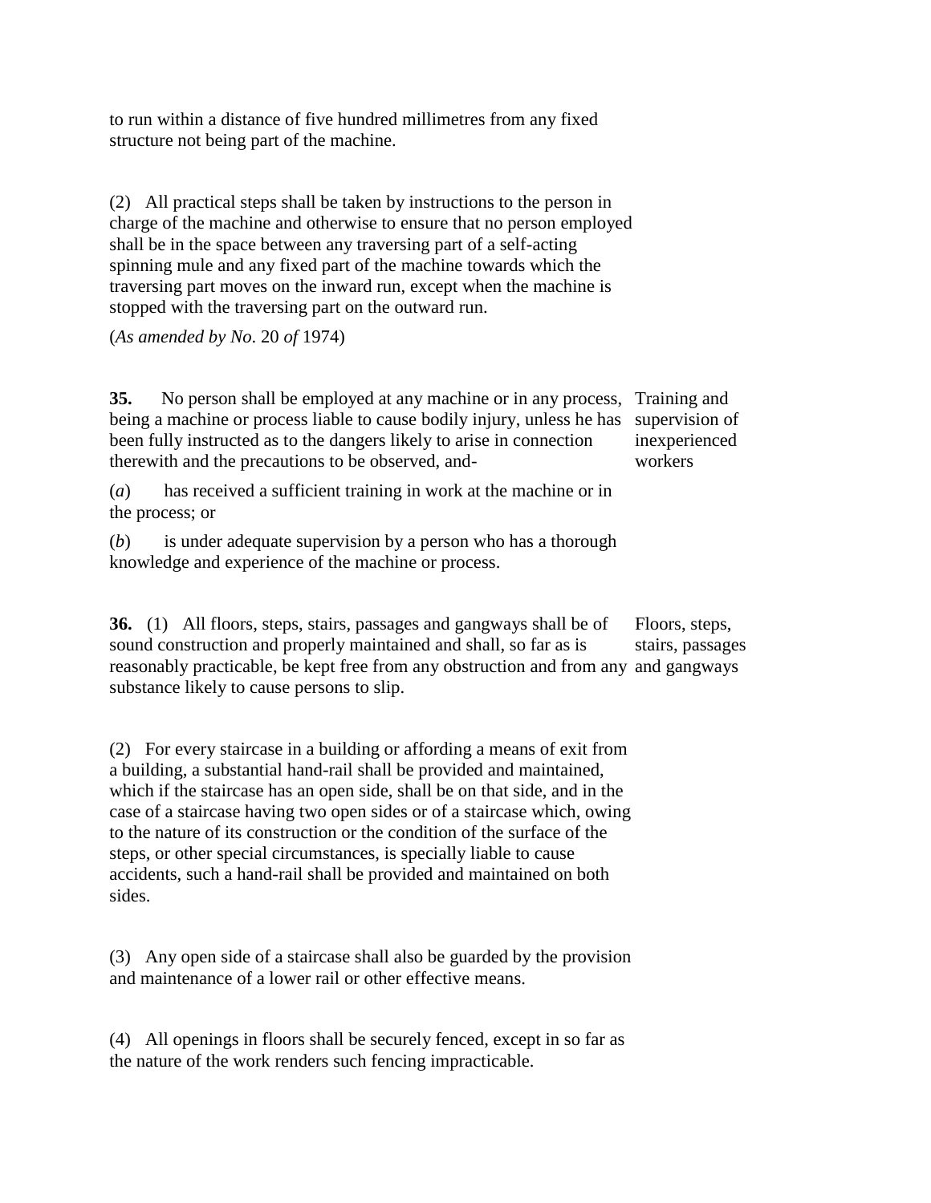to run within a distance of five hundred millimetres from any fixed structure not being part of the machine.

(2) All practical steps shall be taken by instructions to the person in charge of the machine and otherwise to ensure that no person employed shall be in the space between any traversing part of a self-acting spinning mule and any fixed part of the machine towards which the traversing part moves on the inward run, except when the machine is stopped with the traversing part on the outward run.

(*As amended by No*. 20 *of* 1974)

**35.** No person shall be employed at any machine or in any process, being a machine or process liable to cause bodily injury, unless he has been fully instructed as to the dangers likely to arise in connection therewith and the precautions to be observed, and-

Training and supervision of inexperienced workers

(*a*) has received a sufficient training in work at the machine or in the process; or

(*b*) is under adequate supervision by a person who has a thorough knowledge and experience of the machine or process.

**36.** (1) All floors, steps, stairs, passages and gangways shall be of sound construction and properly maintained and shall, so far as is reasonably practicable, be kept free from any obstruction and from any substance likely to cause persons to slip.

Floors, steps, stairs, passages and gangways

(2) For every staircase in a building or affording a means of exit from a building, a substantial hand-rail shall be provided and maintained, which if the staircase has an open side, shall be on that side, and in the case of a staircase having two open sides or of a staircase which, owing to the nature of its construction or the condition of the surface of the steps, or other special circumstances, is specially liable to cause accidents, such a hand-rail shall be provided and maintained on both sides.

(3) Any open side of a staircase shall also be guarded by the provision and maintenance of a lower rail or other effective means.

(4) All openings in floors shall be securely fenced, except in so far as the nature of the work renders such fencing impracticable.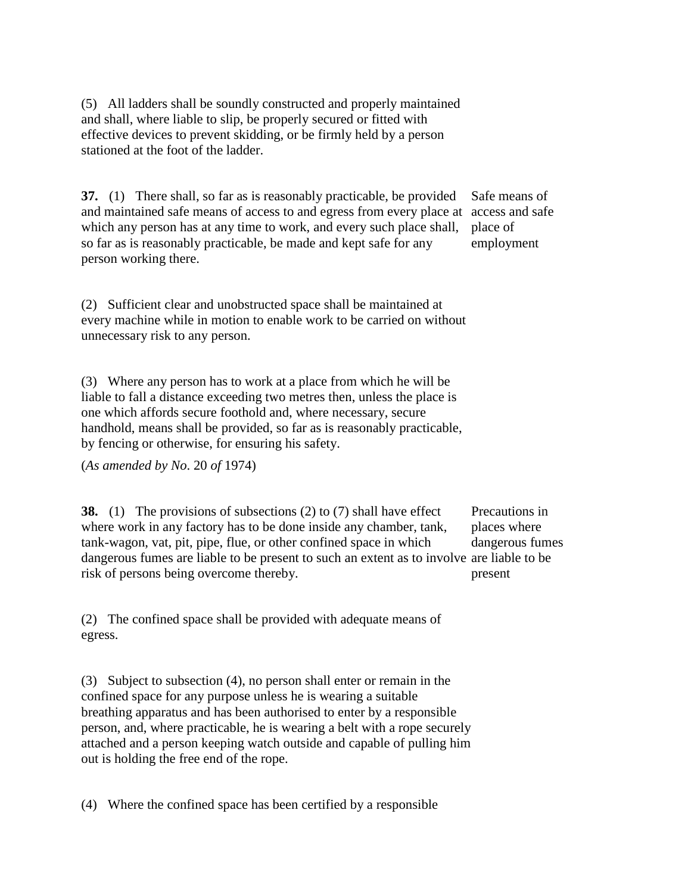(5) All ladders shall be soundly constructed and properly maintained and shall, where liable to slip, be properly secured or fitted with effective devices to prevent skidding, or be firmly held by a person stationed at the foot of the ladder.

**37.** (1) There shall, so far as is reasonably practicable, be provided and maintained safe means of access to and egress from every place at which any person has at any time to work, and every such place shall, so far as is reasonably practicable, be made and kept safe for any person working there.

Safe means of access and safe place of employment

(2) Sufficient clear and unobstructed space shall be maintained at every machine while in motion to enable work to be carried on without unnecessary risk to any person.

(3) Where any person has to work at a place from which he will be liable to fall a distance exceeding two metres then, unless the place is one which affords secure foothold and, where necessary, secure handhold, means shall be provided, so far as is reasonably practicable, by fencing or otherwise, for ensuring his safety.

(*As amended by No*. 20 *of* 1974)

**38.** (1) The provisions of subsections (2) to (7) shall have effect where work in any factory has to be done inside any chamber, tank, tank-wagon, vat, pit, pipe, flue, or other confined space in which dangerous fumes are liable to be present to such an extent as to involve risk of persons being overcome thereby.

Precautions in places where dangerous fumes are liable to be present

(2) The confined space shall be provided with adequate means of egress.

(3) Subject to subsection (4), no person shall enter or remain in the confined space for any purpose unless he is wearing a suitable breathing apparatus and has been authorised to enter by a responsible person, and, where practicable, he is wearing a belt with a rope securely attached and a person keeping watch outside and capable of pulling him out is holding the free end of the rope.

(4) Where the confined space has been certified by a responsible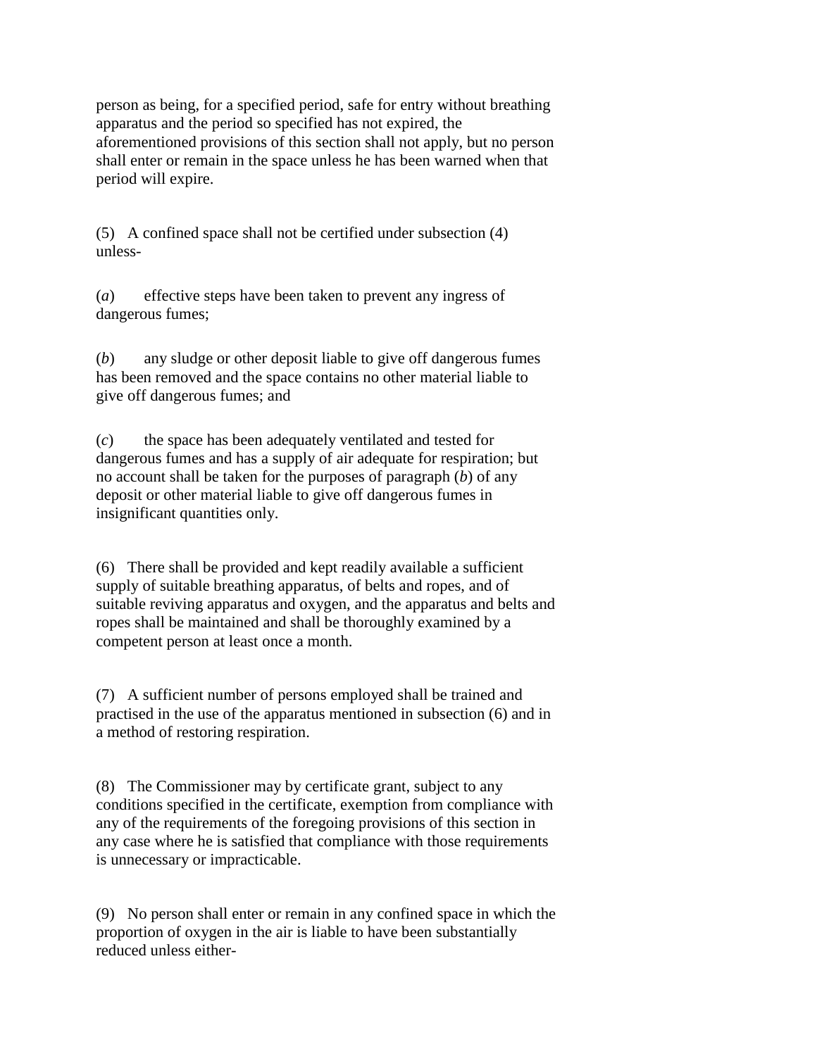person as being, for a specified period, safe for entry without breathing apparatus and the period so specified has not expired, the aforementioned provisions of this section shall not apply, but no person shall enter or remain in the space unless he has been warned when that period will expire.

(5) A confined space shall not be certified under subsection (4) unless-

(*a*) effective steps have been taken to prevent any ingress of dangerous fumes;

(*b*) any sludge or other deposit liable to give off dangerous fumes has been removed and the space contains no other material liable to give off dangerous fumes; and

(*c*) the space has been adequately ventilated and tested for dangerous fumes and has a supply of air adequate for respiration; but no account shall be taken for the purposes of paragraph (*b*) of any deposit or other material liable to give off dangerous fumes in insignificant quantities only.

(6) There shall be provided and kept readily available a sufficient supply of suitable breathing apparatus, of belts and ropes, and of suitable reviving apparatus and oxygen, and the apparatus and belts and ropes shall be maintained and shall be thoroughly examined by a competent person at least once a month.

(7) A sufficient number of persons employed shall be trained and practised in the use of the apparatus mentioned in subsection (6) and in a method of restoring respiration.

(8) The Commissioner may by certificate grant, subject to any conditions specified in the certificate, exemption from compliance with any of the requirements of the foregoing provisions of this section in any case where he is satisfied that compliance with those requirements is unnecessary or impracticable.

(9) No person shall enter or remain in any confined space in which the proportion of oxygen in the air is liable to have been substantially reduced unless either-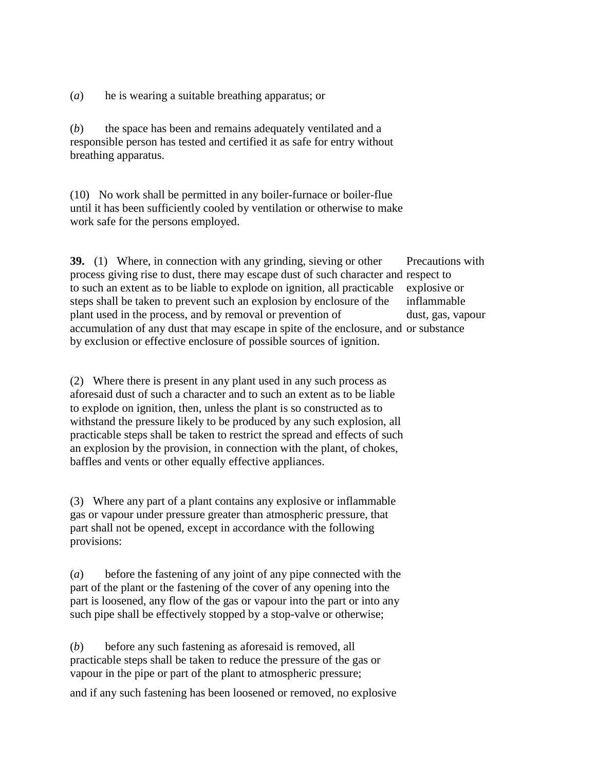(*a*) he is wearing a suitable breathing apparatus; or

(*b*) the space has been and remains adequately ventilated and a responsible person has tested and certified it as safe for entry without breathing apparatus.

(10) No work shall be permitted in any boiler-furnace or boiler-flue until it has been sufficiently cooled by ventilation or otherwise to make work safe for the persons employed.

Precautions with respect to explosive or inflammable dust, gas, vapour or substance

**39.** (1) Where, in connection with any grinding, sieving or other process giving rise to dust, there may escape dust of such character and to such an extent as to be liable to explode on ignition, all practicable steps shall be taken to prevent such an explosion by enclosure of the plant used in the process, and by removal or prevention of accumulation of any dust that may escape in spite of the enclosure, and by exclusion or effective enclosure of possible sources of ignition.

(2) Where there is present in any plant used in any such process as aforesaid dust of such a character and to such an extent as to be liable to explode on ignition, then, unless the plant is so constructed as to withstand the pressure likely to be produced by any such explosion, all practicable steps shall be taken to restrict the spread and effects of such an explosion by the provision, in connection with the plant, of chokes, baffles and vents or other equally effective appliances.

(3) Where any part of a plant contains any explosive or inflammable gas or vapour under pressure greater than atmospheric pressure, that part shall not be opened, except in accordance with the following provisions:

(*a*) before the fastening of any joint of any pipe connected with the part of the plant or the fastening of the cover of any opening into the part is loosened, any flow of the gas or vapour into the part or into any such pipe shall be effectively stopped by a stop-valve or otherwise;

(*b*) before any such fastening as aforesaid is removed, all practicable steps shall be taken to reduce the pressure of the gas or vapour in the pipe or part of the plant to atmospheric pressure;

and if any such fastening has been loosened or removed, no explosive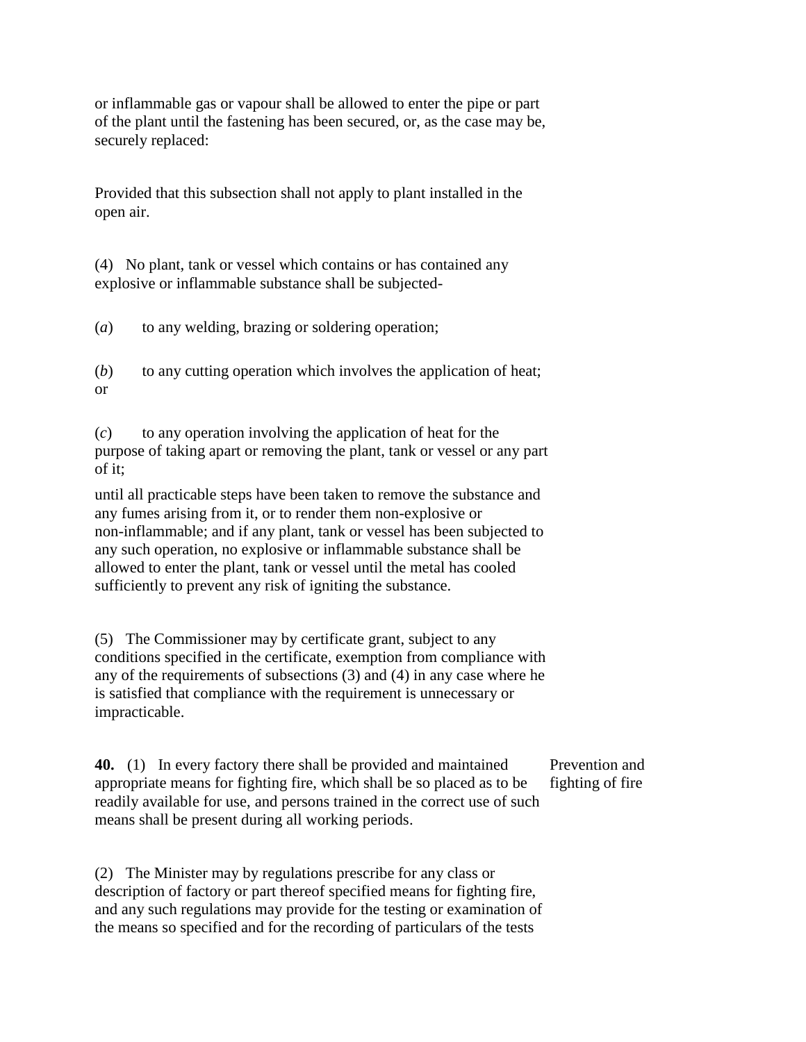or inflammable gas or vapour shall be allowed to enter the pipe or part of the plant until the fastening has been secured, or, as the case may be, securely replaced:

Provided that this subsection shall not apply to plant installed in the open air.

(4) No plant, tank or vessel which contains or has contained any explosive or inflammable substance shall be subjected-

(*a*) to any welding, brazing or soldering operation;

(*b*) to any cutting operation which involves the application of heat; or

(*c*) to any operation involving the application of heat for the purpose of taking apart or removing the plant, tank or vessel or any part of it;

until all practicable steps have been taken to remove the substance and any fumes arising from it, or to render them non-explosive or non-inflammable; and if any plant, tank or vessel has been subjected to any such operation, no explosive or inflammable substance shall be allowed to enter the plant, tank or vessel until the metal has cooled sufficiently to prevent any risk of igniting the substance.

(5) The Commissioner may by certificate grant, subject to any conditions specified in the certificate, exemption from compliance with any of the requirements of subsections (3) and (4) in any case where he is satisfied that compliance with the requirement is unnecessary or impracticable.

**40.** (1) In every factory there shall be provided and maintained appropriate means for fighting fire, which shall be so placed as to be readily available for use, and persons trained in the correct use of such means shall be present during all working periods.

Prevention and fighting of fire

(2) The Minister may by regulations prescribe for any class or description of factory or part thereof specified means for fighting fire, and any such regulations may provide for the testing or examination of the means so specified and for the recording of particulars of the tests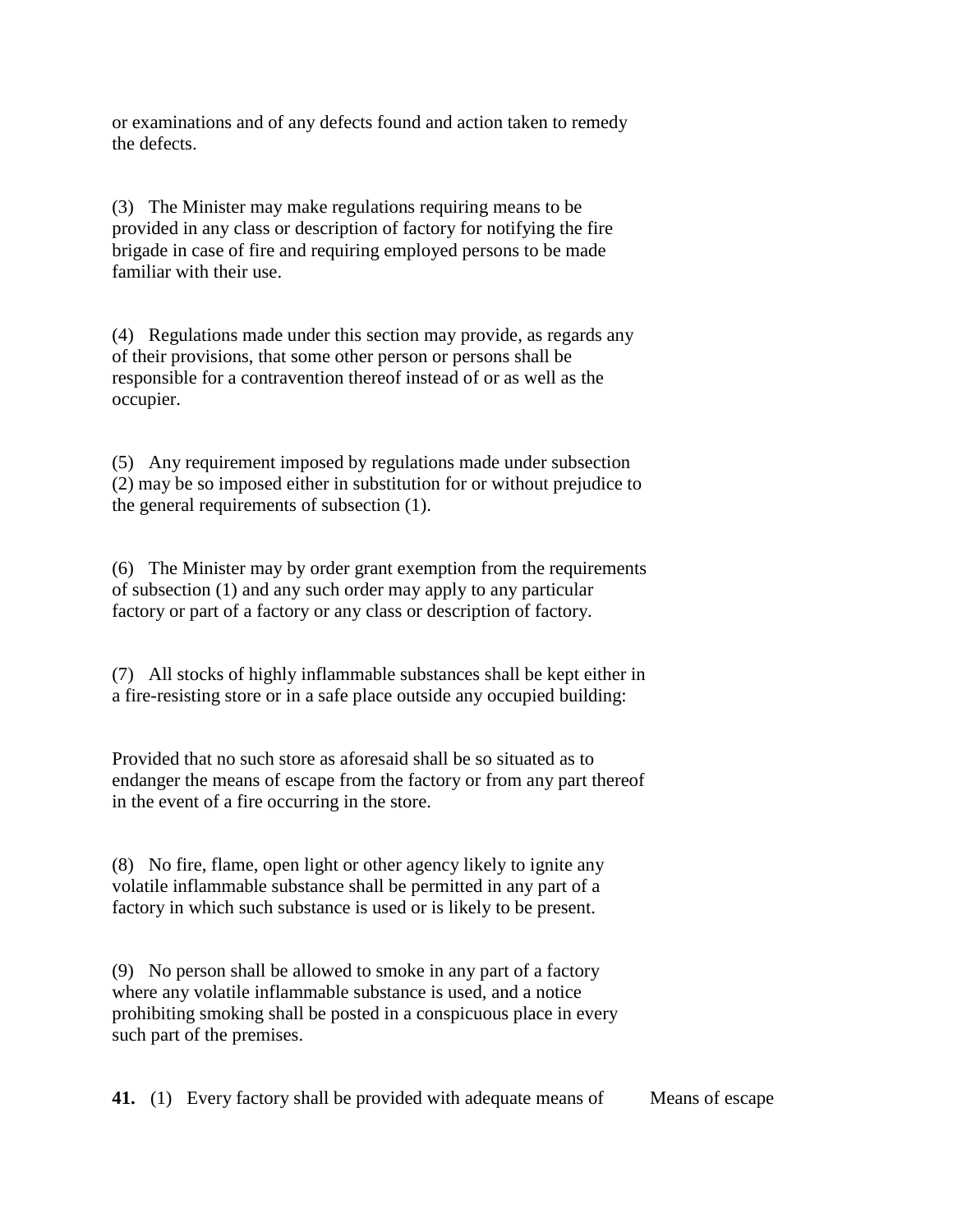or examinations and of any defects found and action taken to remedy the defects.

(3) The Minister may make regulations requiring means to be provided in any class or description of factory for notifying the fire brigade in case of fire and requiring employed persons to be made familiar with their use.

(4) Regulations made under this section may provide, as regards any of their provisions, that some other person or persons shall be responsible for a contravention thereof instead of or as well as the occupier.

(5) Any requirement imposed by regulations made under subsection (2) may be so imposed either in substitution for or without prejudice to the general requirements of subsection (1).

(6) The Minister may by order grant exemption from the requirements of subsection (1) and any such order may apply to any particular factory or part of a factory or any class or description of factory.

(7) All stocks of highly inflammable substances shall be kept either in a fire-resisting store or in a safe place outside any occupied building:

Provided that no such store as aforesaid shall be so situated as to endanger the means of escape from the factory or from any part thereof in the event of a fire occurring in the store.

(8) No fire, flame, open light or other agency likely to ignite any volatile inflammable substance shall be permitted in any part of a factory in which such substance is used or is likely to be present.

(9) No person shall be allowed to smoke in any part of a factory where any volatile inflammable substance is used, and a notice prohibiting smoking shall be posted in a conspicuous place in every such part of the premises.

Means of escape

**41.** (1) Every factory shall be provided with adequate means of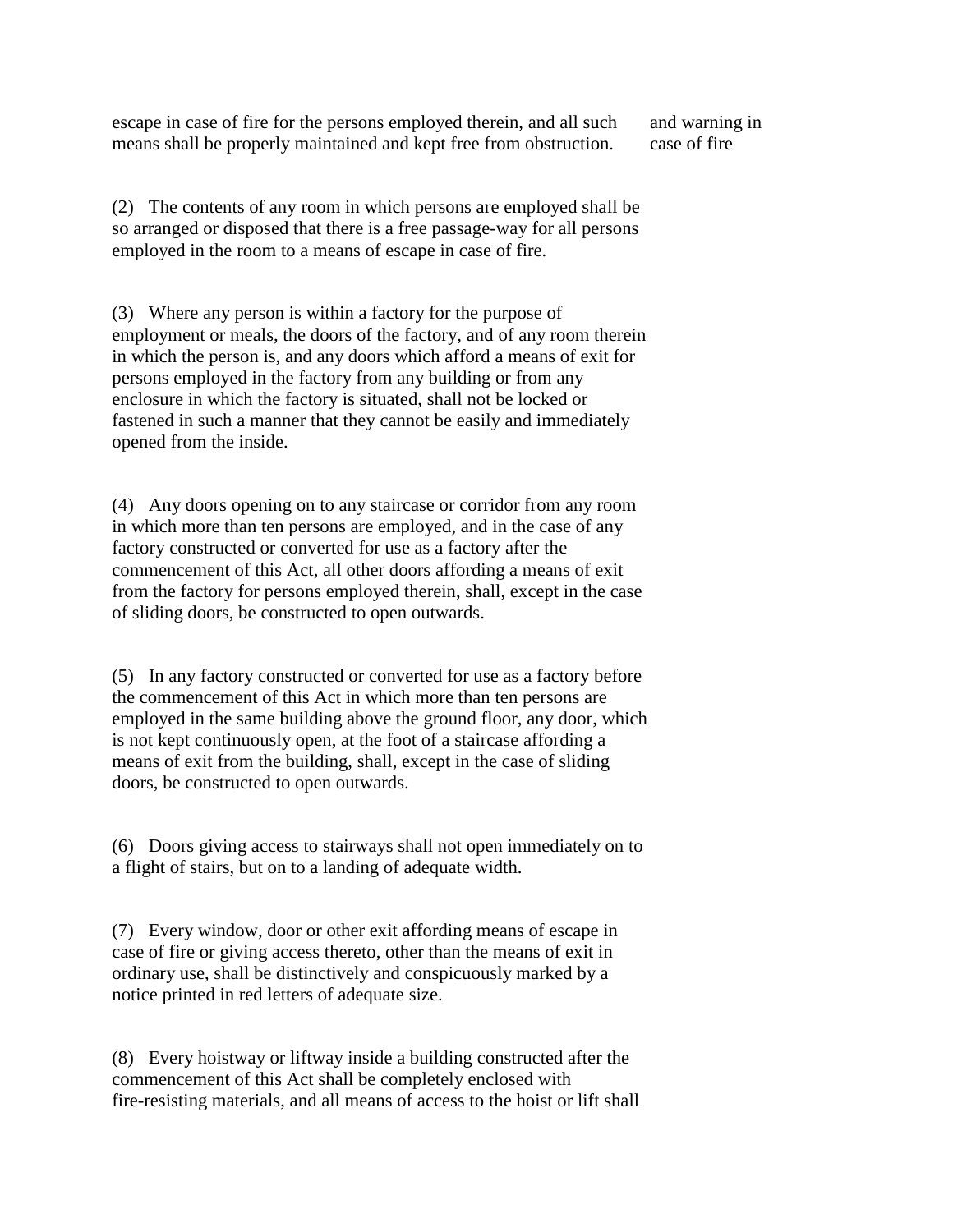escape in case of fire for the persons employed therein, and all such means shall be properly maintained and kept free from obstruction.

and warning in case of fire

(2) The contents of any room in which persons are employed shall be so arranged or disposed that there is a free passage-way for all persons employed in the room to a means of escape in case of fire.

(3) Where any person is within a factory for the purpose of employment or meals, the doors of the factory, and of any room therein in which the person is, and any doors which afford a means of exit for persons employed in the factory from any building or from any enclosure in which the factory is situated, shall not be locked or fastened in such a manner that they cannot be easily and immediately opened from the inside.

(4) Any doors opening on to any staircase or corridor from any room in which more than ten persons are employed, and in the case of any factory constructed or converted for use as a factory after the commencement of this Act, all other doors affording a means of exit from the factory for persons employed therein, shall, except in the case of sliding doors, be constructed to open outwards.

(5) In any factory constructed or converted for use as a factory before the commencement of this Act in which more than ten persons are employed in the same building above the ground floor, any door, which is not kept continuously open, at the foot of a staircase affording a means of exit from the building, shall, except in the case of sliding doors, be constructed to open outwards.

(6) Doors giving access to stairways shall not open immediately on to a flight of stairs, but on to a landing of adequate width.

(7) Every window, door or other exit affording means of escape in case of fire or giving access thereto, other than the means of exit in ordinary use, shall be distinctively and conspicuously marked by a notice printed in red letters of adequate size.

(8) Every hoistway or liftway inside a building constructed after the commencement of this Act shall be completely enclosed with fire-resisting materials, and all means of access to the hoist or lift shall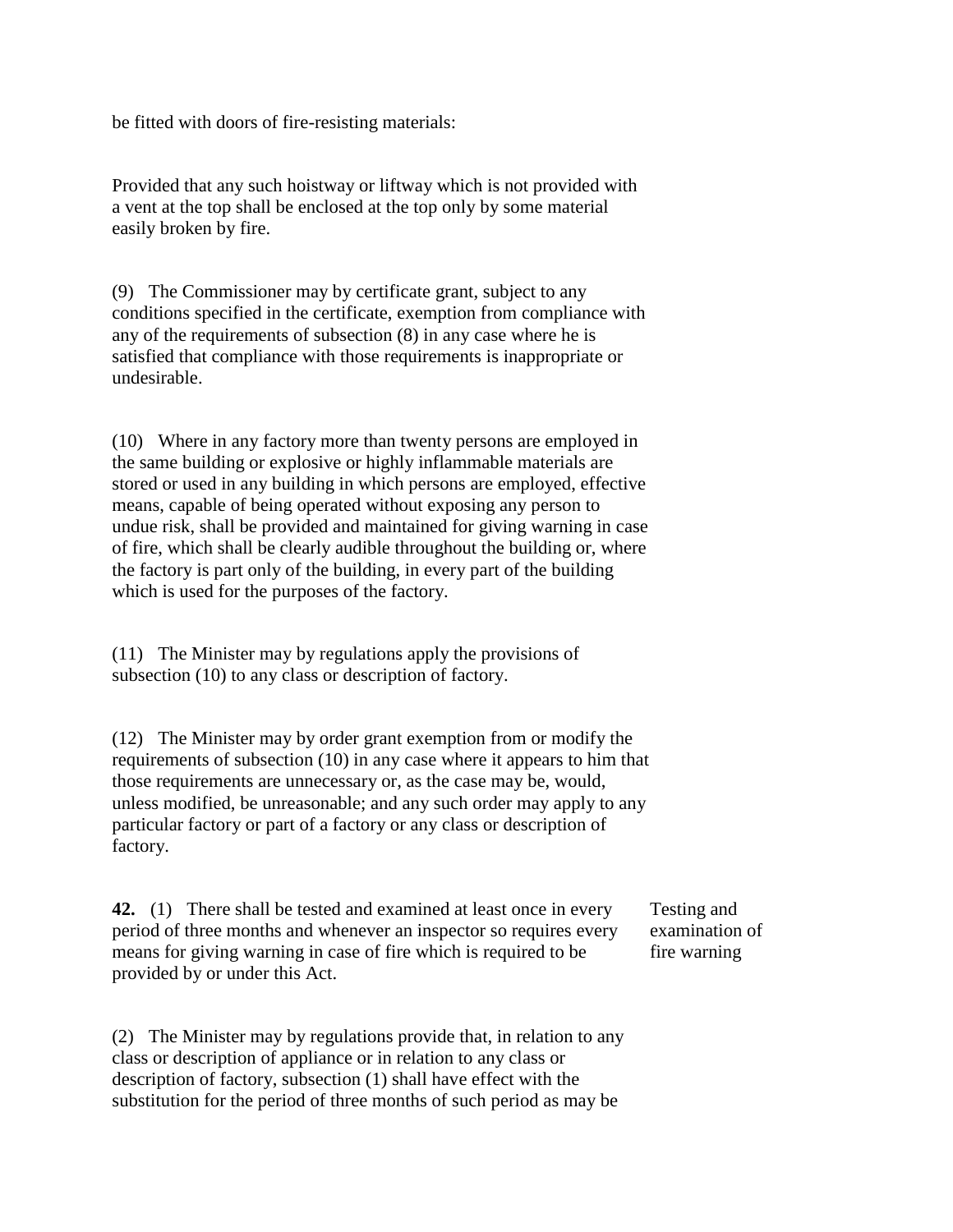be fitted with doors of fire-resisting materials:

Provided that any such hoistway or liftway which is not provided with a vent at the top shall be enclosed at the top only by some material easily broken by fire.

(9) The Commissioner may by certificate grant, subject to any conditions specified in the certificate, exemption from compliance with any of the requirements of subsection (8) in any case where he is satisfied that compliance with those requirements is inappropriate or undesirable.

(10) Where in any factory more than twenty persons are employed in the same building or explosive or highly inflammable materials are stored or used in any building in which persons are employed, effective means, capable of being operated without exposing any person to undue risk, shall be provided and maintained for giving warning in case of fire, which shall be clearly audible throughout the building or, where the factory is part only of the building, in every part of the building which is used for the purposes of the factory.

(11) The Minister may by regulations apply the provisions of subsection (10) to any class or description of factory.

(12) The Minister may by order grant exemption from or modify the requirements of subsection (10) in any case where it appears to him that those requirements are unnecessary or, as the case may be, would, unless modified, be unreasonable; and any such order may apply to any particular factory or part of a factory or any class or description of factory.

**42.** (1) There shall be tested and examined at least once in every period of three months and whenever an inspector so requires every means for giving warning in case of fire which is required to be provided by or under this Act.

*Testing and examination of fire warning*

(2) The Minister may by regulations provide that, in relation to any class or description of appliance or in relation to any class or description of factory, subsection (1) shall have effect with the substitution for the period of three months of such period as may be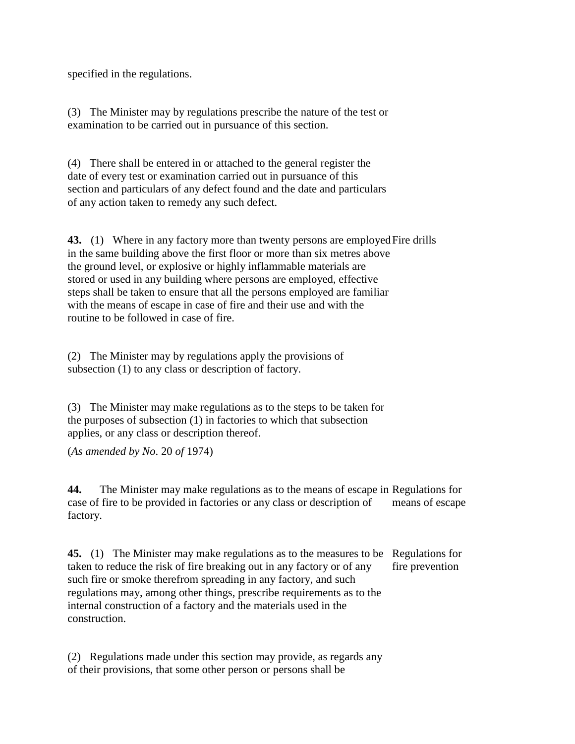specified in the regulations.

(3) The Minister may by regulations prescribe the nature of the test or examination to be carried out in pursuance of this section.

(4) There shall be entered in or attached to the general register the date of every test or examination carried out in pursuance of this section and particulars of any defect found and the date and particulars of any action taken to remedy any such defect.

**43.** (1) Where in any factory more than twenty persons are employed in the same building above the first floor or more than six metres above the ground level, or explosive or highly inflammable materials are stored or used in any building where persons are employed, effective steps shall be taken to ensure that all the persons employed are familiar with the means of escape in case of fire and their use and with the routine to be followed in case of fire.

Fire drills

(2) The Minister may by regulations apply the provisions of subsection (1) to any class or description of factory.

(3) The Minister may make regulations as to the steps to be taken for the purposes of subsection (1) in factories to which that subsection applies, or any class or description thereof.

(*As amended by No*. 20 *of* 1974)

**44.** The Minister may make regulations as to the means of escape in case of fire to be provided in factories or any class or description of factory.

Regulations for means of escape

**45.** (1) The Minister may make regulations as to the measures to be taken to reduce the risk of fire breaking out in any factory or of any such fire or smoke therefrom spreading in any factory, and such regulations may, among other things, prescribe requirements as to the internal construction of a factory and the materials used in the construction.

Regulations for fire prevention

(2) Regulations made under this section may provide, as regards any of their provisions, that some other person or persons shall be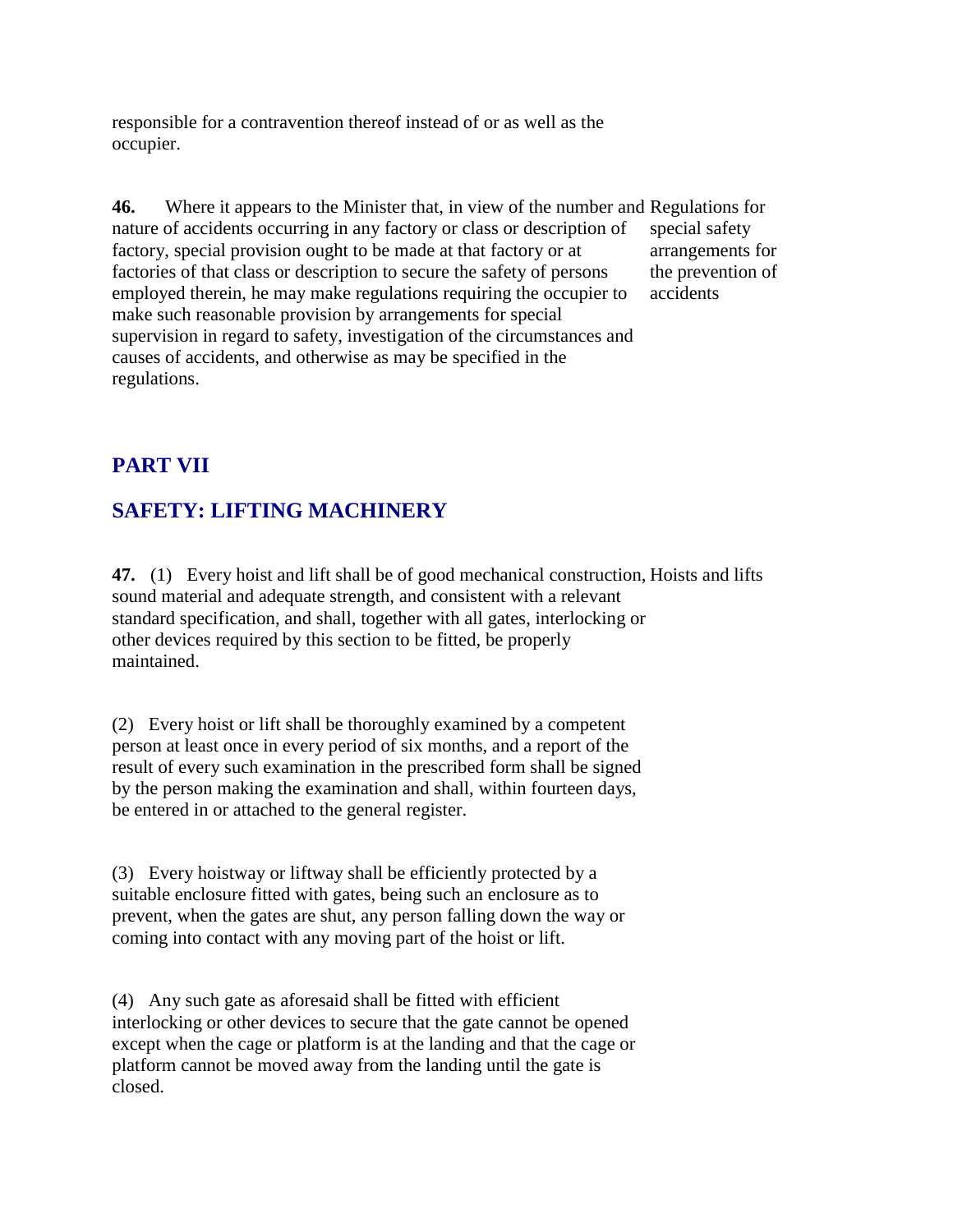responsible for a contravention thereof instead of or as well as the occupier.

**46.** Where it appears to the Minister that, in view of the number and nature of accidents occurring in any factory or class or description of factory, special provision ought to be made at that factory or at factories of that class or description to secure the safety of persons employed therein, he may make regulations requiring the occupier to make such reasonable provision by arrangements for special supervision in regard to safety, investigation of the circumstances and causes of accidents, and otherwise as may be specified in the regulations.

Regulations for special safety arrangements for the prevention of accidents

## PART VII

## SAFETY: LIFTING MACHINERY

**47.** (1) Every hoist and lift shall be of good mechanical construction, sound material and adequate strength, and consistent with a relevant standard specification, and shall, together with all gates, interlocking or other devices required by this section to be fitted, be properly maintained.

Hoists and lifts

(2) Every hoist or lift shall be thoroughly examined by a competent person at least once in every period of six months, and a report of the result of every such examination in the prescribed form shall be signed by the person making the examination and shall, within fourteen days, be entered in or attached to the general register.

(3) Every hoistway or liftway shall be efficiently protected by a suitable enclosure fitted with gates, being such an enclosure as to prevent, when the gates are shut, any person falling down the way or coming into contact with any moving part of the hoist or lift.

(4) Any such gate as aforesaid shall be fitted with efficient interlocking or other devices to secure that the gate cannot be opened except when the cage or platform is at the landing and that the cage or platform cannot be moved away from the landing until the gate is closed.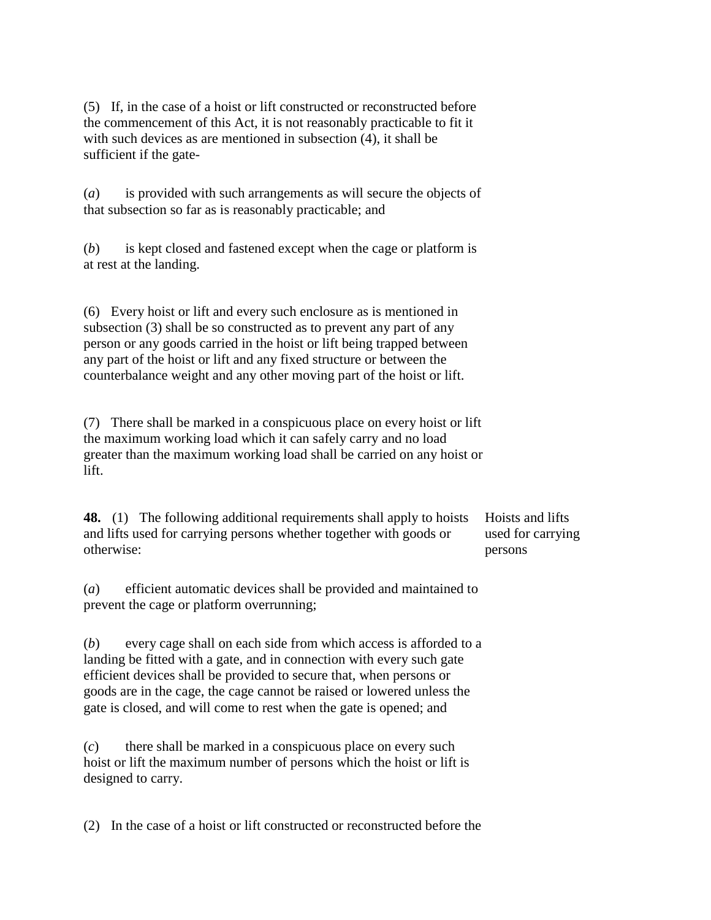(5) If, in the case of a hoist or lift constructed or reconstructed before the commencement of this Act, it is not reasonably practicable to fit it with such devices as are mentioned in subsection (4), it shall be sufficient if the gate-

(*a*) is provided with such arrangements as will secure the objects of that subsection so far as is reasonably practicable; and

(*b*) is kept closed and fastened except when the cage or platform is at rest at the landing.

(6) Every hoist or lift and every such enclosure as is mentioned in subsection (3) shall be so constructed as to prevent any part of any person or any goods carried in the hoist or lift being trapped between any part of the hoist or lift and any fixed structure or between the counterbalance weight and any other moving part of the hoist or lift.

(7) There shall be marked in a conspicuous place on every hoist or lift the maximum working load which it can safely carry and no load greater than the maximum working load shall be carried on any hoist or lift.

Hoists and lifts used for carrying persons

**48.** (1) The following additional requirements shall apply to hoists and lifts used for carrying persons whether together with goods or otherwise:

(*a*) efficient automatic devices shall be provided and maintained to prevent the cage or platform overrunning;

(*b*) every cage shall on each side from which access is afforded to a landing be fitted with a gate, and in connection with every such gate efficient devices shall be provided to secure that, when persons or goods are in the cage, the cage cannot be raised or lowered unless the gate is closed, and will come to rest when the gate is opened; and

(*c*) there shall be marked in a conspicuous place on every such hoist or lift the maximum number of persons which the hoist or lift is designed to carry.

(2) In the case of a hoist or lift constructed or reconstructed before the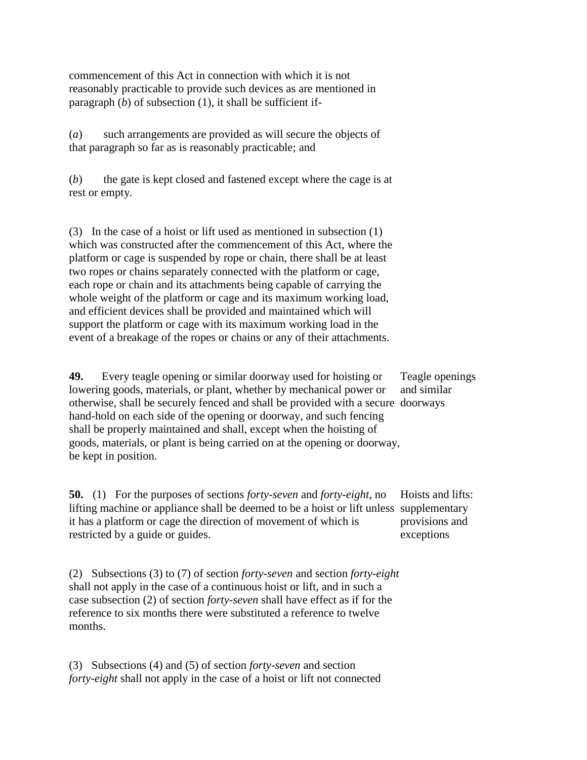commencement of this Act in connection with which it is not reasonably practicable to provide such devices as are mentioned in paragraph (*b*) of subsection (1), it shall be sufficient if-

(*a*) such arrangements are provided as will secure the objects of that paragraph so far as is reasonably practicable; and

(*b*) the gate is kept closed and fastened except where the cage is at rest or empty.

(3) In the case of a hoist or lift used as mentioned in subsection (1) which was constructed after the commencement of this Act, where the platform or cage is suspended by rope or chain, there shall be at least two ropes or chains separately connected with the platform or cage, each rope or chain and its attachments being capable of carrying the whole weight of the platform or cage and its maximum working load, and efficient devices shall be provided and maintained which will support the platform or cage with its maximum working load in the event of a breakage of the ropes or chains or any of their attachments.

**49.** Every teagle opening or similar doorway used for hoisting or lowering goods, materials, or plant, whether by mechanical power or otherwise, shall be securely fenced and shall be provided with a secure hand-hold on each side of the opening or doorway, and such fencing shall be properly maintained and shall, except when the hoisting of goods, materials, or plant is being carried on at the opening or doorway, be kept in position.

Teagle openings and similar doorways

**50.** (1) For the purposes of sections *forty-seven* and *forty-eight*, no lifting machine or appliance shall be deemed to be a hoist or lift unless it has a platform or cage the direction of movement of which is restricted by a guide or guides.

Hoists and lifts: supplementary provisions and exceptions

(2) Subsections (3) to (7) of section *forty-seven* and section *forty-eight* shall not apply in the case of a continuous hoist or lift, and in such a case subsection (2) of section *forty-seven* shall have effect as if for the reference to six months there were substituted a reference to twelve months.

(3) Subsections (4) and (5) of section *forty-seven* and section *forty-eight* shall not apply in the case of a hoist or lift not connected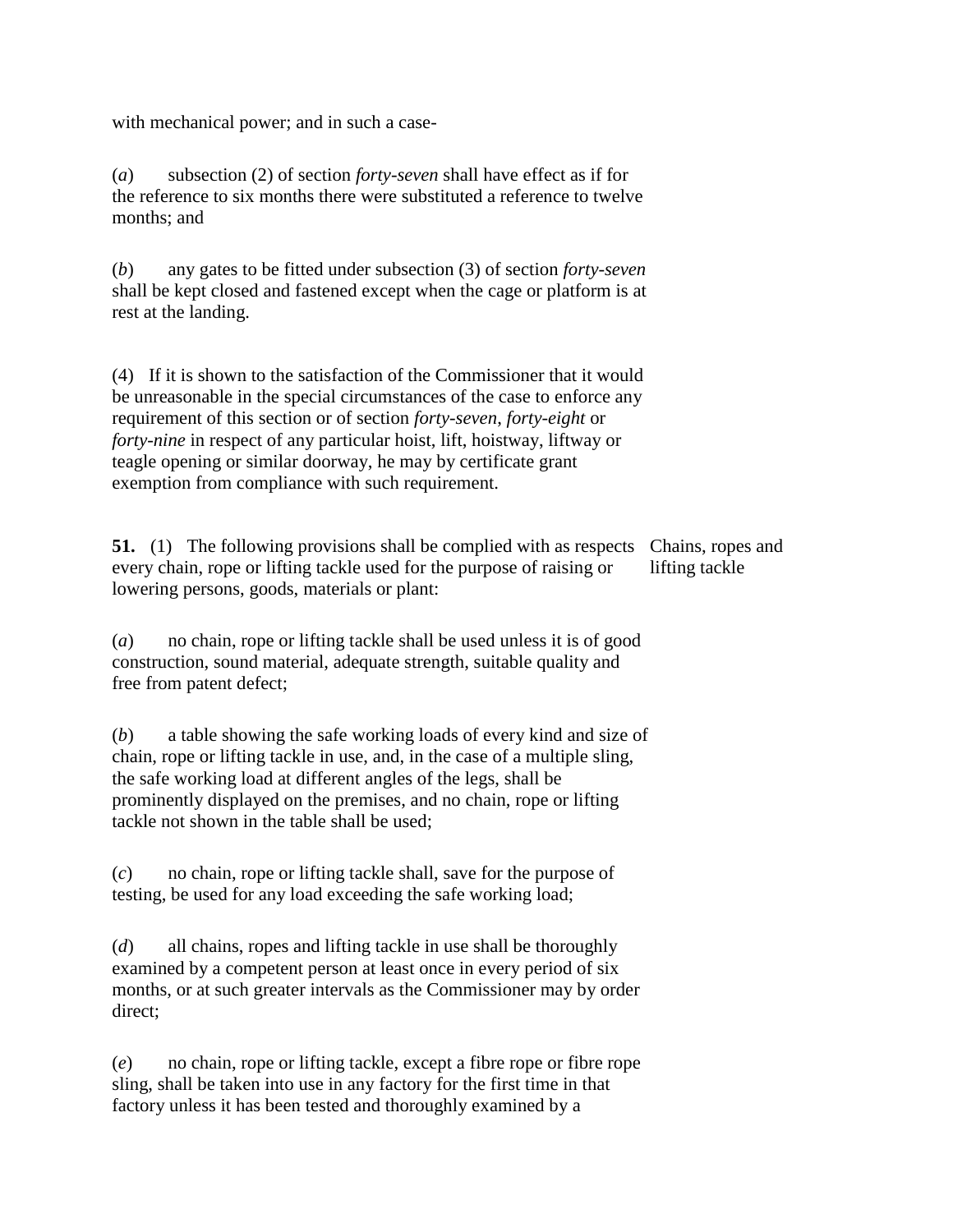with mechanical power; and in such a case-

(*a*) subsection (2) of section *forty-seven* shall have effect as if for the reference to six months there were substituted a reference to twelve months; and

(*b*) any gates to be fitted under subsection (3) of section *forty-seven* shall be kept closed and fastened except when the cage or platform is at rest at the landing.

(4) If it is shown to the satisfaction of the Commissioner that it would be unreasonable in the special circumstances of the case to enforce any requirement of this section or of section *forty-seven*, *forty-eight* or *forty-nine* in respect of any particular hoist, lift, hoistway, liftway or teagle opening or similar doorway, he may by certificate grant exemption from compliance with such requirement.

**51.** (1) The following provisions shall be complied with as respects every chain, rope or lifting tackle used for the purpose of raising or lowering persons, goods, materials or plant:

Chains, ropes and lifting tackle

(*a*) no chain, rope or lifting tackle shall be used unless it is of good construction, sound material, adequate strength, suitable quality and free from patent defect;

(*b*) a table showing the safe working loads of every kind and size of chain, rope or lifting tackle in use, and, in the case of a multiple sling, the safe working load at different angles of the legs, shall be prominently displayed on the premises, and no chain, rope or lifting tackle not shown in the table shall be used;

(*c*) no chain, rope or lifting tackle shall, save for the purpose of testing, be used for any load exceeding the safe working load;

(*d*) all chains, ropes and lifting tackle in use shall be thoroughly examined by a competent person at least once in every period of six months, or at such greater intervals as the Commissioner may by order direct;

(*e*) no chain, rope or lifting tackle, except a fibre rope or fibre rope sling, shall be taken into use in any factory for the first time in that factory unless it has been tested and thoroughly examined by a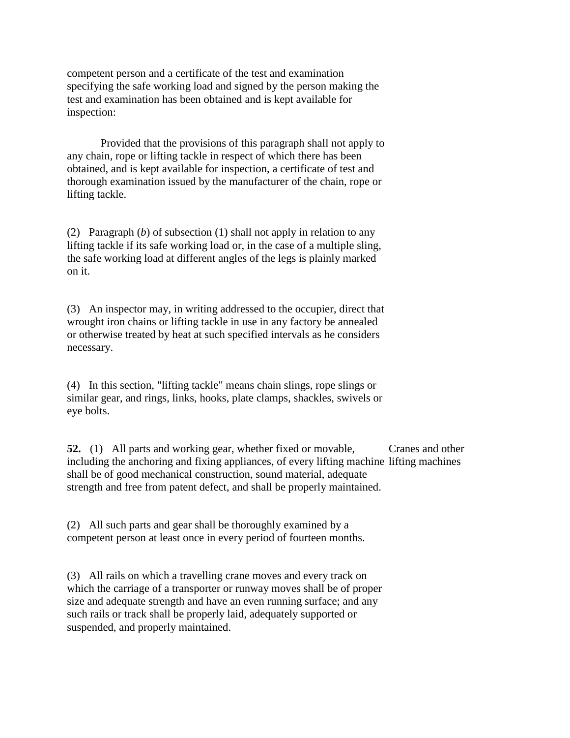competent person and a certificate of the test and examination specifying the safe working load and signed by the person making the test and examination has been obtained and is kept available for inspection:

Provided that the provisions of this paragraph shall not apply to any chain, rope or lifting tackle in respect of which there has been obtained, and is kept available for inspection, a certificate of test and thorough examination issued by the manufacturer of the chain, rope or lifting tackle.

(2) Paragraph (*b*) of subsection (1) shall not apply in relation to any lifting tackle if its safe working load or, in the case of a multiple sling, the safe working load at different angles of the legs is plainly marked on it.

(3) An inspector may, in writing addressed to the occupier, direct that wrought iron chains or lifting tackle in use in any factory be annealed or otherwise treated by heat at such specified intervals as he considers necessary.

(4) In this section, "lifting tackle" means chain slings, rope slings or similar gear, and rings, links, hooks, plate clamps, shackles, swivels or eye bolts.

**52.** (1) All parts and working gear, whether fixed or movable, including the anchoring and fixing appliances, of every lifting machine shall be of good mechanical construction, sound material, adequate strength and free from patent defect, and shall be properly maintained.

*Cranes and other lifting machines*

(2) All such parts and gear shall be thoroughly examined by a competent person at least once in every period of fourteen months.

(3) All rails on which a travelling crane moves and every track on which the carriage of a transporter or runway moves shall be of proper size and adequate strength and have an even running surface; and any such rails or track shall be properly laid, adequately supported or suspended, and properly maintained.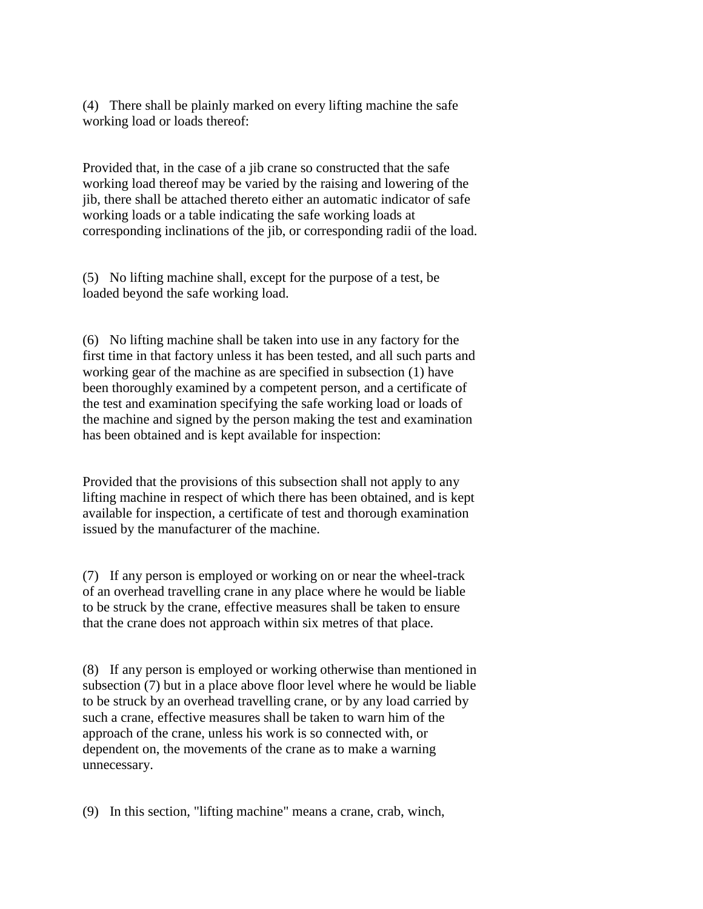(4) There shall be plainly marked on every lifting machine the safe working load or loads thereof:

Provided that, in the case of a jib crane so constructed that the safe working load thereof may be varied by the raising and lowering of the jib, there shall be attached thereto either an automatic indicator of safe working loads or a table indicating the safe working loads at corresponding inclinations of the jib, or corresponding radii of the load.

(5) No lifting machine shall, except for the purpose of a test, be loaded beyond the safe working load.

(6) No lifting machine shall be taken into use in any factory for the first time in that factory unless it has been tested, and all such parts and working gear of the machine as are specified in subsection (1) have been thoroughly examined by a competent person, and a certificate of the test and examination specifying the safe working load or loads of the machine and signed by the person making the test and examination has been obtained and is kept available for inspection:

Provided that the provisions of this subsection shall not apply to any lifting machine in respect of which there has been obtained, and is kept available for inspection, a certificate of test and thorough examination issued by the manufacturer of the machine.

(7) If any person is employed or working on or near the wheel-track of an overhead travelling crane in any place where he would be liable to be struck by the crane, effective measures shall be taken to ensure that the crane does not approach within six metres of that place.

(8) If any person is employed or working otherwise than mentioned in subsection (7) but in a place above floor level where he would be liable to be struck by an overhead travelling crane, or by any load carried by such a crane, effective measures shall be taken to warn him of the approach of the crane, unless his work is so connected with, or dependent on, the movements of the crane as to make a warning unnecessary.

(9) In this section, "lifting machine" means a crane, crab, winch,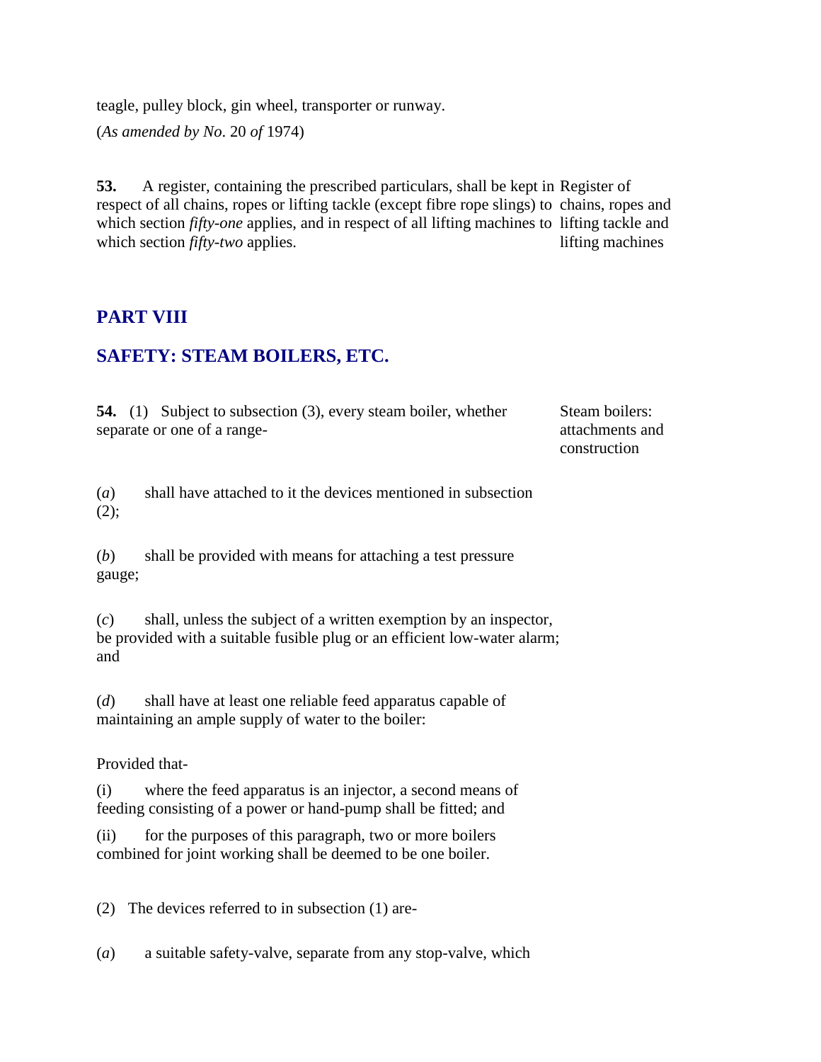teagle, pulley block, gin wheel, transporter or runway.

(*As amended by No*. 20 *of* 1974)

**53.** A register, containing the prescribed particulars, shall be kept in respect of all chains, ropes or lifting tackle (except fibre rope slings) to which section *fifty-one* applies, and in respect of all lifting machines to which section *fifty-two* applies.

Register of chains, ropes and lifting tackle and lifting machines

## PART VIII

## SAFETY: STEAM BOILERS, ETC.

**54.** (1) Subject to subsection (3), every steam boiler, whether separate or one of a range-

Steam boilers: attachments and construction

(*a*) shall have attached to it the devices mentioned in subsection (2);

(*b*) shall be provided with means for attaching a test pressure gauge;

(*c*) shall, unless the subject of a written exemption by an inspector, be provided with a suitable fusible plug or an efficient low-water alarm; and

(*d*) shall have at least one reliable feed apparatus capable of maintaining an ample supply of water to the boiler:

Provided that-

(i) where the feed apparatus is an injector, a second means of feeding consisting of a power or hand-pump shall be fitted; and

(ii) for the purposes of this paragraph, two or more boilers combined for joint working shall be deemed to be one boiler.

(2) The devices referred to in subsection (1) are-

(*a*) a suitable safety-valve, separate from any stop-valve, which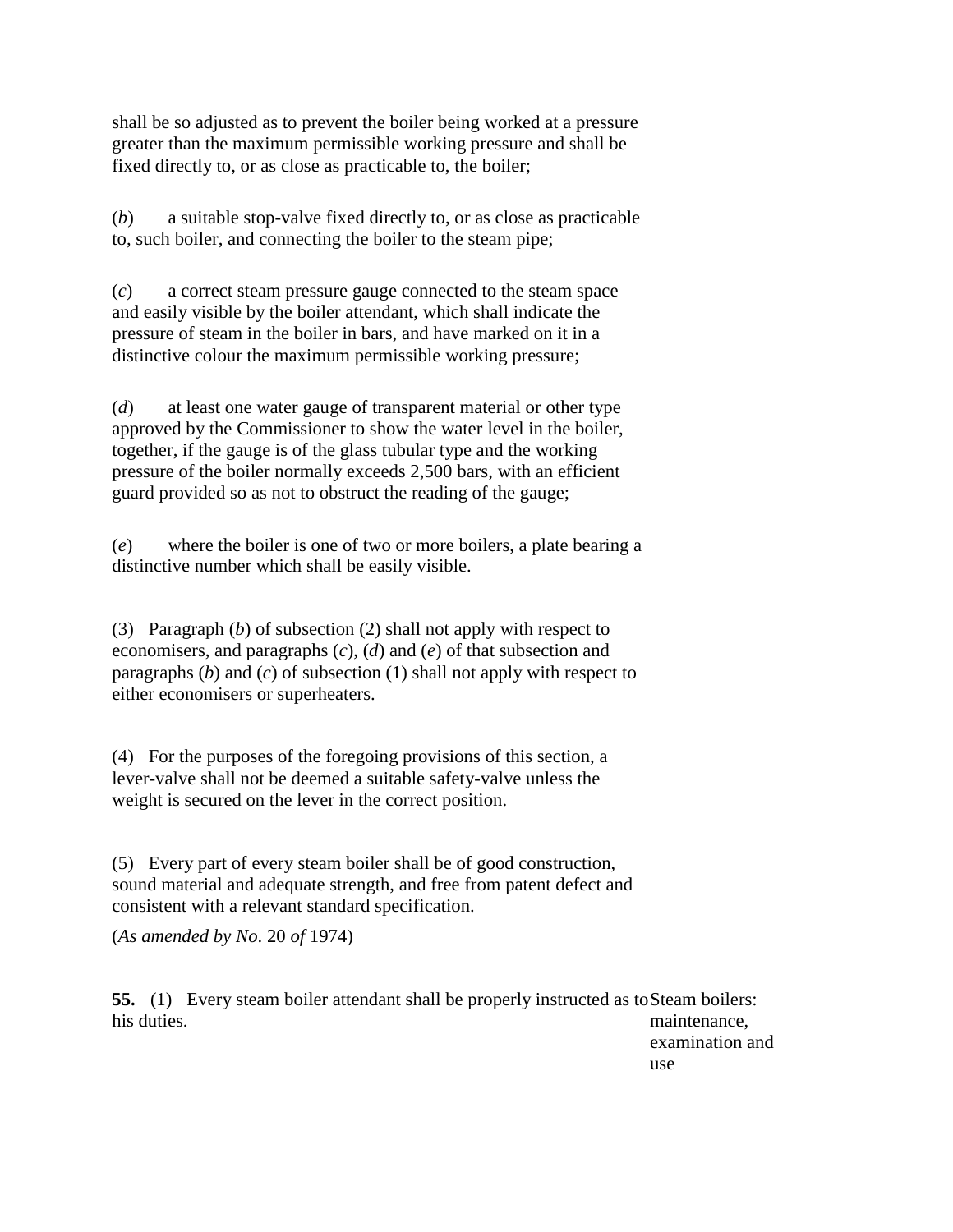shall be so adjusted as to prevent the boiler being worked at a pressure greater than the maximum permissible working pressure and shall be fixed directly to, or as close as practicable to, the boiler;

(*b*) a suitable stop-valve fixed directly to, or as close as practicable to, such boiler, and connecting the boiler to the steam pipe;

(*c*) a correct steam pressure gauge connected to the steam space and easily visible by the boiler attendant, which shall indicate the pressure of steam in the boiler in bars, and have marked on it in a distinctive colour the maximum permissible working pressure;

(*d*) at least one water gauge of transparent material or other type approved by the Commissioner to show the water level in the boiler, together, if the gauge is of the glass tubular type and the working pressure of the boiler normally exceeds 2,500 bars, with an efficient guard provided so as not to obstruct the reading of the gauge;

(*e*) where the boiler is one of two or more boilers, a plate bearing a distinctive number which shall be easily visible.

(3) Paragraph (*b*) of subsection (2) shall not apply with respect to economisers, and paragraphs (*c*), (*d*) and (*e*) of that subsection and paragraphs (*b*) and (*c*) of subsection (1) shall not apply with respect to either economisers or superheaters.

(4) For the purposes of the foregoing provisions of this section, a lever-valve shall not be deemed a suitable safety-valve unless the weight is secured on the lever in the correct position.

(5) Every part of every steam boiler shall be of good construction, sound material and adequate strength, and free from patent defect and consistent with a relevant standard specification.

(*As amended by No*. 20 *of* 1974)

Steam boilers: maintenance, examination and use

**55.** (1) Every steam boiler attendant shall be properly instructed as to his duties.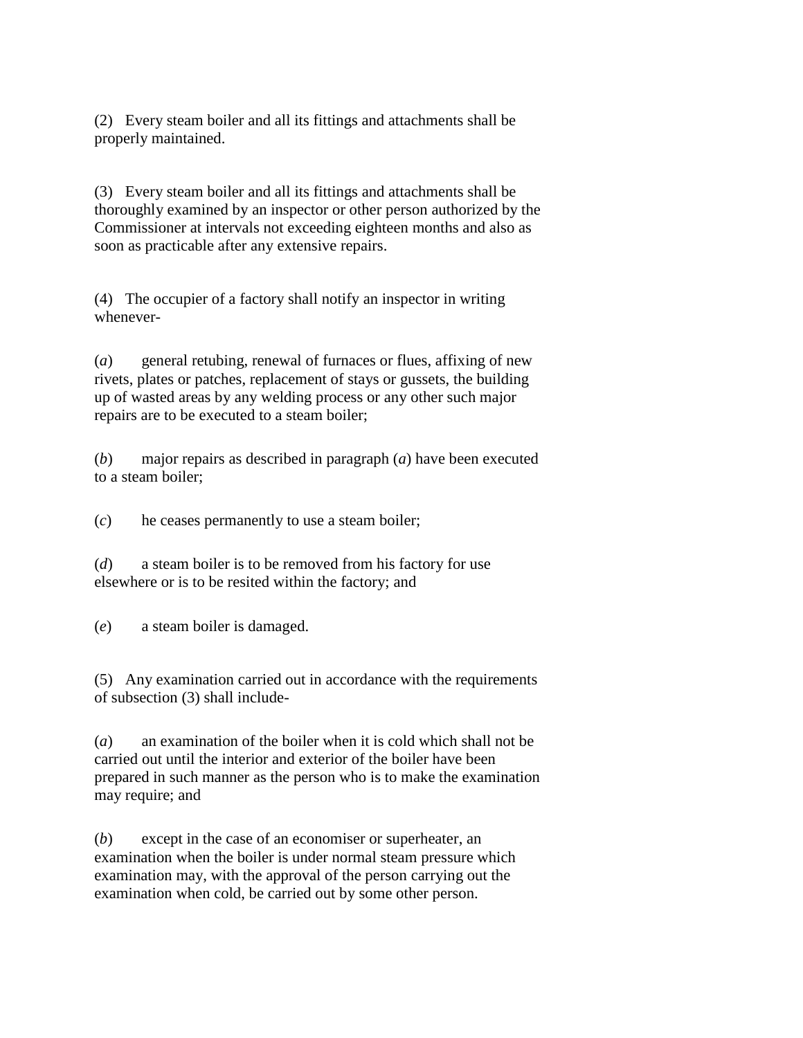(2) Every steam boiler and all its fittings and attachments shall be properly maintained.

(3) Every steam boiler and all its fittings and attachments shall be thoroughly examined by an inspector or other person authorized by the Commissioner at intervals not exceeding eighteen months and also as soon as practicable after any extensive repairs.

(4) The occupier of a factory shall notify an inspector in writing whenever-

(*a*) general retubing, renewal of furnaces or flues, affixing of new rivets, plates or patches, replacement of stays or gussets, the building up of wasted areas by any welding process or any other such major repairs are to be executed to a steam boiler;

(*b*) major repairs as described in paragraph (*a*) have been executed to a steam boiler;

(*c*) he ceases permanently to use a steam boiler;

(*d*) a steam boiler is to be removed from his factory for use elsewhere or is to be resited within the factory; and

(*e*) a steam boiler is damaged.

(5) Any examination carried out in accordance with the requirements of subsection (3) shall include-

(*a*) an examination of the boiler when it is cold which shall not be carried out until the interior and exterior of the boiler have been prepared in such manner as the person who is to make the examination may require; and

(*b*) except in the case of an economiser or superheater, an examination when the boiler is under normal steam pressure which examination may, with the approval of the person carrying out the examination when cold, be carried out by some other person.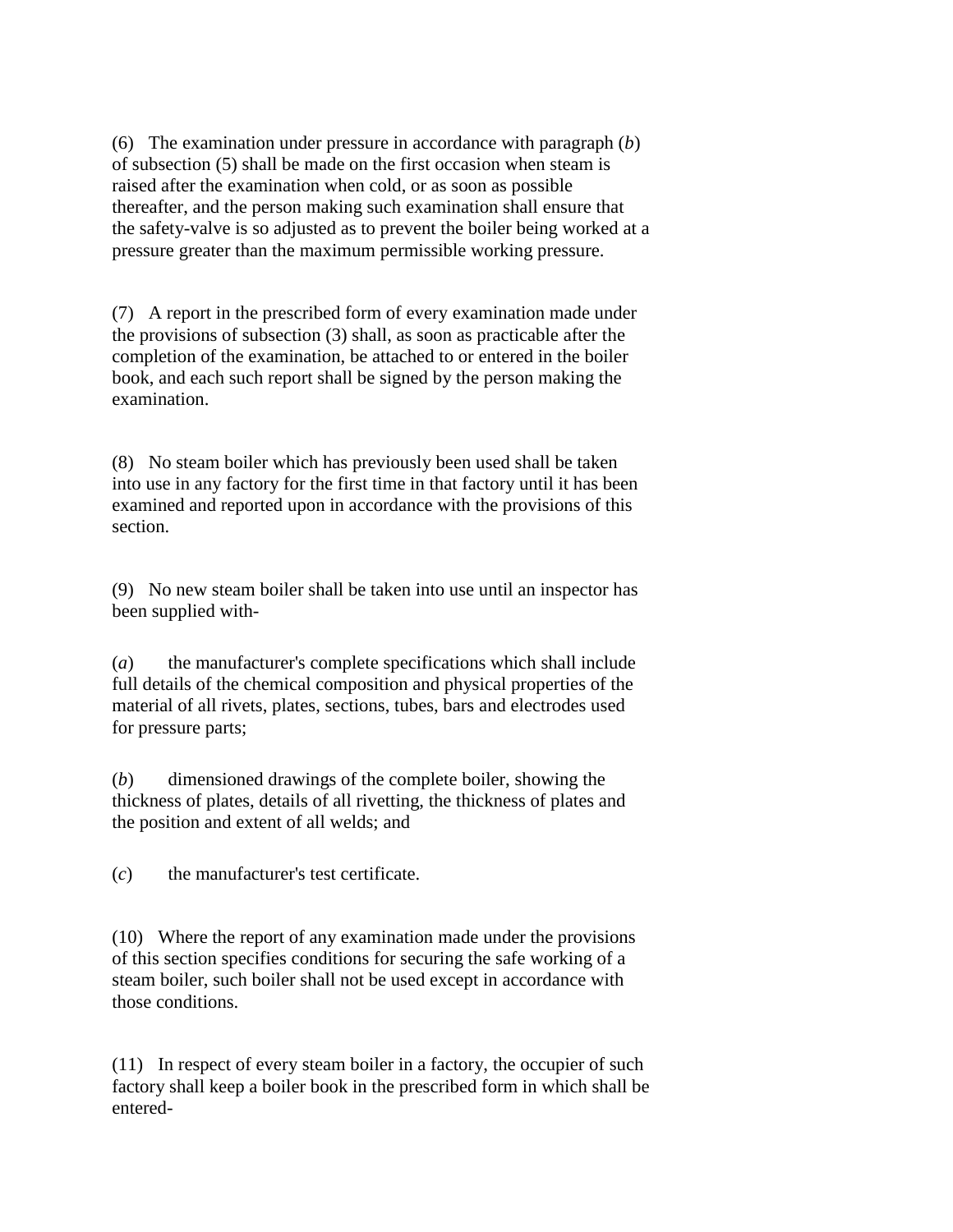(6) The examination under pressure in accordance with paragraph (*b*) of subsection (5) shall be made on the first occasion when steam is raised after the examination when cold, or as soon as possible thereafter, and the person making such examination shall ensure that the safety-valve is so adjusted as to prevent the boiler being worked at a pressure greater than the maximum permissible working pressure.

(7) A report in the prescribed form of every examination made under the provisions of subsection (3) shall, as soon as practicable after the completion of the examination, be attached to or entered in the boiler book, and each such report shall be signed by the person making the examination.

(8) No steam boiler which has previously been used shall be taken into use in any factory for the first time in that factory until it has been examined and reported upon in accordance with the provisions of this section.

(9) No new steam boiler shall be taken into use until an inspector has been supplied with-

(*a*) the manufacturer's complete specifications which shall include full details of the chemical composition and physical properties of the material of all rivets, plates, sections, tubes, bars and electrodes used for pressure parts;

(*b*) dimensioned drawings of the complete boiler, showing the thickness of plates, details of all rivetting, the thickness of plates and the position and extent of all welds; and

(*c*) the manufacturer's test certificate.

(10) Where the report of any examination made under the provisions of this section specifies conditions for securing the safe working of a steam boiler, such boiler shall not be used except in accordance with those conditions.

(11) In respect of every steam boiler in a factory, the occupier of such factory shall keep a boiler book in the prescribed form in which shall be entered-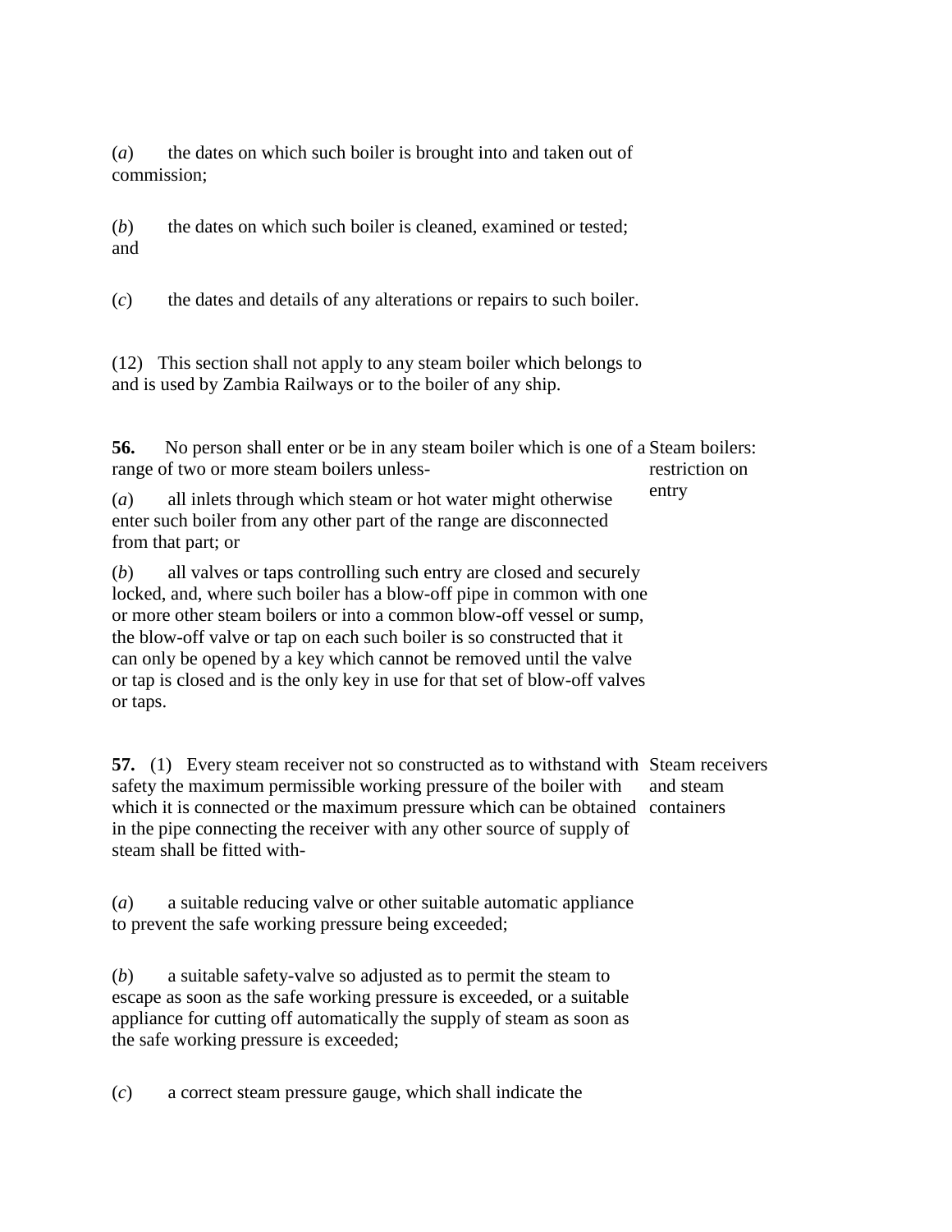(*a*) the dates on which such boiler is brought into and taken out of commission;

(*b*) the dates on which such boiler is cleaned, examined or tested; and

(*c*) the dates and details of any alterations or repairs to such boiler.

(12) This section shall not apply to any steam boiler which belongs to and is used by Zambia Railways or to the boiler of any ship.

**56.** No person shall enter or be in any steam boiler which is one of a range of two or more steam boilers unless-

Steam boilers: restriction on entry

(*a*) all inlets through which steam or hot water might otherwise enter such boiler from any other part of the range are disconnected from that part; or

(*b*) all valves or taps controlling such entry are closed and securely locked, and, where such boiler has a blow-off pipe in common with one or more other steam boilers or into a common blow-off vessel or sump, the blow-off valve or tap on each such boiler is so constructed that it can only be opened by a key which cannot be removed until the valve or tap is closed and is the only key in use for that set of blow-off valves or taps.

**57.** (1) Every steam receiver not so constructed as to withstand with safety the maximum permissible working pressure of the boiler with which it is connected or the maximum pressure which can be obtained in the pipe connecting the receiver with any other source of supply of steam shall be fitted with-

Steam receivers and steam containers

(*a*) a suitable reducing valve or other suitable automatic appliance to prevent the safe working pressure being exceeded;

(*b*) a suitable safety-valve so adjusted as to permit the steam to escape as soon as the safe working pressure is exceeded, or a suitable appliance for cutting off automatically the supply of steam as soon as the safe working pressure is exceeded;

(*c*) a correct steam pressure gauge, which shall indicate the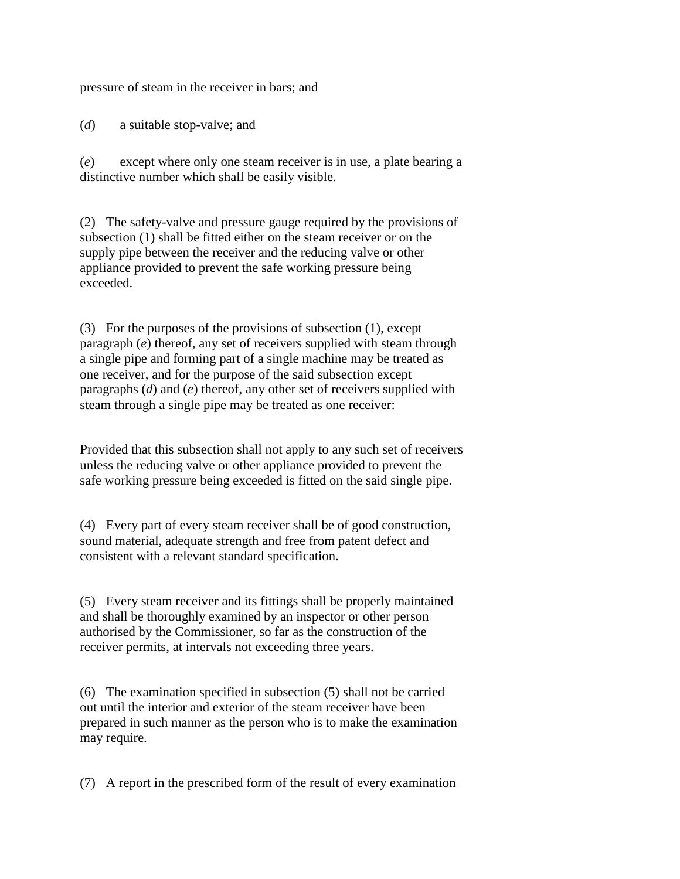pressure of steam in the receiver in bars; and

(*d*) a suitable stop-valve; and

(*e*) except where only one steam receiver is in use, a plate bearing a distinctive number which shall be easily visible.

(2) The safety-valve and pressure gauge required by the provisions of subsection (1) shall be fitted either on the steam receiver or on the supply pipe between the receiver and the reducing valve or other appliance provided to prevent the safe working pressure being exceeded.

(3) For the purposes of the provisions of subsection (1), except paragraph (*e*) thereof, any set of receivers supplied with steam through a single pipe and forming part of a single machine may be treated as one receiver, and for the purpose of the said subsection except paragraphs (*d*) and (*e*) thereof, any other set of receivers supplied with steam through a single pipe may be treated as one receiver:

Provided that this subsection shall not apply to any such set of receivers unless the reducing valve or other appliance provided to prevent the safe working pressure being exceeded is fitted on the said single pipe.

(4) Every part of every steam receiver shall be of good construction, sound material, adequate strength and free from patent defect and consistent with a relevant standard specification.

(5) Every steam receiver and its fittings shall be properly maintained and shall be thoroughly examined by an inspector or other person authorised by the Commissioner, so far as the construction of the receiver permits, at intervals not exceeding three years.

(6) The examination specified in subsection (5) shall not be carried out until the interior and exterior of the steam receiver have been prepared in such manner as the person who is to make the examination may require.

(7) A report in the prescribed form of the result of every examination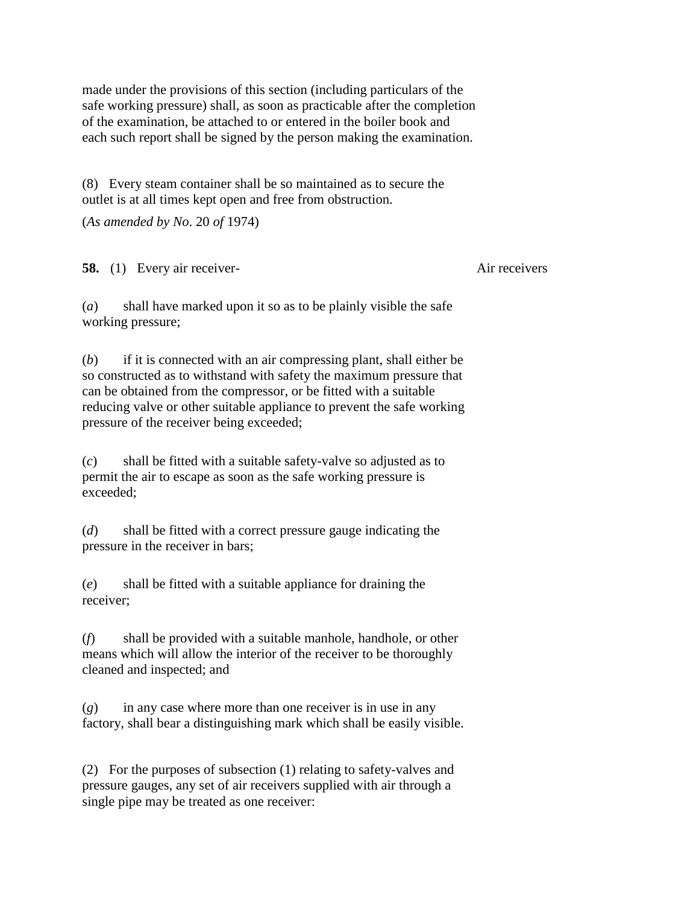made under the provisions of this section (including particulars of the safe working pressure) shall, as soon as practicable after the completion of the examination, be attached to or entered in the boiler book and each such report shall be signed by the person making the examination.

(8) Every steam container shall be so maintained as to secure the outlet is at all times kept open and free from obstruction.

(*As amended by No*. 20 *of* 1974)

**58.** (1) Every air receiver- Air receivers

(*a*) shall have marked upon it so as to be plainly visible the safe working pressure;

(*b*) if it is connected with an air compressing plant, shall either be so constructed as to withstand with safety the maximum pressure that can be obtained from the compressor, or be fitted with a suitable reducing valve or other suitable appliance to prevent the safe working pressure of the receiver being exceeded;

(*c*) shall be fitted with a suitable safety-valve so adjusted as to permit the air to escape as soon as the safe working pressure is exceeded;

(*d*) shall be fitted with a correct pressure gauge indicating the pressure in the receiver in bars;

(*e*) shall be fitted with a suitable appliance for draining the receiver;

(*f*) shall be provided with a suitable manhole, handhole, or other means which will allow the interior of the receiver to be thoroughly cleaned and inspected; and

(*g*) in any case where more than one receiver is in use in any factory, shall bear a distinguishing mark which shall be easily visible.

(2) For the purposes of subsection (1) relating to safety-valves and pressure gauges, any set of air receivers supplied with air through a single pipe may be treated as one receiver: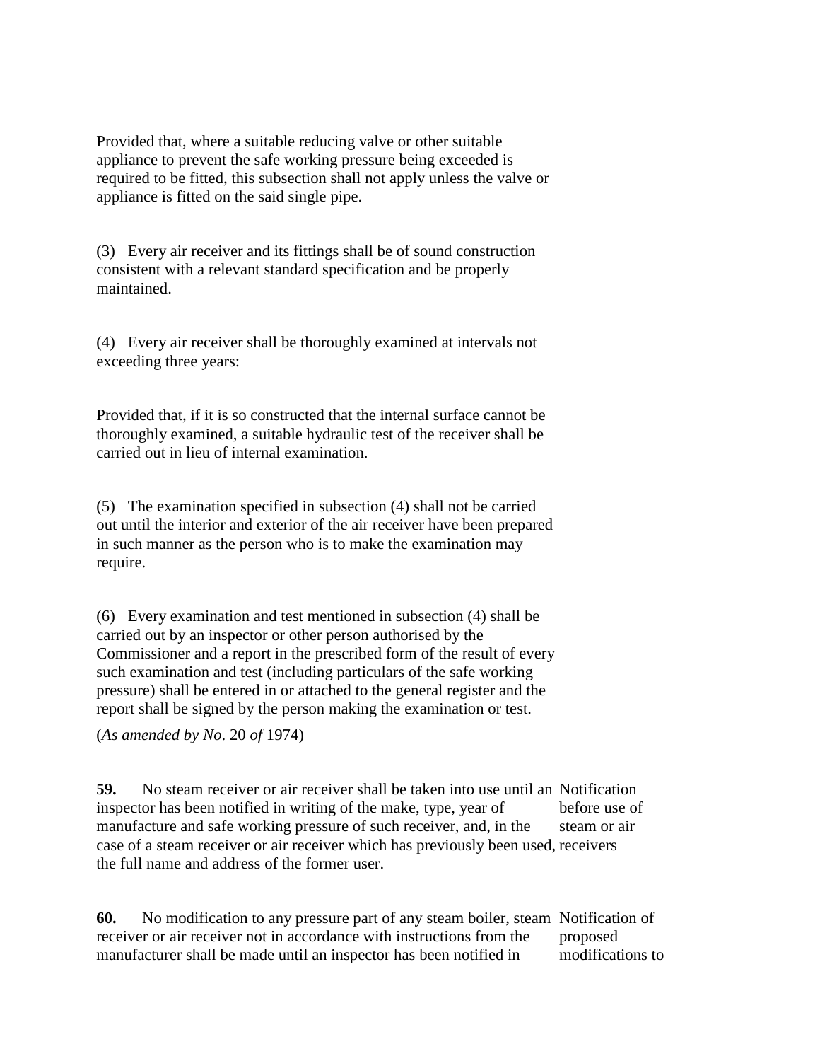Provided that, where a suitable reducing valve or other suitable appliance to prevent the safe working pressure being exceeded is required to be fitted, this subsection shall not apply unless the valve or appliance is fitted on the said single pipe.

(3) Every air receiver and its fittings shall be of sound construction consistent with a relevant standard specification and be properly maintained.

(4) Every air receiver shall be thoroughly examined at intervals not exceeding three years:

Provided that, if it is so constructed that the internal surface cannot be thoroughly examined, a suitable hydraulic test of the receiver shall be carried out in lieu of internal examination.

(5) The examination specified in subsection (4) shall not be carried out until the interior and exterior of the air receiver have been prepared in such manner as the person who is to make the examination may require.

(6) Every examination and test mentioned in subsection (4) shall be carried out by an inspector or other person authorised by the Commissioner and a report in the prescribed form of the result of every such examination and test (including particulars of the safe working pressure) shall be entered in or attached to the general register and the report shall be signed by the person making the examination or test.

(*As amended by No*. 20 *of* 1974)

**59.** No steam receiver or air receiver shall be taken into use until an inspector has been notified in writing of the make, type, year of manufacture and safe working pressure of such receiver, and, in the case of a steam receiver or air receiver which has previously been used, the full name and address of the former user.

*Notification before use of steam or air receivers*

**60.** No modification to any pressure part of any steam boiler, steam receiver or air receiver not in accordance with instructions from the manufacturer shall be made until an inspector has been notified in

*Notification of proposed modifications to*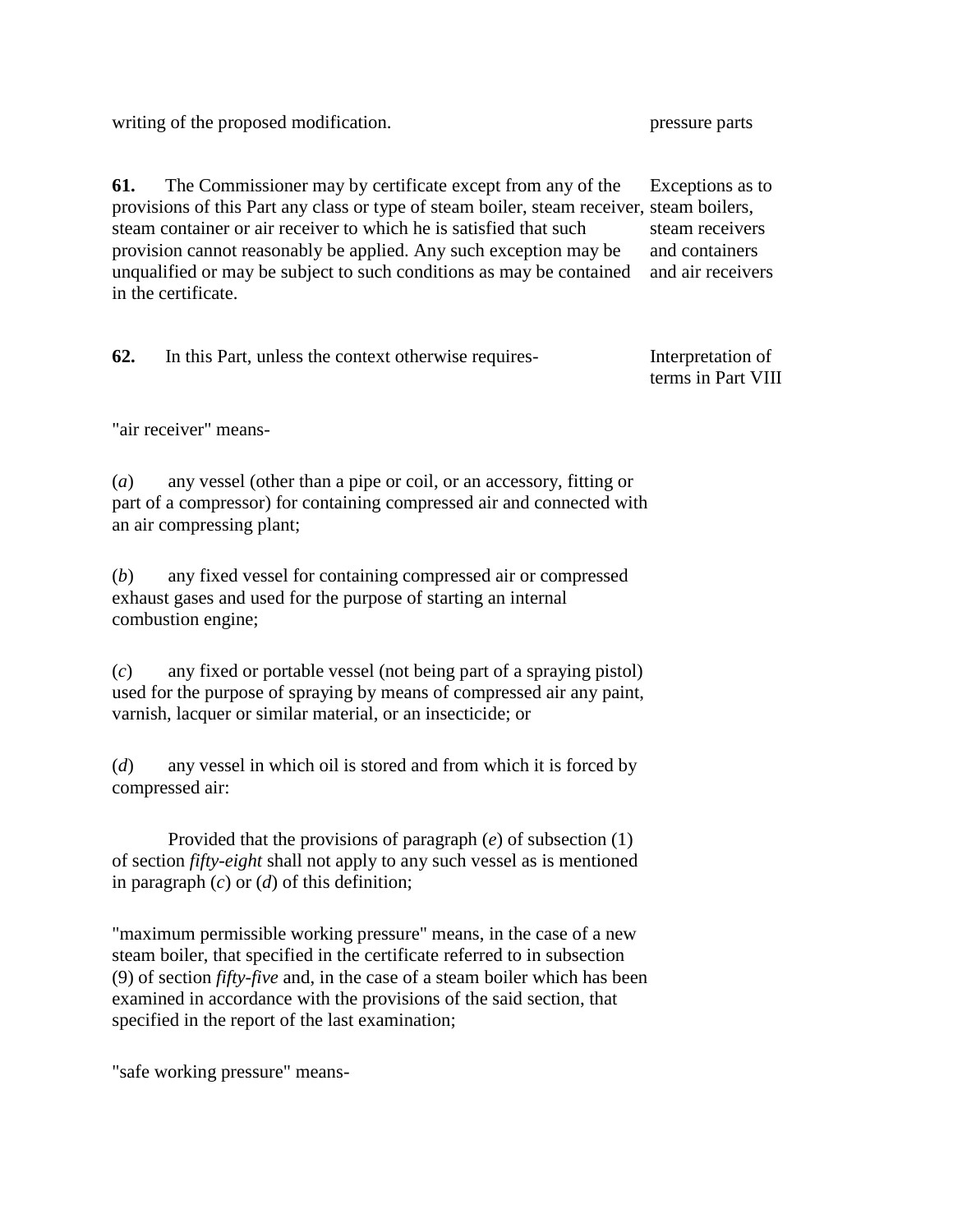writing of the proposed modification. pressure parts

**61.** The Commissioner may by certificate except from any of the provisions of this Part any class or type of steam boiler, steam receiver, steam container or air receiver to which he is satisfied that such provision cannot reasonably be applied. Any such exception may be unqualified or may be subject to such conditions as may be contained in the certificate.

Exceptions as to steam boilers, steam receivers and containers and air receivers

**62.** In this Part, unless the context otherwise requires-

Interpretation of terms in Part VIII

"air receiver" means-

(*a*) any vessel (other than a pipe or coil, or an accessory, fitting or part of a compressor) for containing compressed air and connected with an air compressing plant;

(*b*) any fixed vessel for containing compressed air or compressed exhaust gases and used for the purpose of starting an internal combustion engine;

(*c*) any fixed or portable vessel (not being part of a spraying pistol) used for the purpose of spraying by means of compressed air any paint, varnish, lacquer or similar material, or an insecticide; or

(*d*) any vessel in which oil is stored and from which it is forced by compressed air:

Provided that the provisions of paragraph (*e*) of subsection (1) of section *fifty-eight* shall not apply to any such vessel as is mentioned in paragraph (*c*) or (*d*) of this definition;

"maximum permissible working pressure" means, in the case of a new steam boiler, that specified in the certificate referred to in subsection (9) of section *fifty-five* and, in the case of a steam boiler which has been examined in accordance with the provisions of the said section, that specified in the report of the last examination;

"safe working pressure" means-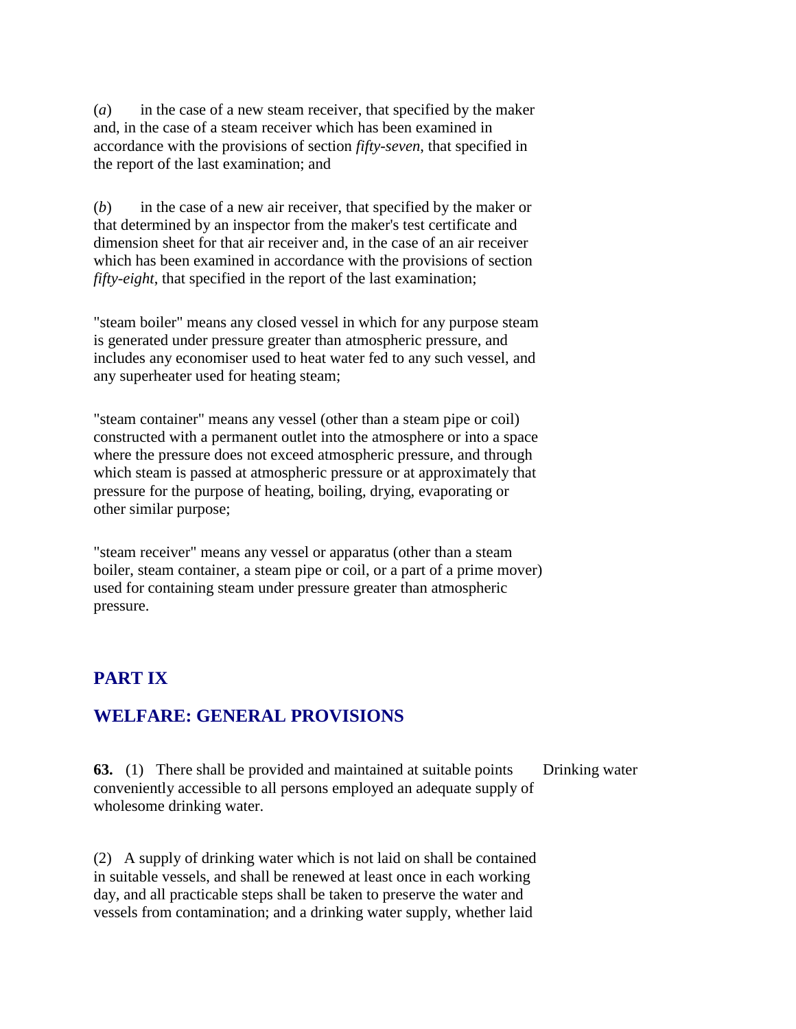(*a*) in the case of a new steam receiver, that specified by the maker and, in the case of a steam receiver which has been examined in accordance with the provisions of section *fifty-seven*, that specified in the report of the last examination; and

(*b*) in the case of a new air receiver, that specified by the maker or that determined by an inspector from the maker's test certificate and dimension sheet for that air receiver and, in the case of an air receiver which has been examined in accordance with the provisions of section *fifty-eight*, that specified in the report of the last examination;

"steam boiler" means any closed vessel in which for any purpose steam is generated under pressure greater than atmospheric pressure, and includes any economiser used to heat water fed to any such vessel, and any superheater used for heating steam;

"steam container" means any vessel (other than a steam pipe or coil) constructed with a permanent outlet into the atmosphere or into a space where the pressure does not exceed atmospheric pressure, and through which steam is passed at atmospheric pressure or at approximately that pressure for the purpose of heating, boiling, drying, evaporating or other similar purpose;

"steam receiver" means any vessel or apparatus (other than a steam boiler, steam container, a steam pipe or coil, or a part of a prime mover) used for containing steam under pressure greater than atmospheric pressure.

## PART IX

## WELFARE: GENERAL PROVISIONS

*Drinking water*

**63.** (1) There shall be provided and maintained at suitable points conveniently accessible to all persons employed an adequate supply of wholesome drinking water.

(2) A supply of drinking water which is not laid on shall be contained in suitable vessels, and shall be renewed at least once in each working day, and all practicable steps shall be taken to preserve the water and vessels from contamination; and a drinking water supply, whether laid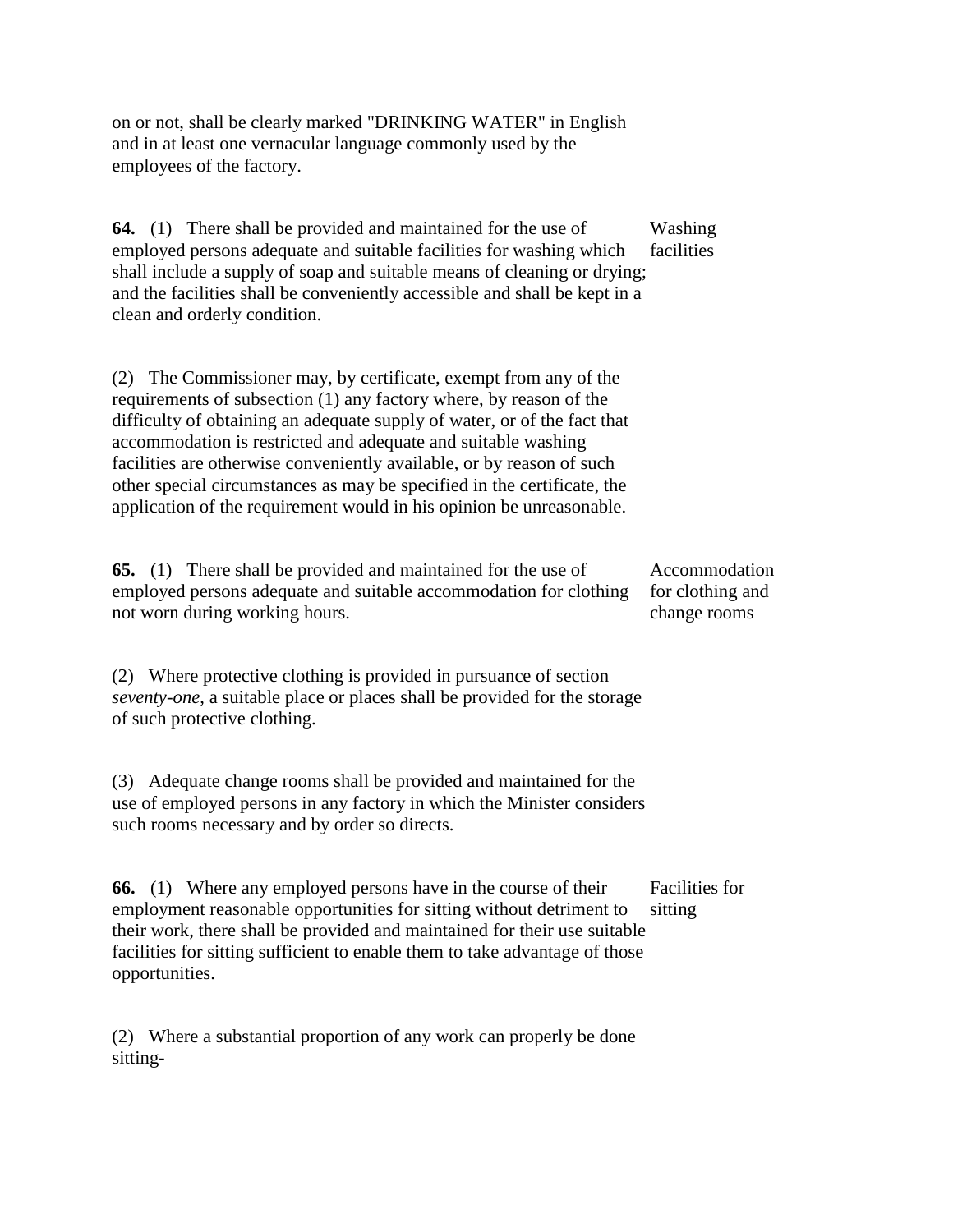on or not, shall be clearly marked "DRINKING WATER" in English and in at least one vernacular language commonly used by the employees of the factory.

**64.** (1) There shall be provided and maintained for the use of employed persons adequate and suitable facilities for washing which shall include a supply of soap and suitable means of cleaning or drying; and the facilities shall be conveniently accessible and shall be kept in a clean and orderly condition.

Washing facilities

(2) The Commissioner may, by certificate, exempt from any of the requirements of subsection (1) any factory where, by reason of the difficulty of obtaining an adequate supply of water, or of the fact that accommodation is restricted and adequate and suitable washing facilities are otherwise conveniently available, or by reason of such other special circumstances as may be specified in the certificate, the application of the requirement would in his opinion be unreasonable.

**65.** (1) There shall be provided and maintained for the use of employed persons adequate and suitable accommodation for clothing not worn during working hours.

Accommodation for clothing and change rooms

(2) Where protective clothing is provided in pursuance of section *seventy-one*, a suitable place or places shall be provided for the storage of such protective clothing.

(3) Adequate change rooms shall be provided and maintained for the use of employed persons in any factory in which the Minister considers such rooms necessary and by order so directs.

**66.** (1) Where any employed persons have in the course of their employment reasonable opportunities for sitting without detriment to their work, there shall be provided and maintained for their use suitable facilities for sitting sufficient to enable them to take advantage of those opportunities.

Facilities for sitting

(2) Where a substantial proportion of any work can properly be done sitting-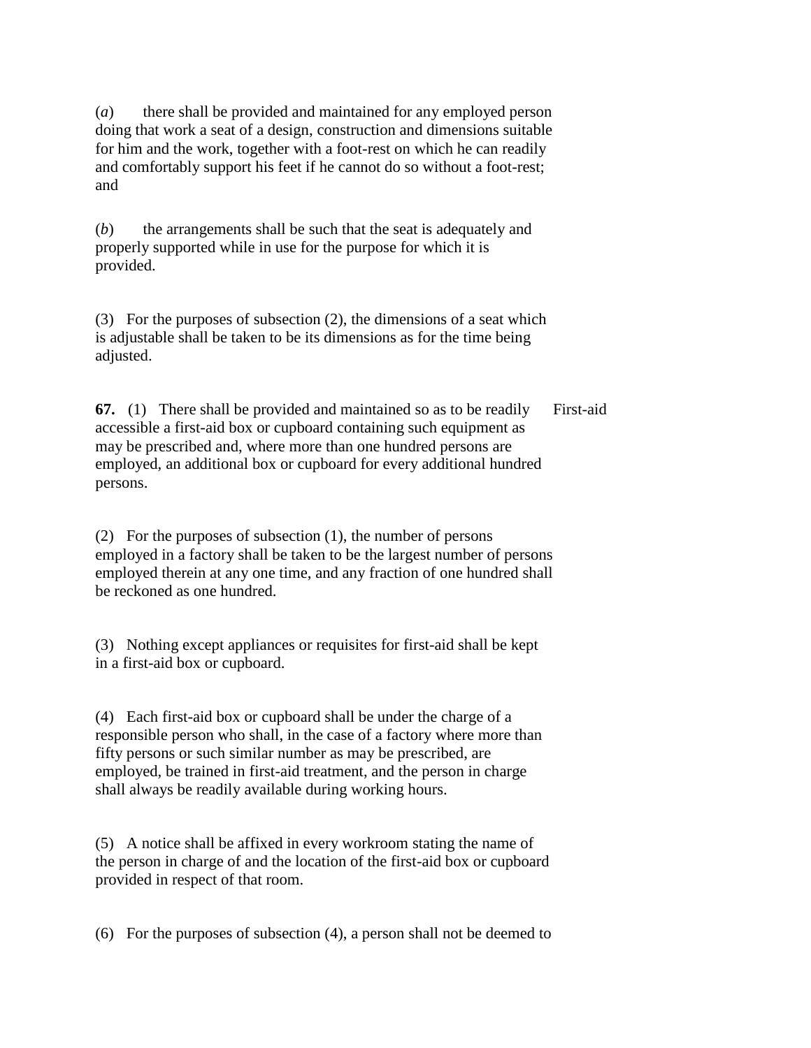(*a*) there shall be provided and maintained for any employed person doing that work a seat of a design, construction and dimensions suitable for him and the work, together with a foot-rest on which he can readily and comfortably support his feet if he cannot do so without a foot-rest; and

(*b*) the arrangements shall be such that the seat is adequately and properly supported while in use for the purpose for which it is provided.

(3) For the purposes of subsection (2), the dimensions of a seat which is adjustable shall be taken to be its dimensions as for the time being adjusted.

**67.** (1) There shall be provided and maintained so as to be readily accessible a first-aid box or cupboard containing such equipment as may be prescribed and, where more than one hundred persons are employed, an additional box or cupboard for every additional hundred persons.

First-aid

(2) For the purposes of subsection (1), the number of persons employed in a factory shall be taken to be the largest number of persons employed therein at any one time, and any fraction of one hundred shall be reckoned as one hundred.

(3) Nothing except appliances or requisites for first-aid shall be kept in a first-aid box or cupboard.

(4) Each first-aid box or cupboard shall be under the charge of a responsible person who shall, in the case of a factory where more than fifty persons or such similar number as may be prescribed, are employed, be trained in first-aid treatment, and the person in charge shall always be readily available during working hours.

(5) A notice shall be affixed in every workroom stating the name of the person in charge of and the location of the first-aid box or cupboard provided in respect of that room.

(6) For the purposes of subsection (4), a person shall not be deemed to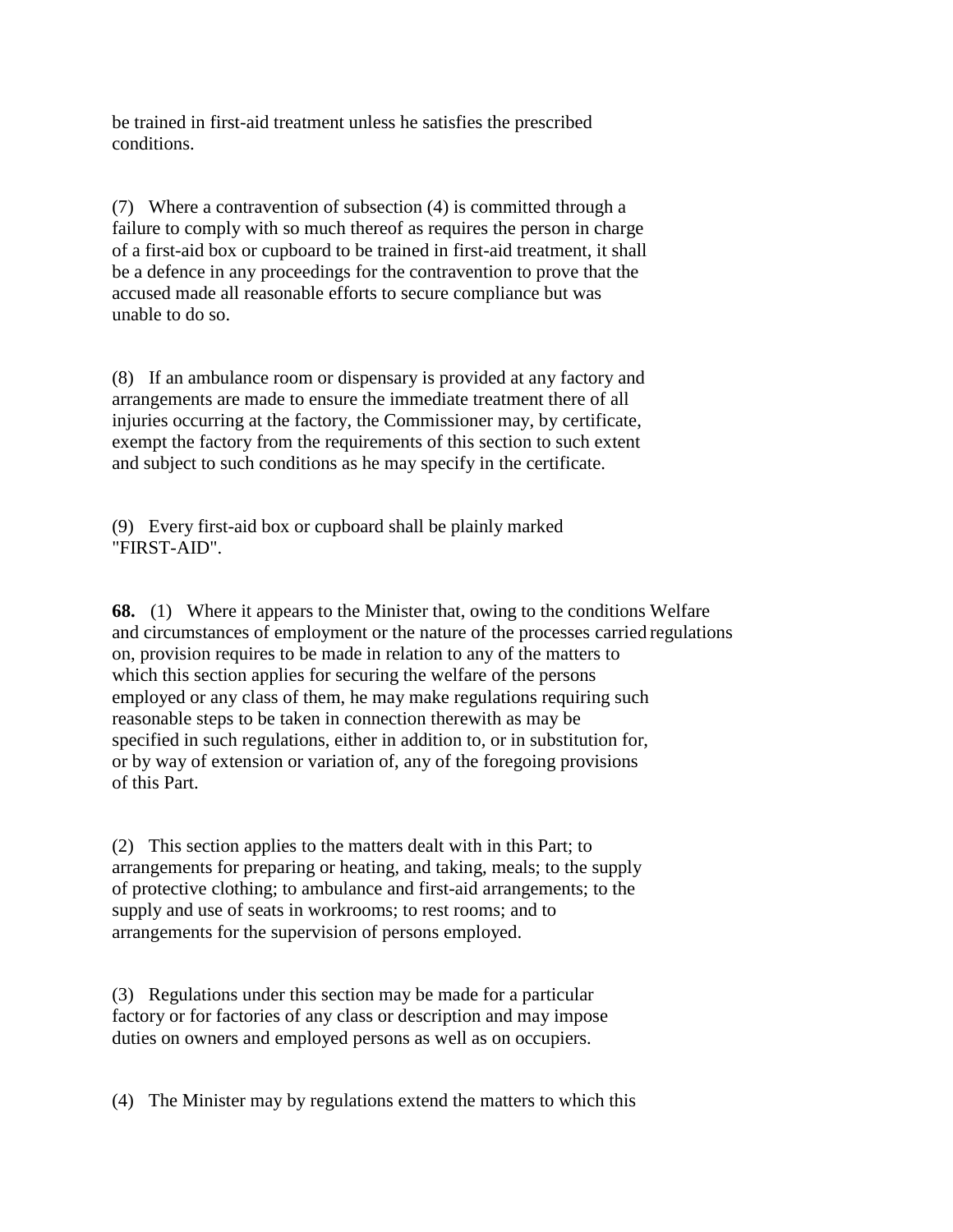be trained in first-aid treatment unless he satisfies the prescribed conditions.

(7) Where a contravention of subsection (4) is committed through a failure to comply with so much thereof as requires the person in charge of a first-aid box or cupboard to be trained in first-aid treatment, it shall be a defence in any proceedings for the contravention to prove that the accused made all reasonable efforts to secure compliance but was unable to do so.

(8) If an ambulance room or dispensary is provided at any factory and arrangements are made to ensure the immediate treatment there of all injuries occurring at the factory, the Commissioner may, by certificate, exempt the factory from the requirements of this section to such extent and subject to such conditions as he may specify in the certificate.

(9) Every first-aid box or cupboard shall be plainly marked "FIRST-AID".

**68.** (1) Where it appears to the Minister that, owing to the conditions and circumstances of employment or the nature of the processes carried on, provision requires to be made in relation to any of the matters to which this section applies for securing the welfare of the persons employed or any class of them, he may make regulations requiring such reasonable steps to be taken in connection therewith as may be specified in such regulations, either in addition to, or in substitution for, or by way of extension or variation of, any of the foregoing provisions of this Part.

Welfare regulations

(2) This section applies to the matters dealt with in this Part; to arrangements for preparing or heating, and taking, meals; to the supply of protective clothing; to ambulance and first-aid arrangements; to the supply and use of seats in workrooms; to rest rooms; and to arrangements for the supervision of persons employed.

(3) Regulations under this section may be made for a particular factory or for factories of any class or description and may impose duties on owners and employed persons as well as on occupiers.

(4) The Minister may by regulations extend the matters to which this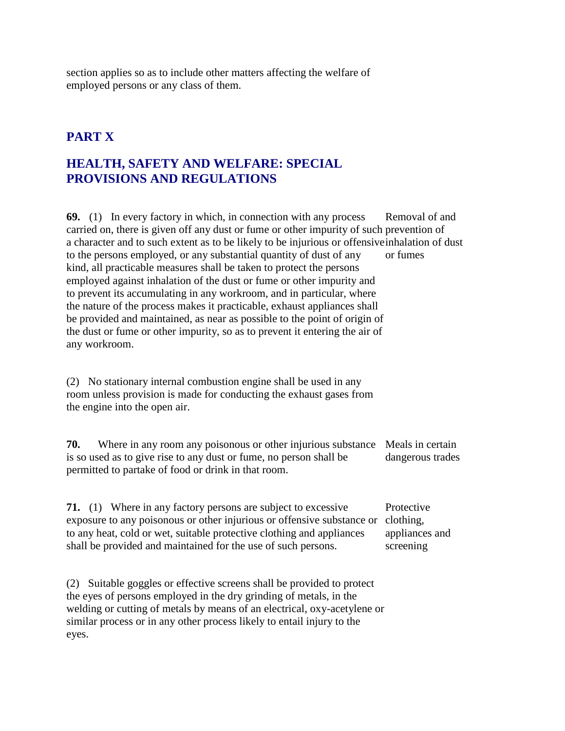section applies so as to include other matters affecting the welfare of employed persons or any class of them.

## PART X

## HEALTH, SAFETY AND WELFARE: SPECIAL PROVISIONS AND REGULATIONS

Removal of and prevention of inhalation of dust or fumes

**69.** (1) In every factory in which, in connection with any process carried on, there is given off any dust or fume or other impurity of such a character and to such extent as to be likely to be injurious or offensive to the persons employed, or any substantial quantity of dust of any kind, all practicable measures shall be taken to protect the persons employed against inhalation of the dust or fume or other impurity and to prevent its accumulating in any workroom, and in particular, where the nature of the process makes it practicable, exhaust appliances shall be provided and maintained, as near as possible to the point of origin of the dust or fume or other impurity, so as to prevent it entering the air of any workroom.

(2) No stationary internal combustion engine shall be used in any room unless provision is made for conducting the exhaust gases from the engine into the open air.

Meals in certain dangerous trades

**70.** Where in any room any poisonous or other injurious substance is so used as to give rise to any dust or fume, no person shall be permitted to partake of food or drink in that room.

Protective clothing, appliances and screening

**71.** (1) Where in any factory persons are subject to excessive exposure to any poisonous or other injurious or offensive substance or to any heat, cold or wet, suitable protective clothing and appliances shall be provided and maintained for the use of such persons.

(2) Suitable goggles or effective screens shall be provided to protect the eyes of persons employed in the dry grinding of metals, in the welding or cutting of metals by means of an electrical, oxy-acetylene or similar process or in any other process likely to entail injury to the eyes.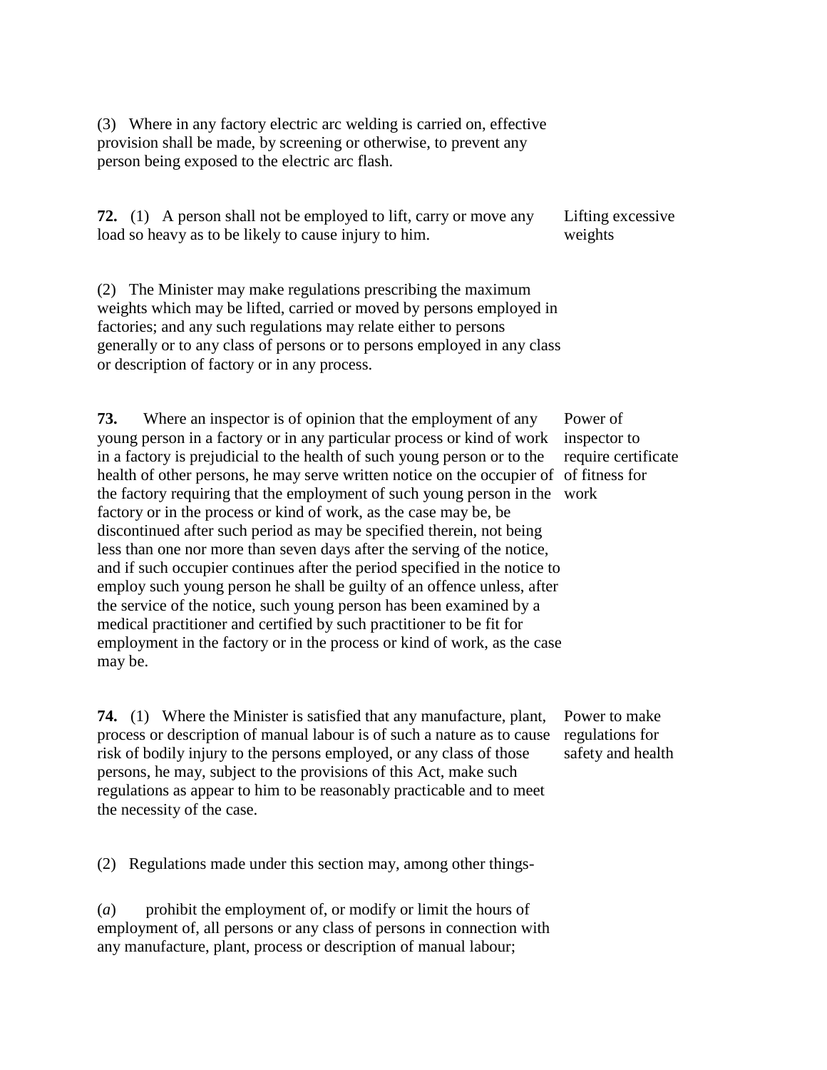(3) Where in any factory electric arc welding is carried on, effective provision shall be made, by screening or otherwise, to prevent any person being exposed to the electric arc flash.

**72.** (1) A person shall not be employed to lift, carry or move any load so heavy as to be likely to cause injury to him.

Lifting excessive weights

(2) The Minister may make regulations prescribing the maximum weights which may be lifted, carried or moved by persons employed in factories; and any such regulations may relate either to persons generally or to any class of persons or to persons employed in any class or description of factory or in any process.

**73.** Where an inspector is of opinion that the employment of any young person in a factory or in any particular process or kind of work in a factory is prejudicial to the health of such young person or to the health of other persons, he may serve written notice on the occupier of the factory requiring that the employment of such young person in the factory or in the process or kind of work, as the case may be, be discontinued after such period as may be specified therein, not being less than one nor more than seven days after the serving of the notice, and if such occupier continues after the period specified in the notice to employ such young person he shall be guilty of an offence unless, after the service of the notice, such young person has been examined by a medical practitioner and certified by such practitioner to be fit for employment in the factory or in the process or kind of work, as the case may be.

Power of inspector to require certificate of fitness for work

**74.** (1) Where the Minister is satisfied that any manufacture, plant, process or description of manual labour is of such a nature as to cause risk of bodily injury to the persons employed, or any class of those persons, he may, subject to the provisions of this Act, make such regulations as appear to him to be reasonably practicable and to meet the necessity of the case.

Power to make regulations for safety and health

(2) Regulations made under this section may, among other things-

(*a*) prohibit the employment of, or modify or limit the hours of employment of, all persons or any class of persons in connection with any manufacture, plant, process or description of manual labour;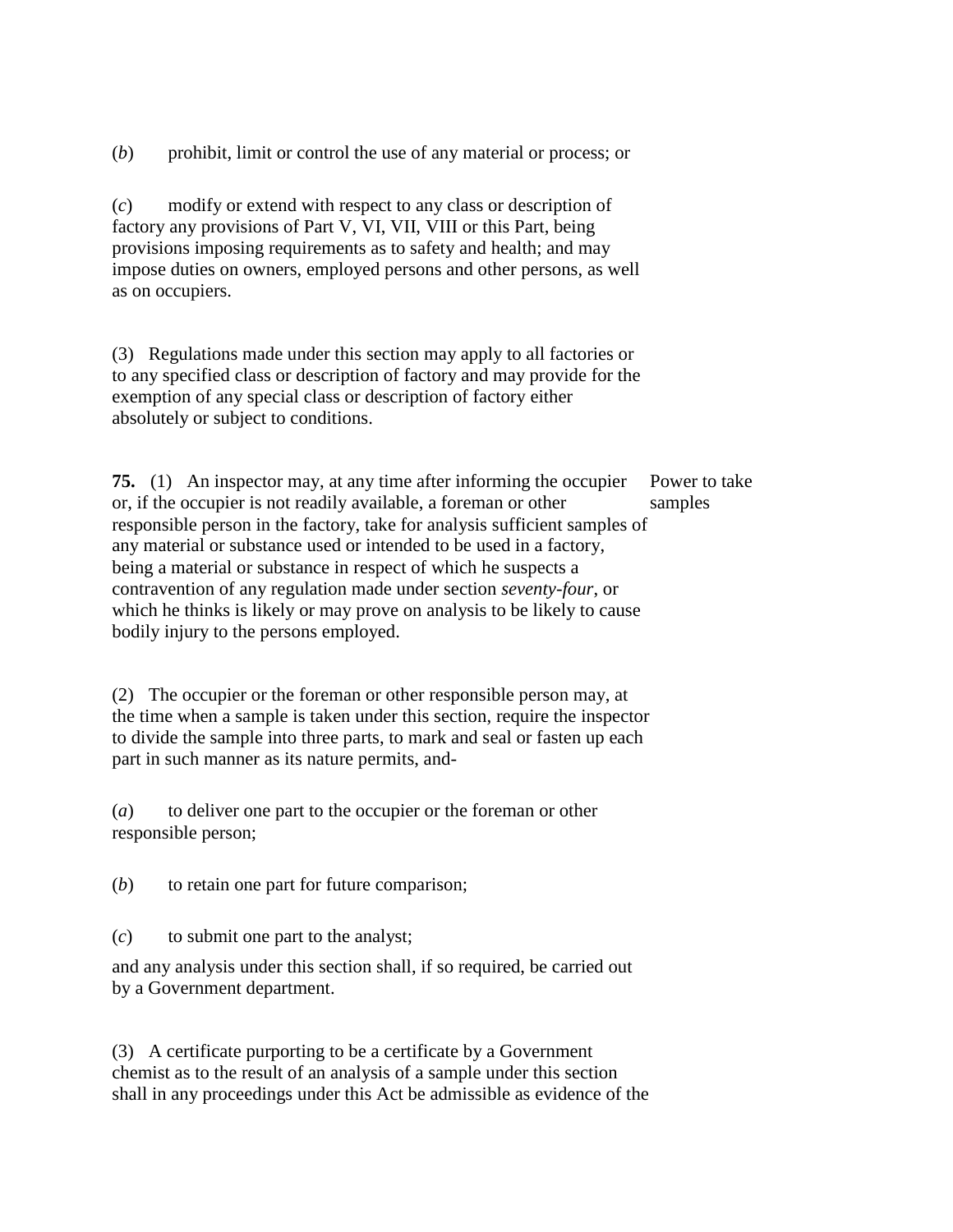(*b*) prohibit, limit or control the use of any material or process; or

(*c*) modify or extend with respect to any class or description of factory any provisions of Part V, VI, VII, VIII or this Part, being provisions imposing requirements as to safety and health; and may impose duties on owners, employed persons and other persons, as well as on occupiers.

(3) Regulations made under this section may apply to all factories or to any specified class or description of factory and may provide for the exemption of any special class or description of factory either absolutely or subject to conditions.

**75.** (1) An inspector may, at any time after informing the occupier or, if the occupier is not readily available, a foreman or other responsible person in the factory, take for analysis sufficient samples of any material or substance used or intended to be used in a factory, being a material or substance in respect of which he suspects a contravention of any regulation made under section *seventy-four*, or which he thinks is likely or may prove on analysis to be likely to cause bodily injury to the persons employed.

Power to take samples

(2) The occupier or the foreman or other responsible person may, at the time when a sample is taken under this section, require the inspector to divide the sample into three parts, to mark and seal or fasten up each part in such manner as its nature permits, and-

(*a*) to deliver one part to the occupier or the foreman or other responsible person;

(*b*) to retain one part for future comparison;

(*c*) to submit one part to the analyst;

and any analysis under this section shall, if so required, be carried out by a Government department.

(3) A certificate purporting to be a certificate by a Government chemist as to the result of an analysis of a sample under this section shall in any proceedings under this Act be admissible as evidence of the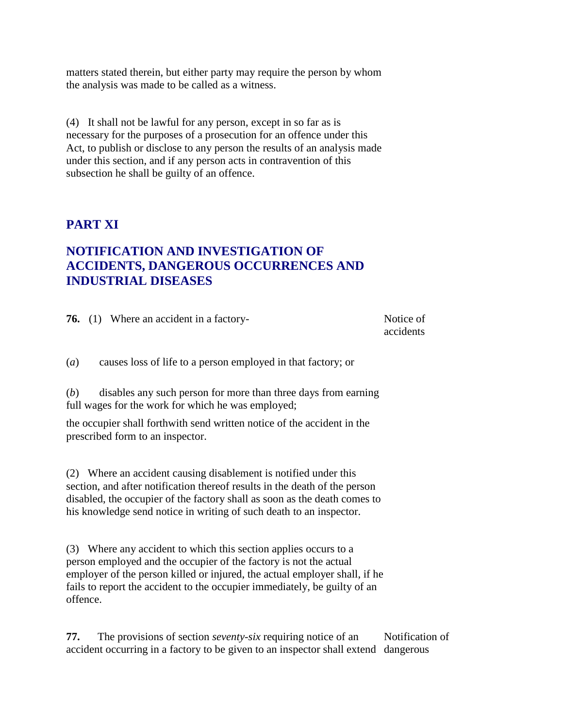matters stated therein, but either party may require the person by whom the analysis was made to be called as a witness.

(4) It shall not be lawful for any person, except in so far as is necessary for the purposes of a prosecution for an offence under this Act, to publish or disclose to any person the results of an analysis made under this section, and if any person acts in contravention of this subsection he shall be guilty of an offence.

## PART XI

## NOTIFICATION AND INVESTIGATION OF ACCIDENTS, DANGEROUS OCCURRENCES AND INDUSTRIAL DISEASES

**76.** (1) Where an accident in a factory-

Notice of accidents

(*a*) causes loss of life to a person employed in that factory; or

(*b*) disables any such person for more than three days from earning full wages for the work for which he was employed;

the occupier shall forthwith send written notice of the accident in the prescribed form to an inspector.

(2) Where an accident causing disablement is notified under this section, and after notification thereof results in the death of the person disabled, the occupier of the factory shall as soon as the death comes to his knowledge send notice in writing of such death to an inspector.

(3) Where any accident to which this section applies occurs to a person employed and the occupier of the factory is not the actual employer of the person killed or injured, the actual employer shall, if he fails to report the accident to the occupier immediately, be guilty of an offence.

**77.** The provisions of section *seventy-six* requiring notice of an accident occurring in a factory to be given to an inspector shall extend

Notification of dangerous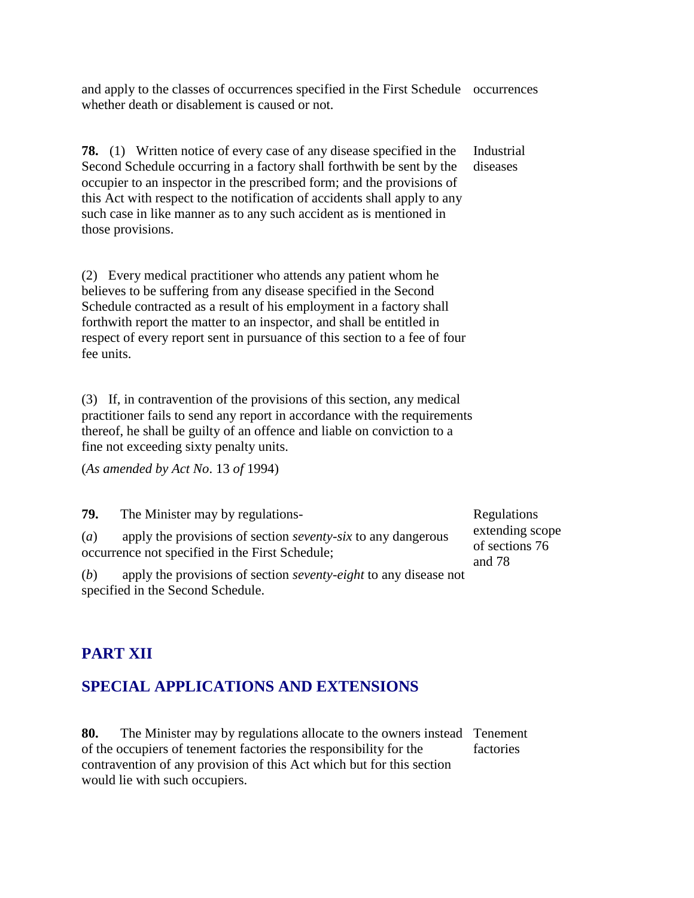and apply to the classes of occurrences specified in the First Schedule whether death or disablement is caused or not.

occurrences

**78.** (1) Written notice of every case of any disease specified in the Second Schedule occurring in a factory shall forthwith be sent by the occupier to an inspector in the prescribed form; and the provisions of this Act with respect to the notification of accidents shall apply to any such case in like manner as to any such accident as is mentioned in those provisions.

Industrial diseases

(2) Every medical practitioner who attends any patient whom he believes to be suffering from any disease specified in the Second Schedule contracted as a result of his employment in a factory shall forthwith report the matter to an inspector, and shall be entitled in respect of every report sent in pursuance of this section to a fee of four fee units.

(3) If, in contravention of the provisions of this section, any medical practitioner fails to send any report in accordance with the requirements thereof, he shall be guilty of an offence and liable on conviction to a fine not exceeding sixty penalty units.

(*As amended by Act No*. 13 *of* 1994)

**79.** The Minister may by regulations-

Regulations extending scope of sections 76 and 78

(*a*) apply the provisions of section *seventy-six* to any dangerous occurrence not specified in the First Schedule;

(*b*) apply the provisions of section *seventy-eight* to any disease not specified in the Second Schedule.

## PART XII

## SPECIAL APPLICATIONS AND EXTENSIONS

**80.** The Minister may by regulations allocate to the owners instead of the occupiers of tenement factories the responsibility for the contravention of any provision of this Act which but for this section would lie with such occupiers.

Tenement factories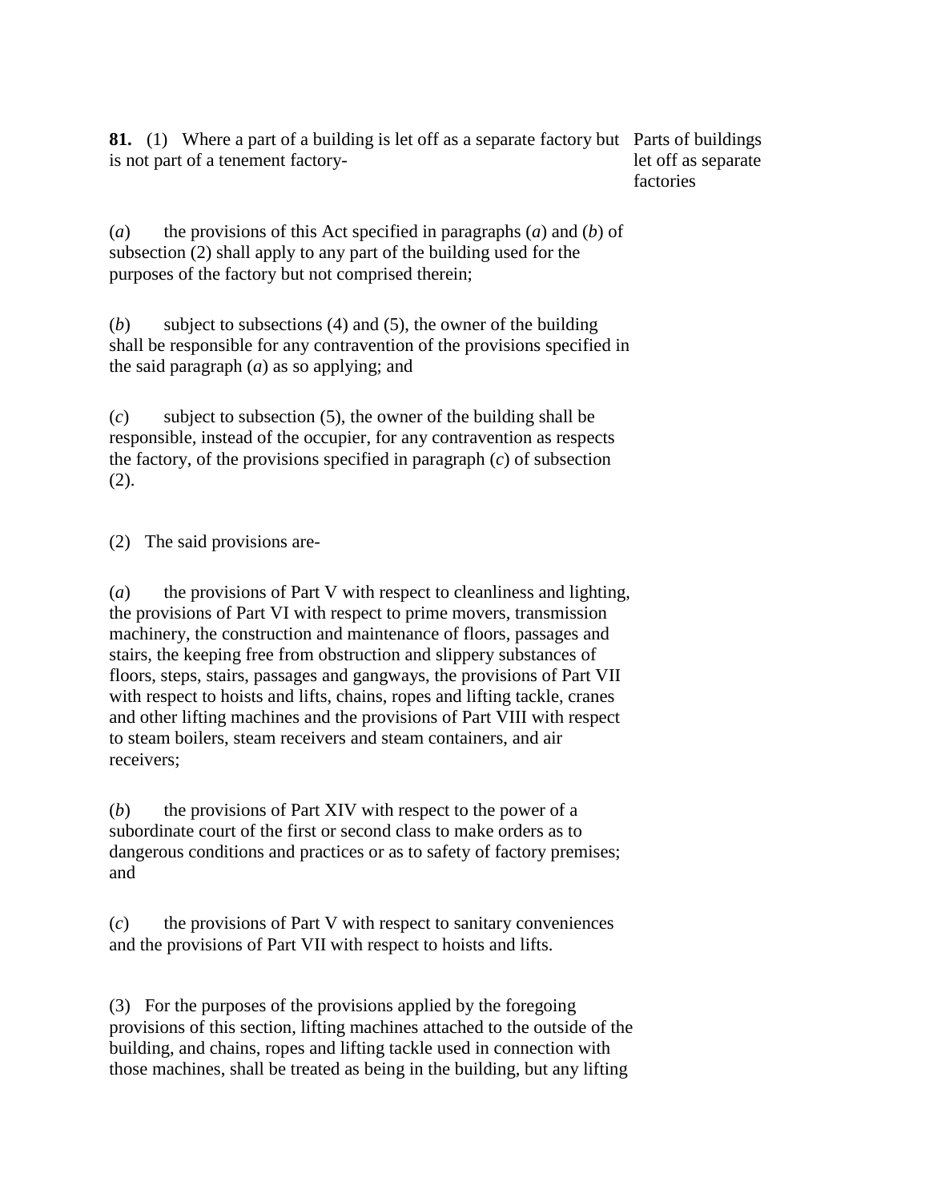**81.** (1) Where a part of a building is let off as a separate factory but is not part of a tenement factory-

Parts of buildings let off as separate factories

(*a*) the provisions of this Act specified in paragraphs (*a*) and (*b*) of subsection (2) shall apply to any part of the building used for the purposes of the factory but not comprised therein;

(*b*) subject to subsections (4) and (5), the owner of the building shall be responsible for any contravention of the provisions specified in the said paragraph (*a*) as so applying; and

(*c*) subject to subsection (5), the owner of the building shall be responsible, instead of the occupier, for any contravention as respects the factory, of the provisions specified in paragraph (*c*) of subsection (2).

(2) The said provisions are-

(*a*) the provisions of Part V with respect to cleanliness and lighting, the provisions of Part VI with respect to prime movers, transmission machinery, the construction and maintenance of floors, passages and stairs, the keeping free from obstruction and slippery substances of floors, steps, stairs, passages and gangways, the provisions of Part VII with respect to hoists and lifts, chains, ropes and lifting tackle, cranes and other lifting machines and the provisions of Part VIII with respect to steam boilers, steam receivers and steam containers, and air receivers;

(*b*) the provisions of Part XIV with respect to the power of a subordinate court of the first or second class to make orders as to dangerous conditions and practices or as to safety of factory premises; and

(*c*) the provisions of Part V with respect to sanitary conveniences and the provisions of Part VII with respect to hoists and lifts.

(3) For the purposes of the provisions applied by the foregoing provisions of this section, lifting machines attached to the outside of the building, and chains, ropes and lifting tackle used in connection with those machines, shall be treated as being in the building, but any lifting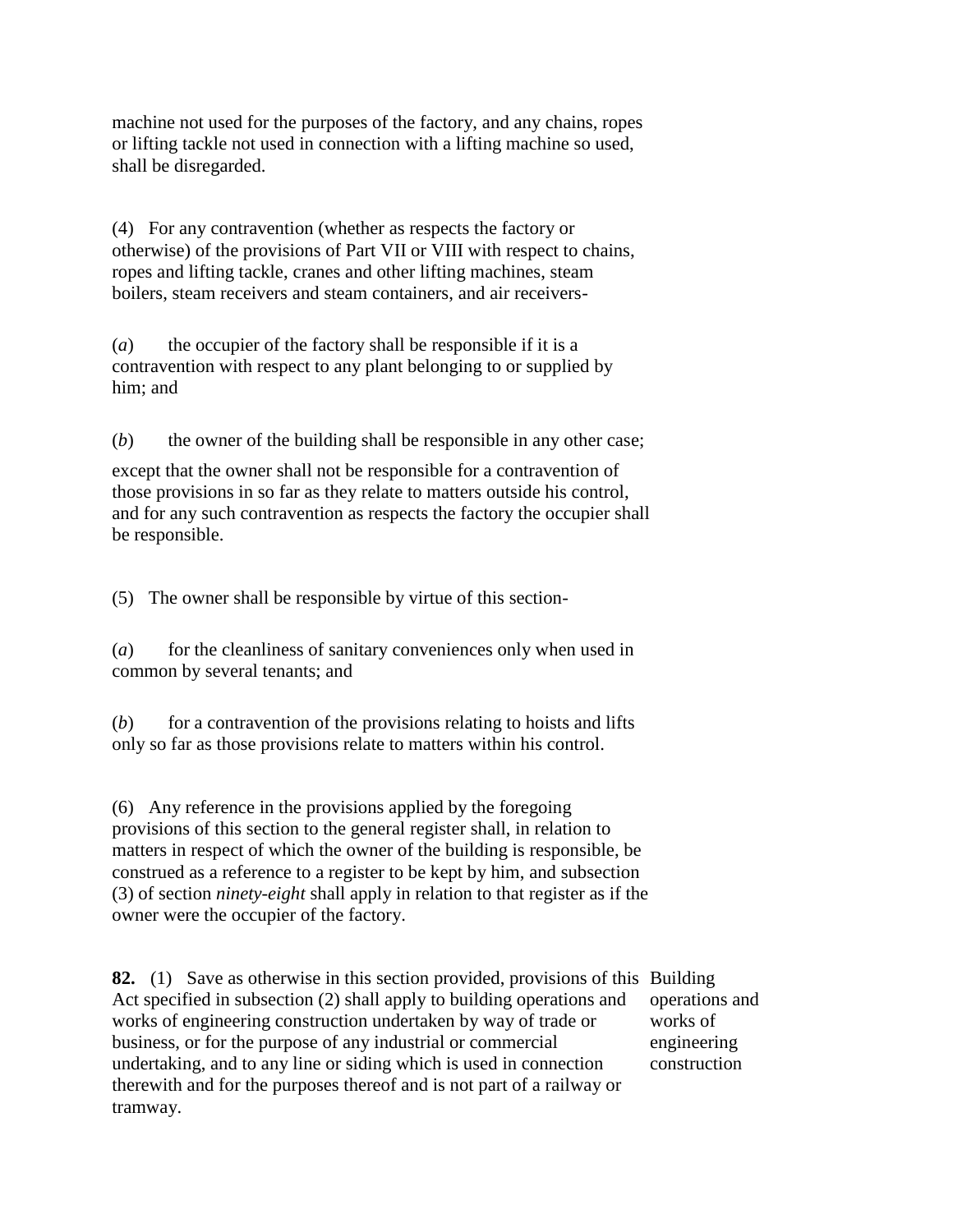machine not used for the purposes of the factory, and any chains, ropes or lifting tackle not used in connection with a lifting machine so used, shall be disregarded.

(4) For any contravention (whether as respects the factory or otherwise) of the provisions of Part VII or VIII with respect to chains, ropes and lifting tackle, cranes and other lifting machines, steam boilers, steam receivers and steam containers, and air receivers-

(*a*) the occupier of the factory shall be responsible if it is a contravention with respect to any plant belonging to or supplied by him; and

(*b*) the owner of the building shall be responsible in any other case;

except that the owner shall not be responsible for a contravention of those provisions in so far as they relate to matters outside his control, and for any such contravention as respects the factory the occupier shall be responsible.

(5) The owner shall be responsible by virtue of this section-

(*a*) for the cleanliness of sanitary conveniences only when used in common by several tenants; and

(*b*) for a contravention of the provisions relating to hoists and lifts only so far as those provisions relate to matters within his control.

(6) Any reference in the provisions applied by the foregoing provisions of this section to the general register shall, in relation to matters in respect of which the owner of the building is responsible, be construed as a reference to a register to be kept by him, and subsection (3) of section *ninety-eight* shall apply in relation to that register as if the owner were the occupier of the factory.

Building operations and works of engineering construction

**82.** (1) Save as otherwise in this section provided, provisions of this Act specified in subsection (2) shall apply to building operations and works of engineering construction undertaken by way of trade or business, or for the purpose of any industrial or commercial undertaking, and to any line or siding which is used in connection therewith and for the purposes thereof and is not part of a railway or tramway.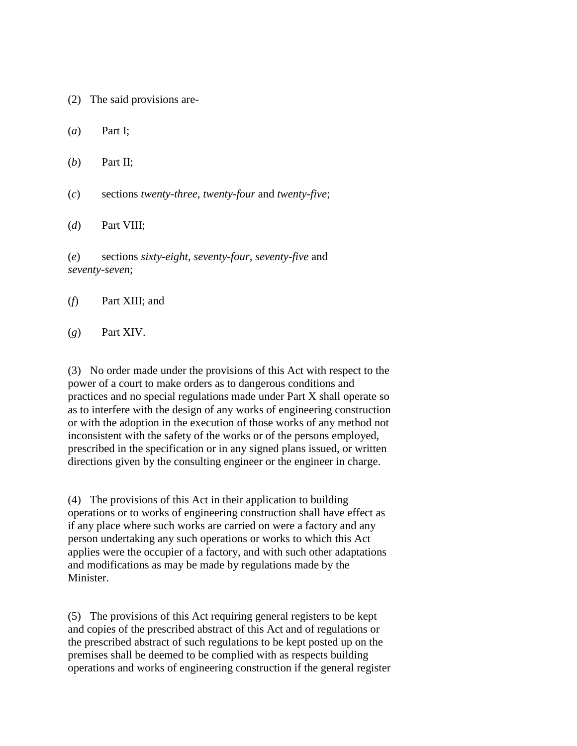(2) The said provisions are-

(*a*) Part I;

(*b*) Part II;

(*c*) sections *twenty-three*, *twenty-four* and *twenty-five*;

(*d*) Part VIII;

(*e*) sections *sixty-eight*, *seventy-four*, *seventy-five* and *seventy-seven*;

(*f*) Part XIII; and

(*g*) Part XIV.

(3) No order made under the provisions of this Act with respect to the power of a court to make orders as to dangerous conditions and practices and no special regulations made under Part X shall operate so as to interfere with the design of any works of engineering construction or with the adoption in the execution of those works of any method not inconsistent with the safety of the works or of the persons employed, prescribed in the specification or in any signed plans issued, or written directions given by the consulting engineer or the engineer in charge.

(4) The provisions of this Act in their application to building operations or to works of engineering construction shall have effect as if any place where such works are carried on were a factory and any person undertaking any such operations or works to which this Act applies were the occupier of a factory, and with such other adaptations and modifications as may be made by regulations made by the Minister.

(5) The provisions of this Act requiring general registers to be kept and copies of the prescribed abstract of this Act and of regulations or the prescribed abstract of such regulations to be kept posted up on the premises shall be deemed to be complied with as respects building operations and works of engineering construction if the general register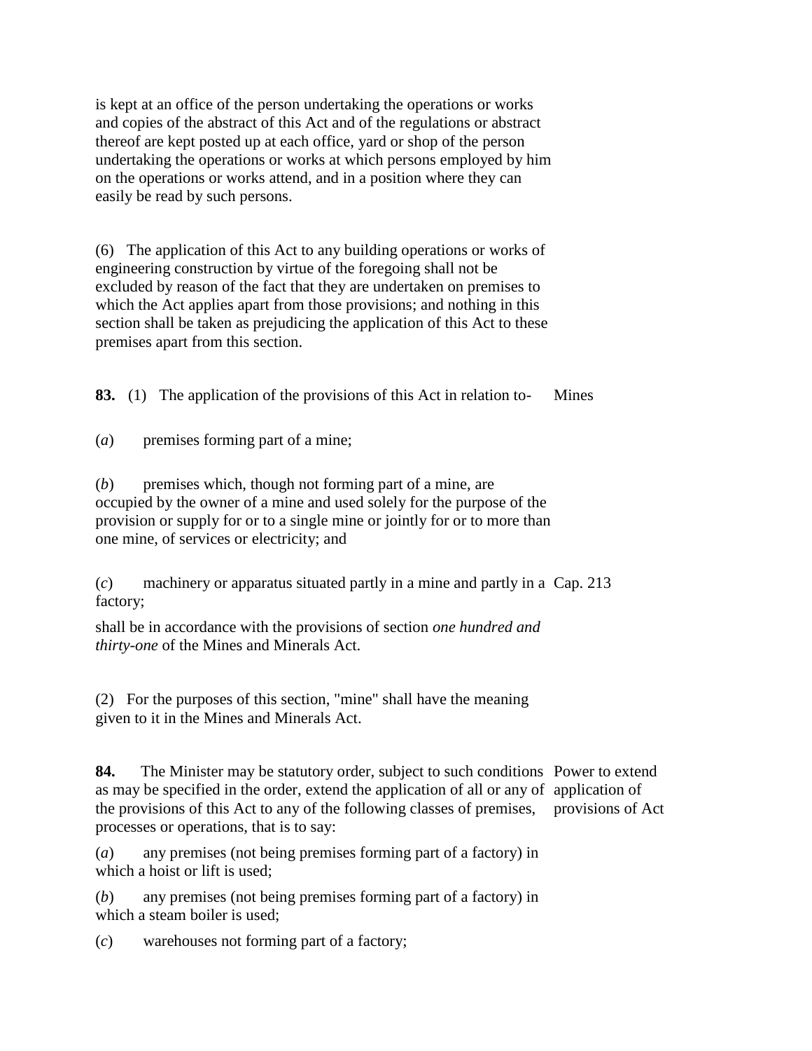is kept at an office of the person undertaking the operations or works and copies of the abstract of this Act and of the regulations or abstract thereof are kept posted up at each office, yard or shop of the person undertaking the operations or works at which persons employed by him on the operations or works attend, and in a position where they can easily be read by such persons.

(6) The application of this Act to any building operations or works of engineering construction by virtue of the foregoing shall not be excluded by reason of the fact that they are undertaken on premises to which the Act applies apart from those provisions; and nothing in this section shall be taken as prejudicing the application of this Act to these premises apart from this section.

**83.** (1) The application of the provisions of this Act in relation to-

Mines

(*a*) premises forming part of a mine;

(*b*) premises which, though not forming part of a mine, are occupied by the owner of a mine and used solely for the purpose of the provision or supply for or to a single mine or jointly for or to more than one mine, of services or electricity; and

(*c*) machinery or apparatus situated partly in a mine and partly in a factory;

Cap. 213

shall be in accordance with the provisions of section *one hundred and thirty-one* of the Mines and Minerals Act.

(2) For the purposes of this section, "mine" shall have the meaning given to it in the Mines and Minerals Act.

**84.** The Minister may be statutory order, subject to such conditions as may be specified in the order, extend the application of all or any of the provisions of this Act to any of the following classes of premises, processes or operations, that is to say:

Power to extend application of provisions of Act

(*a*) any premises (not being premises forming part of a factory) in which a hoist or lift is used;

(*b*) any premises (not being premises forming part of a factory) in which a steam boiler is used;

(*c*) warehouses not forming part of a factory;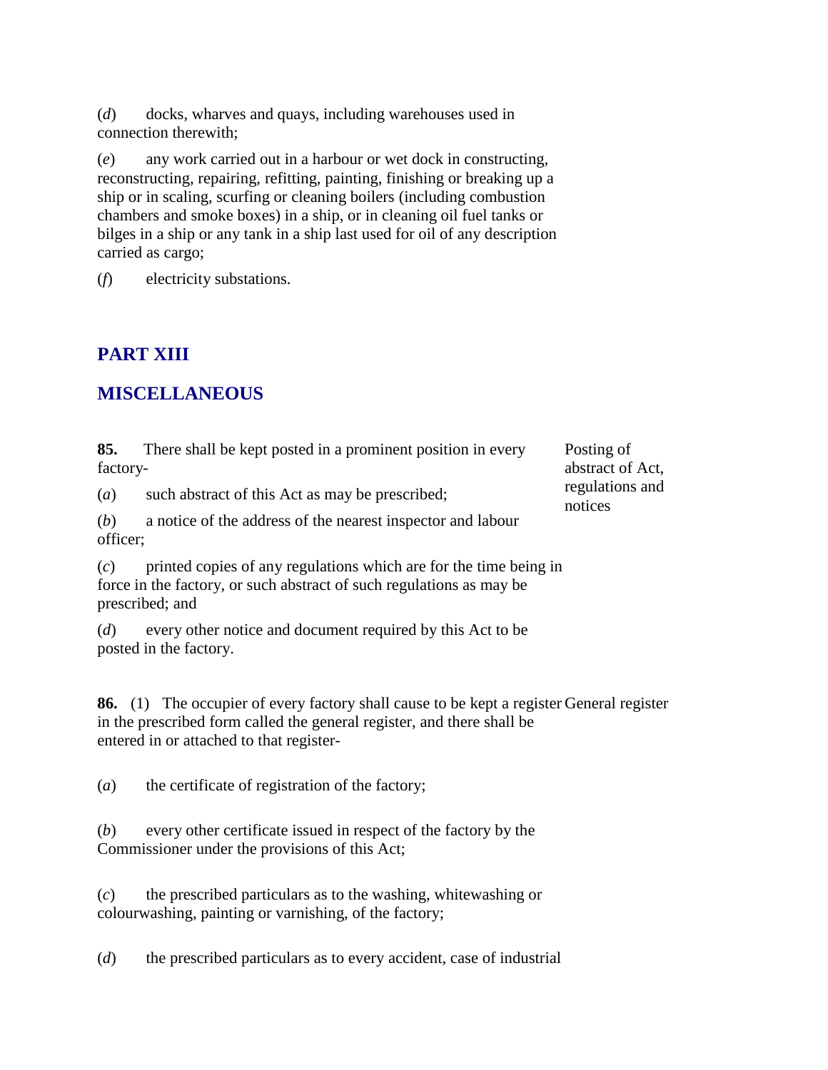(*d*) docks, wharves and quays, including warehouses used in connection therewith;

(*e*) any work carried out in a harbour or wet dock in constructing, reconstructing, repairing, refitting, painting, finishing or breaking up a ship or in scaling, scurfing or cleaning boilers (including combustion chambers and smoke boxes) in a ship, or in cleaning oil fuel tanks or bilges in a ship or any tank in a ship last used for oil of any description carried as cargo;

(*f*) electricity substations.

## PART XIII

## MISCELLANEOUS

Posting of abstract of Act, regulations and notices

**85.** There shall be kept posted in a prominent position in every factory-

(*a*) such abstract of this Act as may be prescribed;

(*b*) a notice of the address of the nearest inspector and labour officer;

(*c*) printed copies of any regulations which are for the time being in force in the factory, or such abstract of such regulations as may be prescribed; and

(*d*) every other notice and document required by this Act to be posted in the factory.

General register

**86.** (1) The occupier of every factory shall cause to be kept a register in the prescribed form called the general register, and there shall be entered in or attached to that register-

(*a*) the certificate of registration of the factory;

(*b*) every other certificate issued in respect of the factory by the Commissioner under the provisions of this Act;

(*c*) the prescribed particulars as to the washing, whitewashing or colourwashing, painting or varnishing, of the factory;

(*d*) the prescribed particulars as to every accident, case of industrial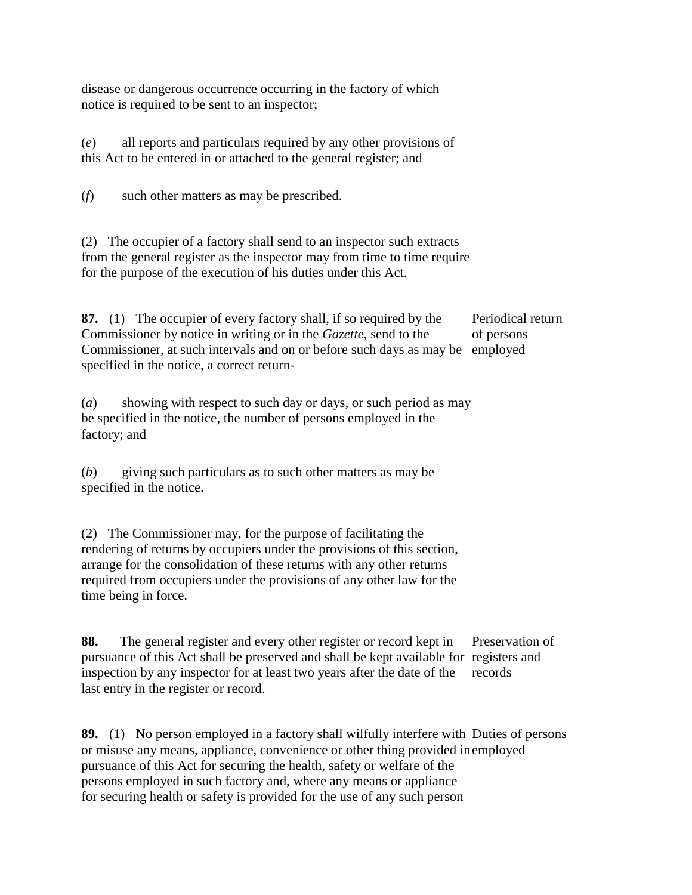disease or dangerous occurrence occurring in the factory of which notice is required to be sent to an inspector;

(*e*) all reports and particulars required by any other provisions of this Act to be entered in or attached to the general register; and

(*f*) such other matters as may be prescribed.

(2) The occupier of a factory shall send to an inspector such extracts from the general register as the inspector may from time to time require for the purpose of the execution of his duties under this Act.

**87.** (1) The occupier of every factory shall, if so required by the Commissioner by notice in writing or in the *Gazette*, send to the Commissioner, at such intervals and on or before such days as may be specified in the notice, a correct return-

Periodical return of persons employed

(*a*) showing with respect to such day or days, or such period as may be specified in the notice, the number of persons employed in the factory; and

(*b*) giving such particulars as to such other matters as may be specified in the notice.

(2) The Commissioner may, for the purpose of facilitating the rendering of returns by occupiers under the provisions of this section, arrange for the consolidation of these returns with any other returns required from occupiers under the provisions of any other law for the time being in force.

**88.** The general register and every other register or record kept in pursuance of this Act shall be preserved and shall be kept available for inspection by any inspector for at least two years after the date of the last entry in the register or record.

Preservation of registers and records

**89.** (1) No person employed in a factory shall wilfully interfere with or misuse any means, appliance, convenience or other thing provided in pursuance of this Act for securing the health, safety or welfare of the persons employed in such factory and, where any means or appliance for securing health or safety is provided for the use of any such person

Duties of persons employed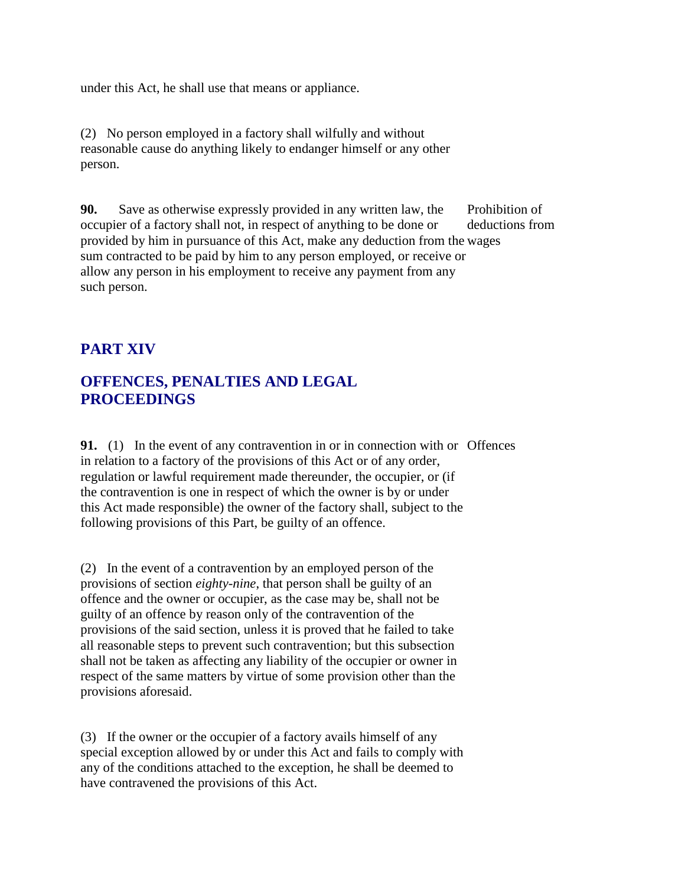under this Act, he shall use that means or appliance.

(2) No person employed in a factory shall wilfully and without reasonable cause do anything likely to endanger himself or any other person.

**90.** Save as otherwise expressly provided in any written law, the occupier of a factory shall not, in respect of anything to be done or provided by him in pursuance of this Act, make any deduction from the sum contracted to be paid by him to any person employed, or receive or allow any person in his employment to receive any payment from any such person.

Prohibition of deductions from wages

## PART XIV

## OFFENCES, PENALTIES AND LEGAL PROCEEDINGS

**91.** (1) In the event of any contravention in or in connection with or in relation to a factory of the provisions of this Act or of any order, regulation or lawful requirement made thereunder, the occupier, or (if the contravention is one in respect of which the owner is by or under this Act made responsible) the owner of the factory shall, subject to the following provisions of this Part, be guilty of an offence.

Offences

(2) In the event of a contravention by an employed person of the provisions of section *eighty-nine*, that person shall be guilty of an offence and the owner or occupier, as the case may be, shall not be guilty of an offence by reason only of the contravention of the provisions of the said section, unless it is proved that he failed to take all reasonable steps to prevent such contravention; but this subsection shall not be taken as affecting any liability of the occupier or owner in respect of the same matters by virtue of some provision other than the provisions aforesaid.

(3) If the owner or the occupier of a factory avails himself of any special exception allowed by or under this Act and fails to comply with any of the conditions attached to the exception, he shall be deemed to have contravened the provisions of this Act.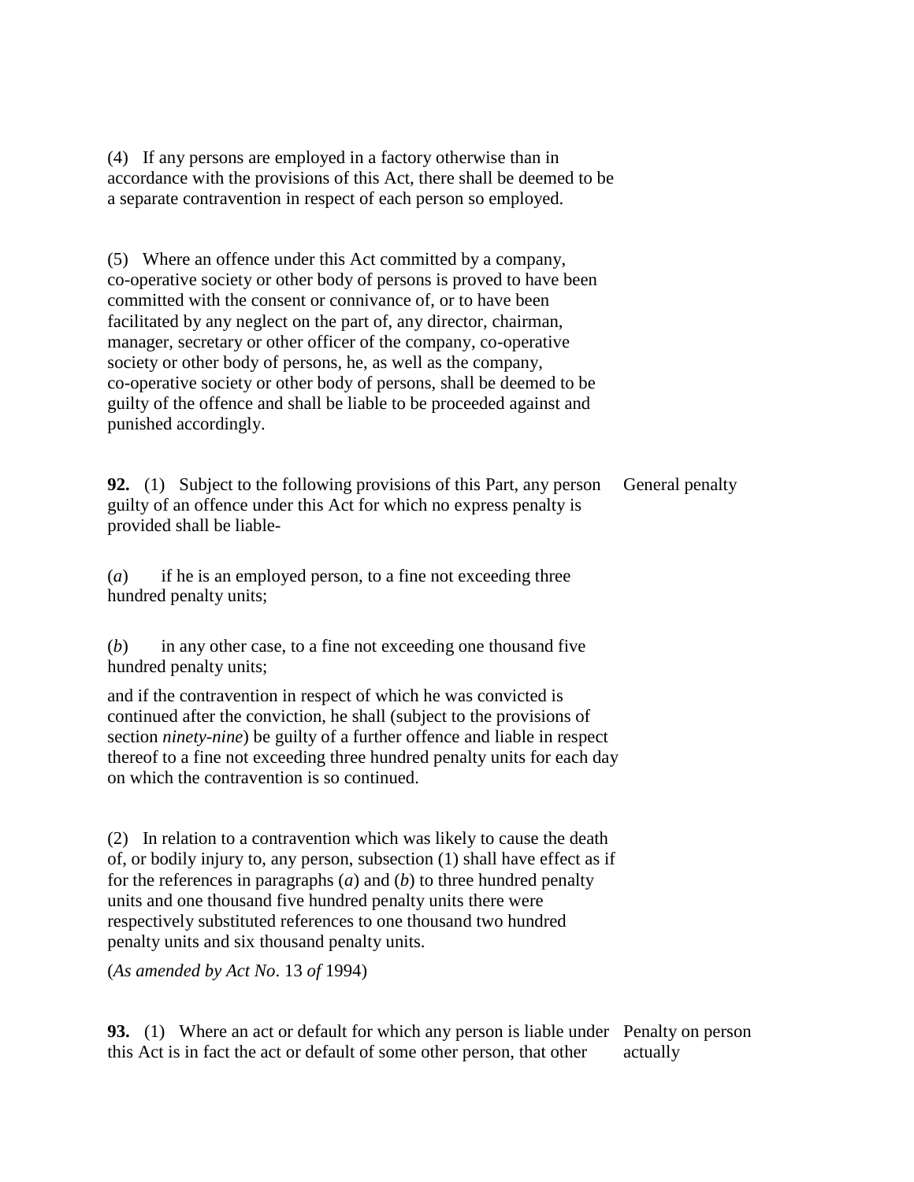(4) If any persons are employed in a factory otherwise than in accordance with the provisions of this Act, there shall be deemed to be a separate contravention in respect of each person so employed.

(5) Where an offence under this Act committed by a company, co-operative society or other body of persons is proved to have been committed with the consent or connivance of, or to have been facilitated by any neglect on the part of, any director, chairman, manager, secretary or other officer of the company, co-operative society or other body of persons, he, as well as the company, co-operative society or other body of persons, shall be deemed to be guilty of the offence and shall be liable to be proceeded against and punished accordingly.

**92.** (1) Subject to the following provisions of this Part, any person guilty of an offence under this Act for which no express penalty is provided shall be liable-

General penalty

(*a*) if he is an employed person, to a fine not exceeding three hundred penalty units;

(*b*) in any other case, to a fine not exceeding one thousand five hundred penalty units;

and if the contravention in respect of which he was convicted is continued after the conviction, he shall (subject to the provisions of section *ninety-nine*) be guilty of a further offence and liable in respect thereof to a fine not exceeding three hundred penalty units for each day on which the contravention is so continued.

(2) In relation to a contravention which was likely to cause the death of, or bodily injury to, any person, subsection (1) shall have effect as if for the references in paragraphs (*a*) and (*b*) to three hundred penalty units and one thousand five hundred penalty units there were respectively substituted references to one thousand two hundred penalty units and six thousand penalty units.

(*As amended by Act No*. 13 *of* 1994)

**93.** (1) Where an act or default for which any person is liable under this Act is in fact the act or default of some other person, that other

Penalty on person actually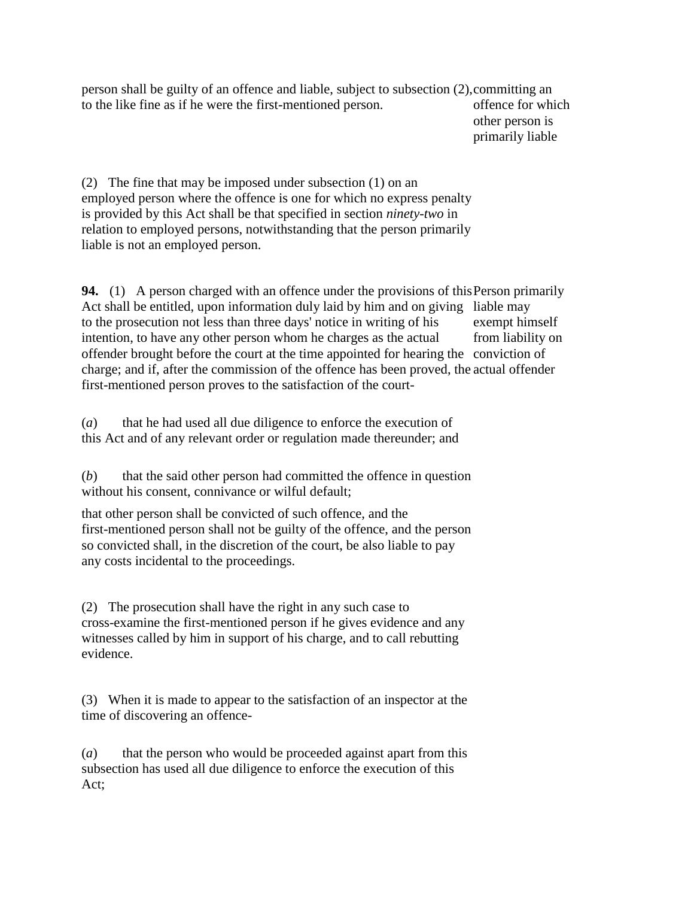person shall be guilty of an offence and liable, subject to subsection (2), to the like fine as if he were the first-mentioned person.

*committing an offence for which other person is primarily liable*

(2) The fine that may be imposed under subsection (1) on an employed person where the offence is one for which no express penalty is provided by this Act shall be that specified in section *ninety-two* in relation to employed persons, notwithstanding that the person primarily liable is not an employed person.

**94.** (1) A person charged with an offence under the provisions of this Act shall be entitled, upon information duly laid by him and on giving to the prosecution not less than three days' notice in writing of his intention, to have any other person whom he charges as the actual offender brought before the court at the time appointed for hearing the charge; and if, after the commission of the offence has been proved, the first-mentioned person proves to the satisfaction of the court-

*Person primarily liable may exempt himself from liability on conviction of actual offender*

(*a*) that he had used all due diligence to enforce the execution of this Act and of any relevant order or regulation made thereunder; and

(*b*) that the said other person had committed the offence in question without his consent, connivance or wilful default;

that other person shall be convicted of such offence, and the first-mentioned person shall not be guilty of the offence, and the person so convicted shall, in the discretion of the court, be also liable to pay any costs incidental to the proceedings.

(2) The prosecution shall have the right in any such case to cross-examine the first-mentioned person if he gives evidence and any witnesses called by him in support of his charge, and to call rebutting evidence.

(3) When it is made to appear to the satisfaction of an inspector at the time of discovering an offence-

(*a*) that the person who would be proceeded against apart from this subsection has used all due diligence to enforce the execution of this Act;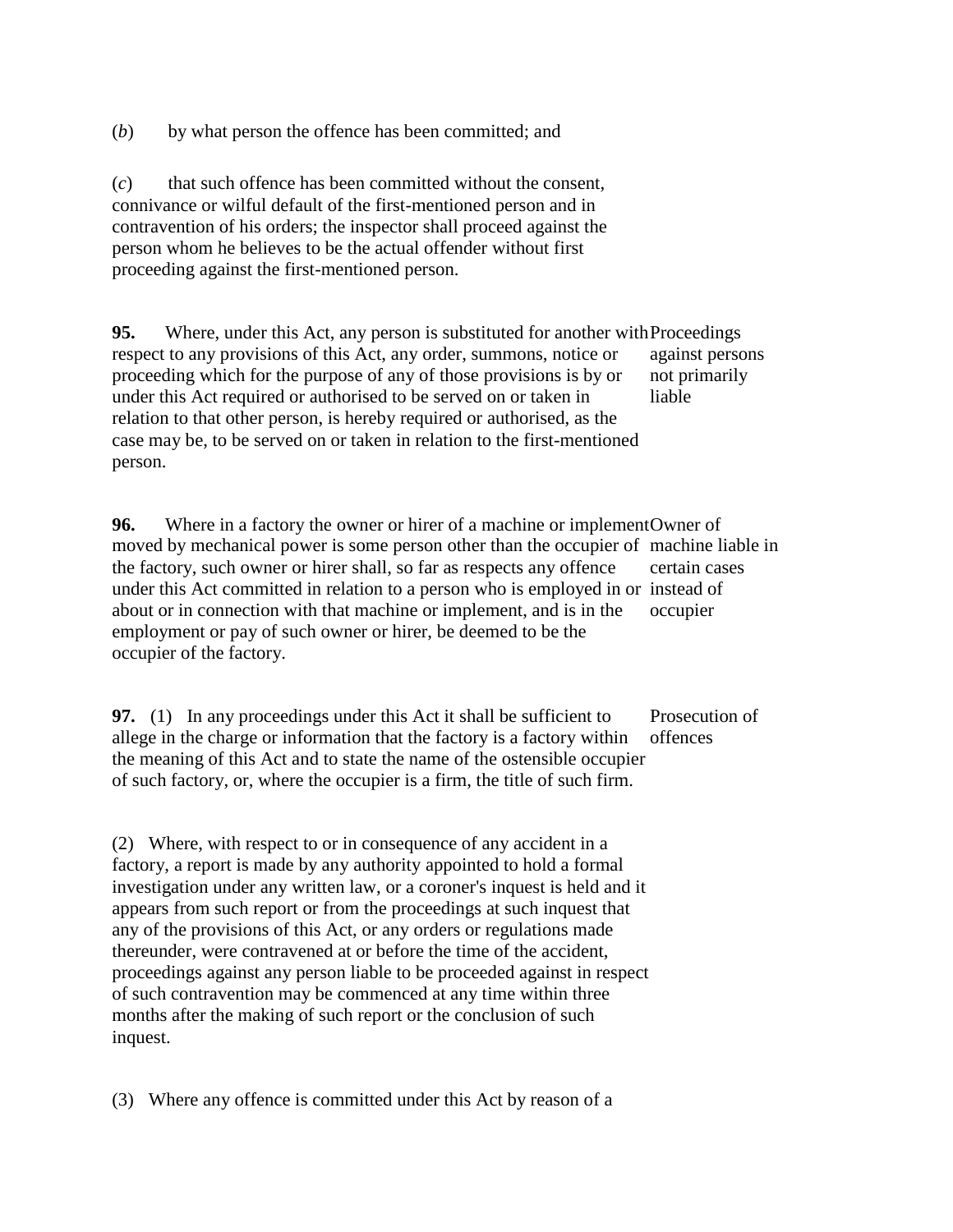(*b*) by what person the offence has been committed; and

(*c*) that such offence has been committed without the consent, connivance or wilful default of the first-mentioned person and in contravention of his orders; the inspector shall proceed against the person whom he believes to be the actual offender without first proceeding against the first-mentioned person.

**95.** Where, under this Act, any person is substituted for another with respect to any provisions of this Act, any order, summons, notice or proceeding which for the purpose of any of those provisions is by or under this Act required or authorised to be served on or taken in relation to that other person, is hereby required or authorised, as the case may be, to be served on or taken in relation to the first-mentioned person.

Proceedings against persons not primarily liable

**96.** Where in a factory the owner or hirer of a machine or implement moved by mechanical power is some person other than the occupier of the factory, such owner or hirer shall, so far as respects any offence under this Act committed in relation to a person who is employed in or about or in connection with that machine or implement, and is in the employment or pay of such owner or hirer, be deemed to be the occupier of the factory.

Owner of machine liable in certain cases instead of occupier

**97.** (1) In any proceedings under this Act it shall be sufficient to allege in the charge or information that the factory is a factory within the meaning of this Act and to state the name of the ostensible occupier of such factory, or, where the occupier is a firm, the title of such firm.

Prosecution of offences

(2) Where, with respect to or in consequence of any accident in a factory, a report is made by any authority appointed to hold a formal investigation under any written law, or a coroner's inquest is held and it appears from such report or from the proceedings at such inquest that any of the provisions of this Act, or any orders or regulations made thereunder, were contravened at or before the time of the accident, proceedings against any person liable to be proceeded against in respect of such contravention may be commenced at any time within three months after the making of such report or the conclusion of such inquest.

(3) Where any offence is committed under this Act by reason of a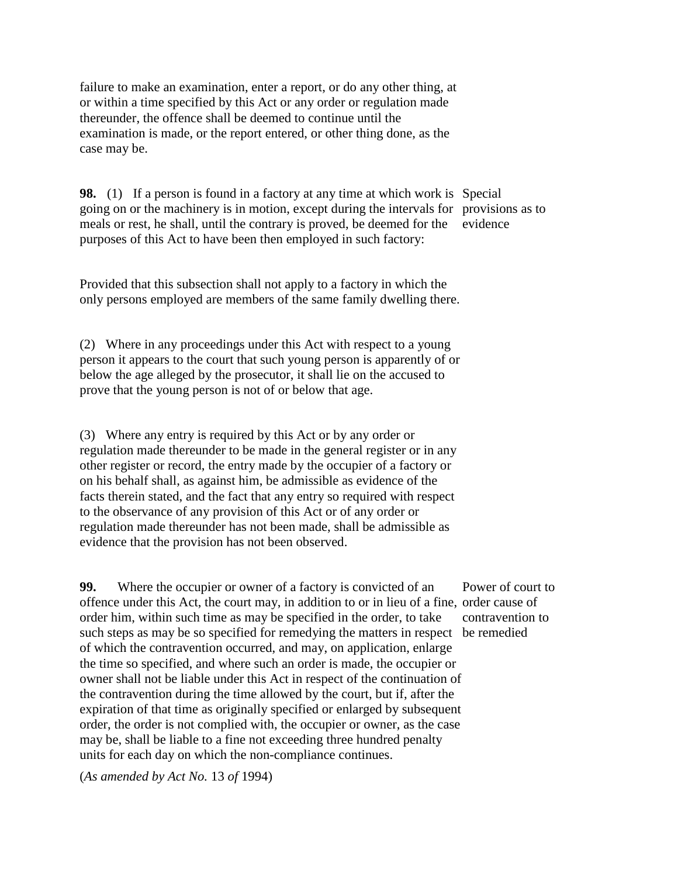failure to make an examination, enter a report, or do any other thing, at or within a time specified by this Act or any order or regulation made thereunder, the offence shall be deemed to continue until the examination is made, or the report entered, or other thing done, as the case may be.

**98.** (1) If a person is found in a factory at any time at which work is going on or the machinery is in motion, except during the intervals for meals or rest, he shall, until the contrary is proved, be deemed for the purposes of this Act to have been then employed in such factory:

Special provisions as to evidence

Provided that this subsection shall not apply to a factory in which the only persons employed are members of the same family dwelling there.

(2) Where in any proceedings under this Act with respect to a young person it appears to the court that such young person is apparently of or below the age alleged by the prosecutor, it shall lie on the accused to prove that the young person is not of or below that age.

(3) Where any entry is required by this Act or by any order or regulation made thereunder to be made in the general register or in any other register or record, the entry made by the occupier of a factory or on his behalf shall, as against him, be admissible as evidence of the facts therein stated, and the fact that any entry so required with respect to the observance of any provision of this Act or of any order or regulation made thereunder has not been made, shall be admissible as evidence that the provision has not been observed.

**99.** Where the occupier or owner of a factory is convicted of an offence under this Act, the court may, in addition to or in lieu of a fine, order him, within such time as may be specified in the order, to take such steps as may be so specified for remedying the matters in respect of which the contravention occurred, and may, on application, enlarge the time so specified, and where such an order is made, the occupier or owner shall not be liable under this Act in respect of the continuation of the contravention during the time allowed by the court, but if, after the expiration of that time as originally specified or enlarged by subsequent order, the order is not complied with, the occupier or owner, as the case may be, shall be liable to a fine not exceeding three hundred penalty units for each day on which the non-compliance continues.

Power of court to order cause of contravention to be remedied

(*As amended by Act No.* 13 *of* 1994)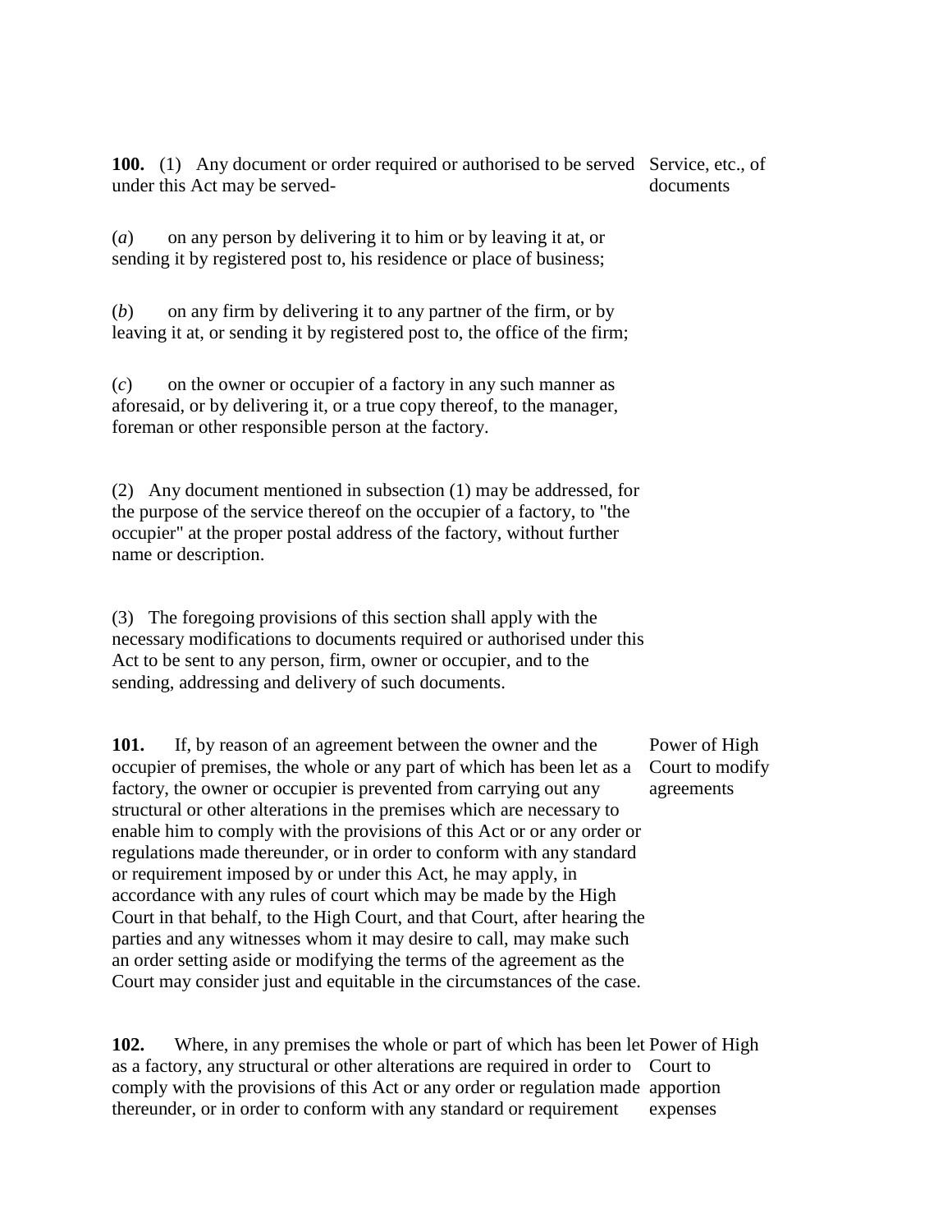**100.** (1) Any document or order required or authorised to be served under this Act may be served-

*Service, etc., of documents*

(*a*) on any person by delivering it to him or by leaving it at, or sending it by registered post to, his residence or place of business;

(*b*) on any firm by delivering it to any partner of the firm, or by leaving it at, or sending it by registered post to, the office of the firm;

(*c*) on the owner or occupier of a factory in any such manner as aforesaid, or by delivering it, or a true copy thereof, to the manager, foreman or other responsible person at the factory.

(2) Any document mentioned in subsection (1) may be addressed, for the purpose of the service thereof on the occupier of a factory, to "the occupier" at the proper postal address of the factory, without further name or description.

(3) The foregoing provisions of this section shall apply with the necessary modifications to documents required or authorised under this Act to be sent to any person, firm, owner or occupier, and to the sending, addressing and delivery of such documents.

**101.** If, by reason of an agreement between the owner and the occupier of premises, the whole or any part of which has been let as a factory, the owner or occupier is prevented from carrying out any structural or other alterations in the premises which are necessary to enable him to comply with the provisions of this Act or or any order or regulations made thereunder, or in order to conform with any standard or requirement imposed by or under this Act, he may apply, in accordance with any rules of court which may be made by the High Court in that behalf, to the High Court, and that Court, after hearing the parties and any witnesses whom it may desire to call, may make such an order setting aside or modifying the terms of the agreement as the Court may consider just and equitable in the circumstances of the case.

*Power of High Court to modify agreements*

**102.** Where, in any premises the whole or part of which has been let as a factory, any structural or other alterations are required in order to comply with the provisions of this Act or any order or regulation made thereunder, or in order to conform with any standard or requirement

*Power of High Court to apportion expenses*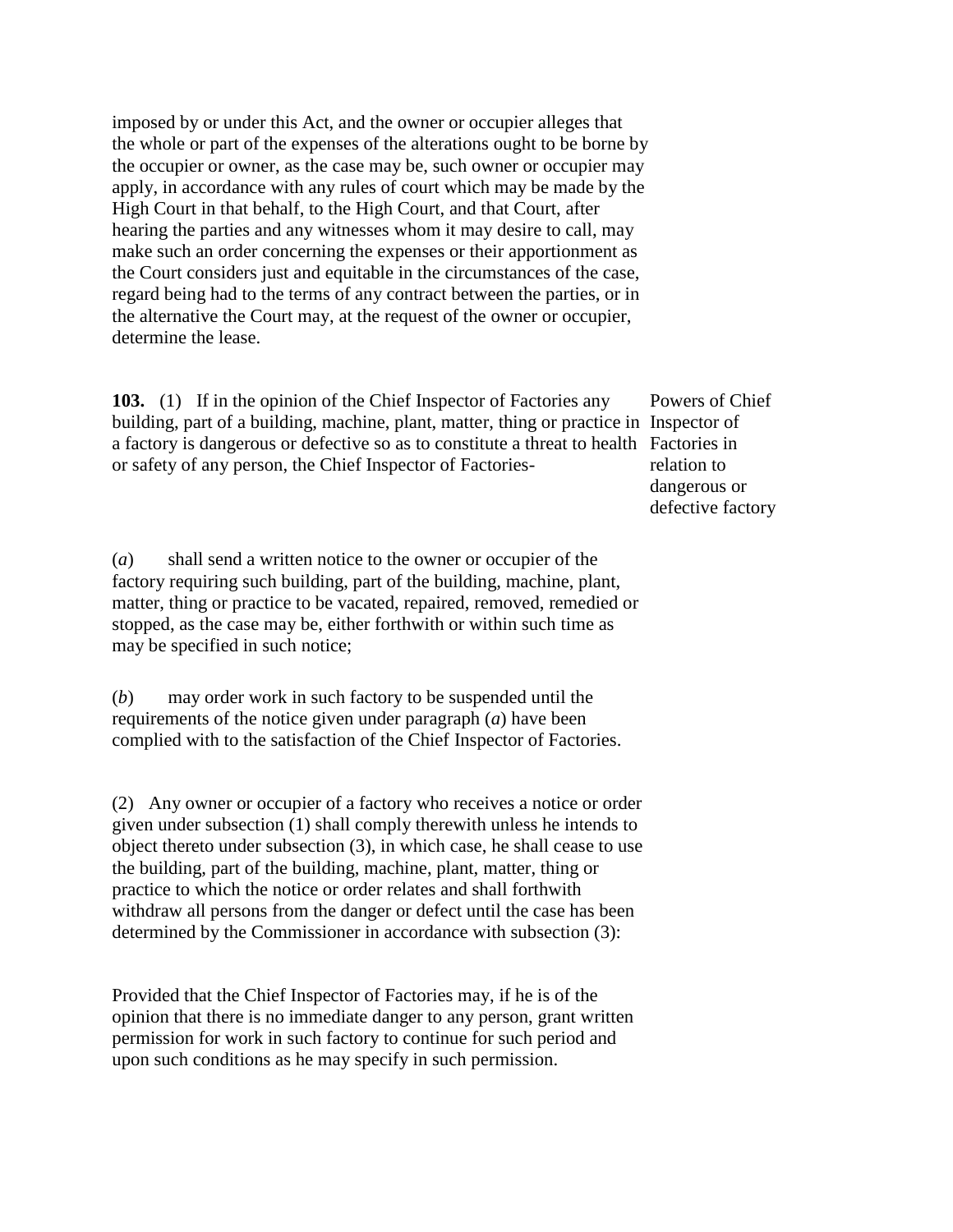imposed by or under this Act, and the owner or occupier alleges that the whole or part of the expenses of the alterations ought to be borne by the occupier or owner, as the case may be, such owner or occupier may apply, in accordance with any rules of court which may be made by the High Court in that behalf, to the High Court, and that Court, after hearing the parties and any witnesses whom it may desire to call, may make such an order concerning the expenses or their apportionment as the Court considers just and equitable in the circumstances of the case, regard being had to the terms of any contract between the parties, or in the alternative the Court may, at the request of the owner or occupier, determine the lease.

Powers of Chief Inspector of Factories in relation to dangerous or defective factory

**103.** (1) If in the opinion of the Chief Inspector of Factories any building, part of a building, machine, plant, matter, thing or practice in a factory is dangerous or defective so as to constitute a threat to health or safety of any person, the Chief Inspector of Factories-

(*a*) shall send a written notice to the owner or occupier of the factory requiring such building, part of the building, machine, plant, matter, thing or practice to be vacated, repaired, removed, remedied or stopped, as the case may be, either forthwith or within such time as may be specified in such notice;

(*b*) may order work in such factory to be suspended until the requirements of the notice given under paragraph (*a*) have been complied with to the satisfaction of the Chief Inspector of Factories.

(2) Any owner or occupier of a factory who receives a notice or order given under subsection (1) shall comply therewith unless he intends to object thereto under subsection (3), in which case, he shall cease to use the building, part of the building, machine, plant, matter, thing or practice to which the notice or order relates and shall forthwith withdraw all persons from the danger or defect until the case has been determined by the Commissioner in accordance with subsection (3):

Provided that the Chief Inspector of Factories may, if he is of the opinion that there is no immediate danger to any person, grant written permission for work in such factory to continue for such period and upon such conditions as he may specify in such permission.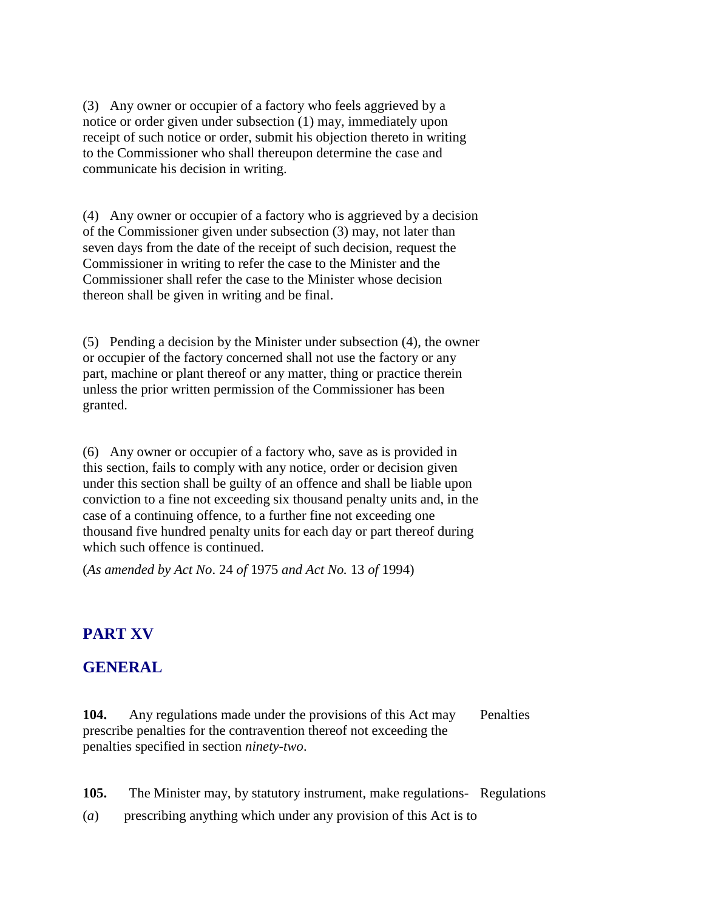(3) Any owner or occupier of a factory who feels aggrieved by a notice or order given under subsection (1) may, immediately upon receipt of such notice or order, submit his objection thereto in writing to the Commissioner who shall thereupon determine the case and communicate his decision in writing.

(4) Any owner or occupier of a factory who is aggrieved by a decision of the Commissioner given under subsection (3) may, not later than seven days from the date of the receipt of such decision, request the Commissioner in writing to refer the case to the Minister and the Commissioner shall refer the case to the Minister whose decision thereon shall be given in writing and be final.

(5) Pending a decision by the Minister under subsection (4), the owner or occupier of the factory concerned shall not use the factory or any part, machine or plant thereof or any matter, thing or practice therein unless the prior written permission of the Commissioner has been granted.

(6) Any owner or occupier of a factory who, save as is provided in this section, fails to comply with any notice, order or decision given under this section shall be guilty of an offence and shall be liable upon conviction to a fine not exceeding six thousand penalty units and, in the case of a continuing offence, to a further fine not exceeding one thousand five hundred penalty units for each day or part thereof during which such offence is continued.

(*As amended by Act No*. 24 *of* 1975 *and Act No.* 13 *of* 1994)

## PART XV

## GENERAL

**104.** Any regulations made under the provisions of this Act may prescribe penalties for the contravention thereof not exceeding the penalties specified in section *ninety-two*. Penalties

**105.** The Minister may, by statutory instrument, make regulations- Regulations

(*a*) prescribing anything which under any provision of this Act is to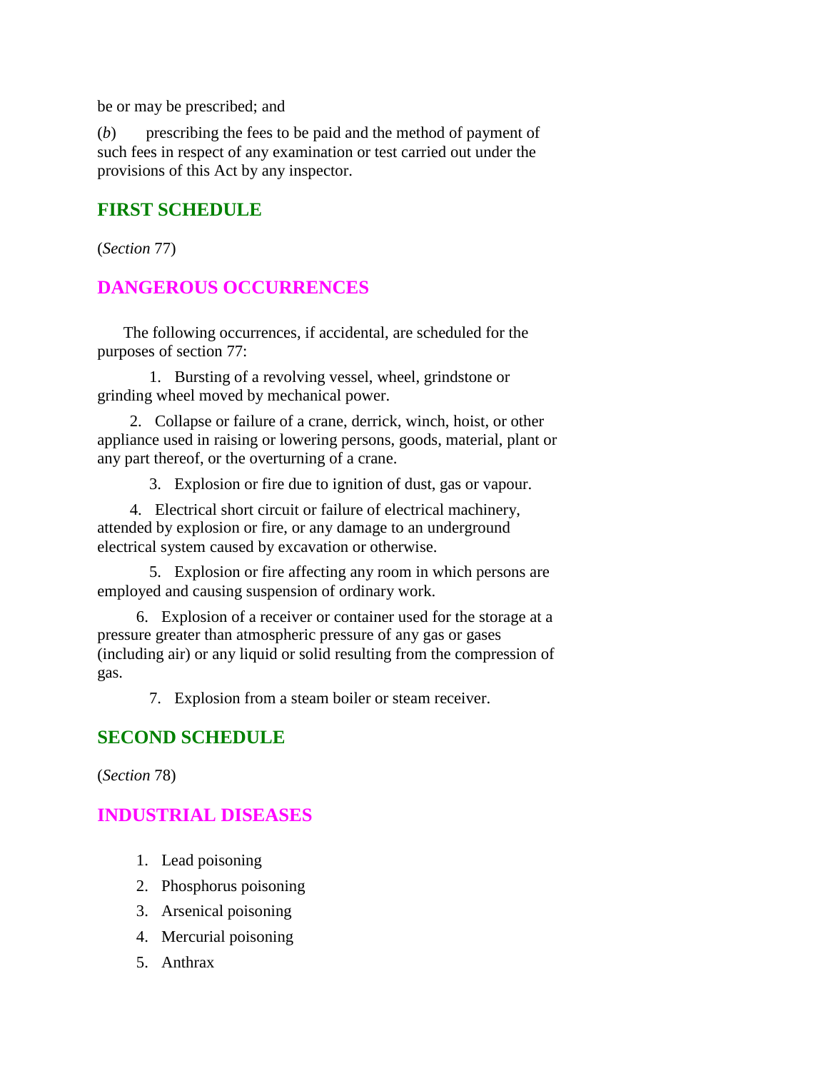be or may be prescribed; and

(*b*) prescribing the fees to be paid and the method of payment of such fees in respect of any examination or test carried out under the provisions of this Act by any inspector.

## FIRST SCHEDULE

(*Section* 77)

## DANGEROUS OCCURRENCES

The following occurrences, if accidental, are scheduled for the purposes of section 77:

1. Bursting of a revolving vessel, wheel, grindstone or grinding wheel moved by mechanical power.

2. Collapse or failure of a crane, derrick, winch, hoist, or other appliance used in raising or lowering persons, goods, material, plant or any part thereof, or the overturning of a crane.

3. Explosion or fire due to ignition of dust, gas or vapour.

4. Electrical short circuit or failure of electrical machinery, attended by explosion or fire, or any damage to an underground electrical system caused by excavation or otherwise.

5. Explosion or fire affecting any room in which persons are employed and causing suspension of ordinary work.

6. Explosion of a receiver or container used for the storage at a pressure greater than atmospheric pressure of any gas or gases (including air) or any liquid or solid resulting from the compression of gas.

7. Explosion from a steam boiler or steam receiver.

## SECOND SCHEDULE

(*Section* 78)

## INDUSTRIAL DISEASES

1. Lead poisoning
2. Phosphorus poisoning
3. Arsenical poisoning
4. Mercurial poisoning
5. Anthrax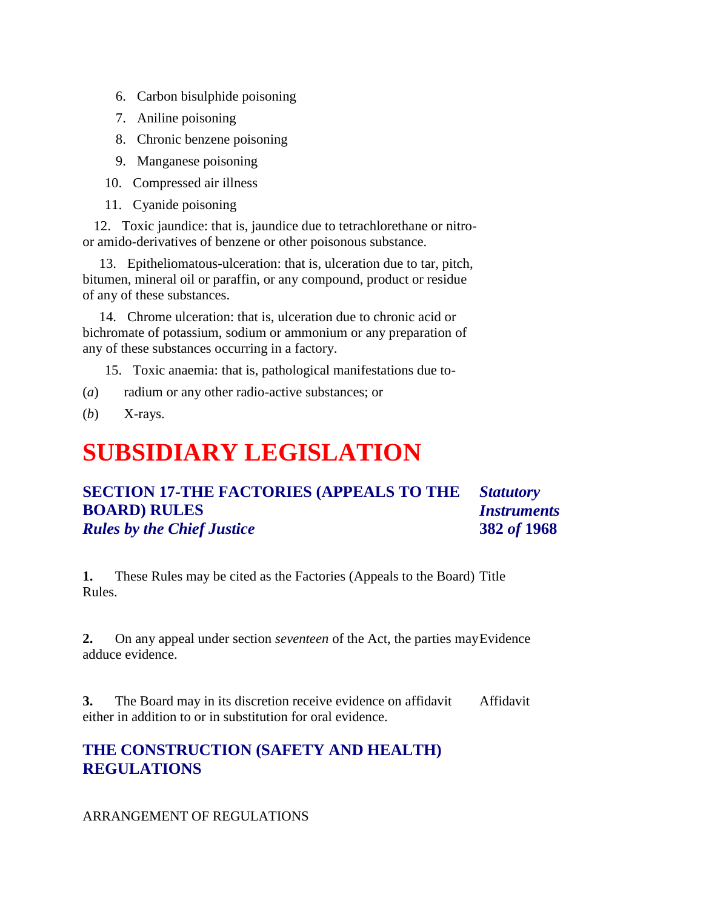6. Carbon bisulphide poisoning
7. Aniline poisoning
8. Chronic benzene poisoning
9. Manganese poisoning
10. Compressed air illness
11. Cyanide poisoning
12. Toxic jaundice: that is, jaundice due to tetrachlorethane or nitro- or amido-derivatives of benzene or other poisonous substance.
13. Epitheliomatous-ulceration: that is, ulceration due to tar, pitch, bitumen, mineral oil or paraffin, or any compound, product or residue of any of these substances.
14. Chrome ulceration: that is, ulceration due to chronic acid or bichromate of potassium, sodium or ammonium or any preparation of any of these substances occurring in a factory.
15. Toxic anaemia: that is, pathological manifestations due to-

(*a*) radium or any other radio-active substances; or

(*b*) X-rays.

# SUBSIDIARY LEGISLATION

## SECTION 17-THE FACTORIES (APPEALS TO THE BOARD) RULES

***Rules by the Chief Justice***

***Statutory Instruments* 382 *of* 1968**

**1.** These Rules may be cited as the Factories (Appeals to the Board) Rules. Title

**2.** On any appeal under section *seventeen* of the Act, the parties may adduce evidence. Evidence

**3.** The Board may in its discretion receive evidence on affidavit either in addition to or in substitution for oral evidence. Affidavit

## THE CONSTRUCTION (SAFETY AND HEALTH) REGULATIONS

ARRANGEMENT OF REGULATIONS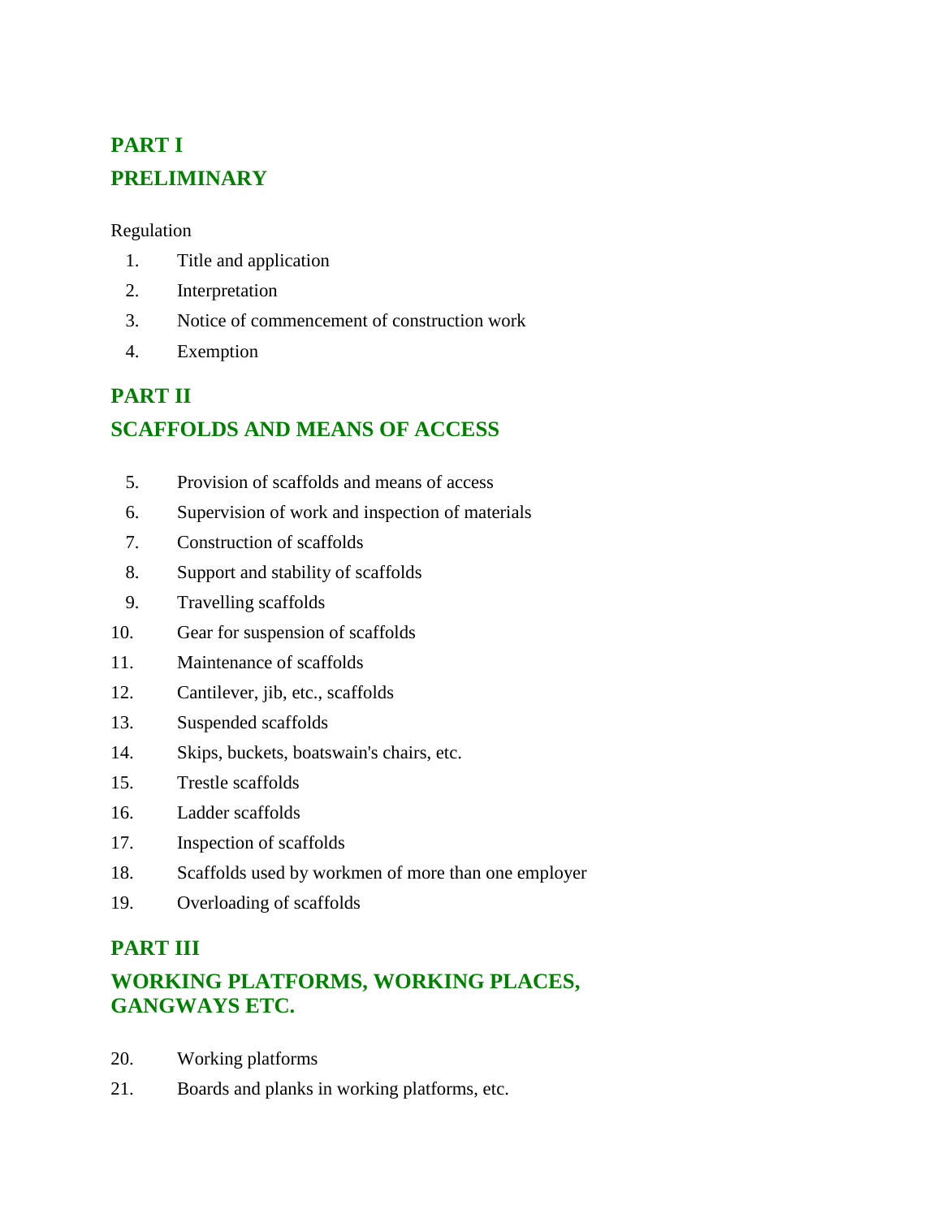## PART I

## PRELIMINARY

Regulation

1. Title and application
2. Interpretation
3. Notice of commencement of construction work
4. Exemption

## PART II

## SCAFFOLDS AND MEANS OF ACCESS

5. Provision of scaffolds and means of access
6. Supervision of work and inspection of materials
7. Construction of scaffolds
8. Support and stability of scaffolds
9. Travelling scaffolds
10. Gear for suspension of scaffolds
11. Maintenance of scaffolds
12. Cantilever, jib, etc., scaffolds
13. Suspended scaffolds
14. Skips, buckets, boatswain's chairs, etc.
15. Trestle scaffolds
16. Ladder scaffolds
17. Inspection of scaffolds
18. Scaffolds used by workmen of more than one employer
19. Overloading of scaffolds

## PART III

## WORKING PLATFORMS, WORKING PLACES, GANGWAYS ETC.

20. Working platforms
21. Boards and planks in working platforms, etc.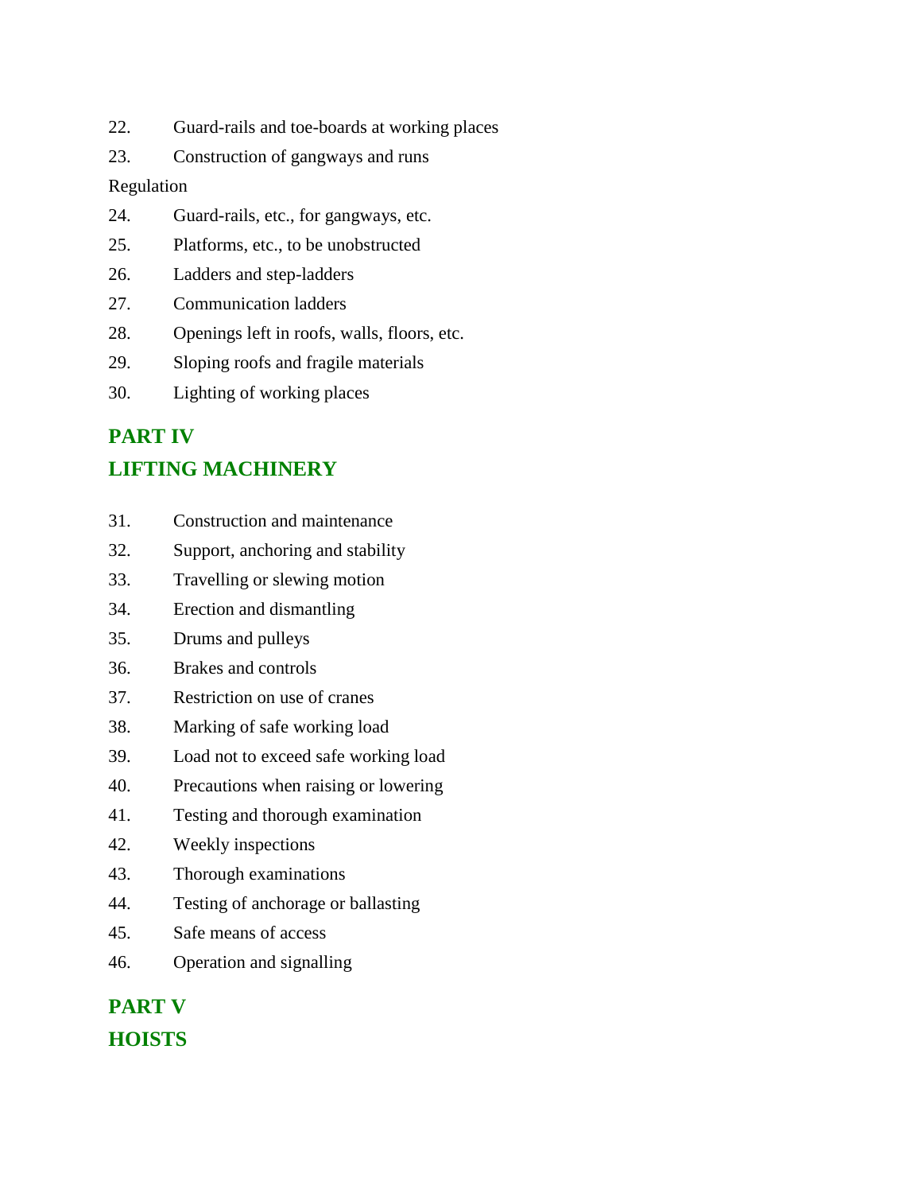22. Guard-rails and toe-boards at working places

23. Construction of gangways and runs

Regulation

24. Guard-rails, etc., for gangways, etc.

25. Platforms, etc., to be unobstructed

26. Ladders and step-ladders

27. Communication ladders

28. Openings left in roofs, walls, floors, etc.

29. Sloping roofs and fragile materials

30. Lighting of working places

## PART IV
## LIFTING MACHINERY

31. Construction and maintenance

32. Support, anchoring and stability

33. Travelling or slewing motion

34. Erection and dismantling

35. Drums and pulleys

36. Brakes and controls

37. Restriction on use of cranes

38. Marking of safe working load

39. Load not to exceed safe working load

40. Precautions when raising or lowering

41. Testing and thorough examination

42. Weekly inspections

43. Thorough examinations

44. Testing of anchorage or ballasting

45. Safe means of access

46. Operation and signalling

## PART V
## HOISTS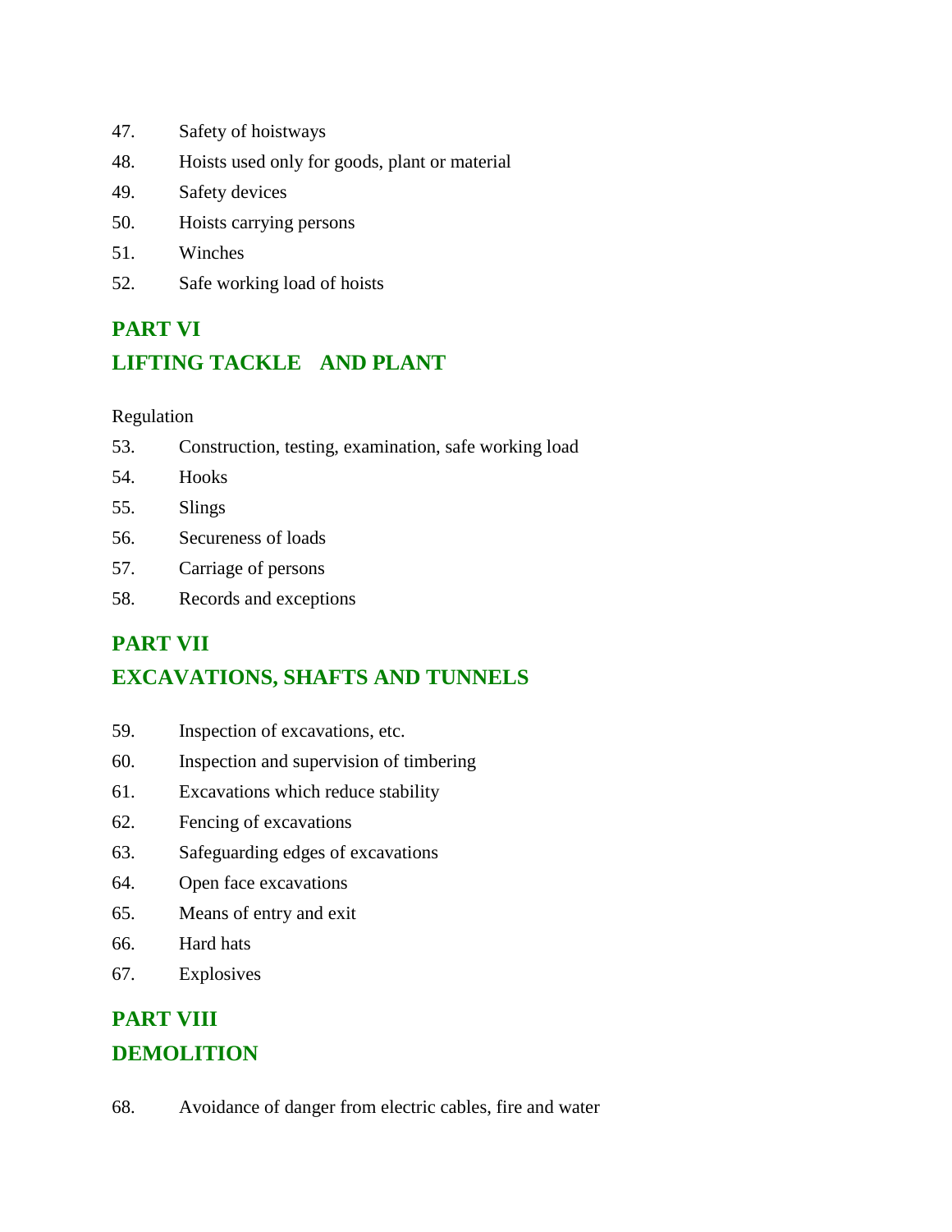47. Safety of hoistways

48. Hoists used only for goods, plant or material

49. Safety devices

50. Hoists carrying persons

51. Winches

52. Safe working load of hoists

## PART VI

## LIFTING TACKLE AND PLANT

Regulation

53. Construction, testing, examination, safe working load

54. Hooks

55. Slings

56. Secureness of loads

57. Carriage of persons

58. Records and exceptions

## PART VII

## EXCAVATIONS, SHAFTS AND TUNNELS

59. Inspection of excavations, etc.

60. Inspection and supervision of timbering

61. Excavations which reduce stability

62. Fencing of excavations

63. Safeguarding edges of excavations

64. Open face excavations

65. Means of entry and exit

66. Hard hats

67. Explosives

## PART VIII

## DEMOLITION

68. Avoidance of danger from electric cables, fire and water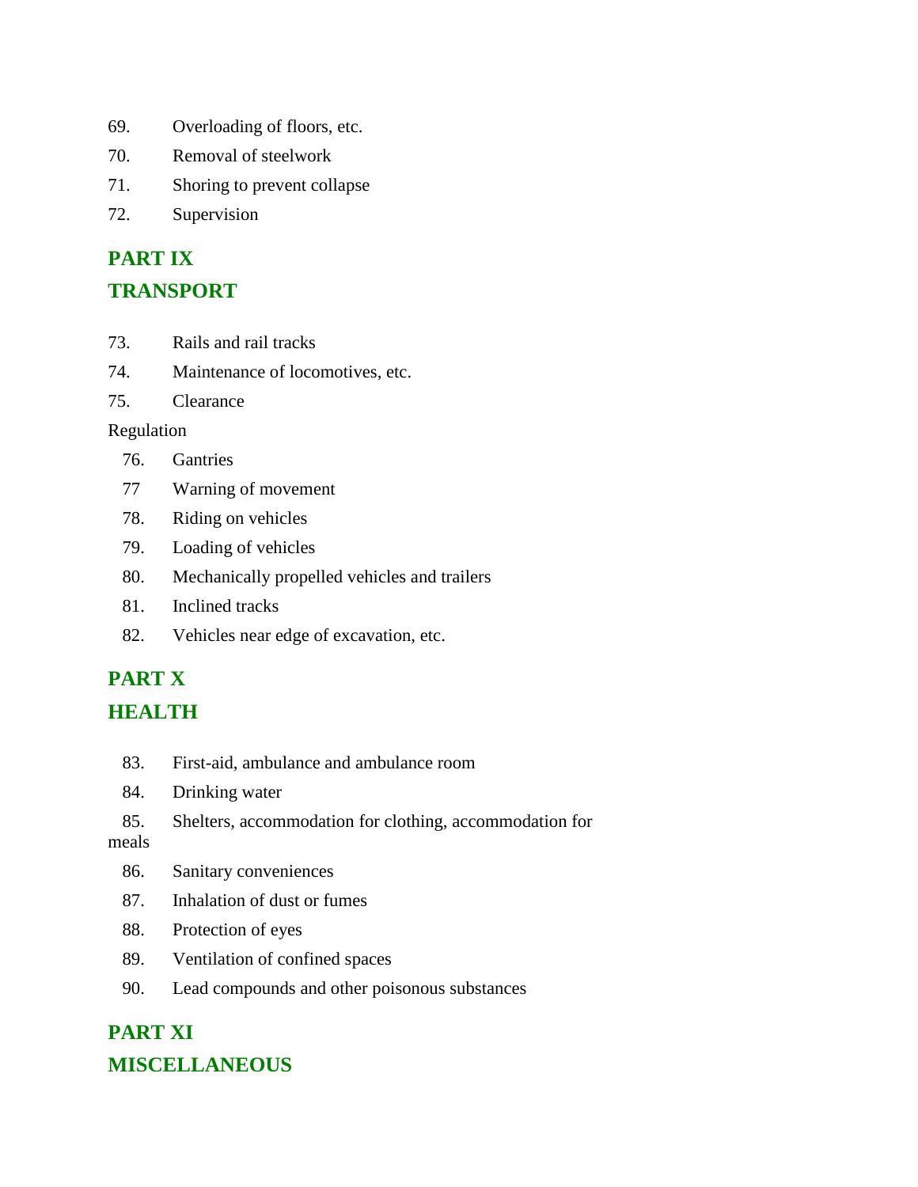69. Overloading of floors, etc.

70. Removal of steelwork

71. Shoring to prevent collapse

72. Supervision

## PART IX

## TRANSPORT

73. Rails and rail tracks

74. Maintenance of locomotives, etc.

75. Clearance

Regulation

76. Gantries

77 Warning of movement

78. Riding on vehicles

79. Loading of vehicles

80. Mechanically propelled vehicles and trailers

81. Inclined tracks

82. Vehicles near edge of excavation, etc.

## PART X

## HEALTH

83. First-aid, ambulance and ambulance room

84. Drinking water

85. Shelters, accommodation for clothing, accommodation for meals

86. Sanitary conveniences

87. Inhalation of dust or fumes

88. Protection of eyes

89. Ventilation of confined spaces

90. Lead compounds and other poisonous substances

## PART XI

## MISCELLANEOUS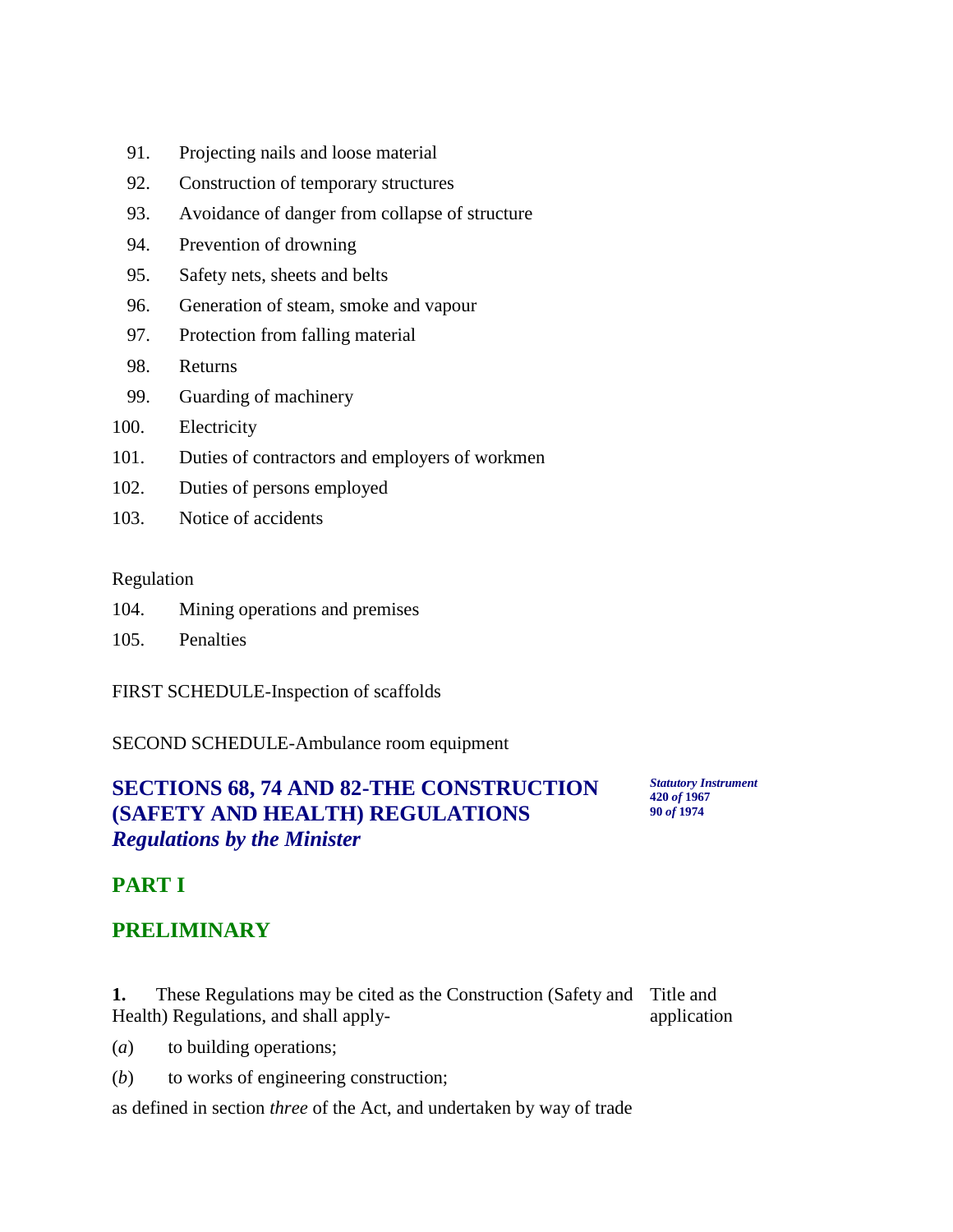| | |
|---|---|
| 91. | Projecting nails and loose material |
| 92. | Construction of temporary structures |
| 93. | Avoidance of danger from collapse of structure |
| 94. | Prevention of drowning |
| 95. | Safety nets, sheets and belts |
| 96. | Generation of steam, smoke and vapour |
| 97. | Protection from falling material |
| 98. | Returns |
| 99. | Guarding of machinery |
| 100. | Electricity |
| 101. | Duties of contractors and employers of workmen |
| 102. | Duties of persons employed |
| 103. | Notice of accidents |

Regulation

| | |
|---|---|
| 104. | Mining operations and premises |
| 105. | Penalties |

FIRST SCHEDULE-Inspection of scaffolds

SECOND SCHEDULE-Ambulance room equipment

## SECTIONS 68, 74 AND 82-THE CONSTRUCTION (SAFETY AND HEALTH) REGULATIONS

***Regulations by the Minister***

***Statutory Instrument*** **420 *of* 1967** **90 *of* 1974**

## PART I

## PRELIMINARY

Title and application

**1.** These Regulations may be cited as the Construction (Safety and Health) Regulations, and shall apply-

(*a*) to building operations;

(*b*) to works of engineering construction;

as defined in section *three* of the Act, and undertaken by way of trade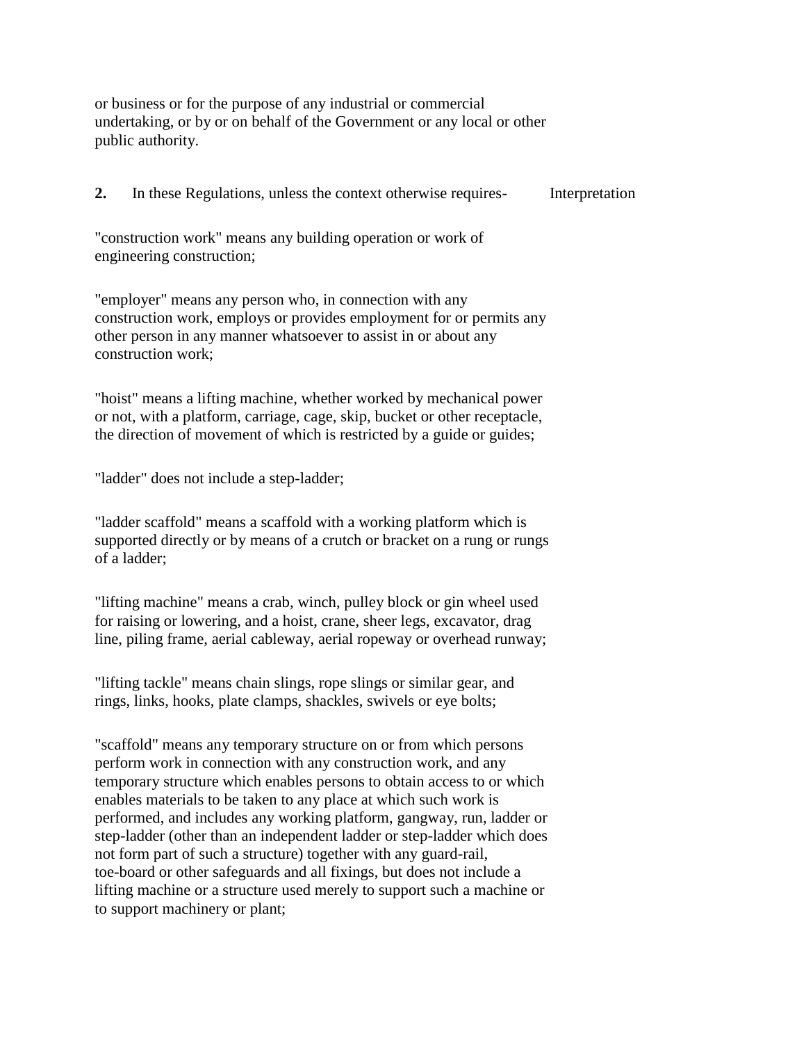or business or for the purpose of any industrial or commercial undertaking, or by or on behalf of the Government or any local or other public authority.

**2.** In these Regulations, unless the context otherwise requires- Interpretation

"construction work" means any building operation or work of engineering construction;

"employer" means any person who, in connection with any construction work, employs or provides employment for or permits any other person in any manner whatsoever to assist in or about any construction work;

"hoist" means a lifting machine, whether worked by mechanical power or not, with a platform, carriage, cage, skip, bucket or other receptacle, the direction of movement of which is restricted by a guide or guides;

"ladder" does not include a step-ladder;

"ladder scaffold" means a scaffold with a working platform which is supported directly or by means of a crutch or bracket on a rung or rungs of a ladder;

"lifting machine" means a crab, winch, pulley block or gin wheel used for raising or lowering, and a hoist, crane, sheer legs, excavator, drag line, piling frame, aerial cableway, aerial ropeway or overhead runway;

"lifting tackle" means chain slings, rope slings or similar gear, and rings, links, hooks, plate clamps, shackles, swivels or eye bolts;

"scaffold" means any temporary structure on or from which persons perform work in connection with any construction work, and any temporary structure which enables persons to obtain access to or which enables materials to be taken to any place at which such work is performed, and includes any working platform, gangway, run, ladder or step-ladder (other than an independent ladder or step-ladder which does not form part of such a structure) together with any guard-rail, toe-board or other safeguards and all fixings, but does not include a lifting machine or a structure used merely to support such a machine or to support machinery or plant;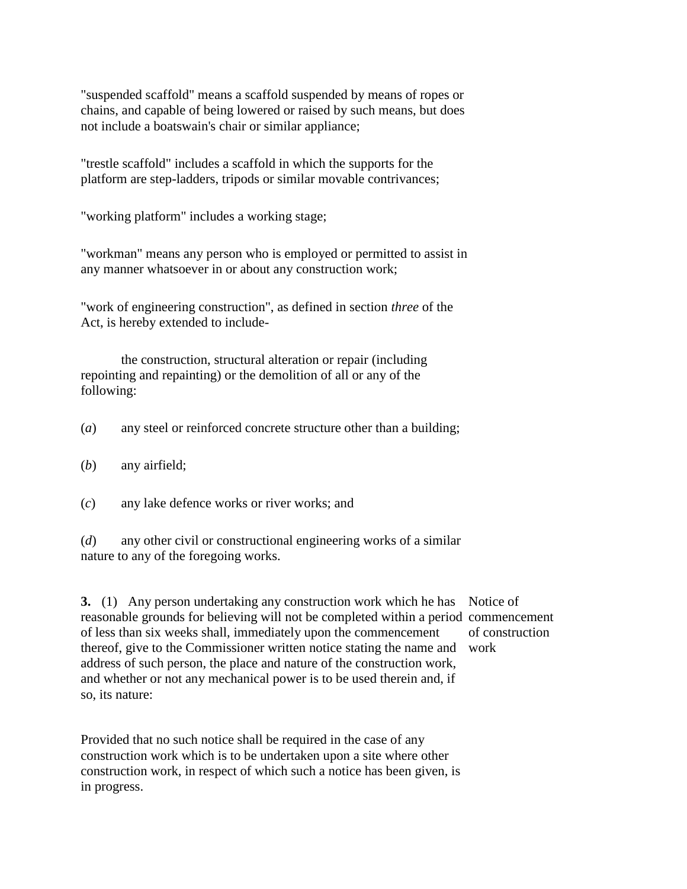"suspended scaffold" means a scaffold suspended by means of ropes or chains, and capable of being lowered or raised by such means, but does not include a boatswain's chair or similar appliance;

"trestle scaffold" includes a scaffold in which the supports for the platform are step-ladders, tripods or similar movable contrivances;

"working platform" includes a working stage;

"workman" means any person who is employed or permitted to assist in any manner whatsoever in or about any construction work;

"work of engineering construction", as defined in section *three* of the Act, is hereby extended to include-

the construction, structural alteration or repair (including repointing and repainting) or the demolition of all or any of the following:

(*a*) any steel or reinforced concrete structure other than a building;

(*b*) any airfield;

(*c*) any lake defence works or river works; and

(*d*) any other civil or constructional engineering works of a similar nature to any of the foregoing works.

**3.** (1) Any person undertaking any construction work which he has reasonable grounds for believing will not be completed within a period of less than six weeks shall, immediately upon the commencement thereof, give to the Commissioner written notice stating the name and address of such person, the place and nature of the construction work, and whether or not any mechanical power is to be used therein and, if so, its nature:

Notice of commencement of construction work

Provided that no such notice shall be required in the case of any construction work which is to be undertaken upon a site where other construction work, in respect of which such a notice has been given, is in progress.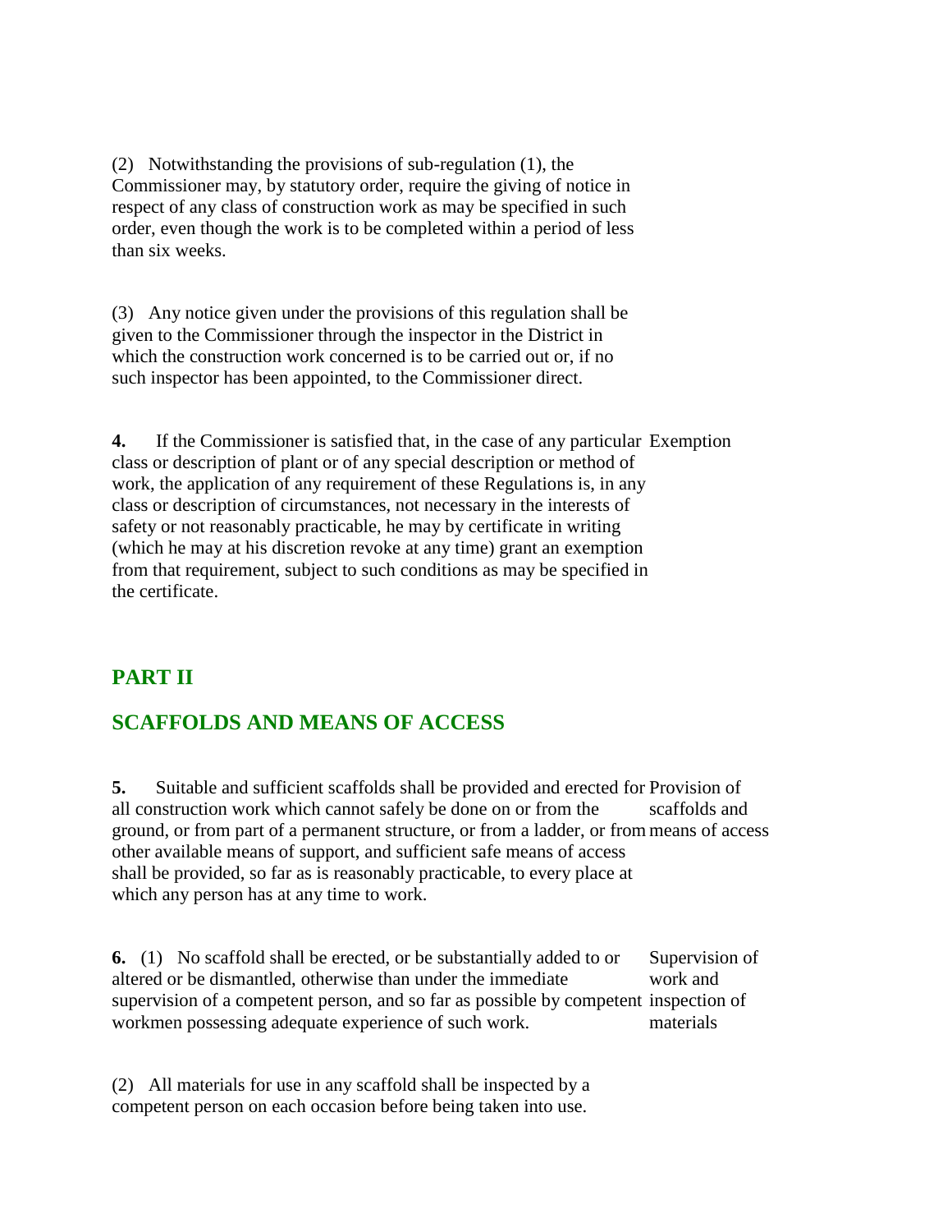(2) Notwithstanding the provisions of sub-regulation (1), the Commissioner may, by statutory order, require the giving of notice in respect of any class of construction work as may be specified in such order, even though the work is to be completed within a period of less than six weeks.

(3) Any notice given under the provisions of this regulation shall be given to the Commissioner through the inspector in the District in which the construction work concerned is to be carried out or, if no such inspector has been appointed, to the Commissioner direct.

**4.** If the Commissioner is satisfied that, in the case of any particular class or description of plant or of any special description or method of work, the application of any requirement of these Regulations is, in any class or description of circumstances, not necessary in the interests of safety or not reasonably practicable, he may by certificate in writing (which he may at his discretion revoke at any time) grant an exemption from that requirement, subject to such conditions as may be specified in the certificate.

Exemption

## PART II

## SCAFFOLDS AND MEANS OF ACCESS

**5.** Suitable and sufficient scaffolds shall be provided and erected for all construction work which cannot safely be done on or from the ground, or from part of a permanent structure, or from a ladder, or from other available means of support, and sufficient safe means of access shall be provided, so far as is reasonably practicable, to every place at which any person has at any time to work.

Provision of scaffolds and means of access

**6.** (1) No scaffold shall be erected, or be substantially added to or altered or be dismantled, otherwise than under the immediate supervision of a competent person, and so far as possible by competent workmen possessing adequate experience of such work.

Supervision of work and inspection of materials

(2) All materials for use in any scaffold shall be inspected by a competent person on each occasion before being taken into use.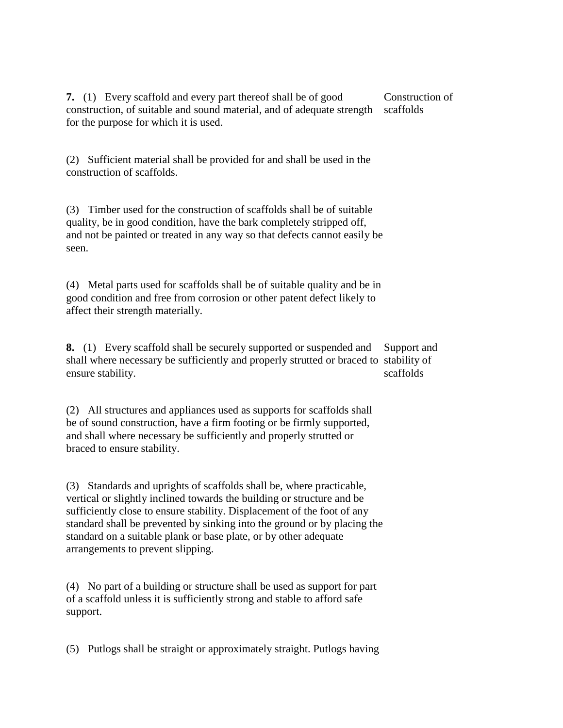**7.** (1) Every scaffold and every part thereof shall be of good construction, of suitable and sound material, and of adequate strength for the purpose for which it is used.

Construction of scaffolds

(2) Sufficient material shall be provided for and shall be used in the construction of scaffolds.

(3) Timber used for the construction of scaffolds shall be of suitable quality, be in good condition, have the bark completely stripped off, and not be painted or treated in any way so that defects cannot easily be seen.

(4) Metal parts used for scaffolds shall be of suitable quality and be in good condition and free from corrosion or other patent defect likely to affect their strength materially.

**8.** (1) Every scaffold shall be securely supported or suspended and shall where necessary be sufficiently and properly strutted or braced to ensure stability.

Support and stability of scaffolds

(2) All structures and appliances used as supports for scaffolds shall be of sound construction, have a firm footing or be firmly supported, and shall where necessary be sufficiently and properly strutted or braced to ensure stability.

(3) Standards and uprights of scaffolds shall be, where practicable, vertical or slightly inclined towards the building or structure and be sufficiently close to ensure stability. Displacement of the foot of any standard shall be prevented by sinking into the ground or by placing the standard on a suitable plank or base plate, or by other adequate arrangements to prevent slipping.

(4) No part of a building or structure shall be used as support for part of a scaffold unless it is sufficiently strong and stable to afford safe support.

(5) Putlogs shall be straight or approximately straight. Putlogs having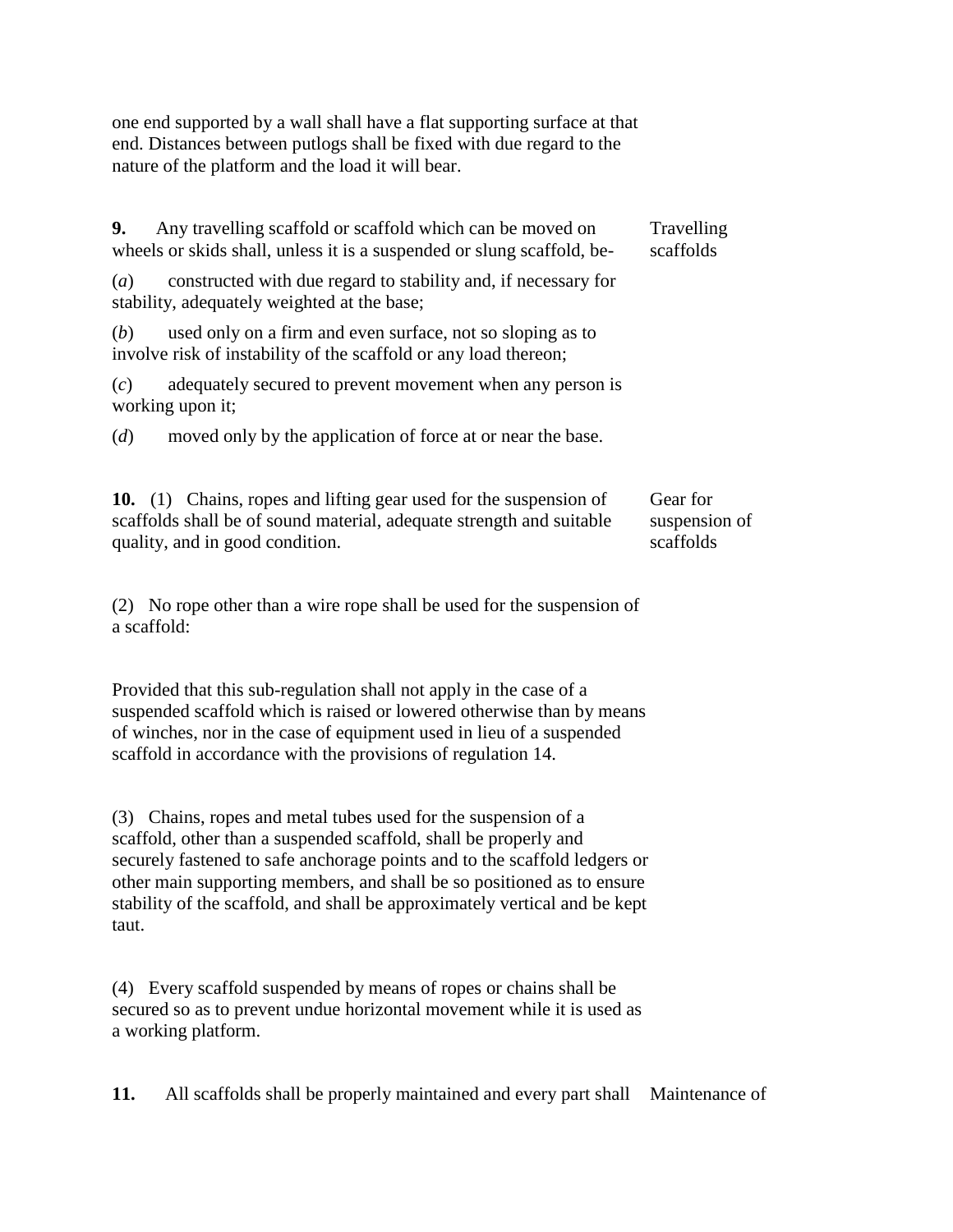one end supported by a wall shall have a flat supporting surface at that end. Distances between putlogs shall be fixed with due regard to the nature of the platform and the load it will bear.

**9.** Any travelling scaffold or scaffold which can be moved on wheels or skids shall, unless it is a suspended or slung scaffold, be- Travelling scaffolds

(*a*) constructed with due regard to stability and, if necessary for stability, adequately weighted at the base;

(*b*) used only on a firm and even surface, not so sloping as to involve risk of instability of the scaffold or any load thereon;

(*c*) adequately secured to prevent movement when any person is working upon it;

(*d*) moved only by the application of force at or near the base.

**10.** (1) Chains, ropes and lifting gear used for the suspension of scaffolds shall be of sound material, adequate strength and suitable quality, and in good condition. Gear for suspension of scaffolds

(2) No rope other than a wire rope shall be used for the suspension of a scaffold:

Provided that this sub-regulation shall not apply in the case of a suspended scaffold which is raised or lowered otherwise than by means of winches, nor in the case of equipment used in lieu of a suspended scaffold in accordance with the provisions of regulation 14.

(3) Chains, ropes and metal tubes used for the suspension of a scaffold, other than a suspended scaffold, shall be properly and securely fastened to safe anchorage points and to the scaffold ledgers or other main supporting members, and shall be so positioned as to ensure stability of the scaffold, and shall be approximately vertical and be kept taut.

(4) Every scaffold suspended by means of ropes or chains shall be secured so as to prevent undue horizontal movement while it is used as a working platform.

**11.** All scaffolds shall be properly maintained and every part shall Maintenance of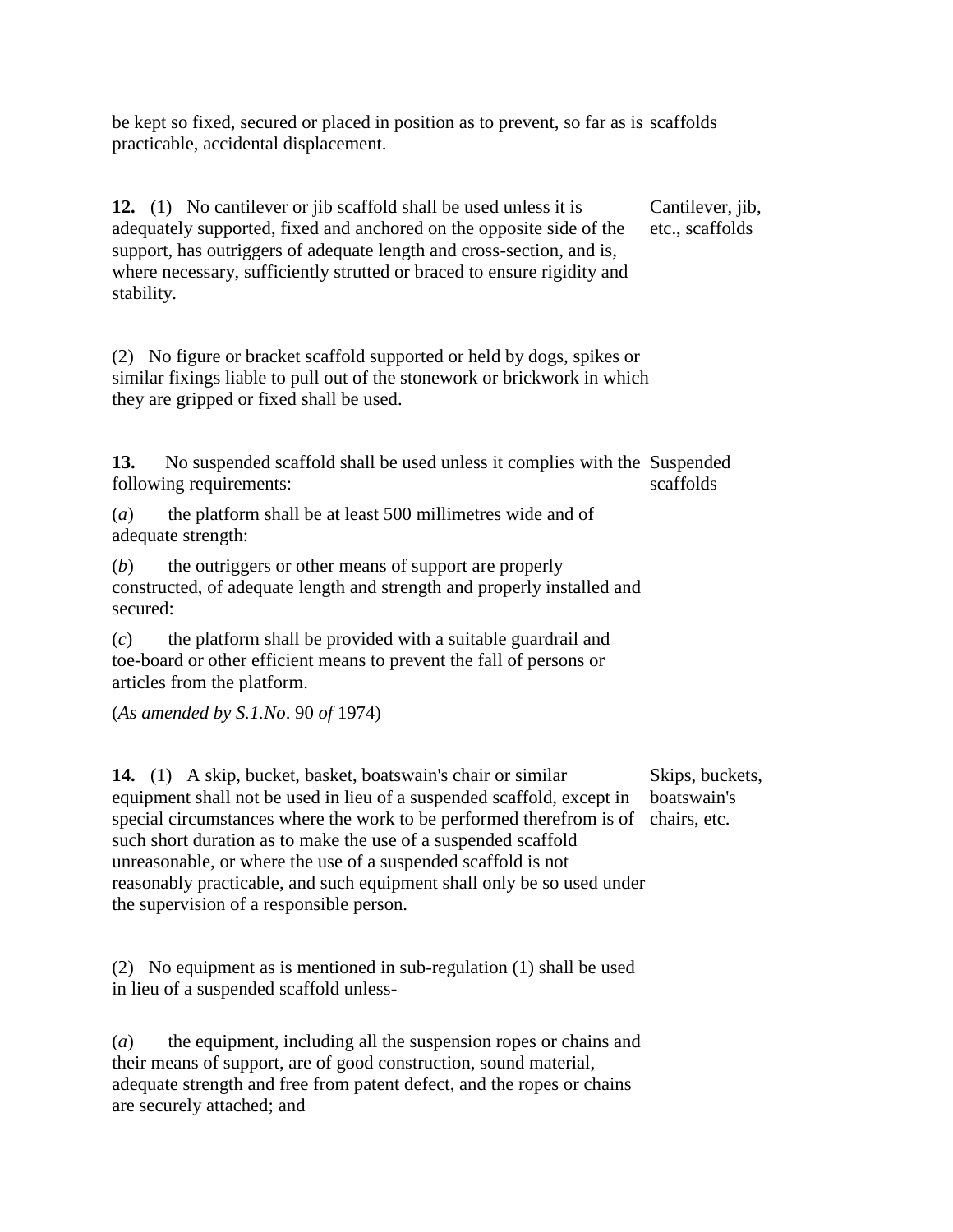be kept so fixed, secured or placed in position as to prevent, so far as is practicable, accidental displacement.

**12.** (1) No cantilever or jib scaffold shall be used unless it is adequately supported, fixed and anchored on the opposite side of the support, has outriggers of adequate length and cross-section, and is, where necessary, sufficiently strutted or braced to ensure rigidity and stability.

Cantilever, jib, etc., scaffolds

(2) No figure or bracket scaffold supported or held by dogs, spikes or similar fixings liable to pull out of the stonework or brickwork in which they are gripped or fixed shall be used.

**13.** No suspended scaffold shall be used unless it complies with the following requirements:

Suspended scaffolds

(*a*) the platform shall be at least 500 millimetres wide and of adequate strength:

(*b*) the outriggers or other means of support are properly constructed, of adequate length and strength and properly installed and secured:

(*c*) the platform shall be provided with a suitable guardrail and toe-board or other efficient means to prevent the fall of persons or articles from the platform.

(*As amended by S.1.No*. 90 *of* 1974)

**14.** (1) A skip, bucket, basket, boatswain's chair or similar equipment shall not be used in lieu of a suspended scaffold, except in special circumstances where the work to be performed therefrom is of such short duration as to make the use of a suspended scaffold unreasonable, or where the use of a suspended scaffold is not reasonably practicable, and such equipment shall only be so used under the supervision of a responsible person.

Skips, buckets, boatswain's chairs, etc.

(2) No equipment as is mentioned in sub-regulation (1) shall be used in lieu of a suspended scaffold unless-

(*a*) the equipment, including all the suspension ropes or chains and their means of support, are of good construction, sound material, adequate strength and free from patent defect, and the ropes or chains are securely attached; and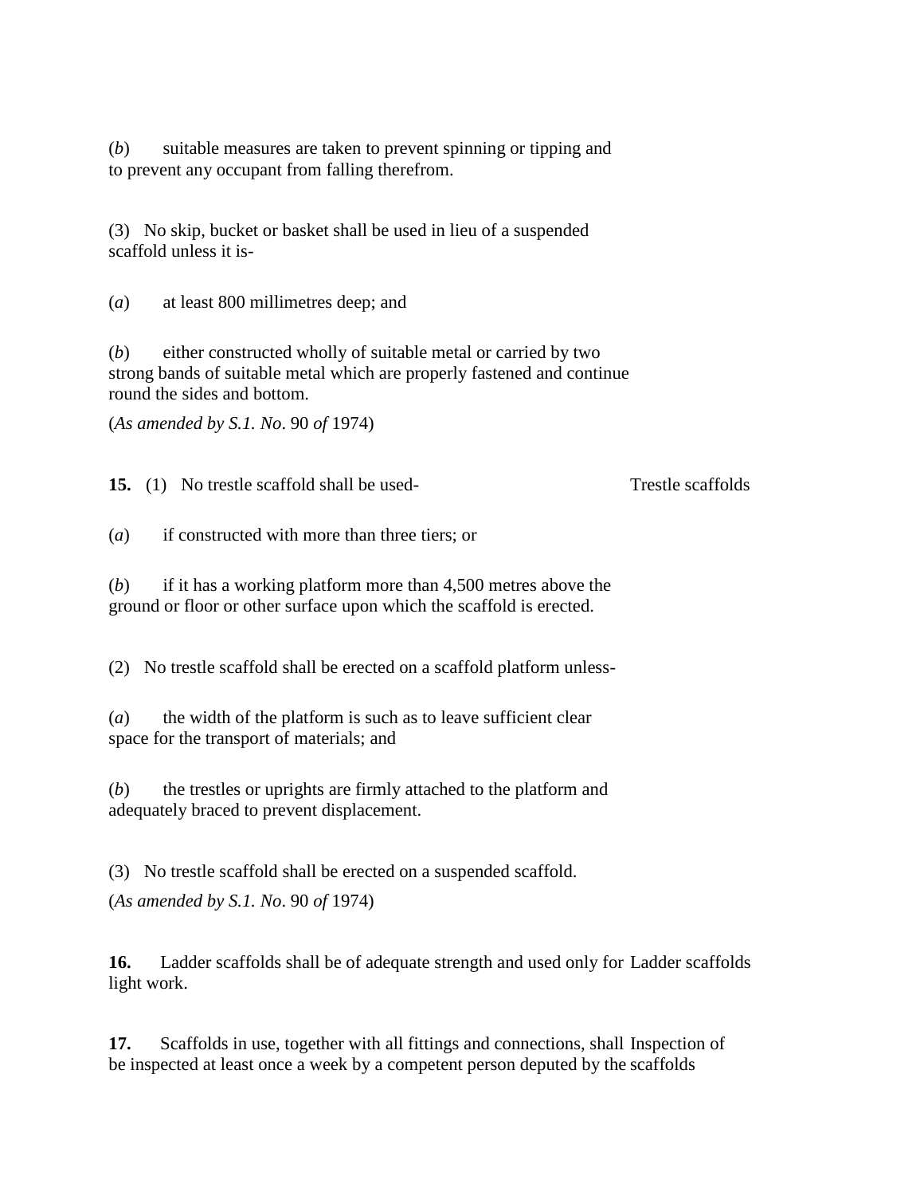(*b*) suitable measures are taken to prevent spinning or tipping and to prevent any occupant from falling therefrom.

(3) No skip, bucket or basket shall be used in lieu of a suspended scaffold unless it is-

(*a*) at least 800 millimetres deep; and

(*b*) either constructed wholly of suitable metal or carried by two strong bands of suitable metal which are properly fastened and continue round the sides and bottom.

(*As amended by S.1. No*. 90 *of* 1974)

**15.** (1) No trestle scaffold shall be used- Trestle scaffolds

(*a*) if constructed with more than three tiers; or

(*b*) if it has a working platform more than 4,500 metres above the ground or floor or other surface upon which the scaffold is erected.

(2) No trestle scaffold shall be erected on a scaffold platform unless-

(*a*) the width of the platform is such as to leave sufficient clear space for the transport of materials; and

(*b*) the trestles or uprights are firmly attached to the platform and adequately braced to prevent displacement.

(3) No trestle scaffold shall be erected on a suspended scaffold.

(*As amended by S.1. No*. 90 *of* 1974)

**16.** Ladder scaffolds shall be of adequate strength and used only for light work. Ladder scaffolds

**17.** Scaffolds in use, together with all fittings and connections, shall be inspected at least once a week by a competent person deputed by the Inspection of scaffolds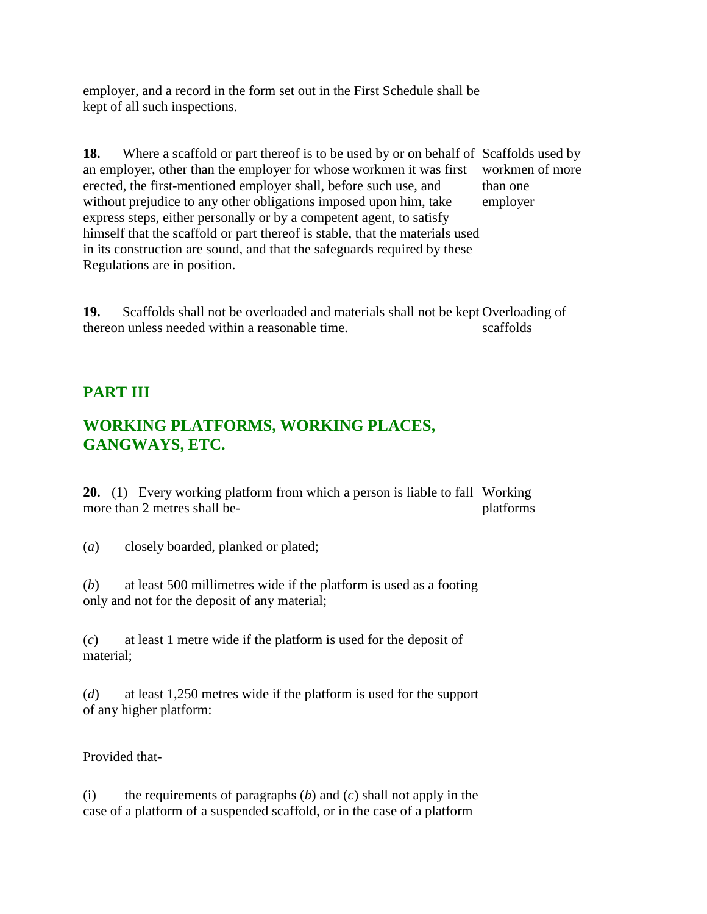employer, and a record in the form set out in the First Schedule shall be kept of all such inspections.

**18.** Where a scaffold or part thereof is to be used by or on behalf of an employer, other than the employer for whose workmen it was first erected, the first-mentioned employer shall, before such use, and without prejudice to any other obligations imposed upon him, take express steps, either personally or by a competent agent, to satisfy himself that the scaffold or part thereof is stable, that the materials used in its construction are sound, and that the safeguards required by these Regulations are in position.

Scaffolds used by workmen of more than one employer

**19.** Scaffolds shall not be overloaded and materials shall not be kept thereon unless needed within a reasonable time.

Overloading of scaffolds

## PART III

## WORKING PLATFORMS, WORKING PLACES, GANGWAYS, ETC.

**20.** (1) Every working platform from which a person is liable to fall more than 2 metres shall be-

Working platforms

(*a*) closely boarded, planked or plated;

(*b*) at least 500 millimetres wide if the platform is used as a footing only and not for the deposit of any material;

(*c*) at least 1 metre wide if the platform is used for the deposit of material;

(*d*) at least 1,250 metres wide if the platform is used for the support of any higher platform:

Provided that-

(i) the requirements of paragraphs (*b*) and (*c*) shall not apply in the case of a platform of a suspended scaffold, or in the case of a platform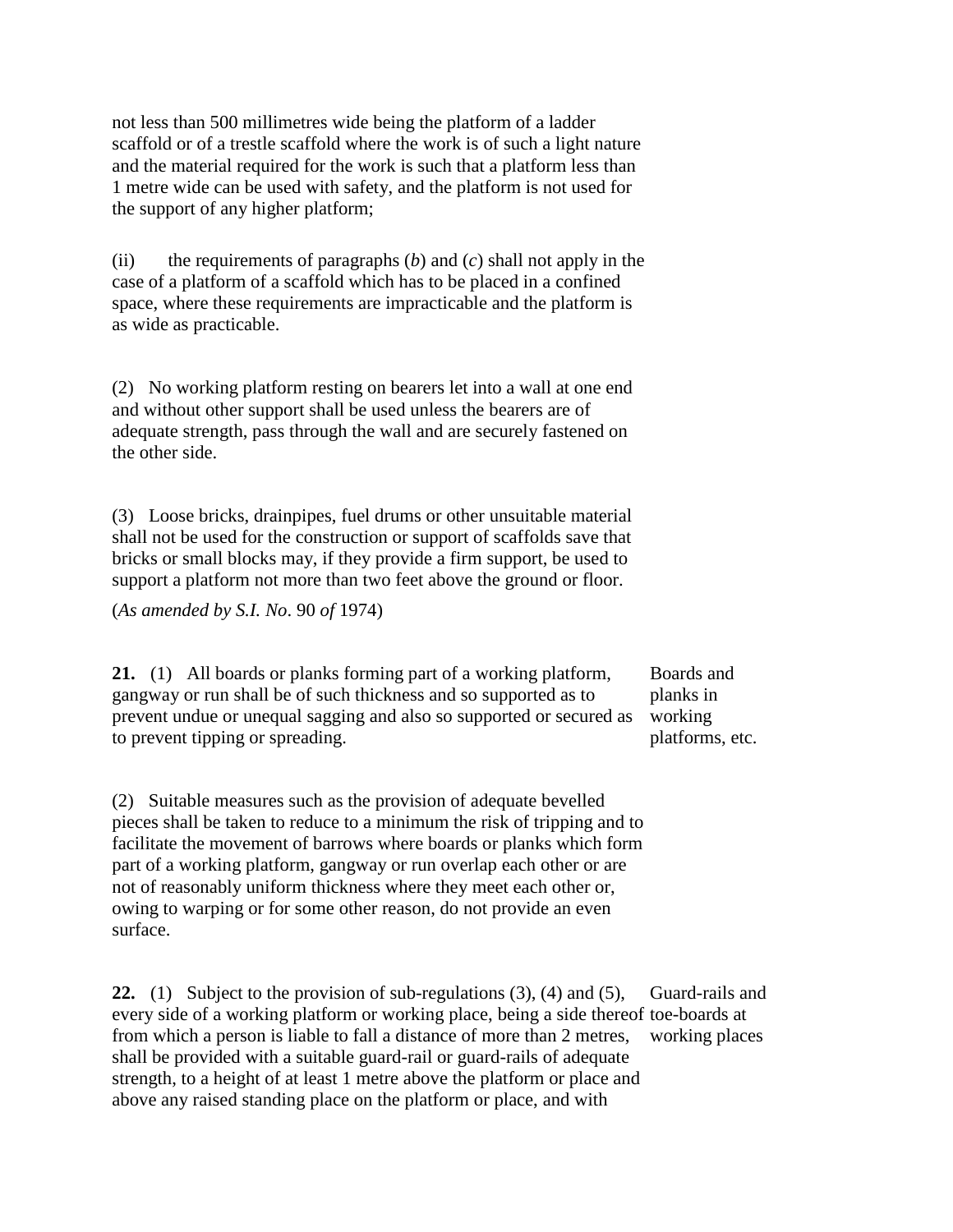not less than 500 millimetres wide being the platform of a ladder scaffold or of a trestle scaffold where the work is of such a light nature and the material required for the work is such that a platform less than 1 metre wide can be used with safety, and the platform is not used for the support of any higher platform;

(ii) the requirements of paragraphs (*b*) and (*c*) shall not apply in the case of a platform of a scaffold which has to be placed in a confined space, where these requirements are impracticable and the platform is as wide as practicable.

(2) No working platform resting on bearers let into a wall at one end and without other support shall be used unless the bearers are of adequate strength, pass through the wall and are securely fastened on the other side.

(3) Loose bricks, drainpipes, fuel drums or other unsuitable material shall not be used for the construction or support of scaffolds save that bricks or small blocks may, if they provide a firm support, be used to support a platform not more than two feet above the ground or floor.

(*As amended by S.I. No*. 90 *of* 1974)

*Boards and planks in working platforms, etc.*

**21.** (1) All boards or planks forming part of a working platform, gangway or run shall be of such thickness and so supported as to prevent undue or unequal sagging and also so supported or secured as to prevent tipping or spreading.

(2) Suitable measures such as the provision of adequate bevelled pieces shall be taken to reduce to a minimum the risk of tripping and to facilitate the movement of barrows where boards or planks which form part of a working platform, gangway or run overlap each other or are not of reasonably uniform thickness where they meet each other or, owing to warping or for some other reason, do not provide an even surface.

*Guard-rails and toe-boards at working places*

**22.** (1) Subject to the provision of sub-regulations (3), (4) and (5), every side of a working platform or working place, being a side thereof from which a person is liable to fall a distance of more than 2 metres, shall be provided with a suitable guard-rail or guard-rails of adequate strength, to a height of at least 1 metre above the platform or place and above any raised standing place on the platform or place, and with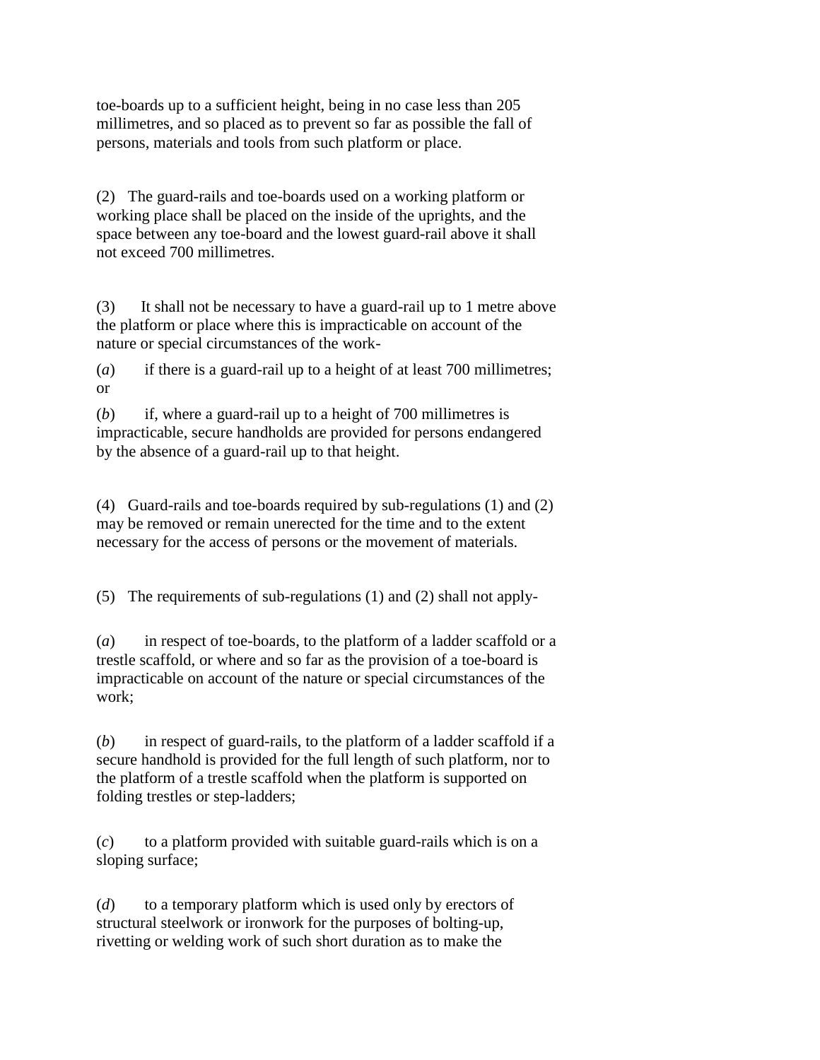toe-boards up to a sufficient height, being in no case less than 205 millimetres, and so placed as to prevent so far as possible the fall of persons, materials and tools from such platform or place.

(2) The guard-rails and toe-boards used on a working platform or working place shall be placed on the inside of the uprights, and the space between any toe-board and the lowest guard-rail above it shall not exceed 700 millimetres.

(3) It shall not be necessary to have a guard-rail up to 1 metre above the platform or place where this is impracticable on account of the nature or special circumstances of the work-

(*a*) if there is a guard-rail up to a height of at least 700 millimetres; or

(*b*) if, where a guard-rail up to a height of 700 millimetres is impracticable, secure handholds are provided for persons endangered by the absence of a guard-rail up to that height.

(4) Guard-rails and toe-boards required by sub-regulations (1) and (2) may be removed or remain unerected for the time and to the extent necessary for the access of persons or the movement of materials.

(5) The requirements of sub-regulations (1) and (2) shall not apply-

(*a*) in respect of toe-boards, to the platform of a ladder scaffold or a trestle scaffold, or where and so far as the provision of a toe-board is impracticable on account of the nature or special circumstances of the work;

(*b*) in respect of guard-rails, to the platform of a ladder scaffold if a secure handhold is provided for the full length of such platform, nor to the platform of a trestle scaffold when the platform is supported on folding trestles or step-ladders;

(*c*) to a platform provided with suitable guard-rails which is on a sloping surface;

(*d*) to a temporary platform which is used only by erectors of structural steelwork or ironwork for the purposes of bolting-up, rivetting or welding work of such short duration as to make the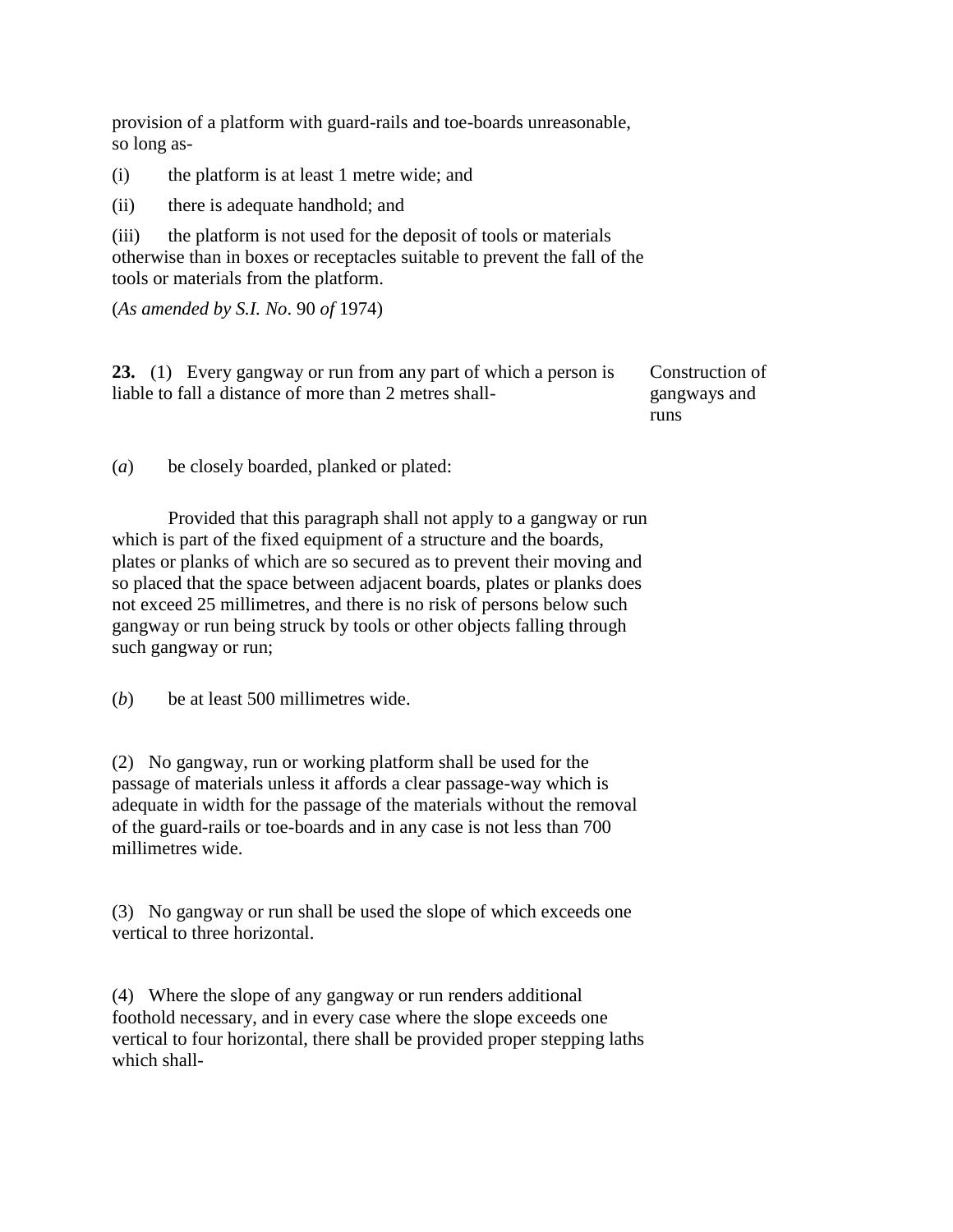provision of a platform with guard-rails and toe-boards unreasonable, so long as-

(i) the platform is at least 1 metre wide; and

(ii) there is adequate handhold; and

(iii) the platform is not used for the deposit of tools or materials otherwise than in boxes or receptacles suitable to prevent the fall of the tools or materials from the platform.

(*As amended by S.I. No*. 90 *of* 1974)

**23.** (1) Every gangway or run from any part of which a person is liable to fall a distance of more than 2 metres shall-

Construction of gangways and runs

(*a*) be closely boarded, planked or plated:

Provided that this paragraph shall not apply to a gangway or run which is part of the fixed equipment of a structure and the boards, plates or planks of which are so secured as to prevent their moving and so placed that the space between adjacent boards, plates or planks does not exceed 25 millimetres, and there is no risk of persons below such gangway or run being struck by tools or other objects falling through such gangway or run;

(*b*) be at least 500 millimetres wide.

(2) No gangway, run or working platform shall be used for the passage of materials unless it affords a clear passage-way which is adequate in width for the passage of the materials without the removal of the guard-rails or toe-boards and in any case is not less than 700 millimetres wide.

(3) No gangway or run shall be used the slope of which exceeds one vertical to three horizontal.

(4) Where the slope of any gangway or run renders additional foothold necessary, and in every case where the slope exceeds one vertical to four horizontal, there shall be provided proper stepping laths which shall-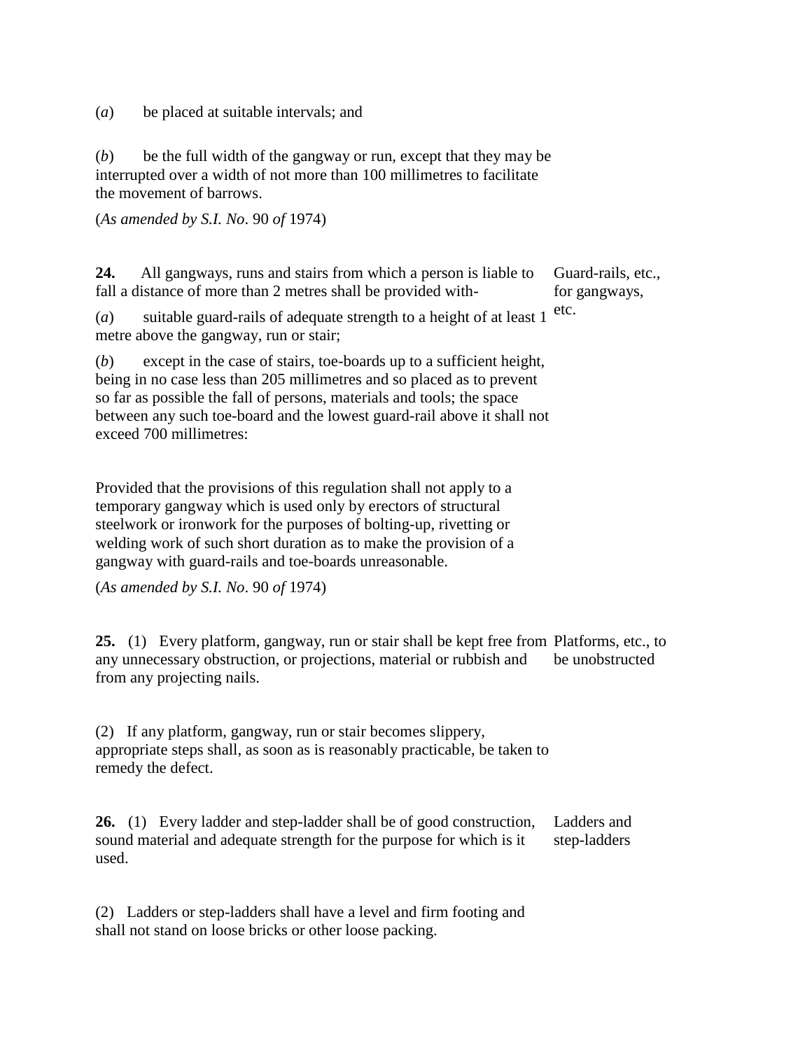(*a*) be placed at suitable intervals; and

(*b*) be the full width of the gangway or run, except that they may be interrupted over a width of not more than 100 millimetres to facilitate the movement of barrows.

(*As amended by S.I. No*. 90 *of* 1974)

**24.** All gangways, runs and stairs from which a person is liable to fall a distance of more than 2 metres shall be provided with-

Guard-rails, etc., for gangways, etc.

(*a*) suitable guard-rails of adequate strength to a height of at least 1 metre above the gangway, run or stair;

(*b*) except in the case of stairs, toe-boards up to a sufficient height, being in no case less than 205 millimetres and so placed as to prevent so far as possible the fall of persons, materials and tools; the space between any such toe-board and the lowest guard-rail above it shall not exceed 700 millimetres:

Provided that the provisions of this regulation shall not apply to a temporary gangway which is used only by erectors of structural steelwork or ironwork for the purposes of bolting-up, rivetting or welding work of such short duration as to make the provision of a gangway with guard-rails and toe-boards unreasonable.

(*As amended by S.I. No*. 90 *of* 1974)

**25.** (1) Every platform, gangway, run or stair shall be kept free from any unnecessary obstruction, or projections, material or rubbish and from any projecting nails.

Platforms, etc., to be unobstructed

(2) If any platform, gangway, run or stair becomes slippery, appropriate steps shall, as soon as is reasonably practicable, be taken to remedy the defect.

**26.** (1) Every ladder and step-ladder shall be of good construction, sound material and adequate strength for the purpose for which is it used.

Ladders and step-ladders

(2) Ladders or step-ladders shall have a level and firm footing and shall not stand on loose bricks or other loose packing.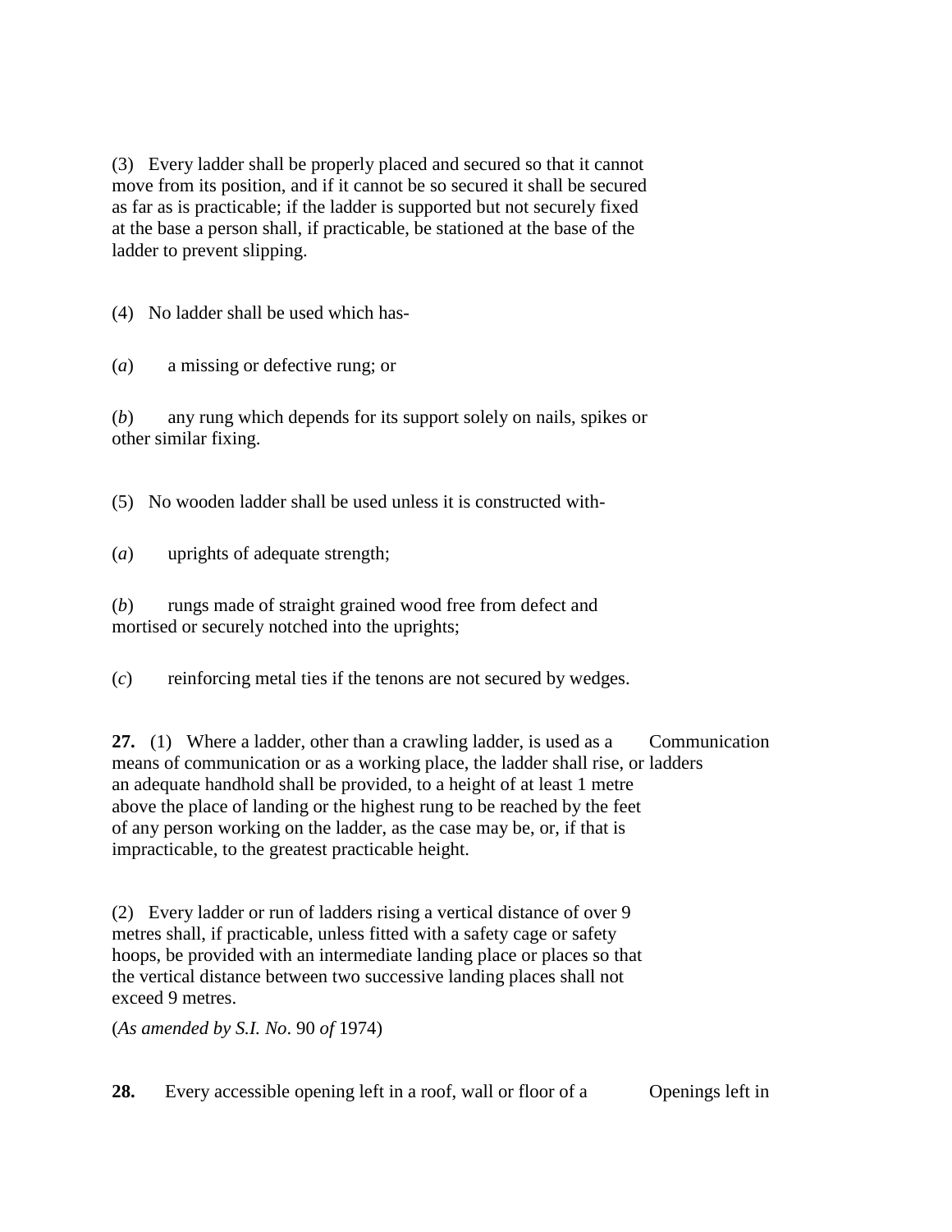(3) Every ladder shall be properly placed and secured so that it cannot move from its position, and if it cannot be so secured it shall be secured as far as is practicable; if the ladder is supported but not securely fixed at the base a person shall, if practicable, be stationed at the base of the ladder to prevent slipping.

(4) No ladder shall be used which has-

(*a*) a missing or defective rung; or

(*b*) any rung which depends for its support solely on nails, spikes or other similar fixing.

(5) No wooden ladder shall be used unless it is constructed with-

(*a*) uprights of adequate strength;

(*b*) rungs made of straight grained wood free from defect and mortised or securely notched into the uprights;

(*c*) reinforcing metal ties if the tenons are not secured by wedges.

**27.** (1) Where a ladder, other than a crawling ladder, is used as a means of communication or as a working place, the ladder shall rise, or an adequate handhold shall be provided, to a height of at least 1 metre above the place of landing or the highest rung to be reached by the feet of any person working on the ladder, as the case may be, or, if that is impracticable, to the greatest practicable height.

Communication ladders

(2) Every ladder or run of ladders rising a vertical distance of over 9 metres shall, if practicable, unless fitted with a safety cage or safety hoops, be provided with an intermediate landing place or places so that the vertical distance between two successive landing places shall not exceed 9 metres.

(*As amended by S.I. No*. 90 *of* 1974)

**28.** Every accessible opening left in a roof, wall or floor of a

Openings left in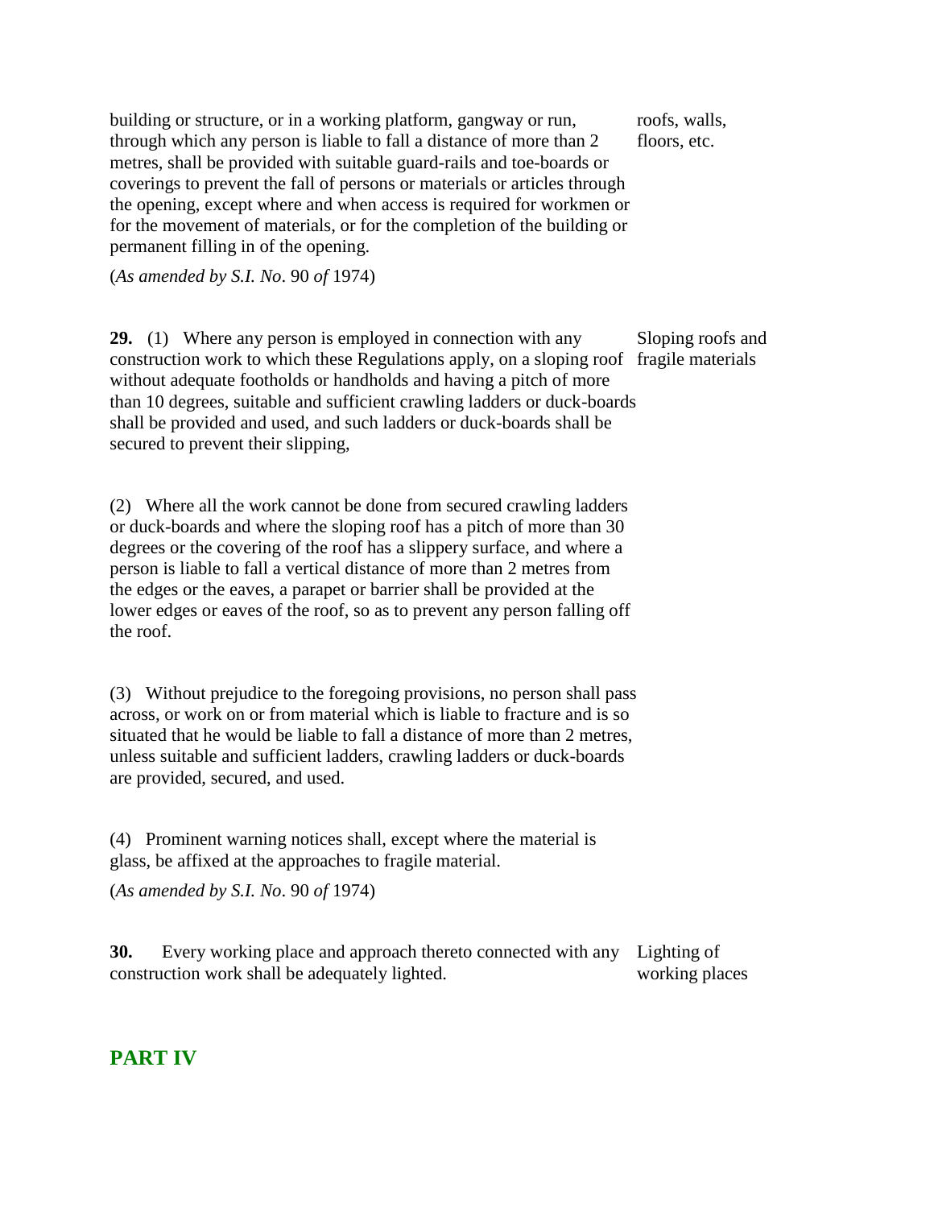building or structure, or in a working platform, gangway or run, through which any person is liable to fall a distance of more than 2 metres, shall be provided with suitable guard-rails and toe-boards or coverings to prevent the fall of persons or materials or articles through the opening, except where and when access is required for workmen or for the movement of materials, or for the completion of the building or permanent filling in of the opening.

roofs, walls, floors, etc.

(*As amended by S.I. No*. 90 *of* 1974)

**29.** (1) Where any person is employed in connection with any construction work to which these Regulations apply, on a sloping roof without adequate footholds or handholds and having a pitch of more than 10 degrees, suitable and sufficient crawling ladders or duck-boards shall be provided and used, and such ladders or duck-boards shall be secured to prevent their slipping,

Sloping roofs and fragile materials

(2) Where all the work cannot be done from secured crawling ladders or duck-boards and where the sloping roof has a pitch of more than 30 degrees or the covering of the roof has a slippery surface, and where a person is liable to fall a vertical distance of more than 2 metres from the edges or the eaves, a parapet or barrier shall be provided at the lower edges or eaves of the roof, so as to prevent any person falling off the roof.

(3) Without prejudice to the foregoing provisions, no person shall pass across, or work on or from material which is liable to fracture and is so situated that he would be liable to fall a distance of more than 2 metres, unless suitable and sufficient ladders, crawling ladders or duck-boards are provided, secured, and used.

(4) Prominent warning notices shall, except where the material is glass, be affixed at the approaches to fragile material.

(*As amended by S.I. No*. 90 *of* 1974)

**30.** Every working place and approach thereto connected with any construction work shall be adequately lighted.

Lighting of working places

## PART IV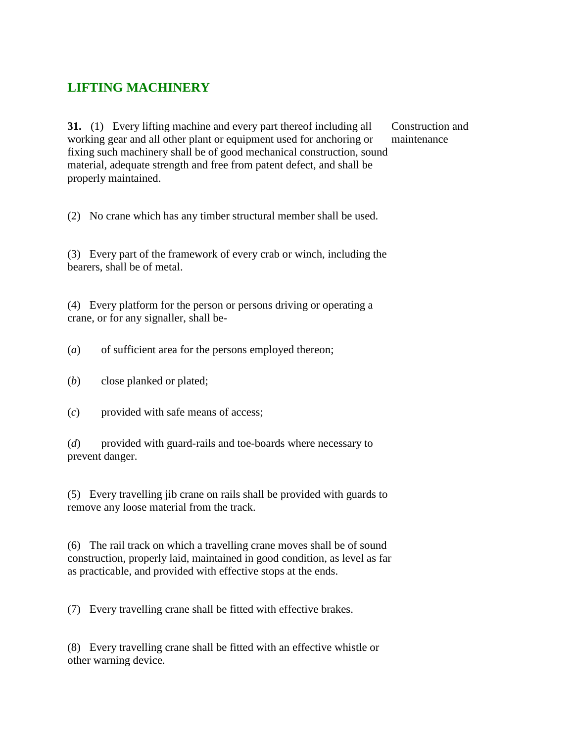## LIFTING MACHINERY

**31.** (1) Every lifting machine and every part thereof including all working gear and all other plant or equipment used for anchoring or fixing such machinery shall be of good mechanical construction, sound material, adequate strength and free from patent defect, and shall be properly maintained.

Construction and maintenance

(2) No crane which has any timber structural member shall be used.

(3) Every part of the framework of every crab or winch, including the bearers, shall be of metal.

(4) Every platform for the person or persons driving or operating a crane, or for any signaller, shall be-

(*a*) of sufficient area for the persons employed thereon;

(*b*) close planked or plated;

(*c*) provided with safe means of access;

(*d*) provided with guard-rails and toe-boards where necessary to prevent danger.

(5) Every travelling jib crane on rails shall be provided with guards to remove any loose material from the track.

(6) The rail track on which a travelling crane moves shall be of sound construction, properly laid, maintained in good condition, as level as far as practicable, and provided with effective stops at the ends.

(7) Every travelling crane shall be fitted with effective brakes.

(8) Every travelling crane shall be fitted with an effective whistle or other warning device.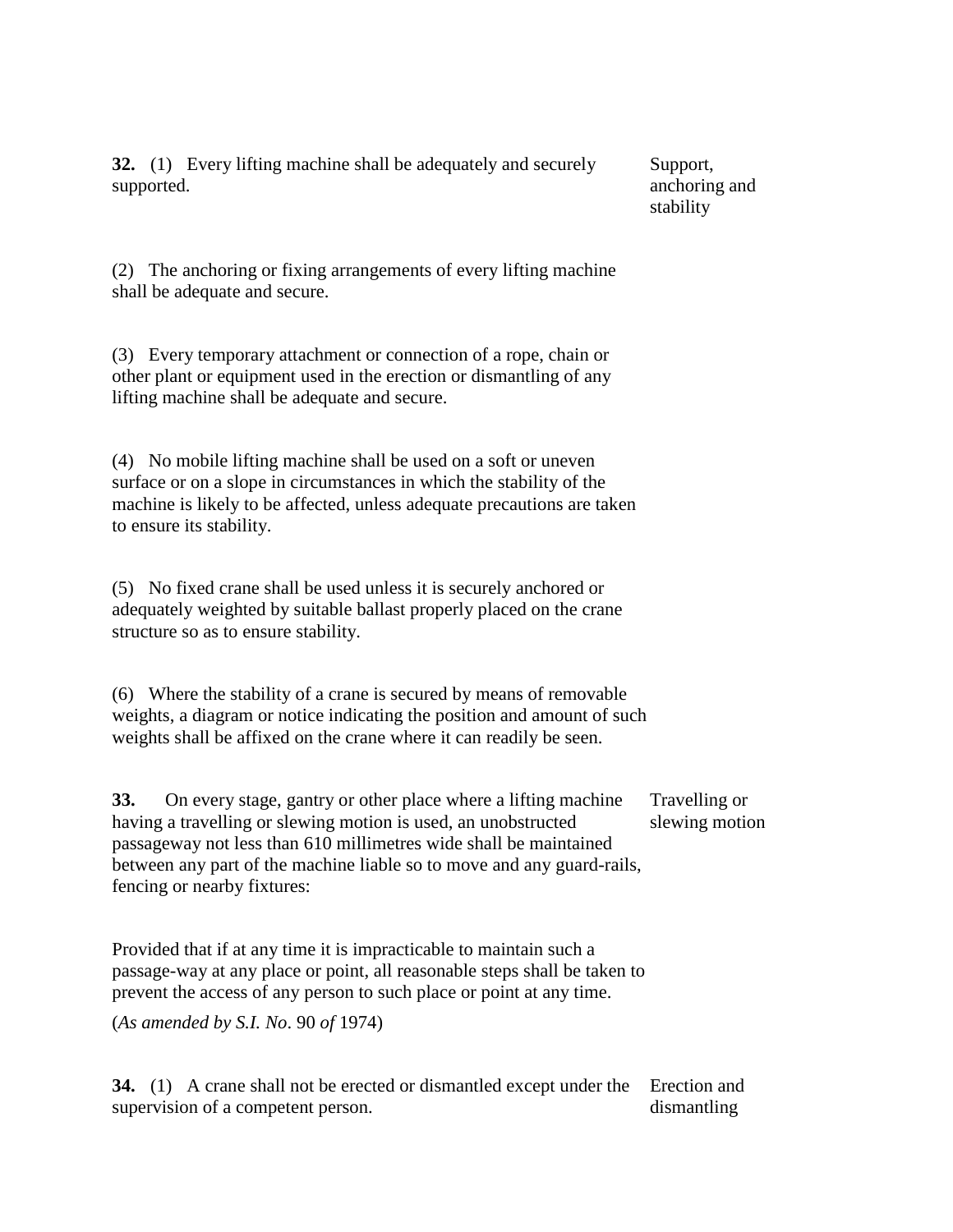**32.** (1) Every lifting machine shall be adequately and securely supported.

*Support, anchoring and stability*

(2) The anchoring or fixing arrangements of every lifting machine shall be adequate and secure.

(3) Every temporary attachment or connection of a rope, chain or other plant or equipment used in the erection or dismantling of any lifting machine shall be adequate and secure.

(4) No mobile lifting machine shall be used on a soft or uneven surface or on a slope in circumstances in which the stability of the machine is likely to be affected, unless adequate precautions are taken to ensure its stability.

(5) No fixed crane shall be used unless it is securely anchored or adequately weighted by suitable ballast properly placed on the crane structure so as to ensure stability.

(6) Where the stability of a crane is secured by means of removable weights, a diagram or notice indicating the position and amount of such weights shall be affixed on the crane where it can readily be seen.

**33.** On every stage, gantry or other place where a lifting machine having a travelling or slewing motion is used, an unobstructed passageway not less than 610 millimetres wide shall be maintained between any part of the machine liable so to move and any guard-rails, fencing or nearby fixtures:

*Travelling or slewing motion*

Provided that if at any time it is impracticable to maintain such a passage-way at any place or point, all reasonable steps shall be taken to prevent the access of any person to such place or point at any time.

(*As amended by S.I. No*. 90 *of* 1974)

**34.** (1) A crane shall not be erected or dismantled except under the supervision of a competent person.

*Erection and dismantling*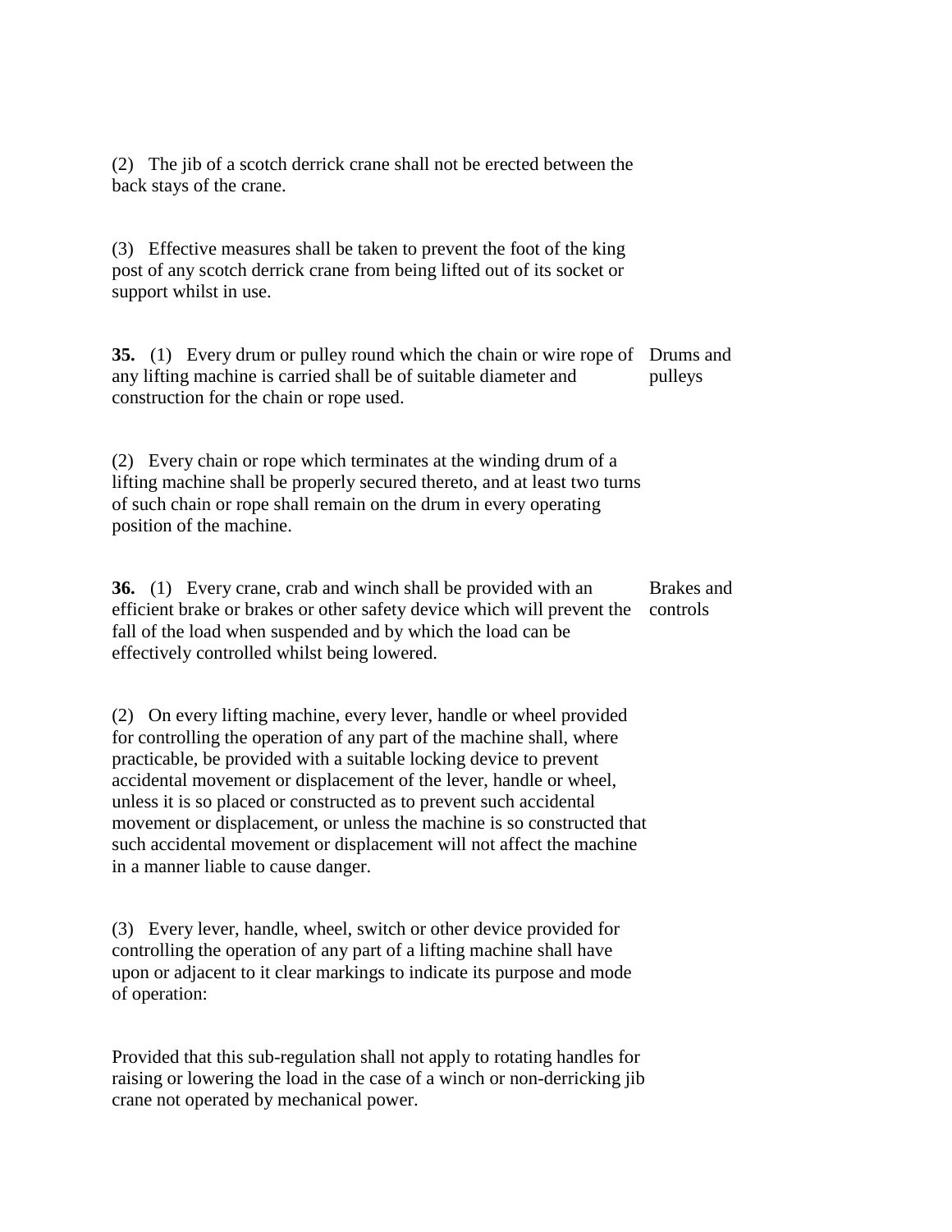(2) The jib of a scotch derrick crane shall not be erected between the back stays of the crane.

(3) Effective measures shall be taken to prevent the foot of the king post of any scotch derrick crane from being lifted out of its socket or support whilst in use.

**35.** (1) Every drum or pulley round which the chain or wire rope of any lifting machine is carried shall be of suitable diameter and construction for the chain or rope used. Drums and pulleys

(2) Every chain or rope which terminates at the winding drum of a lifting machine shall be properly secured thereto, and at least two turns of such chain or rope shall remain on the drum in every operating position of the machine.

**36.** (1) Every crane, crab and winch shall be provided with an efficient brake or brakes or other safety device which will prevent the fall of the load when suspended and by which the load can be effectively controlled whilst being lowered. Brakes and controls

(2) On every lifting machine, every lever, handle or wheel provided for controlling the operation of any part of the machine shall, where practicable, be provided with a suitable locking device to prevent accidental movement or displacement of the lever, handle or wheel, unless it is so placed or constructed as to prevent such accidental movement or displacement, or unless the machine is so constructed that such accidental movement or displacement will not affect the machine in a manner liable to cause danger.

(3) Every lever, handle, wheel, switch or other device provided for controlling the operation of any part of a lifting machine shall have upon or adjacent to it clear markings to indicate its purpose and mode of operation:

Provided that this sub-regulation shall not apply to rotating handles for raising or lowering the load in the case of a winch or non-derricking jib crane not operated by mechanical power.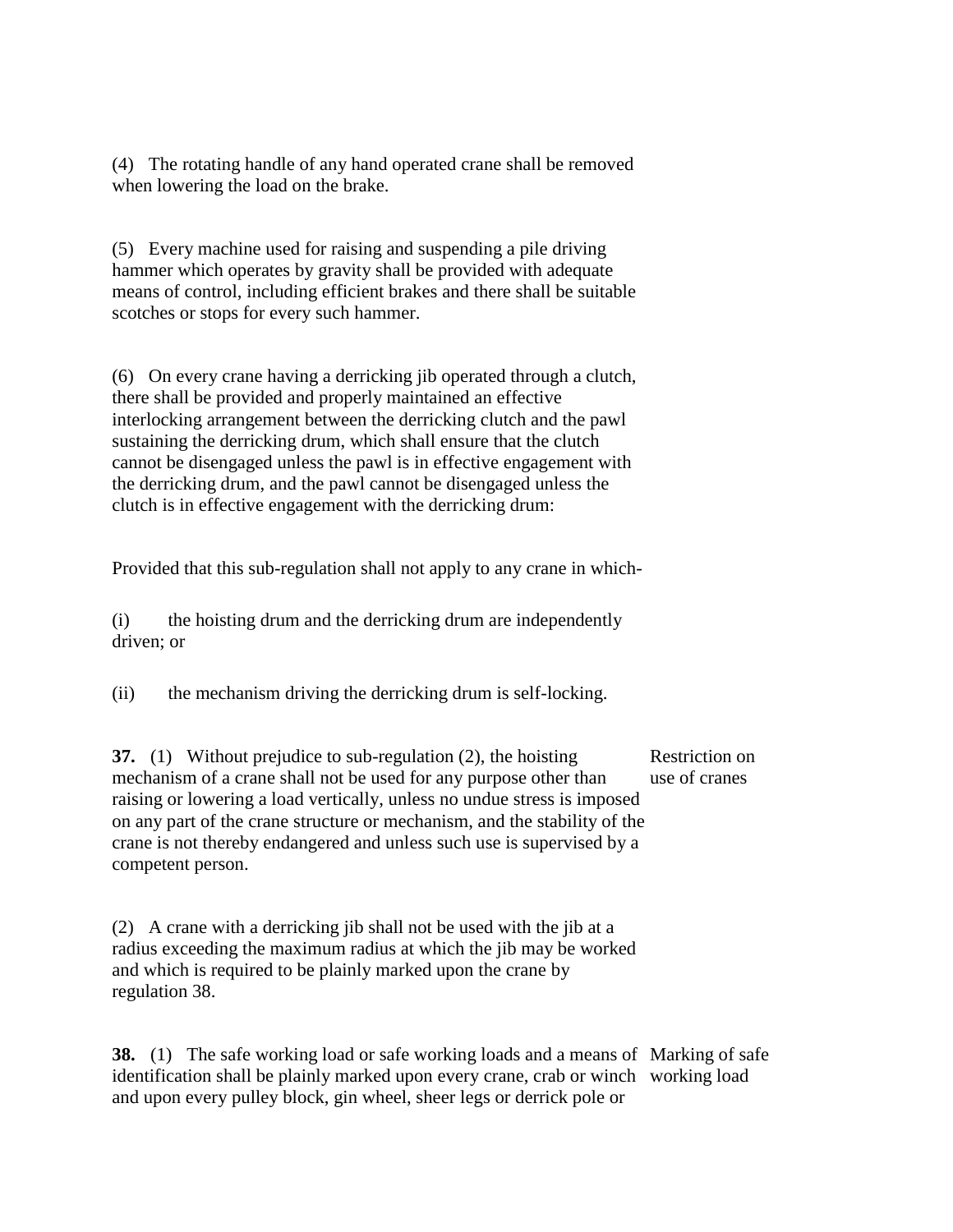(4) The rotating handle of any hand operated crane shall be removed when lowering the load on the brake.

(5) Every machine used for raising and suspending a pile driving hammer which operates by gravity shall be provided with adequate means of control, including efficient brakes and there shall be suitable scotches or stops for every such hammer.

(6) On every crane having a derricking jib operated through a clutch, there shall be provided and properly maintained an effective interlocking arrangement between the derricking clutch and the pawl sustaining the derricking drum, which shall ensure that the clutch cannot be disengaged unless the pawl is in effective engagement with the derricking drum, and the pawl cannot be disengaged unless the clutch is in effective engagement with the derricking drum:

Provided that this sub-regulation shall not apply to any crane in which-

(i) the hoisting drum and the derricking drum are independently driven; or

(ii) the mechanism driving the derricking drum is self-locking.

**37.** (1) Without prejudice to sub-regulation (2), the hoisting mechanism of a crane shall not be used for any purpose other than raising or lowering a load vertically, unless no undue stress is imposed on any part of the crane structure or mechanism, and the stability of the crane is not thereby endangered and unless such use is supervised by a competent person.

Restriction on use of cranes

(2) A crane with a derricking jib shall not be used with the jib at a radius exceeding the maximum radius at which the jib may be worked and which is required to be plainly marked upon the crane by regulation 38.

**38.** (1) The safe working load or safe working loads and a means of identification shall be plainly marked upon every crane, crab or winch and upon every pulley block, gin wheel, sheer legs or derrick pole or

Marking of safe working load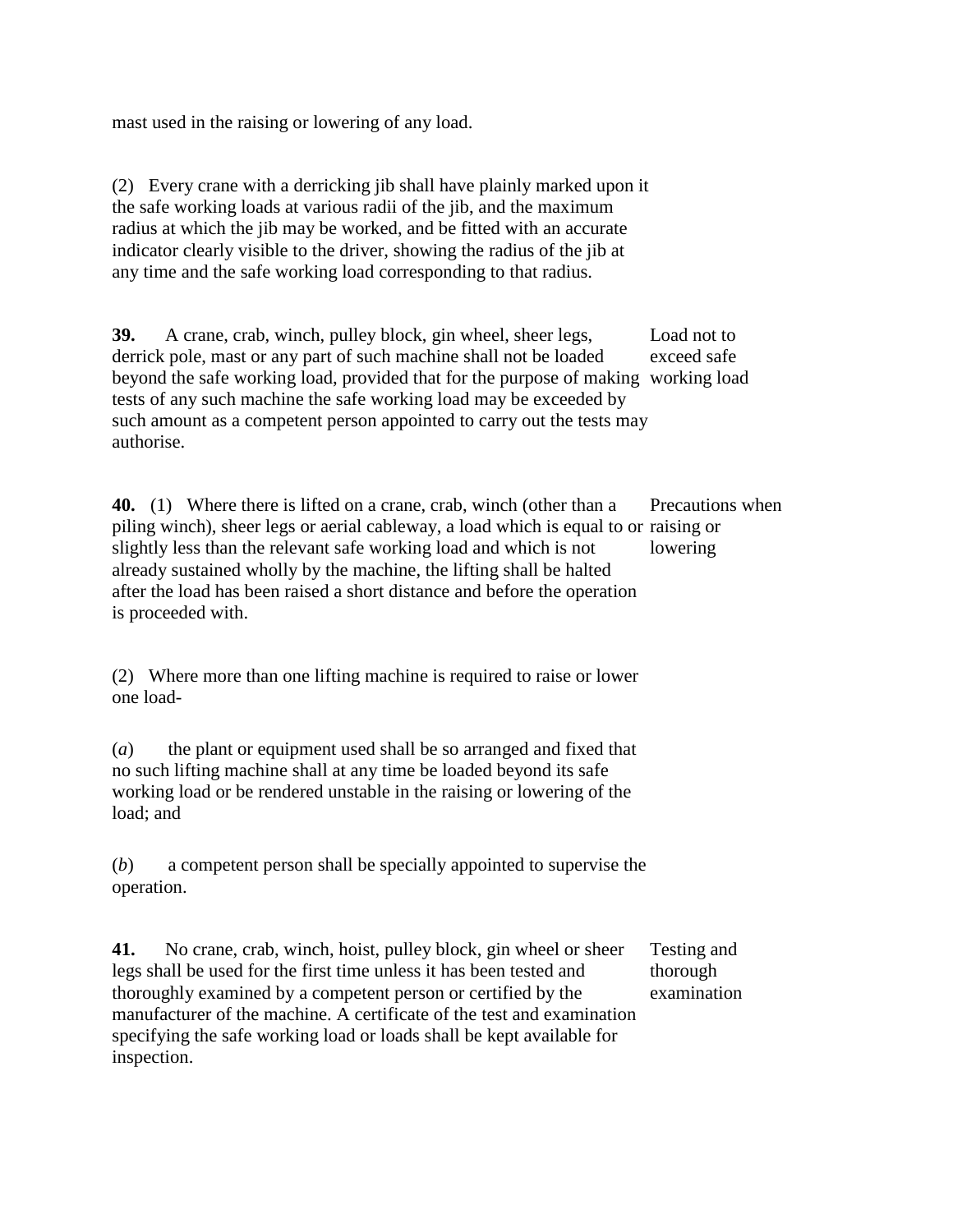mast used in the raising or lowering of any load.

(2) Every crane with a derricking jib shall have plainly marked upon it the safe working loads at various radii of the jib, and the maximum radius at which the jib may be worked, and be fitted with an accurate indicator clearly visible to the driver, showing the radius of the jib at any time and the safe working load corresponding to that radius.

**39.** A crane, crab, winch, pulley block, gin wheel, sheer legs, derrick pole, mast or any part of such machine shall not be loaded beyond the safe working load, provided that for the purpose of making tests of any such machine the safe working load may be exceeded by such amount as a competent person appointed to carry out the tests may authorise.

*Load not to exceed safe working load*

**40.** (1) Where there is lifted on a crane, crab, winch (other than a piling winch), sheer legs or aerial cableway, a load which is equal to or slightly less than the relevant safe working load and which is not already sustained wholly by the machine, the lifting shall be halted after the load has been raised a short distance and before the operation is proceeded with.

*Precautions when raising or lowering*

(2) Where more than one lifting machine is required to raise or lower one load-

(*a*) the plant or equipment used shall be so arranged and fixed that no such lifting machine shall at any time be loaded beyond its safe working load or be rendered unstable in the raising or lowering of the load; and

(*b*) a competent person shall be specially appointed to supervise the operation.

**41.** No crane, crab, winch, hoist, pulley block, gin wheel or sheer legs shall be used for the first time unless it has been tested and thoroughly examined by a competent person or certified by the manufacturer of the machine. A certificate of the test and examination specifying the safe working load or loads shall be kept available for inspection.

*Testing and thorough examination*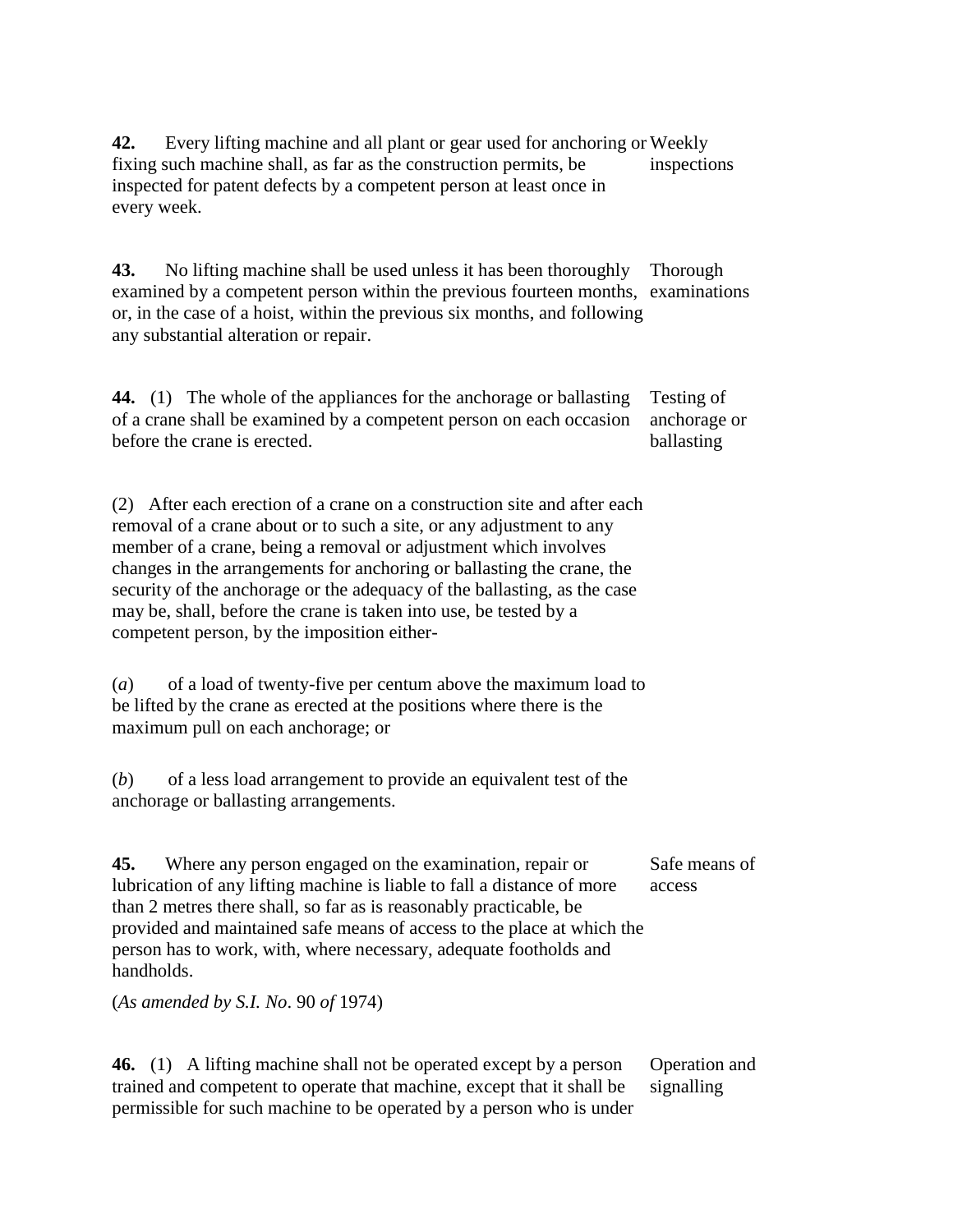**42.** Every lifting machine and all plant or gear used for anchoring or fixing such machine shall, as far as the construction permits, be inspected for patent defects by a competent person at least once in every week.

Weekly inspections

**43.** No lifting machine shall be used unless it has been thoroughly examined by a competent person within the previous fourteen months, or, in the case of a hoist, within the previous six months, and following any substantial alteration or repair.

Thorough examinations

**44.** (1) The whole of the appliances for the anchorage or ballasting of a crane shall be examined by a competent person on each occasion before the crane is erected.

Testing of anchorage or ballasting

(2) After each erection of a crane on a construction site and after each removal of a crane about or to such a site, or any adjustment to any member of a crane, being a removal or adjustment which involves changes in the arrangements for anchoring or ballasting the crane, the security of the anchorage or the adequacy of the ballasting, as the case may be, shall, before the crane is taken into use, be tested by a competent person, by the imposition either-

(*a*) of a load of twenty-five per centum above the maximum load to be lifted by the crane as erected at the positions where there is the maximum pull on each anchorage; or

(*b*) of a less load arrangement to provide an equivalent test of the anchorage or ballasting arrangements.

**45.** Where any person engaged on the examination, repair or lubrication of any lifting machine is liable to fall a distance of more than 2 metres there shall, so far as is reasonably practicable, be provided and maintained safe means of access to the place at which the person has to work, with, where necessary, adequate footholds and handholds.

Safe means of access

(*As amended by S.I. No*. 90 *of* 1974)

**46.** (1) A lifting machine shall not be operated except by a person trained and competent to operate that machine, except that it shall be permissible for such machine to be operated by a person who is under

Operation and signalling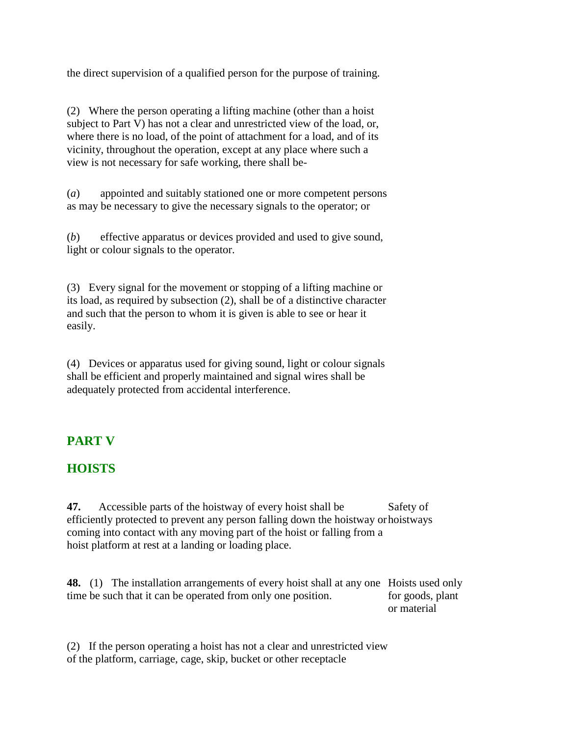the direct supervision of a qualified person for the purpose of training.

(2) Where the person operating a lifting machine (other than a hoist subject to Part V) has not a clear and unrestricted view of the load, or, where there is no load, of the point of attachment for a load, and of its vicinity, throughout the operation, except at any place where such a view is not necessary for safe working, there shall be-

(*a*) appointed and suitably stationed one or more competent persons as may be necessary to give the necessary signals to the operator; or

(*b*) effective apparatus or devices provided and used to give sound, light or colour signals to the operator.

(3) Every signal for the movement or stopping of a lifting machine or its load, as required by subsection (2), shall be of a distinctive character and such that the person to whom it is given is able to see or hear it easily.

(4) Devices or apparatus used for giving sound, light or colour signals shall be efficient and properly maintained and signal wires shall be adequately protected from accidental interference.

## PART V

## HOISTS

Safety of hoistways

**47.** Accessible parts of the hoistway of every hoist shall be efficiently protected to prevent any person falling down the hoistway or coming into contact with any moving part of the hoist or falling from a hoist platform at rest at a landing or loading place.

Hoists used only for goods, plant or material

**48.** (1) The installation arrangements of every hoist shall at any one time be such that it can be operated from only one position.

(2) If the person operating a hoist has not a clear and unrestricted view of the platform, carriage, cage, skip, bucket or other receptacle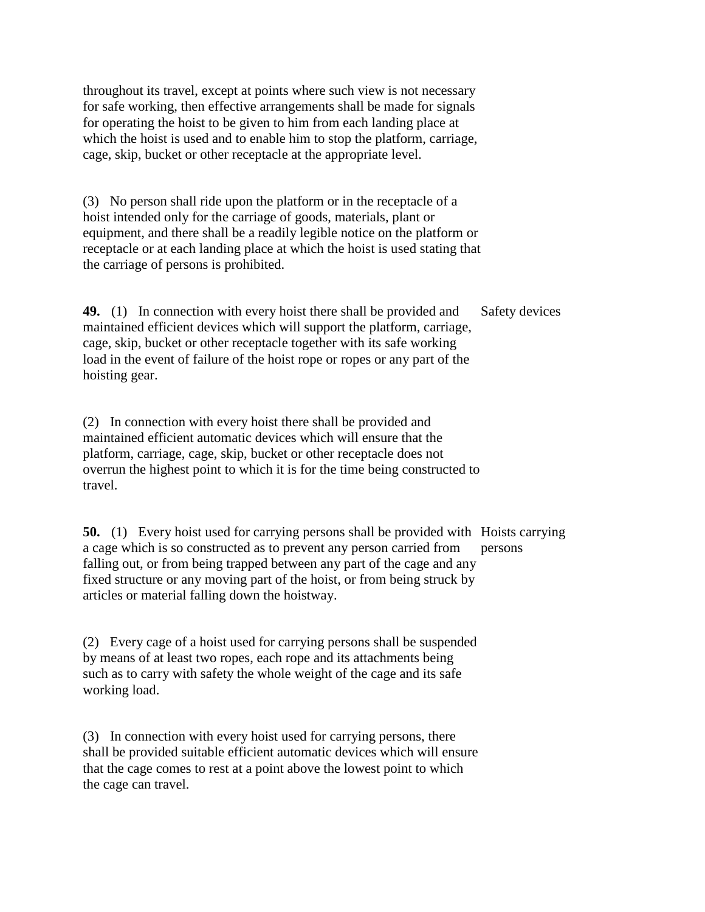throughout its travel, except at points where such view is not necessary for safe working, then effective arrangements shall be made for signals for operating the hoist to be given to him from each landing place at which the hoist is used and to enable him to stop the platform, carriage, cage, skip, bucket or other receptacle at the appropriate level.

(3) No person shall ride upon the platform or in the receptacle of a hoist intended only for the carriage of goods, materials, plant or equipment, and there shall be a readily legible notice on the platform or receptacle or at each landing place at which the hoist is used stating that the carriage of persons is prohibited.

**49.** (1) In connection with every hoist there shall be provided and maintained efficient devices which will support the platform, carriage, cage, skip, bucket or other receptacle together with its safe working load in the event of failure of the hoist rope or ropes or any part of the hoisting gear. *Safety devices*

(2) In connection with every hoist there shall be provided and maintained efficient automatic devices which will ensure that the platform, carriage, cage, skip, bucket or other receptacle does not overrun the highest point to which it is for the time being constructed to travel.

**50.** (1) Every hoist used for carrying persons shall be provided with a cage which is so constructed as to prevent any person carried from falling out, or from being trapped between any part of the cage and any fixed structure or any moving part of the hoist, or from being struck by articles or material falling down the hoistway. *Hoists carrying persons*

(2) Every cage of a hoist used for carrying persons shall be suspended by means of at least two ropes, each rope and its attachments being such as to carry with safety the whole weight of the cage and its safe working load.

(3) In connection with every hoist used for carrying persons, there shall be provided suitable efficient automatic devices which will ensure that the cage comes to rest at a point above the lowest point to which the cage can travel.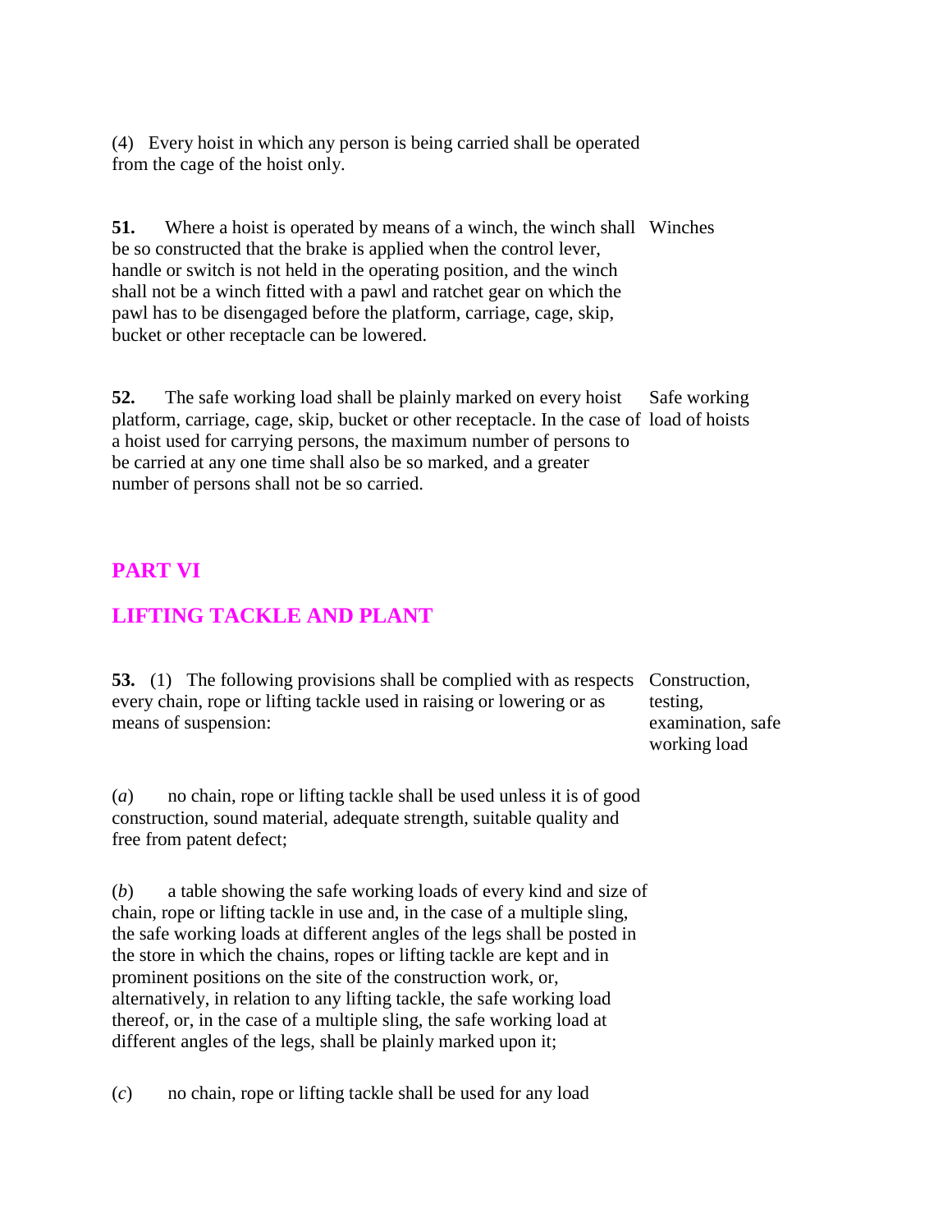(4) Every hoist in which any person is being carried shall be operated from the cage of the hoist only.

**51.** Where a hoist is operated by means of a winch, the winch shall be so constructed that the brake is applied when the control lever, handle or switch is not held in the operating position, and the winch shall not be a winch fitted with a pawl and ratchet gear on which the pawl has to be disengaged before the platform, carriage, cage, skip, bucket or other receptacle can be lowered.

Winches

**52.** The safe working load shall be plainly marked on every hoist platform, carriage, cage, skip, bucket or other receptacle. In the case of a hoist used for carrying persons, the maximum number of persons to be carried at any one time shall also be so marked, and a greater number of persons shall not be so carried.

Safe working load of hoists

## PART VI

## LIFTING TACKLE AND PLANT

**53.** (1) The following provisions shall be complied with as respects every chain, rope or lifting tackle used in raising or lowering or as means of suspension:

Construction, testing, examination, safe working load

(*a*) no chain, rope or lifting tackle shall be used unless it is of good construction, sound material, adequate strength, suitable quality and free from patent defect;

(*b*) a table showing the safe working loads of every kind and size of chain, rope or lifting tackle in use and, in the case of a multiple sling, the safe working loads at different angles of the legs shall be posted in the store in which the chains, ropes or lifting tackle are kept and in prominent positions on the site of the construction work, or, alternatively, in relation to any lifting tackle, the safe working load thereof, or, in the case of a multiple sling, the safe working load at different angles of the legs, shall be plainly marked upon it;

(*c*) no chain, rope or lifting tackle shall be used for any load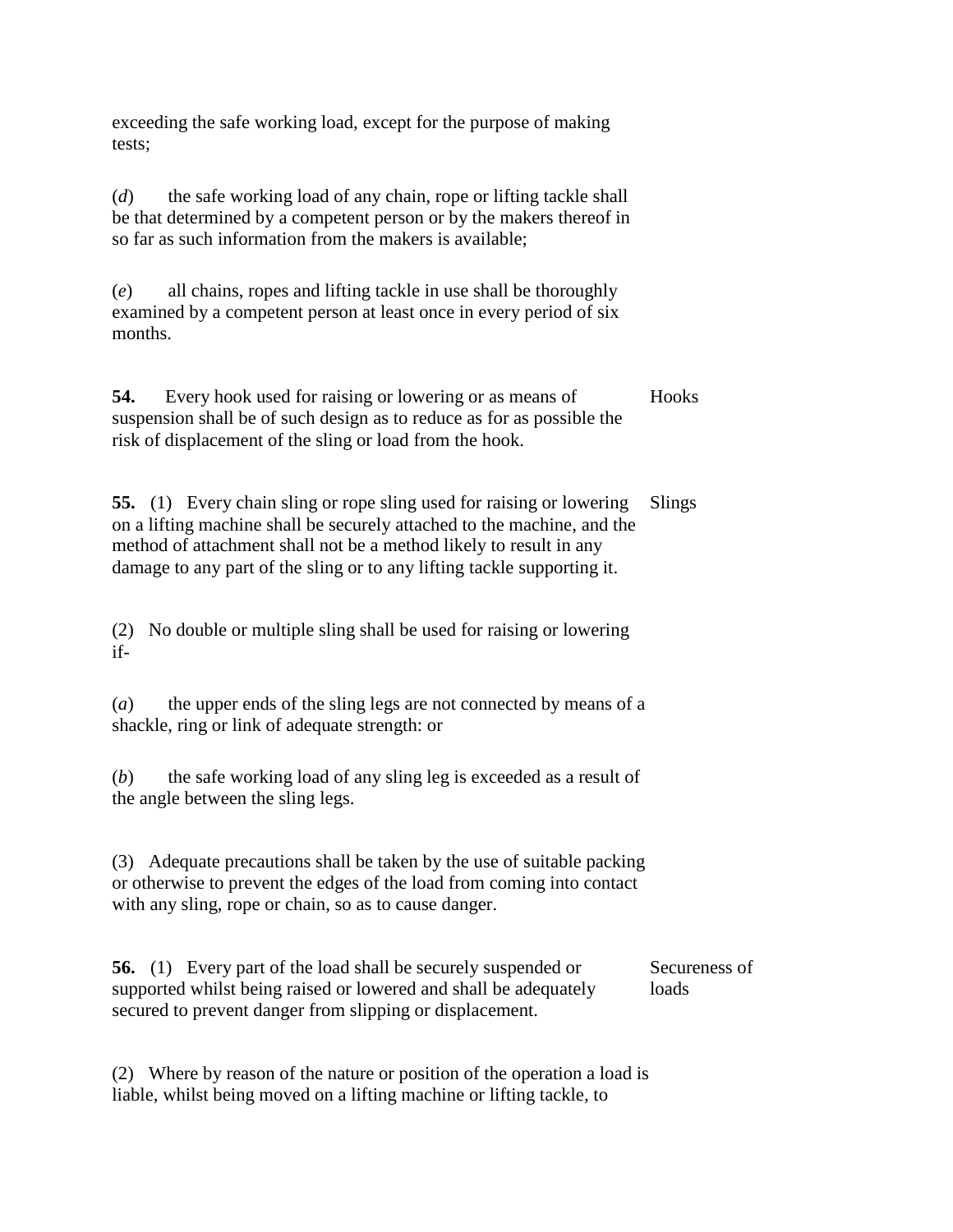exceeding the safe working load, except for the purpose of making tests;

(*d*) the safe working load of any chain, rope or lifting tackle shall be that determined by a competent person or by the makers thereof in so far as such information from the makers is available;

(*e*) all chains, ropes and lifting tackle in use shall be thoroughly examined by a competent person at least once in every period of six months.

**54.** Every hook used for raising or lowering or as means of suspension shall be of such design as to reduce as for as possible the risk of displacement of the sling or load from the hook. *Hooks*

**55.** (1) Every chain sling or rope sling used for raising or lowering on a lifting machine shall be securely attached to the machine, and the method of attachment shall not be a method likely to result in any damage to any part of the sling or to any lifting tackle supporting it. *Slings*

(2) No double or multiple sling shall be used for raising or lowering if-

(*a*) the upper ends of the sling legs are not connected by means of a shackle, ring or link of adequate strength: or

(*b*) the safe working load of any sling leg is exceeded as a result of the angle between the sling legs.

(3) Adequate precautions shall be taken by the use of suitable packing or otherwise to prevent the edges of the load from coming into contact with any sling, rope or chain, so as to cause danger.

**56.** (1) Every part of the load shall be securely suspended or supported whilst being raised or lowered and shall be adequately secured to prevent danger from slipping or displacement. *Secureness of loads*

(2) Where by reason of the nature or position of the operation a load is liable, whilst being moved on a lifting machine or lifting tackle, to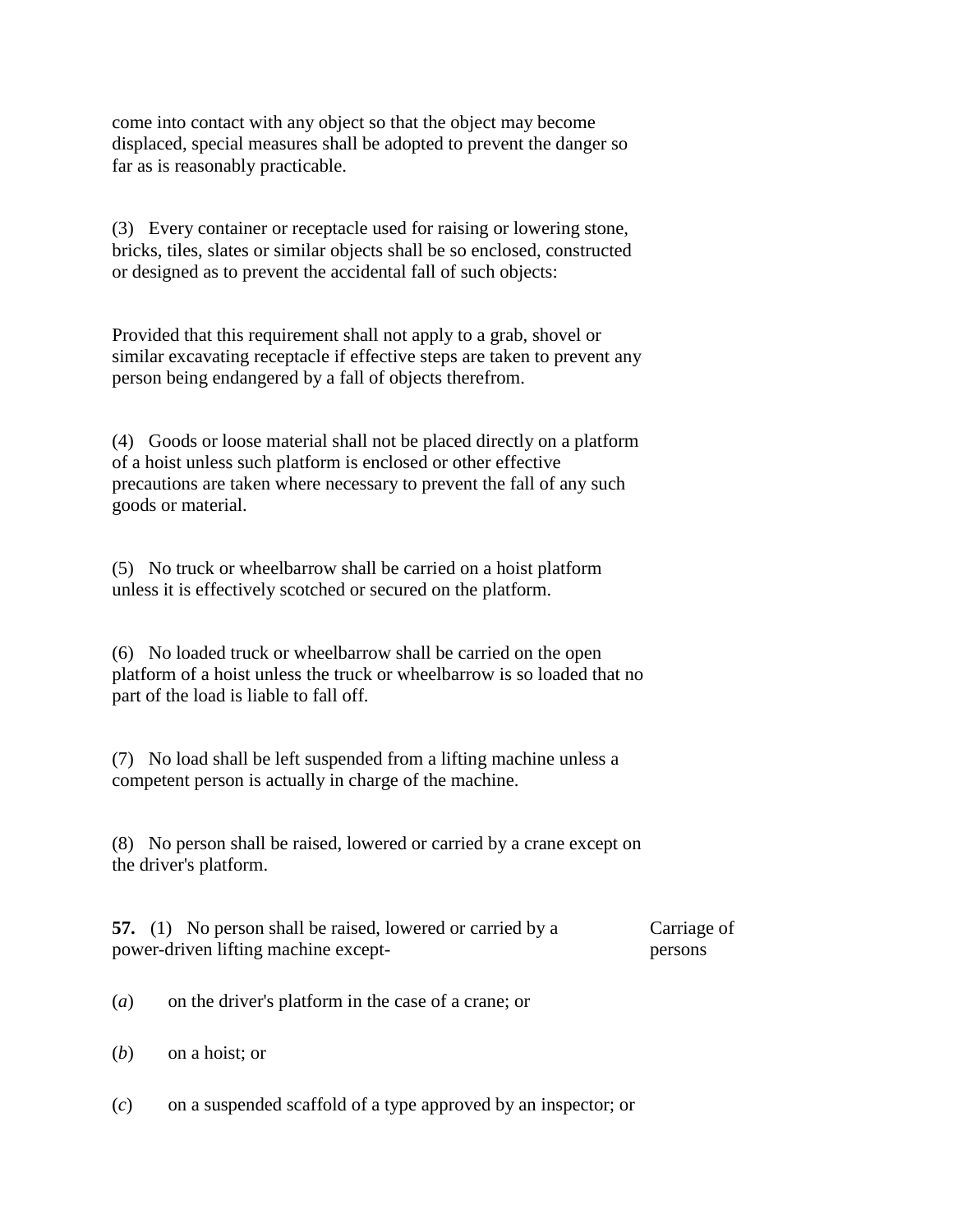come into contact with any object so that the object may become displaced, special measures shall be adopted to prevent the danger so far as is reasonably practicable.

(3) Every container or receptacle used for raising or lowering stone, bricks, tiles, slates or similar objects shall be so enclosed, constructed or designed as to prevent the accidental fall of such objects:

Provided that this requirement shall not apply to a grab, shovel or similar excavating receptacle if effective steps are taken to prevent any person being endangered by a fall of objects therefrom.

(4) Goods or loose material shall not be placed directly on a platform of a hoist unless such platform is enclosed or other effective precautions are taken where necessary to prevent the fall of any such goods or material.

(5) No truck or wheelbarrow shall be carried on a hoist platform unless it is effectively scotched or secured on the platform.

(6) No loaded truck or wheelbarrow shall be carried on the open platform of a hoist unless the truck or wheelbarrow is so loaded that no part of the load is liable to fall off.

(7) No load shall be left suspended from a lifting machine unless a competent person is actually in charge of the machine.

(8) No person shall be raised, lowered or carried by a crane except on the driver's platform.

**57.** (1) No person shall be raised, lowered or carried by a power-driven lifting machine except-

Carriage of persons

(*a*) on the driver's platform in the case of a crane; or

(*b*) on a hoist; or

(*c*) on a suspended scaffold of a type approved by an inspector; or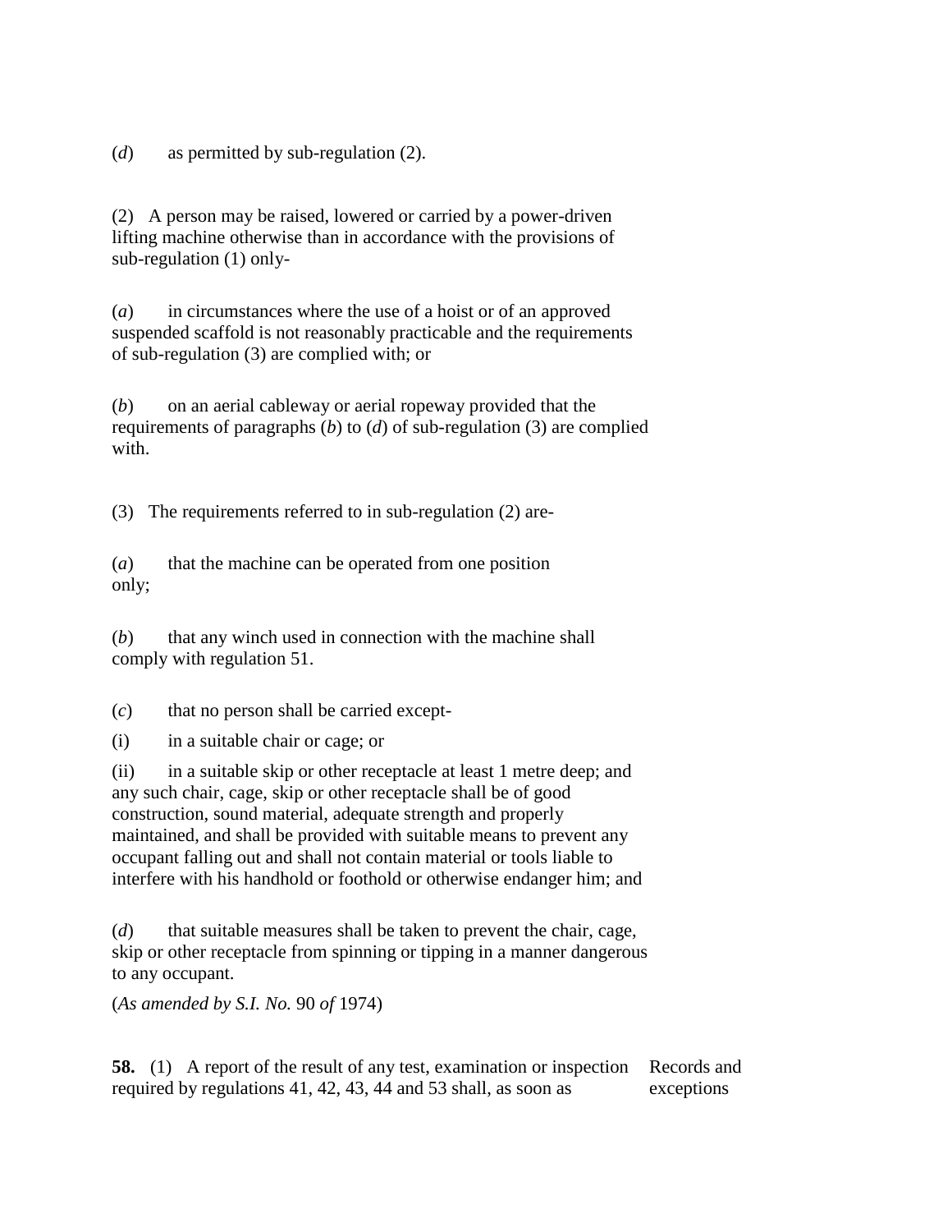(*d*) as permitted by sub-regulation (2).

(2) A person may be raised, lowered or carried by a power-driven lifting machine otherwise than in accordance with the provisions of sub-regulation (1) only-

(*a*) in circumstances where the use of a hoist or of an approved suspended scaffold is not reasonably practicable and the requirements of sub-regulation (3) are complied with; or

(*b*) on an aerial cableway or aerial ropeway provided that the requirements of paragraphs (*b*) to (*d*) of sub-regulation (3) are complied with.

(3) The requirements referred to in sub-regulation (2) are-

(*a*) that the machine can be operated from one position only;

(*b*) that any winch used in connection with the machine shall comply with regulation 51.

(*c*) that no person shall be carried except-

(i) in a suitable chair or cage; or

(ii) in a suitable skip or other receptacle at least 1 metre deep; and any such chair, cage, skip or other receptacle shall be of good construction, sound material, adequate strength and properly maintained, and shall be provided with suitable means to prevent any occupant falling out and shall not contain material or tools liable to interfere with his handhold or foothold or otherwise endanger him; and

(*d*) that suitable measures shall be taken to prevent the chair, cage, skip or other receptacle from spinning or tipping in a manner dangerous to any occupant.

(*As amended by S.I. No.* 90 *of* 1974)

**58.** (1) A report of the result of any test, examination or inspection required by regulations 41, 42, 43, 44 and 53 shall, as soon as

Records and exceptions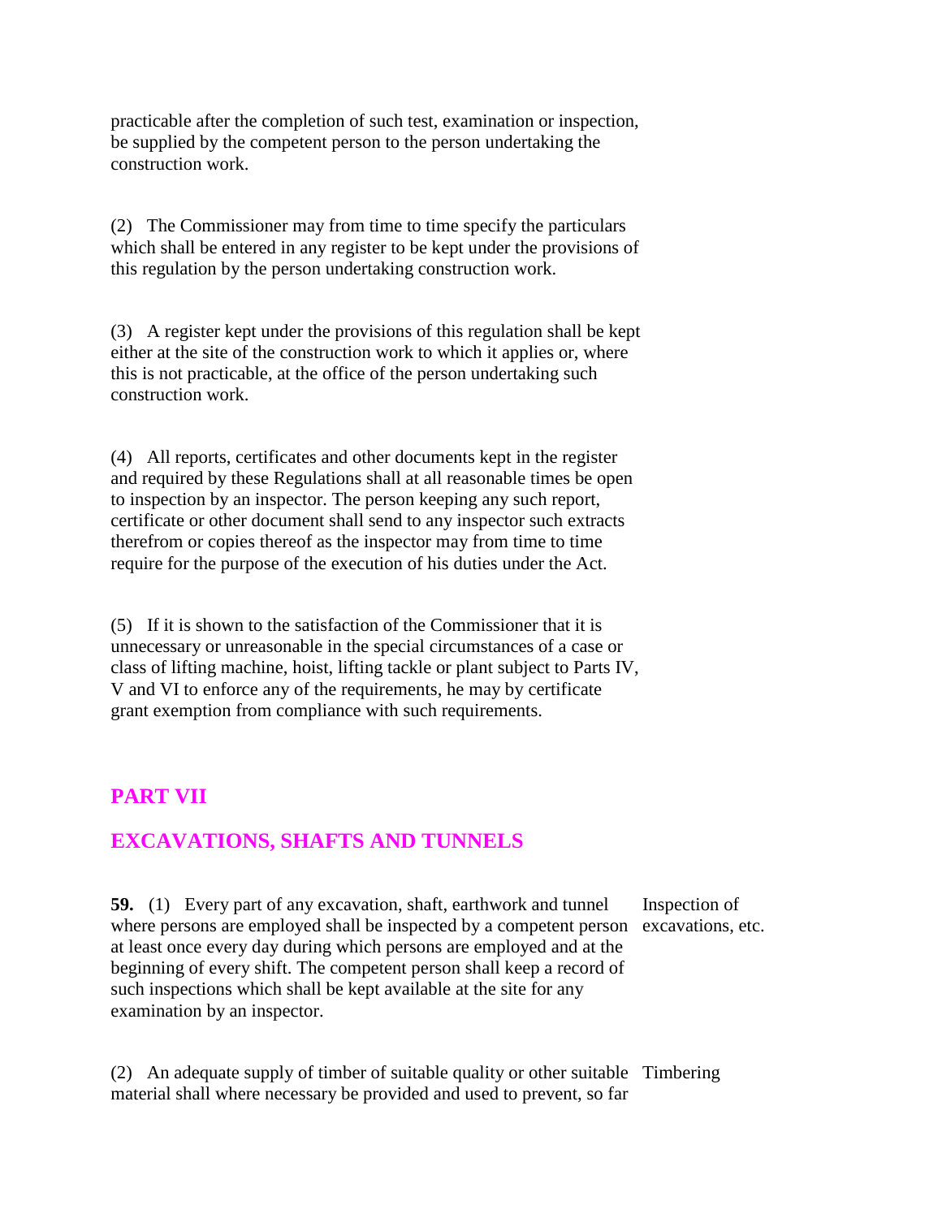practicable after the completion of such test, examination or inspection, be supplied by the competent person to the person undertaking the construction work.

(2) The Commissioner may from time to time specify the particulars which shall be entered in any register to be kept under the provisions of this regulation by the person undertaking construction work.

(3) A register kept under the provisions of this regulation shall be kept either at the site of the construction work to which it applies or, where this is not practicable, at the office of the person undertaking such construction work.

(4) All reports, certificates and other documents kept in the register and required by these Regulations shall at all reasonable times be open to inspection by an inspector. The person keeping any such report, certificate or other document shall send to any inspector such extracts therefrom or copies thereof as the inspector may from time to time require for the purpose of the execution of his duties under the Act.

(5) If it is shown to the satisfaction of the Commissioner that it is unnecessary or unreasonable in the special circumstances of a case or class of lifting machine, hoist, lifting tackle or plant subject to Parts IV, V and VI to enforce any of the requirements, he may by certificate grant exemption from compliance with such requirements.

## PART VII

## EXCAVATIONS, SHAFTS AND TUNNELS

Inspection of excavations, etc.

**59.** (1) Every part of any excavation, shaft, earthwork and tunnel where persons are employed shall be inspected by a competent person at least once every day during which persons are employed and at the beginning of every shift. The competent person shall keep a record of such inspections which shall be kept available at the site for any examination by an inspector.

Timbering

(2) An adequate supply of timber of suitable quality or other suitable material shall where necessary be provided and used to prevent, so far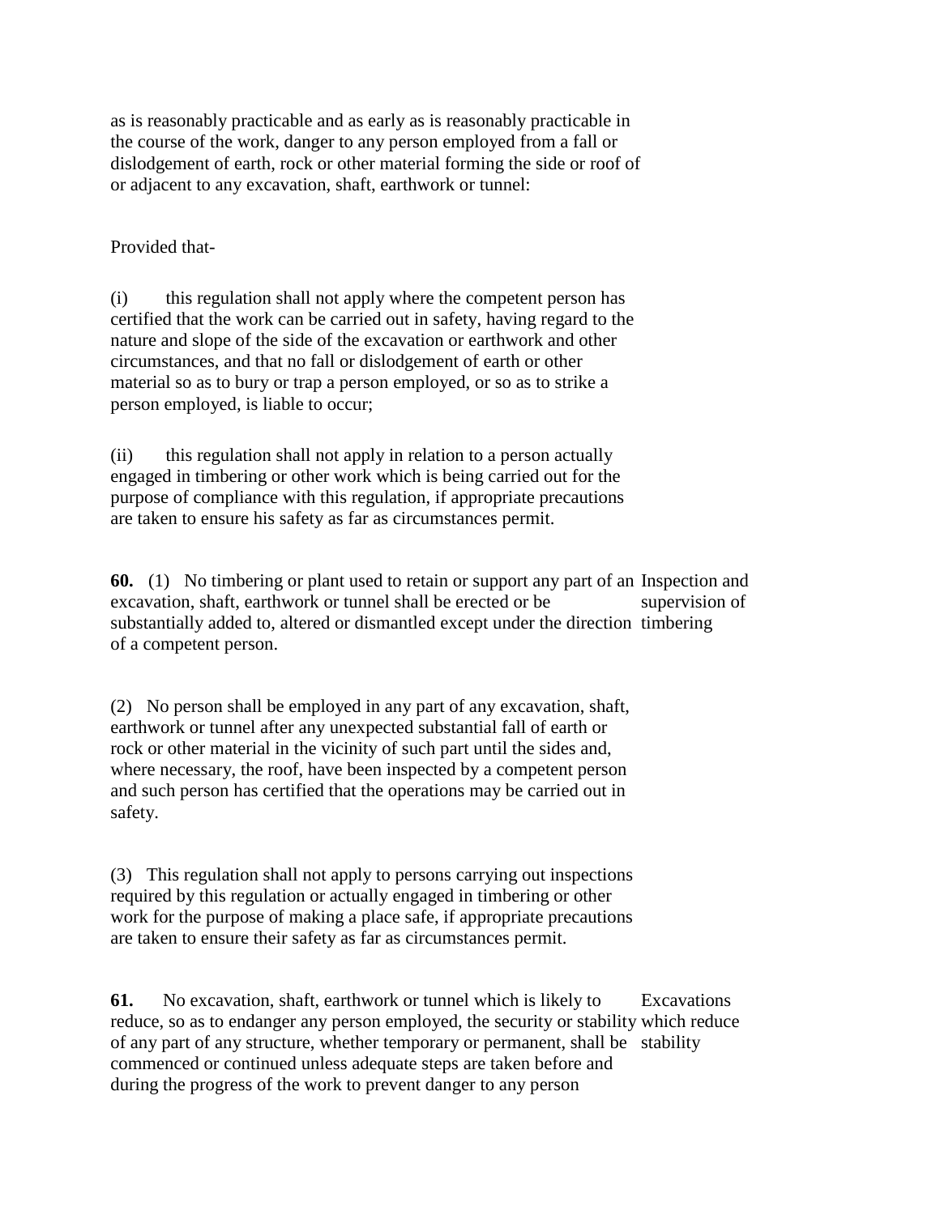as is reasonably practicable and as early as is reasonably practicable in the course of the work, danger to any person employed from a fall or dislodgement of earth, rock or other material forming the side or roof of or adjacent to any excavation, shaft, earthwork or tunnel:

Provided that-

(i) this regulation shall not apply where the competent person has certified that the work can be carried out in safety, having regard to the nature and slope of the side of the excavation or earthwork and other circumstances, and that no fall or dislodgement of earth or other material so as to bury or trap a person employed, or so as to strike a person employed, is liable to occur;

(ii) this regulation shall not apply in relation to a person actually engaged in timbering or other work which is being carried out for the purpose of compliance with this regulation, if appropriate precautions are taken to ensure his safety as far as circumstances permit.

*Inspection and supervision of timbering*

**60.** (1) No timbering or plant used to retain or support any part of an excavation, shaft, earthwork or tunnel shall be erected or be substantially added to, altered or dismantled except under the direction of a competent person.

(2) No person shall be employed in any part of any excavation, shaft, earthwork or tunnel after any unexpected substantial fall of earth or rock or other material in the vicinity of such part until the sides and, where necessary, the roof, have been inspected by a competent person and such person has certified that the operations may be carried out in safety.

(3) This regulation shall not apply to persons carrying out inspections required by this regulation or actually engaged in timbering or other work for the purpose of making a place safe, if appropriate precautions are taken to ensure their safety as far as circumstances permit.

*Excavations which reduce stability*

**61.** No excavation, shaft, earthwork or tunnel which is likely to reduce, so as to endanger any person employed, the security or stability of any part of any structure, whether temporary or permanent, shall be commenced or continued unless adequate steps are taken before and during the progress of the work to prevent danger to any person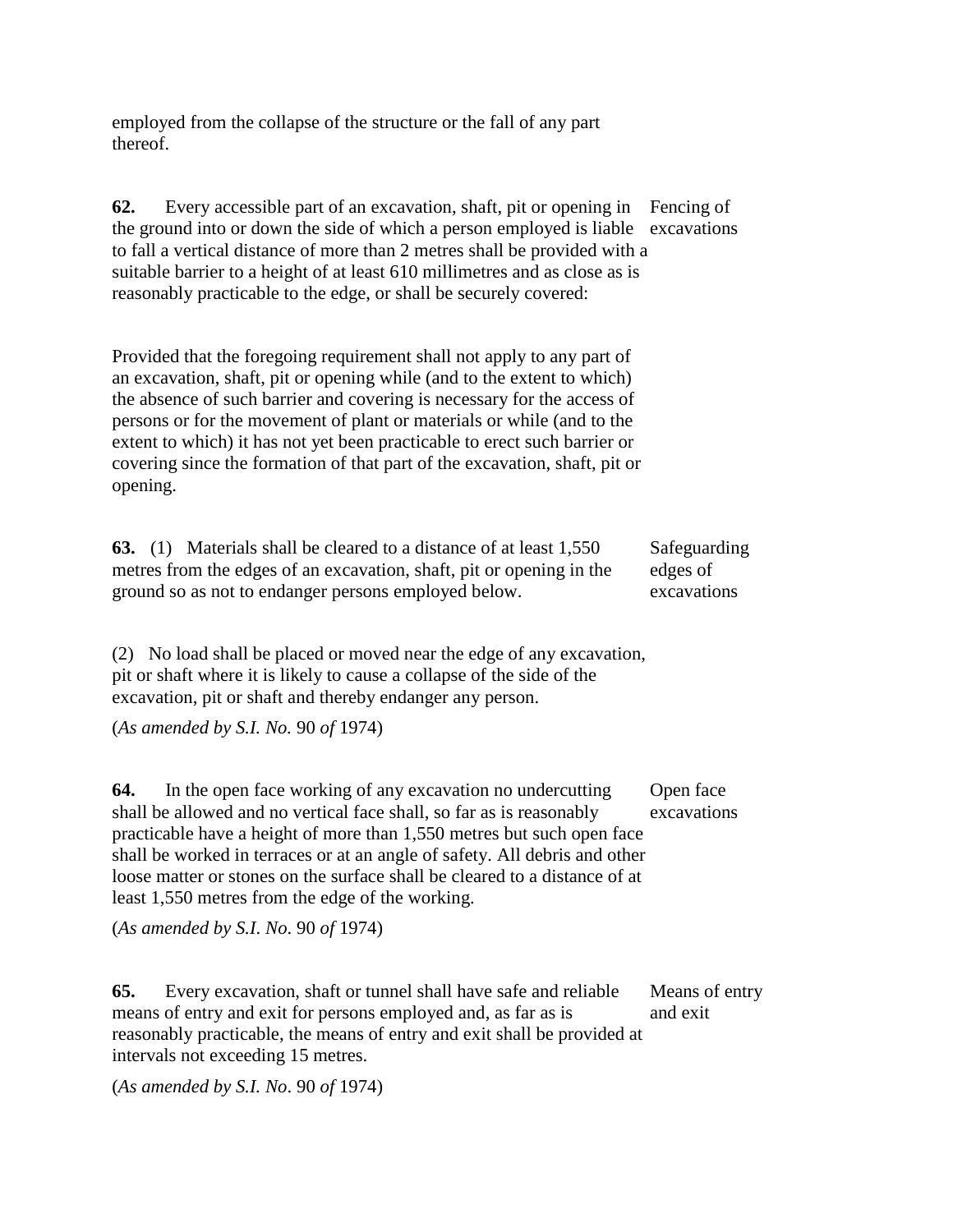employed from the collapse of the structure or the fall of any part thereof.

**62.** Every accessible part of an excavation, shaft, pit or opening in the ground into or down the side of which a person employed is liable to fall a vertical distance of more than 2 metres shall be provided with a suitable barrier to a height of at least 610 millimetres and as close as is reasonably practicable to the edge, or shall be securely covered:

Fencing of excavations

Provided that the foregoing requirement shall not apply to any part of an excavation, shaft, pit or opening while (and to the extent to which) the absence of such barrier and covering is necessary for the access of persons or for the movement of plant or materials or while (and to the extent to which) it has not yet been practicable to erect such barrier or covering since the formation of that part of the excavation, shaft, pit or opening.

**63.** (1) Materials shall be cleared to a distance of at least 1,550 metres from the edges of an excavation, shaft, pit or opening in the ground so as not to endanger persons employed below.

Safeguarding edges of excavations

(2) No load shall be placed or moved near the edge of any excavation, pit or shaft where it is likely to cause a collapse of the side of the excavation, pit or shaft and thereby endanger any person.

(*As amended by S.I. No.* 90 *of* 1974)

**64.** In the open face working of any excavation no undercutting shall be allowed and no vertical face shall, so far as is reasonably practicable have a height of more than 1,550 metres but such open face shall be worked in terraces or at an angle of safety. All debris and other loose matter or stones on the surface shall be cleared to a distance of at least 1,550 metres from the edge of the working.

Open face excavations

(*As amended by S.I. No*. 90 *of* 1974)

**65.** Every excavation, shaft or tunnel shall have safe and reliable means of entry and exit for persons employed and, as far as is reasonably practicable, the means of entry and exit shall be provided at intervals not exceeding 15 metres.

Means of entry and exit

(*As amended by S.I. No*. 90 *of* 1974)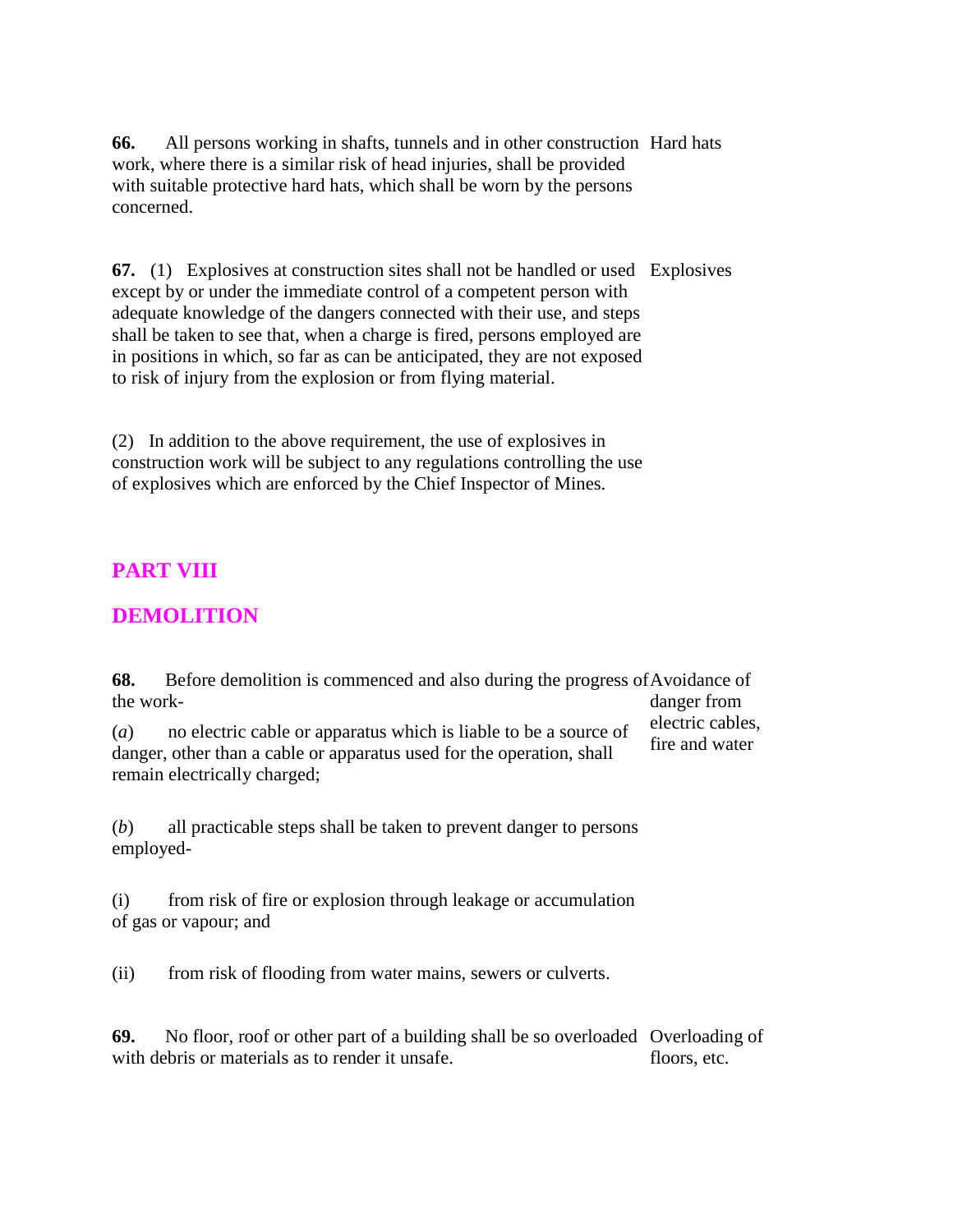**66.** All persons working in shafts, tunnels and in other construction work, where there is a similar risk of head injuries, shall be provided with suitable protective hard hats, which shall be worn by the persons concerned.

Hard hats

**67.** (1) Explosives at construction sites shall not be handled or used except by or under the immediate control of a competent person with adequate knowledge of the dangers connected with their use, and steps shall be taken to see that, when a charge is fired, persons employed are in positions in which, so far as can be anticipated, they are not exposed to risk of injury from the explosion or from flying material.

Explosives

(2) In addition to the above requirement, the use of explosives in construction work will be subject to any regulations controlling the use of explosives which are enforced by the Chief Inspector of Mines.

## PART VIII

## DEMOLITION

**68.** Before demolition is commenced and also during the progress of the work-

Avoidance of danger from electric cables, fire and water

(*a*) no electric cable or apparatus which is liable to be a source of danger, other than a cable or apparatus used for the operation, shall remain electrically charged;

(*b*) all practicable steps shall be taken to prevent danger to persons employed-

(i) from risk of fire or explosion through leakage or accumulation of gas or vapour; and

(ii) from risk of flooding from water mains, sewers or culverts.

**69.** No floor, roof or other part of a building shall be so overloaded with debris or materials as to render it unsafe.

Overloading of floors, etc.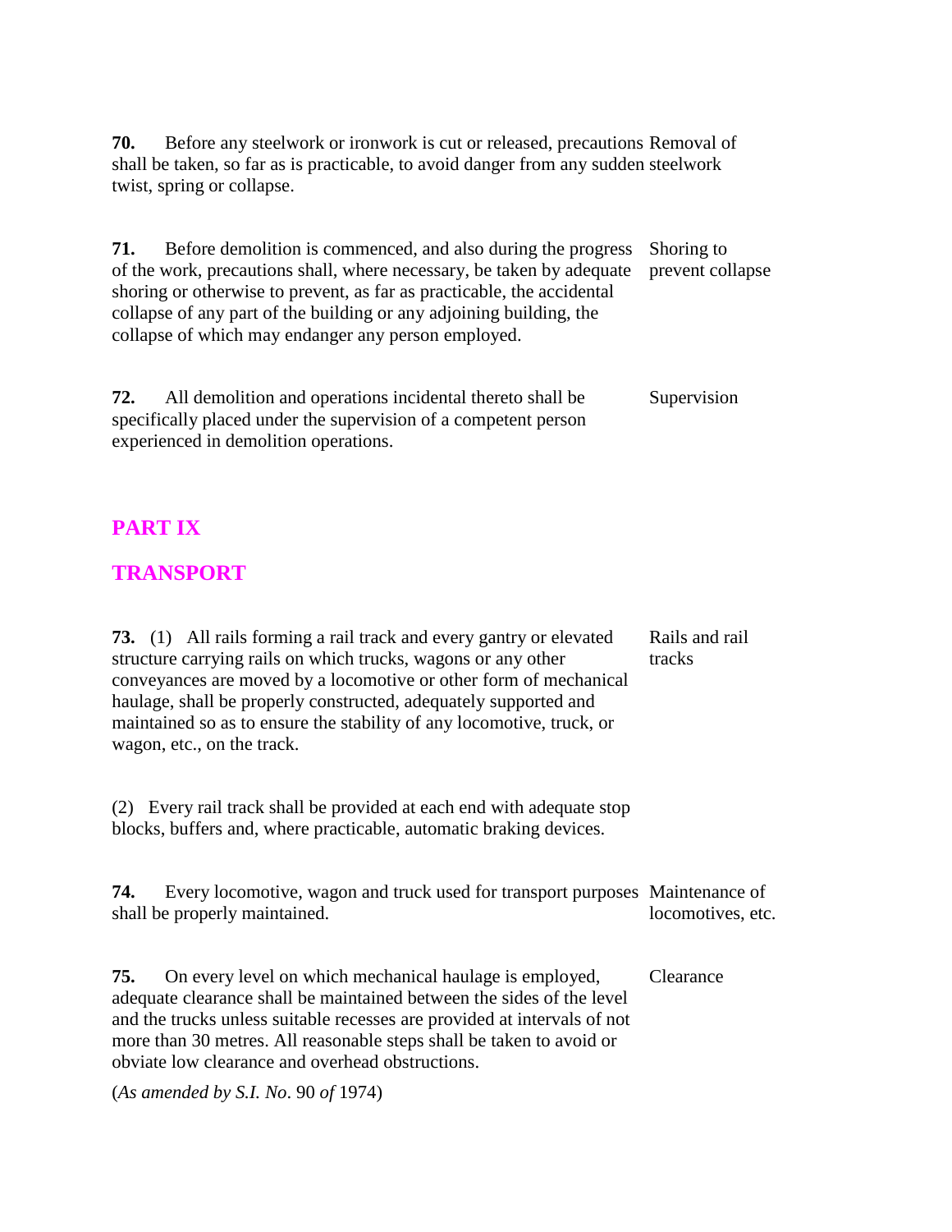**70.** Before any steelwork or ironwork is cut or released, precautions shall be taken, so far as is practicable, to avoid danger from any sudden twist, spring or collapse.

Removal of steelwork

**71.** Before demolition is commenced, and also during the progress of the work, precautions shall, where necessary, be taken by adequate shoring or otherwise to prevent, as far as practicable, the accidental collapse of any part of the building or any adjoining building, the collapse of which may endanger any person employed.

Shoring to prevent collapse

**72.** All demolition and operations incidental thereto shall be specifically placed under the supervision of a competent person experienced in demolition operations.

Supervision

## PART IX

## TRANSPORT

**73.** (1) All rails forming a rail track and every gantry or elevated structure carrying rails on which trucks, wagons or any other conveyances are moved by a locomotive or other form of mechanical haulage, shall be properly constructed, adequately supported and maintained so as to ensure the stability of any locomotive, truck, or wagon, etc., on the track.

Rails and rail tracks

(2) Every rail track shall be provided at each end with adequate stop blocks, buffers and, where practicable, automatic braking devices.

**74.** Every locomotive, wagon and truck used for transport purposes shall be properly maintained.

Maintenance of locomotives, etc.

**75.** On every level on which mechanical haulage is employed, adequate clearance shall be maintained between the sides of the level and the trucks unless suitable recesses are provided at intervals of not more than 30 metres. All reasonable steps shall be taken to avoid or obviate low clearance and overhead obstructions.

Clearance

(*As amended by S.I. No*. 90 *of* 1974)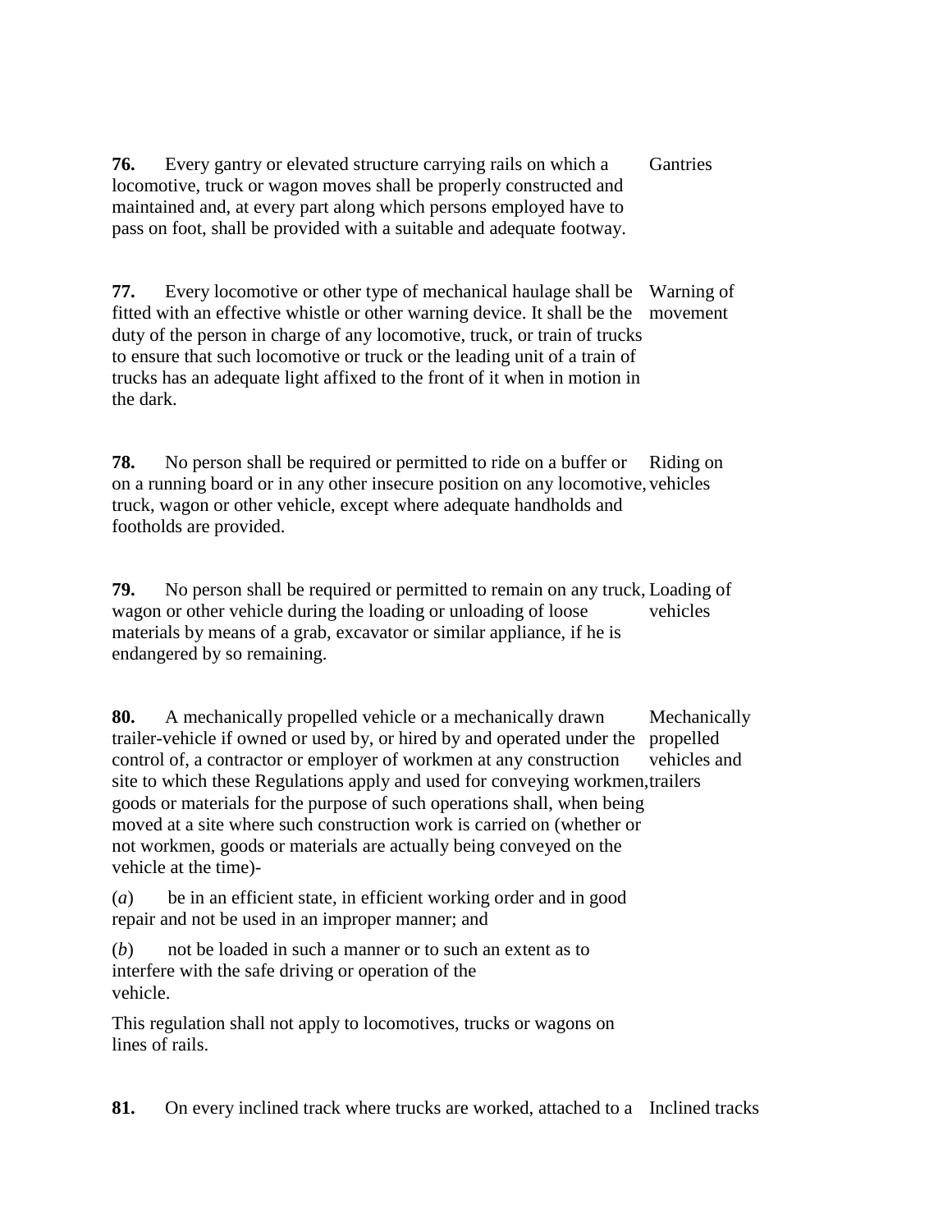**76.** Every gantry or elevated structure carrying rails on which a locomotive, truck or wagon moves shall be properly constructed and maintained and, at every part along which persons employed have to pass on foot, shall be provided with a suitable and adequate footway. Gantries

**77.** Every locomotive or other type of mechanical haulage shall be fitted with an effective whistle or other warning device. It shall be the duty of the person in charge of any locomotive, truck, or train of trucks to ensure that such locomotive or truck or the leading unit of a train of trucks has an adequate light affixed to the front of it when in motion in the dark. Warning of movement

**78.** No person shall be required or permitted to ride on a buffer or on a running board or in any other insecure position on any locomotive, truck, wagon or other vehicle, except where adequate handholds and footholds are provided. Riding on vehicles

**79.** No person shall be required or permitted to remain on any truck, wagon or other vehicle during the loading or unloading of loose materials by means of a grab, excavator or similar appliance, if he is endangered by so remaining. Loading of vehicles

**80.** A mechanically propelled vehicle or a mechanically drawn trailer-vehicle if owned or used by, or hired by and operated under the control of, a contractor or employer of workmen at any construction site to which these Regulations apply and used for conveying workmen, goods or materials for the purpose of such operations shall, when being moved at a site where such construction work is carried on (whether or not workmen, goods or materials are actually being conveyed on the vehicle at the time)- Mechanically propelled vehicles and trailers

(*a*) be in an efficient state, in efficient working order and in good repair and not be used in an improper manner; and

(*b*) not be loaded in such a manner or to such an extent as to interfere with the safe driving or operation of the vehicle.

This regulation shall not apply to locomotives, trucks or wagons on lines of rails.

**81.** On every inclined track where trucks are worked, attached to a Inclined tracks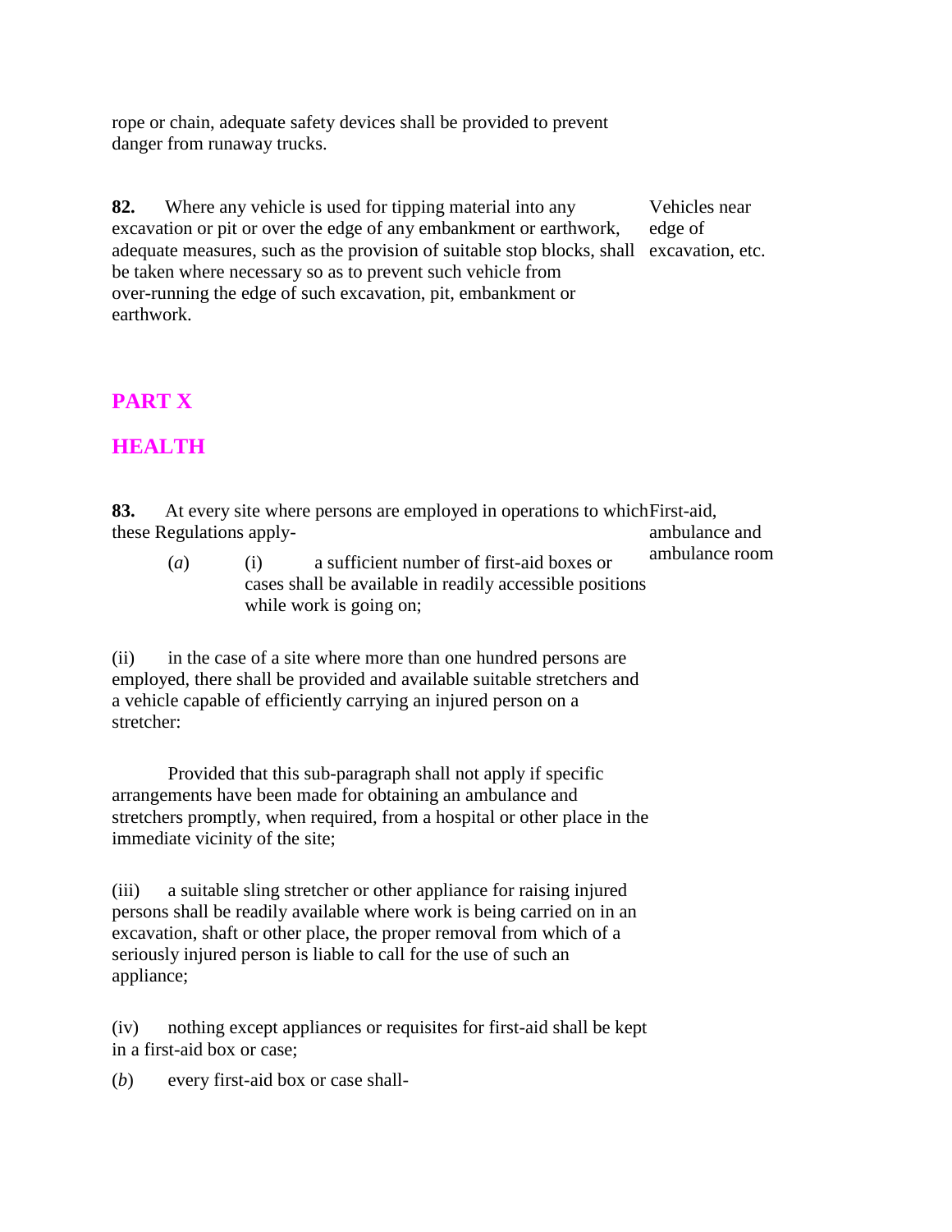rope or chain, adequate safety devices shall be provided to prevent danger from runaway trucks.

**82.** Where any vehicle is used for tipping material into any excavation or pit or over the edge of any embankment or earthwork, adequate measures, such as the provision of suitable stop blocks, shall be taken where necessary so as to prevent such vehicle from over-running the edge of such excavation, pit, embankment or earthwork.

Vehicles near edge of excavation, etc.

## PART X

## HEALTH

**83.** At every site where persons are employed in operations to which these Regulations apply-

First-aid, ambulance and ambulance room

(*a*) (i) a sufficient number of first-aid boxes or cases shall be available in readily accessible positions while work is going on;

(ii) in the case of a site where more than one hundred persons are employed, there shall be provided and available suitable stretchers and a vehicle capable of efficiently carrying an injured person on a stretcher:

Provided that this sub-paragraph shall not apply if specific arrangements have been made for obtaining an ambulance and stretchers promptly, when required, from a hospital or other place in the immediate vicinity of the site;

(iii) a suitable sling stretcher or other appliance for raising injured persons shall be readily available where work is being carried on in an excavation, shaft or other place, the proper removal from which of a seriously injured person is liable to call for the use of such an appliance;

(iv) nothing except appliances or requisites for first-aid shall be kept in a first-aid box or case;

(*b*) every first-aid box or case shall-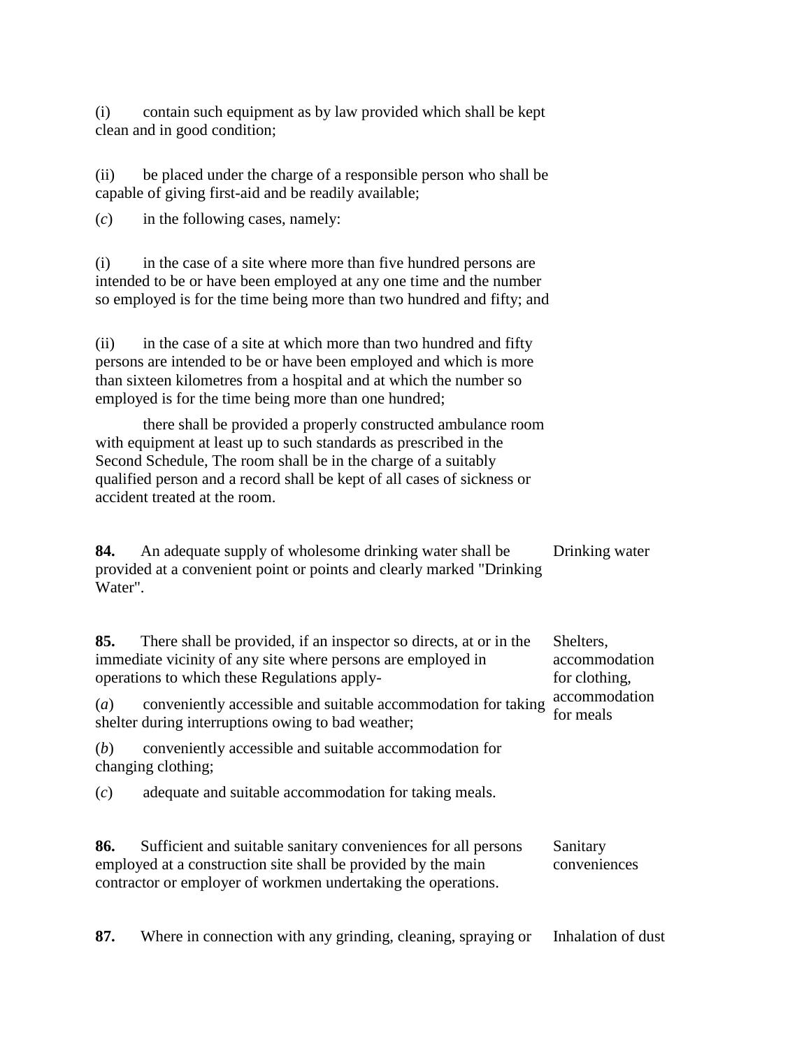(i) contain such equipment as by law provided which shall be kept clean and in good condition;

(ii) be placed under the charge of a responsible person who shall be capable of giving first-aid and be readily available;

(*c*) in the following cases, namely:

(i) in the case of a site where more than five hundred persons are intended to be or have been employed at any one time and the number so employed is for the time being more than two hundred and fifty; and

(ii) in the case of a site at which more than two hundred and fifty persons are intended to be or have been employed and which is more than sixteen kilometres from a hospital and at which the number so employed is for the time being more than one hundred;

there shall be provided a properly constructed ambulance room with equipment at least up to such standards as prescribed in the Second Schedule, The room shall be in the charge of a suitably qualified person and a record shall be kept of all cases of sickness or accident treated at the room.

**84.** An adequate supply of wholesome drinking water shall be provided at a convenient point or points and clearly marked "Drinking Water".

Drinking water

**85.** There shall be provided, if an inspector so directs, at or in the immediate vicinity of any site where persons are employed in operations to which these Regulations apply-

Shelters, accommodation for clothing, accommodation for meals

(*a*) conveniently accessible and suitable accommodation for taking shelter during interruptions owing to bad weather;

(*b*) conveniently accessible and suitable accommodation for changing clothing;

(*c*) adequate and suitable accommodation for taking meals.

**86.** Sufficient and suitable sanitary conveniences for all persons employed at a construction site shall be provided by the main contractor or employer of workmen undertaking the operations.

Sanitary conveniences

**87.** Where in connection with any grinding, cleaning, spraying or

Inhalation of dust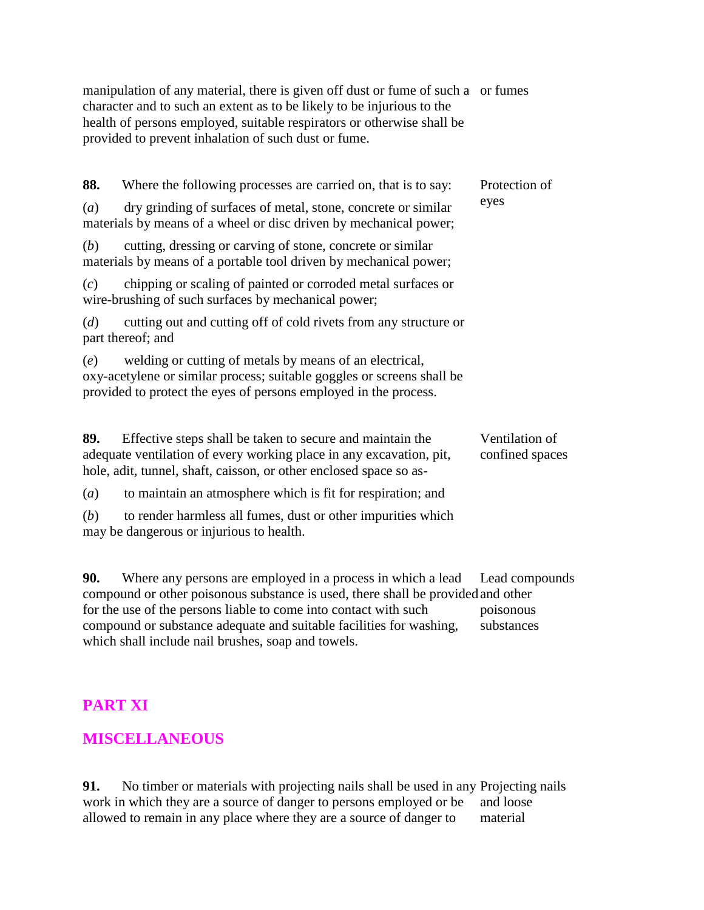manipulation of any material, there is given off dust or fume of such a character and to such an extent as to be likely to be injurious to the health of persons employed, suitable respirators or otherwise shall be provided to prevent inhalation of such dust or fume.

or fumes

**88.** Where the following processes are carried on, that is to say:

Protection of eyes

(*a*) dry grinding of surfaces of metal, stone, concrete or similar materials by means of a wheel or disc driven by mechanical power;

(*b*) cutting, dressing or carving of stone, concrete or similar materials by means of a portable tool driven by mechanical power;

(*c*) chipping or scaling of painted or corroded metal surfaces or wire-brushing of such surfaces by mechanical power;

(*d*) cutting out and cutting off of cold rivets from any structure or part thereof; and

(*e*) welding or cutting of metals by means of an electrical, oxy-acetylene or similar process; suitable goggles or screens shall be provided to protect the eyes of persons employed in the process.

**89.** Effective steps shall be taken to secure and maintain the adequate ventilation of every working place in any excavation, pit, hole, adit, tunnel, shaft, caisson, or other enclosed space so as-

Ventilation of confined spaces

(*a*) to maintain an atmosphere which is fit for respiration; and

(*b*) to render harmless all fumes, dust or other impurities which may be dangerous or injurious to health.

**90.** Where any persons are employed in a process in which a lead compound or other poisonous substance is used, there shall be provided for the use of the persons liable to come into contact with such compound or substance adequate and suitable facilities for washing, which shall include nail brushes, soap and towels.

Lead compounds and other poisonous substances

## PART XI

## MISCELLANEOUS

**91.** No timber or materials with projecting nails shall be used in any work in which they are a source of danger to persons employed or be allowed to remain in any place where they are a source of danger to

Projecting nails and loose material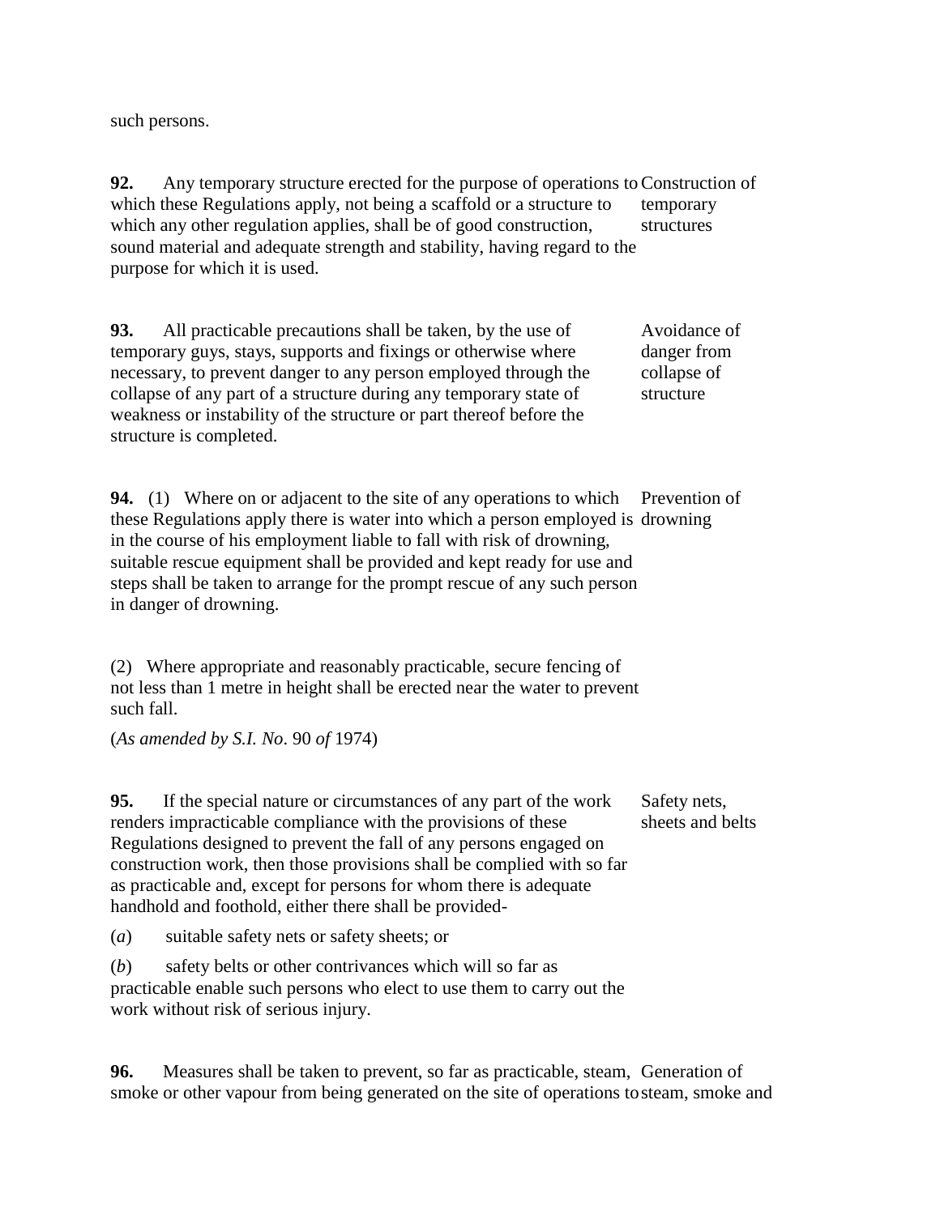such persons.

**92.** Any temporary structure erected for the purpose of operations to which these Regulations apply, not being a scaffold or a structure to which any other regulation applies, shall be of good construction, sound material and adequate strength and stability, having regard to the purpose for which it is used.

Construction of temporary structures

**93.** All practicable precautions shall be taken, by the use of temporary guys, stays, supports and fixings or otherwise where necessary, to prevent danger to any person employed through the collapse of any part of a structure during any temporary state of weakness or instability of the structure or part thereof before the structure is completed.

Avoidance of danger from collapse of structure

**94.** (1) Where on or adjacent to the site of any operations to which these Regulations apply there is water into which a person employed is in the course of his employment liable to fall with risk of drowning, suitable rescue equipment shall be provided and kept ready for use and steps shall be taken to arrange for the prompt rescue of any such person in danger of drowning.

Prevention of drowning

(2) Where appropriate and reasonably practicable, secure fencing of not less than 1 metre in height shall be erected near the water to prevent such fall.

(*As amended by S.I. No*. 90 *of* 1974)

**95.** If the special nature or circumstances of any part of the work renders impracticable compliance with the provisions of these Regulations designed to prevent the fall of any persons engaged on construction work, then those provisions shall be complied with so far as practicable and, except for persons for whom there is adequate handhold and foothold, either there shall be provided-

Safety nets, sheets and belts

(*a*) suitable safety nets or safety sheets; or

(*b*) safety belts or other contrivances which will so far as practicable enable such persons who elect to use them to carry out the work without risk of serious injury.

**96.** Measures shall be taken to prevent, so far as practicable, steam, smoke or other vapour from being generated on the site of operations to

Generation of steam, smoke and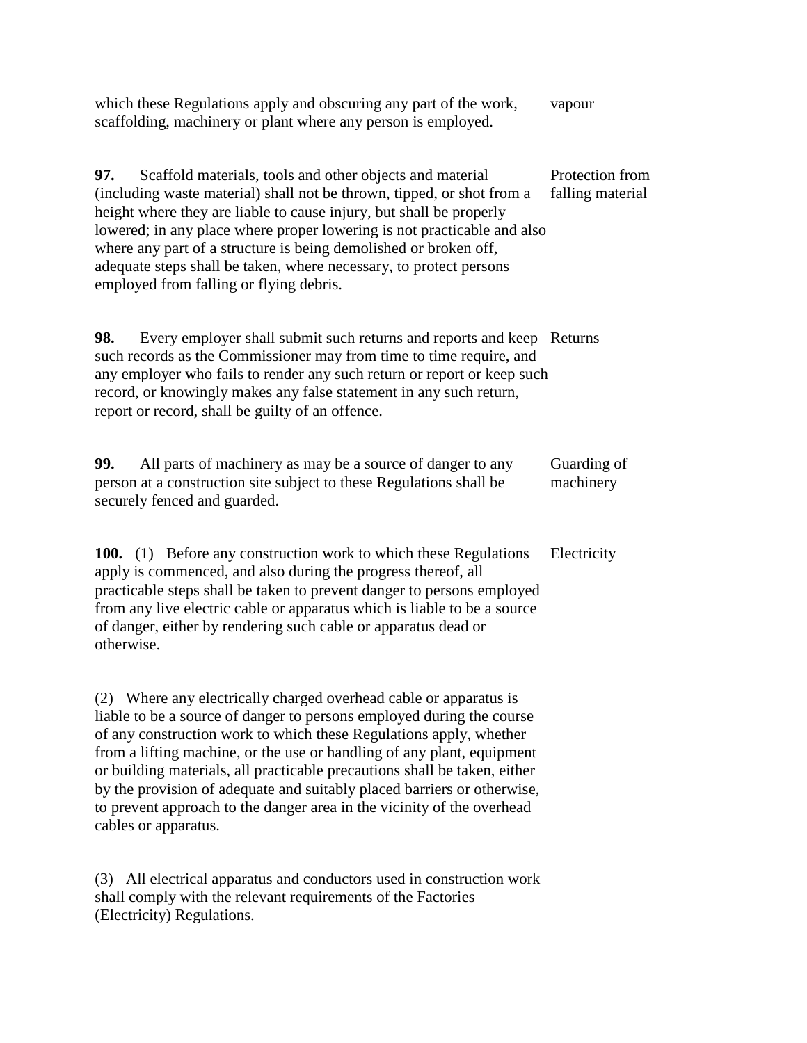which these Regulations apply and obscuring any part of the work, scaffolding, machinery or plant where any person is employed. vapour

**97.** Scaffold materials, tools and other objects and material (including waste material) shall not be thrown, tipped, or shot from a height where they are liable to cause injury, but shall be properly lowered; in any place where proper lowering is not practicable and also where any part of a structure is being demolished or broken off, adequate steps shall be taken, where necessary, to protect persons employed from falling or flying debris. Protection from falling material

**98.** Every employer shall submit such returns and reports and keep such records as the Commissioner may from time to time require, and any employer who fails to render any such return or report or keep such record, or knowingly makes any false statement in any such return, report or record, shall be guilty of an offence. Returns

**99.** All parts of machinery as may be a source of danger to any person at a construction site subject to these Regulations shall be securely fenced and guarded. Guarding of machinery

**100.** (1) Before any construction work to which these Regulations apply is commenced, and also during the progress thereof, all practicable steps shall be taken to prevent danger to persons employed from any live electric cable or apparatus which is liable to be a source of danger, either by rendering such cable or apparatus dead or otherwise. Electricity

(2) Where any electrically charged overhead cable or apparatus is liable to be a source of danger to persons employed during the course of any construction work to which these Regulations apply, whether from a lifting machine, or the use or handling of any plant, equipment or building materials, all practicable precautions shall be taken, either by the provision of adequate and suitably placed barriers or otherwise, to prevent approach to the danger area in the vicinity of the overhead cables or apparatus.

(3) All electrical apparatus and conductors used in construction work shall comply with the relevant requirements of the Factories (Electricity) Regulations.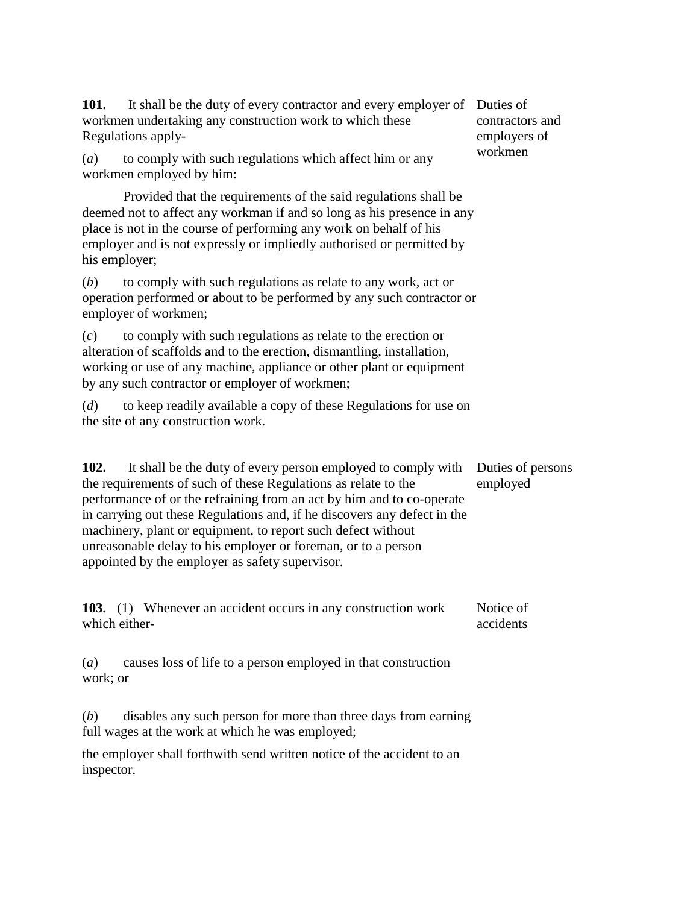**101.** It shall be the duty of every contractor and every employer of workmen undertaking any construction work to which these Regulations apply-

Duties of contractors and employers of workmen

(*a*) to comply with such regulations which affect him or any workmen employed by him:

Provided that the requirements of the said regulations shall be deemed not to affect any workman if and so long as his presence in any place is not in the course of performing any work on behalf of his employer and is not expressly or impliedly authorised or permitted by his employer;

(*b*) to comply with such regulations as relate to any work, act or operation performed or about to be performed by any such contractor or employer of workmen;

(*c*) to comply with such regulations as relate to the erection or alteration of scaffolds and to the erection, dismantling, installation, working or use of any machine, appliance or other plant or equipment by any such contractor or employer of workmen;

(*d*) to keep readily available a copy of these Regulations for use on the site of any construction work.

**102.** It shall be the duty of every person employed to comply with the requirements of such of these Regulations as relate to the performance of or the refraining from an act by him and to co-operate in carrying out these Regulations and, if he discovers any defect in the machinery, plant or equipment, to report such defect without unreasonable delay to his employer or foreman, or to a person appointed by the employer as safety supervisor.

Duties of persons employed

**103.** (1) Whenever an accident occurs in any construction work which either-

Notice of accidents

(*a*) causes loss of life to a person employed in that construction work; or

(*b*) disables any such person for more than three days from earning full wages at the work at which he was employed;

the employer shall forthwith send written notice of the accident to an inspector.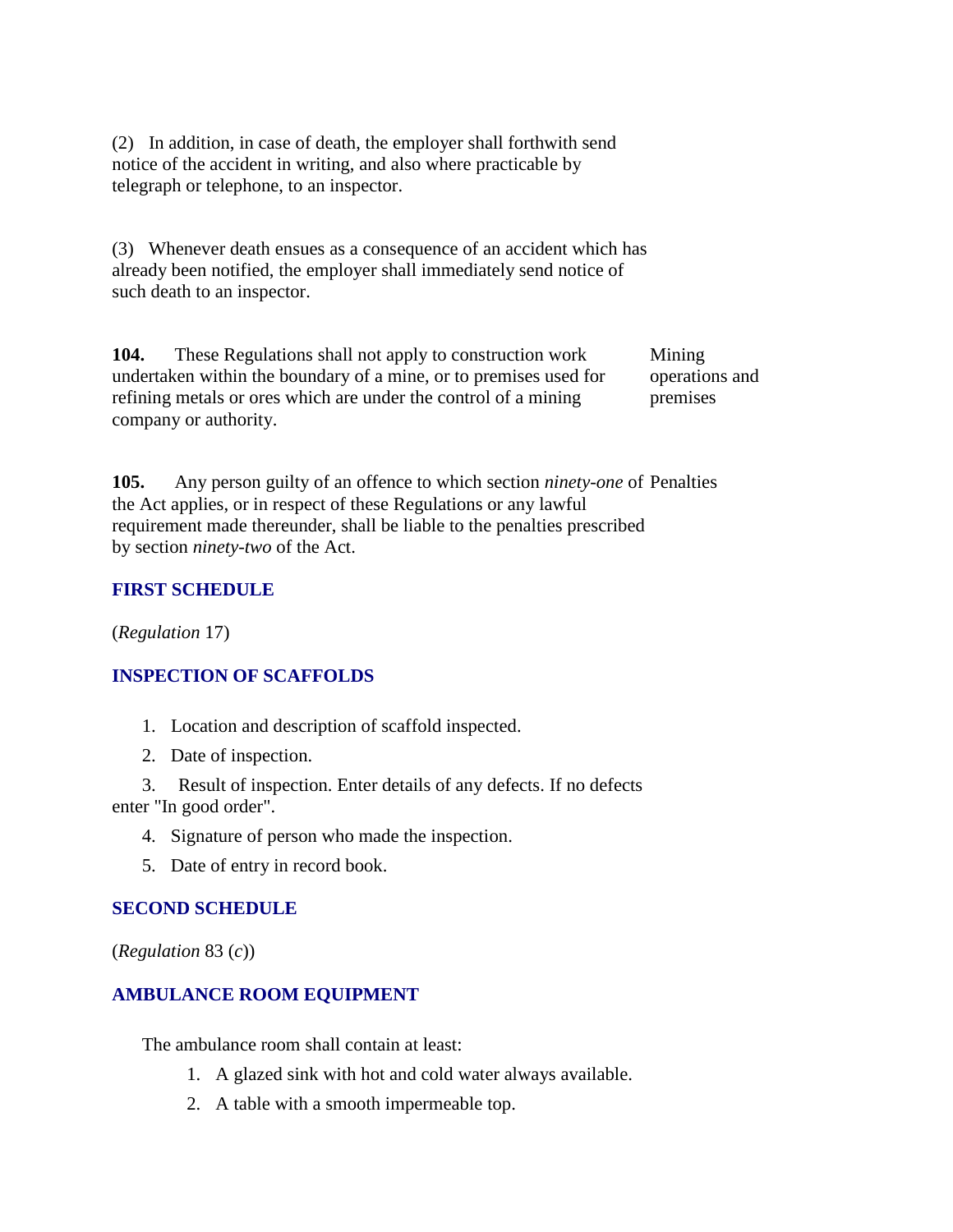(2) In addition, in case of death, the employer shall forthwith send notice of the accident in writing, and also where practicable by telegraph or telephone, to an inspector.

(3) Whenever death ensues as a consequence of an accident which has already been notified, the employer shall immediately send notice of such death to an inspector.

**104.** These Regulations shall not apply to construction work undertaken within the boundary of a mine, or to premises used for refining metals or ores which are under the control of a mining company or authority. *Mining operations and premises*

**105.** Any person guilty of an offence to which section *ninety-one* of the Act applies, or in respect of these Regulations or any lawful requirement made thereunder, shall be liable to the penalties prescribed by section *ninety-two* of the Act. *Penalties*

## FIRST SCHEDULE

(*Regulation* 17)

## INSPECTION OF SCAFFOLDS

1. Location and description of scaffold inspected.
2. Date of inspection.
3. Result of inspection. Enter details of any defects. If no defects enter "In good order".
4. Signature of person who made the inspection.
5. Date of entry in record book.

## SECOND SCHEDULE

(*Regulation* 83 (*c*))

## AMBULANCE ROOM EQUIPMENT

The ambulance room shall contain at least:

1. A glazed sink with hot and cold water always available.
2. A table with a smooth impermeable top.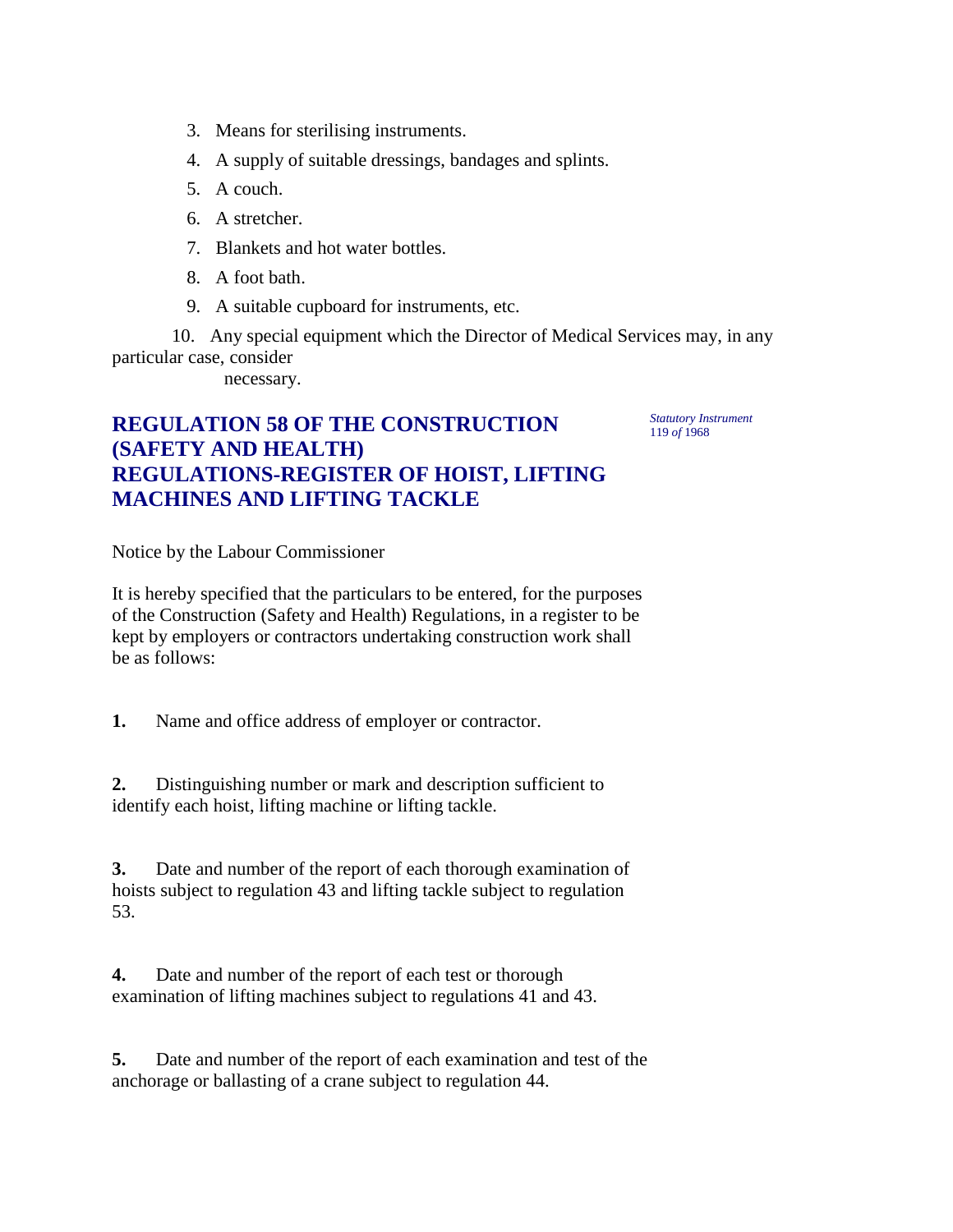3. Means for sterilising instruments.
4. A supply of suitable dressings, bandages and splints.
5. A couch.
6. A stretcher.
7. Blankets and hot water bottles.
8. A foot bath.
9. A suitable cupboard for instruments, etc.
10. Any special equipment which the Director of Medical Services may, in any particular case, consider necessary.

## REGULATION 58 OF THE CONSTRUCTION (SAFETY AND HEALTH) REGULATIONS-REGISTER OF HOIST, LIFTING MACHINES AND LIFTING TACKLE

*Statutory Instrument 119 of 1968*

Notice by the Labour Commissioner

It is hereby specified that the particulars to be entered, for the purposes of the Construction (Safety and Health) Regulations, in a register to be kept by employers or contractors undertaking construction work shall be as follows:

**1.** Name and office address of employer or contractor.

**2.** Distinguishing number or mark and description sufficient to identify each hoist, lifting machine or lifting tackle.

**3.** Date and number of the report of each thorough examination of hoists subject to regulation 43 and lifting tackle subject to regulation 53.

**4.** Date and number of the report of each test or thorough examination of lifting machines subject to regulations 41 and 43.

**5.** Date and number of the report of each examination and test of the anchorage or ballasting of a crane subject to regulation 44.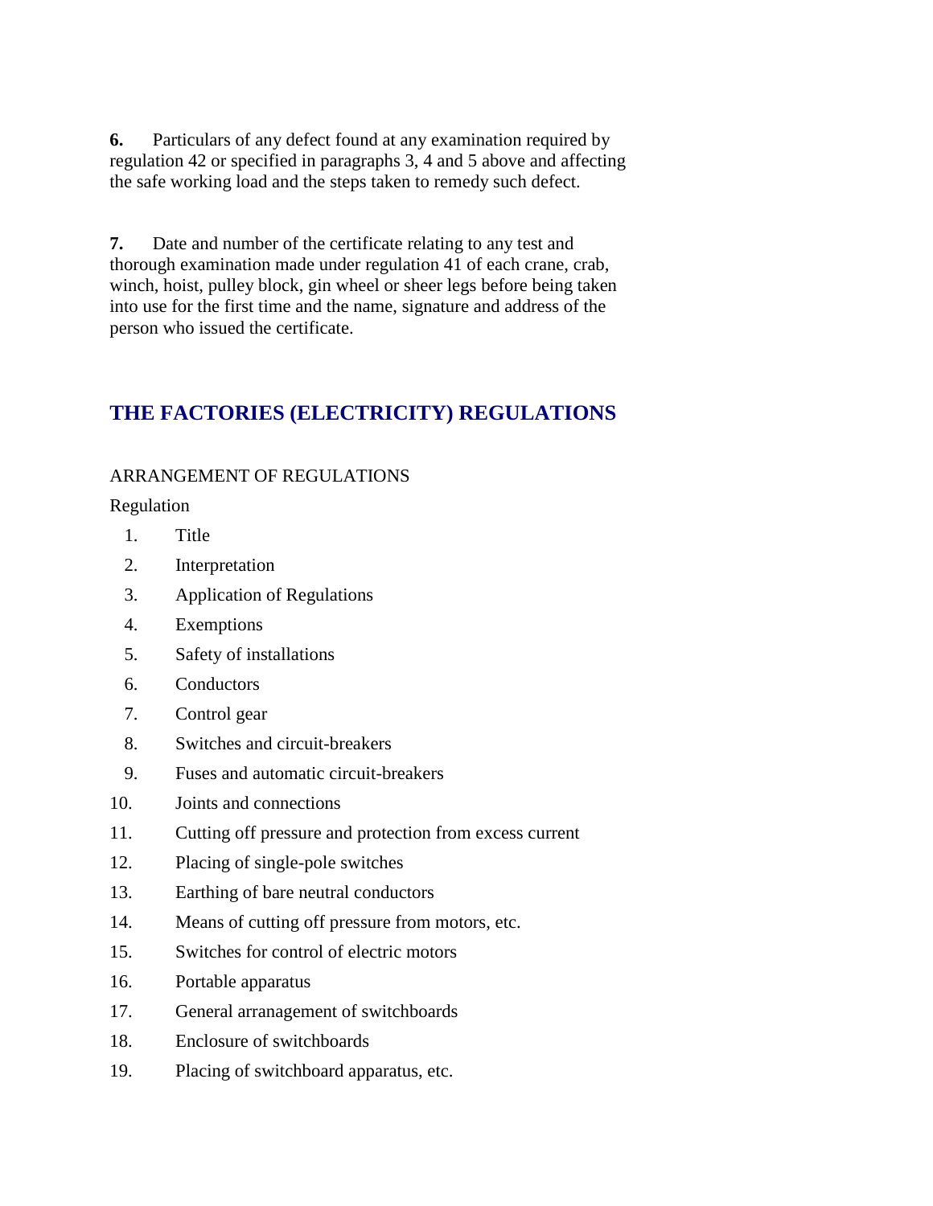**6.** Particulars of any defect found at any examination required by regulation 42 or specified in paragraphs 3, 4 and 5 above and affecting the safe working load and the steps taken to remedy such defect.

**7.** Date and number of the certificate relating to any test and thorough examination made under regulation 41 of each crane, crab, winch, hoist, pulley block, gin wheel or sheer legs before being taken into use for the first time and the name, signature and address of the person who issued the certificate.

## THE FACTORIES (ELECTRICITY) REGULATIONS

ARRANGEMENT OF REGULATIONS

Regulation

1. Title
2. Interpretation
3. Application of Regulations
4. Exemptions
5. Safety of installations
6. Conductors
7. Control gear
8. Switches and circuit-breakers
9. Fuses and automatic circuit-breakers
10. Joints and connections
11. Cutting off pressure and protection from excess current
12. Placing of single-pole switches
13. Earthing of bare neutral conductors
14. Means of cutting off pressure from motors, etc.
15. Switches for control of electric motors
16. Portable apparatus
17. General arranagement of switchboards
18. Enclosure of switchboards
19. Placing of switchboard apparatus, etc.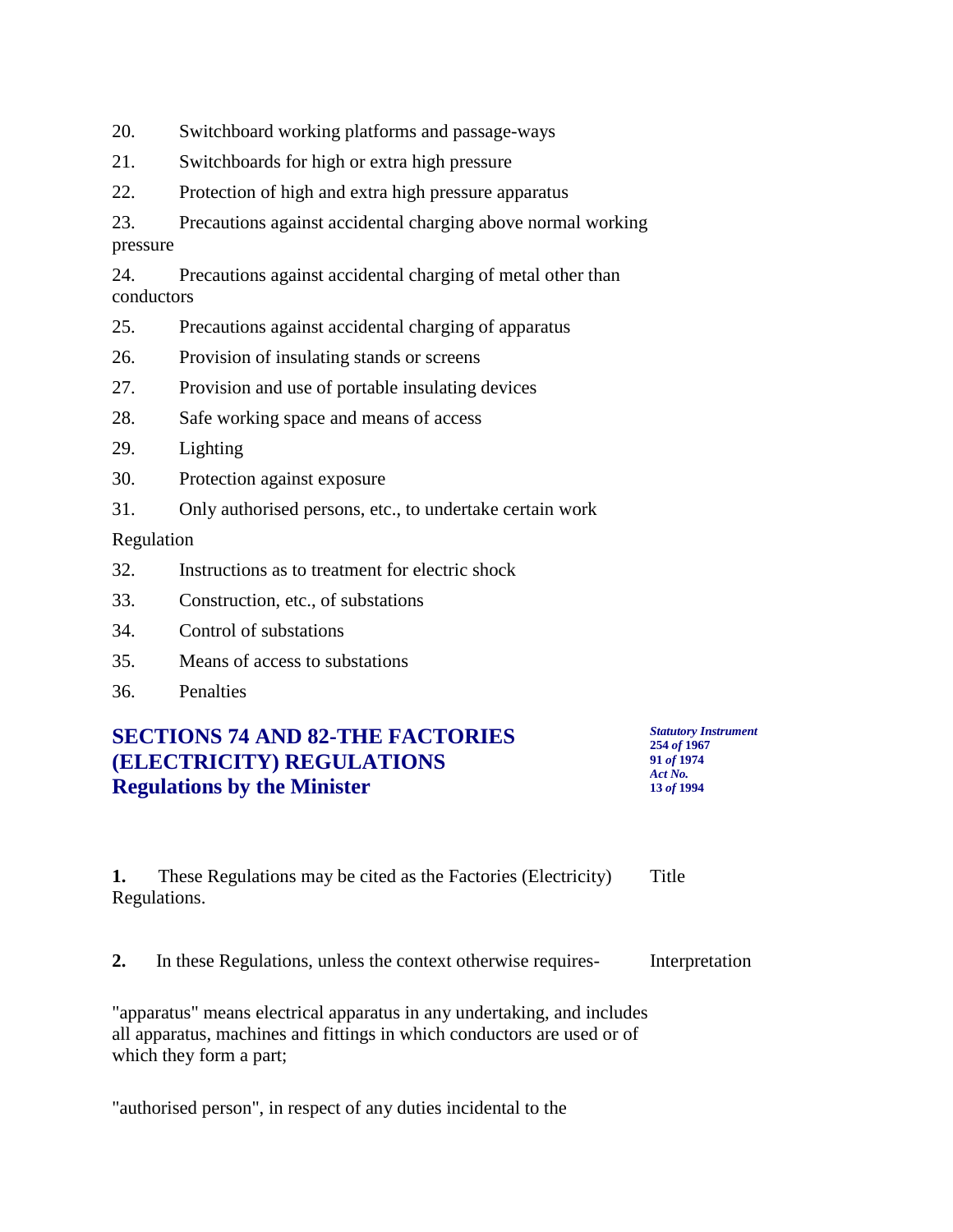20. Switchboard working platforms and passage-ways

21. Switchboards for high or extra high pressure

22. Protection of high and extra high pressure apparatus

23. Precautions against accidental charging above normal working pressure

24. Precautions against accidental charging of metal other than conductors

25. Precautions against accidental charging of apparatus

26. Provision of insulating stands or screens

27. Provision and use of portable insulating devices

28. Safe working space and means of access

29. Lighting

30. Protection against exposure

31. Only authorised persons, etc., to undertake certain work

Regulation

32. Instructions as to treatment for electric shock

33. Construction, etc., of substations

34. Control of substations

35. Means of access to substations

36. Penalties

## SECTIONS 74 AND 82-THE FACTORIES (ELECTRICITY) REGULATIONS
## Regulations by the Minister

***Statutory Instrument***
**254 *of* 1967**
**91 *of* 1974**
***Act No.***
**13 *of* 1994**

**1.** These Regulations may be cited as the Factories (Electricity) Regulations. — Title

**2.** In these Regulations, unless the context otherwise requires- — Interpretation

"apparatus" means electrical apparatus in any undertaking, and includes all apparatus, machines and fittings in which conductors are used or of which they form a part;

"authorised person", in respect of any duties incidental to the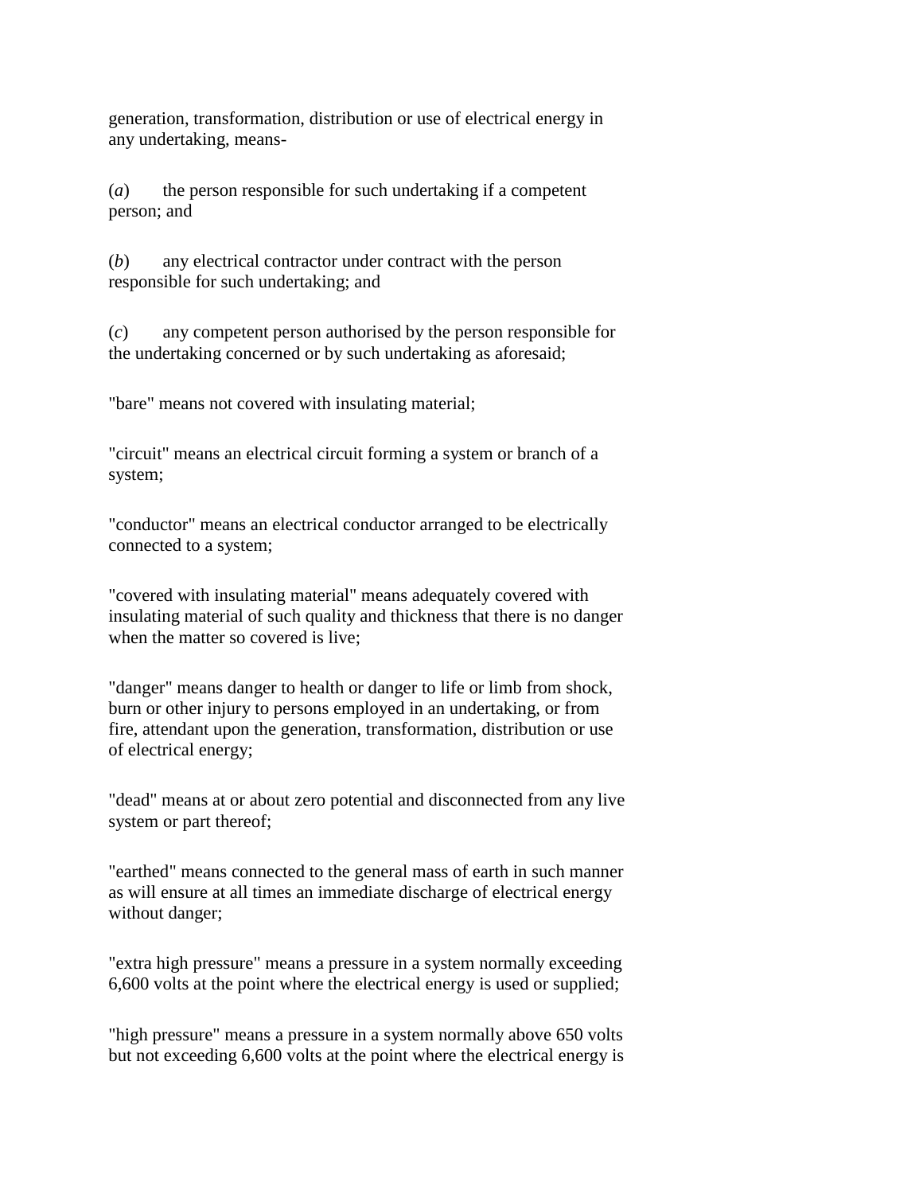generation, transformation, distribution or use of electrical energy in any undertaking, means-

(*a*) the person responsible for such undertaking if a competent person; and

(*b*) any electrical contractor under contract with the person responsible for such undertaking; and

(*c*) any competent person authorised by the person responsible for the undertaking concerned or by such undertaking as aforesaid;

"bare" means not covered with insulating material;

"circuit" means an electrical circuit forming a system or branch of a system;

"conductor" means an electrical conductor arranged to be electrically connected to a system;

"covered with insulating material" means adequately covered with insulating material of such quality and thickness that there is no danger when the matter so covered is live;

"danger" means danger to health or danger to life or limb from shock, burn or other injury to persons employed in an undertaking, or from fire, attendant upon the generation, transformation, distribution or use of electrical energy;

"dead" means at or about zero potential and disconnected from any live system or part thereof;

"earthed" means connected to the general mass of earth in such manner as will ensure at all times an immediate discharge of electrical energy without danger;

"extra high pressure" means a pressure in a system normally exceeding 6,600 volts at the point where the electrical energy is used or supplied;

"high pressure" means a pressure in a system normally above 650 volts but not exceeding 6,600 volts at the point where the electrical energy is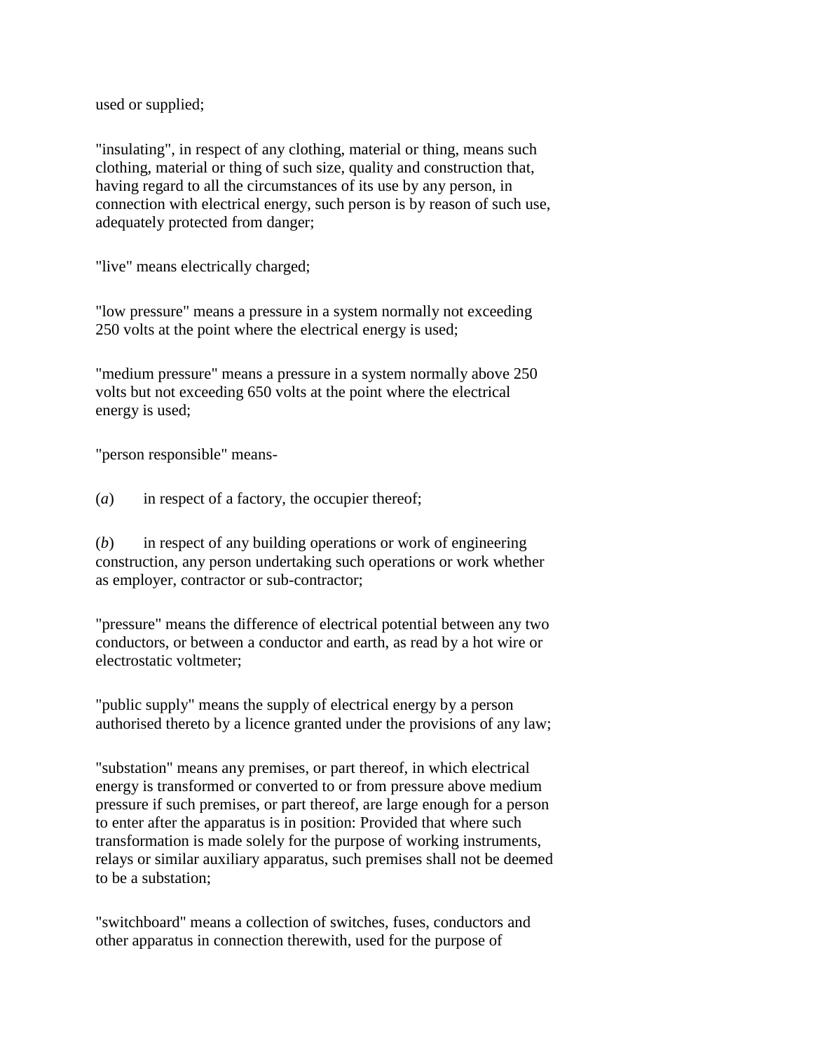used or supplied;

"insulating", in respect of any clothing, material or thing, means such clothing, material or thing of such size, quality and construction that, having regard to all the circumstances of its use by any person, in connection with electrical energy, such person is by reason of such use, adequately protected from danger;

"live" means electrically charged;

"low pressure" means a pressure in a system normally not exceeding 250 volts at the point where the electrical energy is used;

"medium pressure" means a pressure in a system normally above 250 volts but not exceeding 650 volts at the point where the electrical energy is used;

"person responsible" means-

(*a*) in respect of a factory, the occupier thereof;

(*b*) in respect of any building operations or work of engineering construction, any person undertaking such operations or work whether as employer, contractor or sub-contractor;

"pressure" means the difference of electrical potential between any two conductors, or between a conductor and earth, as read by a hot wire or electrostatic voltmeter;

"public supply" means the supply of electrical energy by a person authorised thereto by a licence granted under the provisions of any law;

"substation" means any premises, or part thereof, in which electrical energy is transformed or converted to or from pressure above medium pressure if such premises, or part thereof, are large enough for a person to enter after the apparatus is in position: Provided that where such transformation is made solely for the purpose of working instruments, relays or similar auxiliary apparatus, such premises shall not be deemed to be a substation;

"switchboard" means a collection of switches, fuses, conductors and other apparatus in connection therewith, used for the purpose of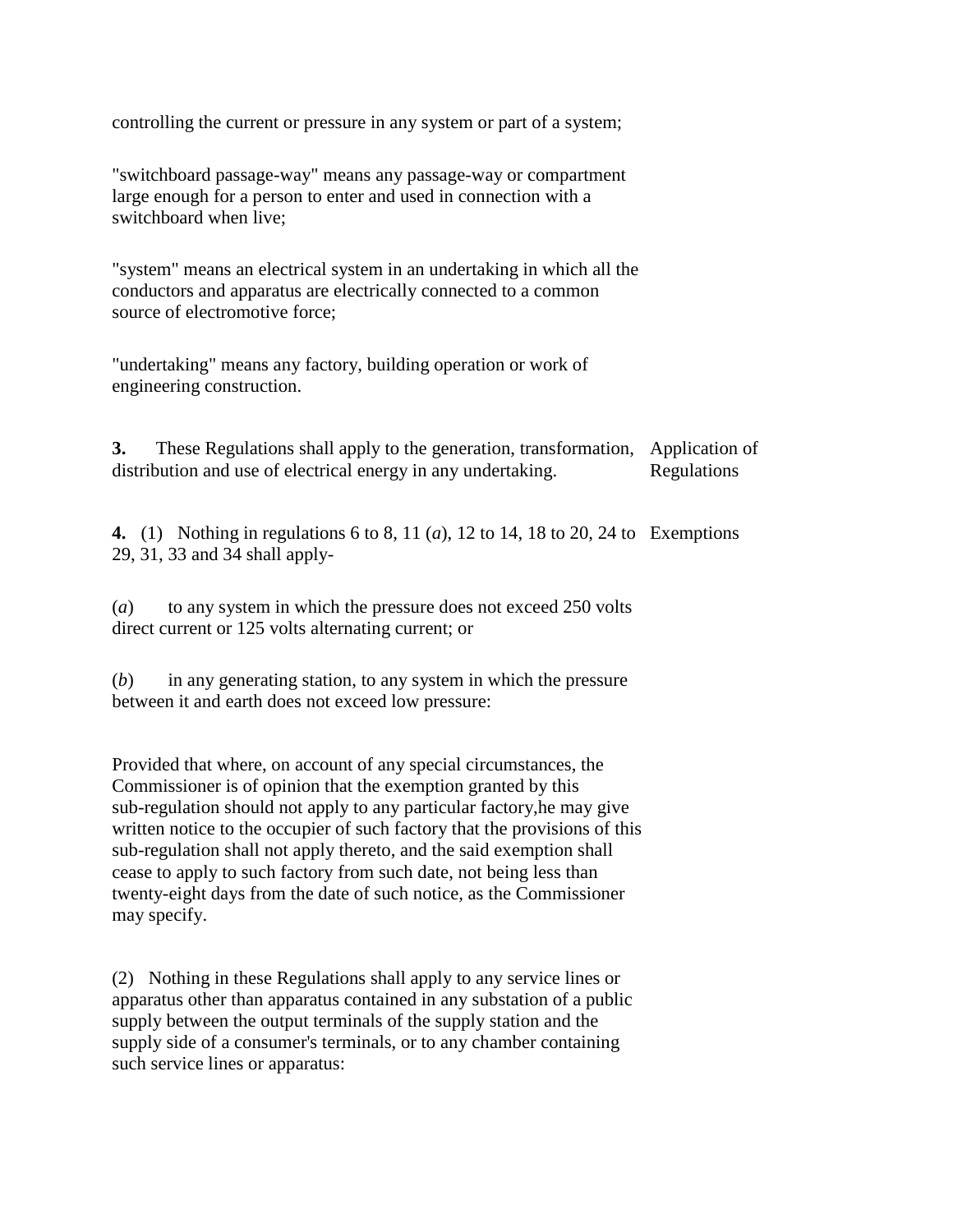controlling the current or pressure in any system or part of a system;

"switchboard passage-way" means any passage-way or compartment large enough for a person to enter and used in connection with a switchboard when live;

"system" means an electrical system in an undertaking in which all the conductors and apparatus are electrically connected to a common source of electromotive force;

"undertaking" means any factory, building operation or work of engineering construction.

**3.** These Regulations shall apply to the generation, transformation, distribution and use of electrical energy in any undertaking. Application of Regulations

**4.** (1) Nothing in regulations 6 to 8, 11 (*a*), 12 to 14, 18 to 20, 24 to 29, 31, 33 and 34 shall apply- Exemptions

(*a*) to any system in which the pressure does not exceed 250 volts direct current or 125 volts alternating current; or

(*b*) in any generating station, to any system in which the pressure between it and earth does not exceed low pressure:

Provided that where, on account of any special circumstances, the Commissioner is of opinion that the exemption granted by this sub-regulation should not apply to any particular factory,he may give written notice to the occupier of such factory that the provisions of this sub-regulation shall not apply thereto, and the said exemption shall cease to apply to such factory from such date, not being less than twenty-eight days from the date of such notice, as the Commissioner may specify.

(2) Nothing in these Regulations shall apply to any service lines or apparatus other than apparatus contained in any substation of a public supply between the output terminals of the supply station and the supply side of a consumer's terminals, or to any chamber containing such service lines or apparatus: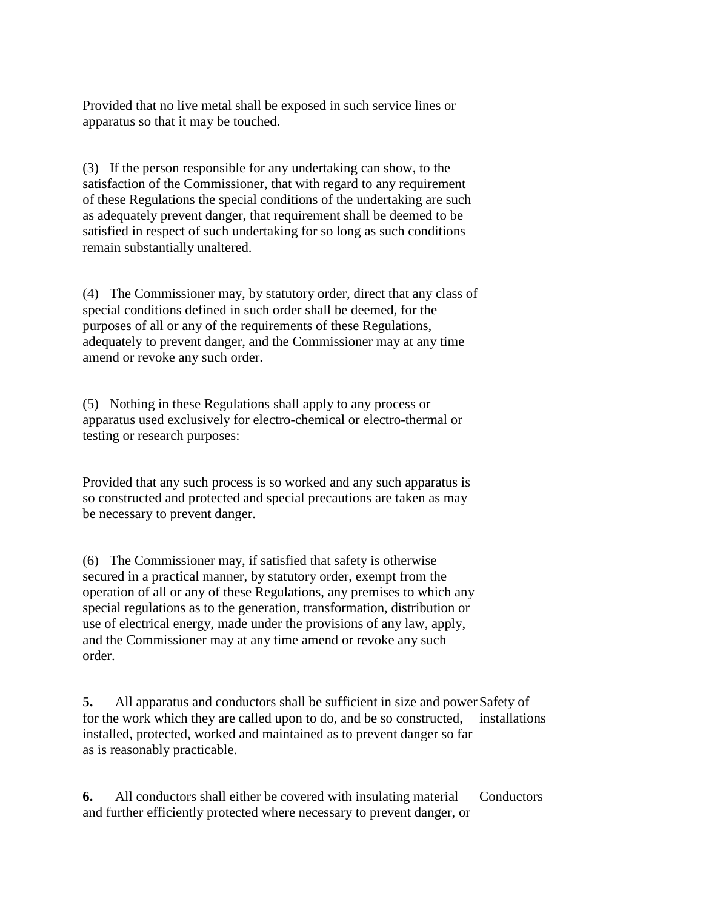Provided that no live metal shall be exposed in such service lines or apparatus so that it may be touched.

(3) If the person responsible for any undertaking can show, to the satisfaction of the Commissioner, that with regard to any requirement of these Regulations the special conditions of the undertaking are such as adequately prevent danger, that requirement shall be deemed to be satisfied in respect of such undertaking for so long as such conditions remain substantially unaltered.

(4) The Commissioner may, by statutory order, direct that any class of special conditions defined in such order shall be deemed, for the purposes of all or any of the requirements of these Regulations, adequately to prevent danger, and the Commissioner may at any time amend or revoke any such order.

(5) Nothing in these Regulations shall apply to any process or apparatus used exclusively for electro-chemical or electro-thermal or testing or research purposes:

Provided that any such process is so worked and any such apparatus is so constructed and protected and special precautions are taken as may be necessary to prevent danger.

(6) The Commissioner may, if satisfied that safety is otherwise secured in a practical manner, by statutory order, exempt from the operation of all or any of these Regulations, any premises to which any special regulations as to the generation, transformation, distribution or use of electrical energy, made under the provisions of any law, apply, and the Commissioner may at any time amend or revoke any such order.

**5.** All apparatus and conductors shall be sufficient in size and power for the work which they are called upon to do, and be so constructed, installed, protected, worked and maintained as to prevent danger so far as is reasonably practicable.

Safety of installations

**6.** All conductors shall either be covered with insulating material and further efficiently protected where necessary to prevent danger, or

Conductors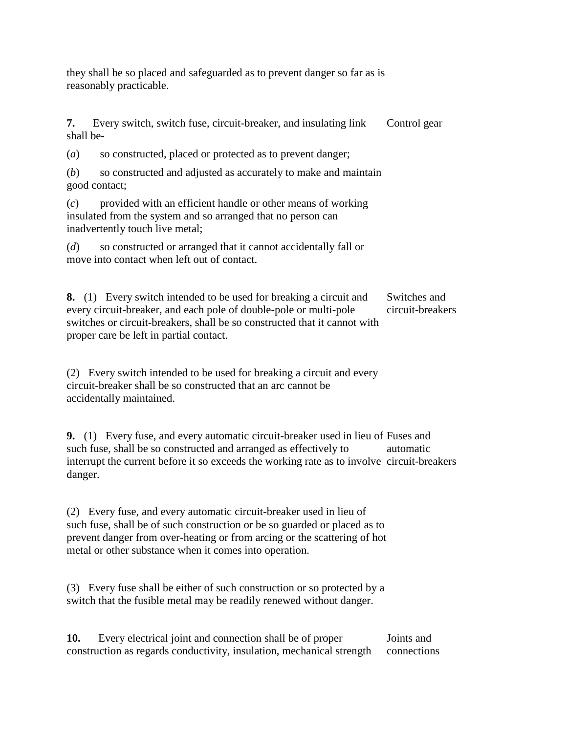they shall be so placed and safeguarded as to prevent danger so far as is reasonably practicable.

**7.** Every switch, switch fuse, circuit-breaker, and insulating link shall be- *Control gear*

(*a*) so constructed, placed or protected as to prevent danger;

(*b*) so constructed and adjusted as accurately to make and maintain good contact;

(*c*) provided with an efficient handle or other means of working insulated from the system and so arranged that no person can inadvertently touch live metal;

(*d*) so constructed or arranged that it cannot accidentally fall or move into contact when left out of contact.

**8.** (1) Every switch intended to be used for breaking a circuit and every circuit-breaker, and each pole of double-pole or multi-pole switches or circuit-breakers, shall be so constructed that it cannot with proper care be left in partial contact. *Switches and circuit-breakers*

(2) Every switch intended to be used for breaking a circuit and every circuit-breaker shall be so constructed that an arc cannot be accidentally maintained.

**9.** (1) Every fuse, and every automatic circuit-breaker used in lieu of such fuse, shall be so constructed and arranged as effectively to interrupt the current before it so exceeds the working rate as to involve danger. *Fuses and automatic circuit-breakers*

(2) Every fuse, and every automatic circuit-breaker used in lieu of such fuse, shall be of such construction or be so guarded or placed as to prevent danger from over-heating or from arcing or the scattering of hot metal or other substance when it comes into operation.

(3) Every fuse shall be either of such construction or so protected by a switch that the fusible metal may be readily renewed without danger.

**10.** Every electrical joint and connection shall be of proper construction as regards conductivity, insulation, mechanical strength *Joints and connections*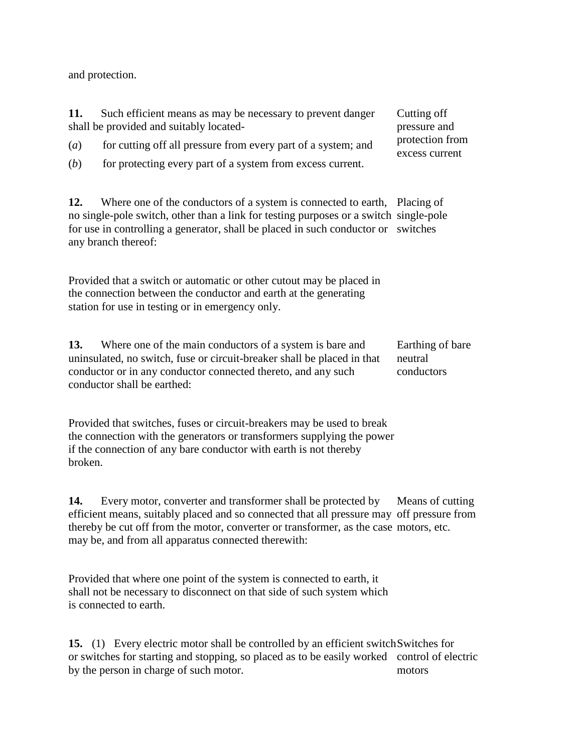and protection.

**11.** Such efficient means as may be necessary to prevent danger shall be provided and suitably located-

Cutting off pressure and protection from excess current

(*a*) for cutting off all pressure from every part of a system; and

(*b*) for protecting every part of a system from excess current.

**12.** Where one of the conductors of a system is connected to earth, no single-pole switch, other than a link for testing purposes or a switch for use in controlling a generator, shall be placed in such conductor or any branch thereof:

Placing of single-pole switches

Provided that a switch or automatic or other cutout may be placed in the connection between the conductor and earth at the generating station for use in testing or in emergency only.

**13.** Where one of the main conductors of a system is bare and uninsulated, no switch, fuse or circuit-breaker shall be placed in that conductor or in any conductor connected thereto, and any such conductor shall be earthed:

Earthing of bare neutral conductors

Provided that switches, fuses or circuit-breakers may be used to break the connection with the generators or transformers supplying the power if the connection of any bare conductor with earth is not thereby broken.

**14.** Every motor, converter and transformer shall be protected by efficient means, suitably placed and so connected that all pressure may thereby be cut off from the motor, converter or transformer, as the case may be, and from all apparatus connected therewith:

Means of cutting off pressure from motors, etc.

Provided that where one point of the system is connected to earth, it shall not be necessary to disconnect on that side of such system which is connected to earth.

**15.** (1) Every electric motor shall be controlled by an efficient switch or switches for starting and stopping, so placed as to be easily worked by the person in charge of such motor.

Switches for control of electric motors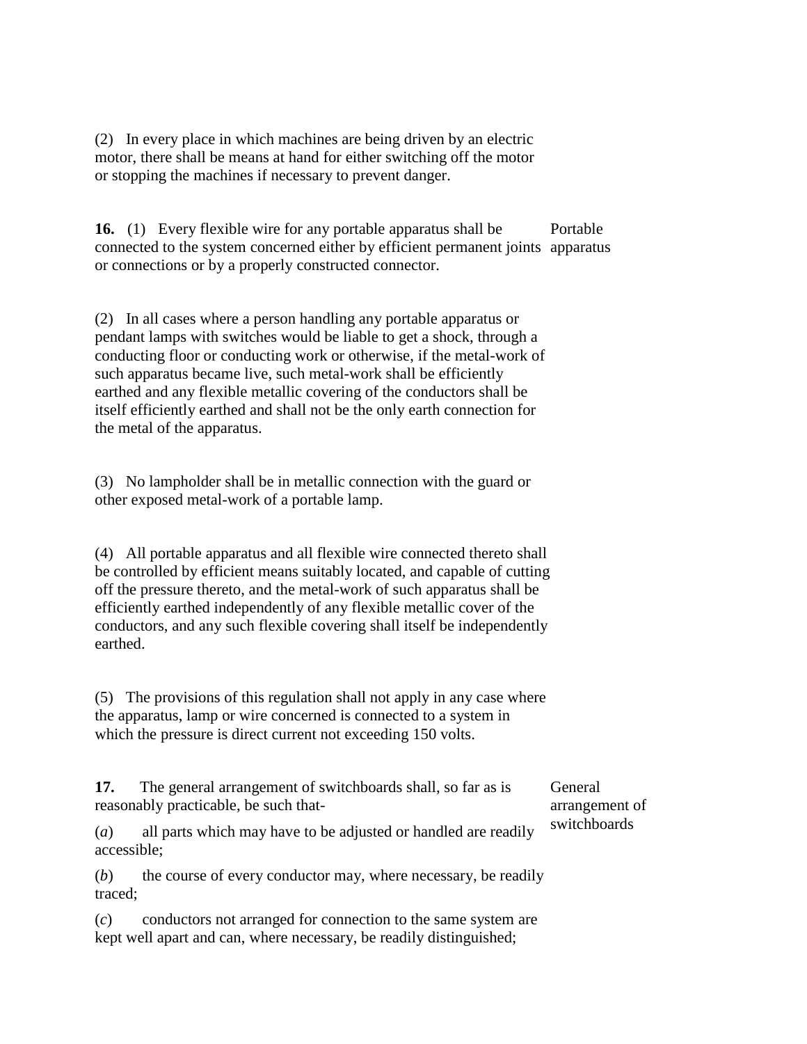(2) In every place in which machines are being driven by an electric motor, there shall be means at hand for either switching off the motor or stopping the machines if necessary to prevent danger.

**16.** (1) Every flexible wire for any portable apparatus shall be connected to the system concerned either by efficient permanent joints or connections or by a properly constructed connector.

Portable apparatus

(2) In all cases where a person handling any portable apparatus or pendant lamps with switches would be liable to get a shock, through a conducting floor or conducting work or otherwise, if the metal-work of such apparatus became live, such metal-work shall be efficiently earthed and any flexible metallic covering of the conductors shall be itself efficiently earthed and shall not be the only earth connection for the metal of the apparatus.

(3) No lampholder shall be in metallic connection with the guard or other exposed metal-work of a portable lamp.

(4) All portable apparatus and all flexible wire connected thereto shall be controlled by efficient means suitably located, and capable of cutting off the pressure thereto, and the metal-work of such apparatus shall be efficiently earthed independently of any flexible metallic cover of the conductors, and any such flexible covering shall itself be independently earthed.

(5) The provisions of this regulation shall not apply in any case where the apparatus, lamp or wire concerned is connected to a system in which the pressure is direct current not exceeding 150 volts.

**17.** The general arrangement of switchboards shall, so far as is reasonably practicable, be such that-

General arrangement of switchboards

(*a*) all parts which may have to be adjusted or handled are readily accessible;

(*b*) the course of every conductor may, where necessary, be readily traced;

(*c*) conductors not arranged for connection to the same system are kept well apart and can, where necessary, be readily distinguished;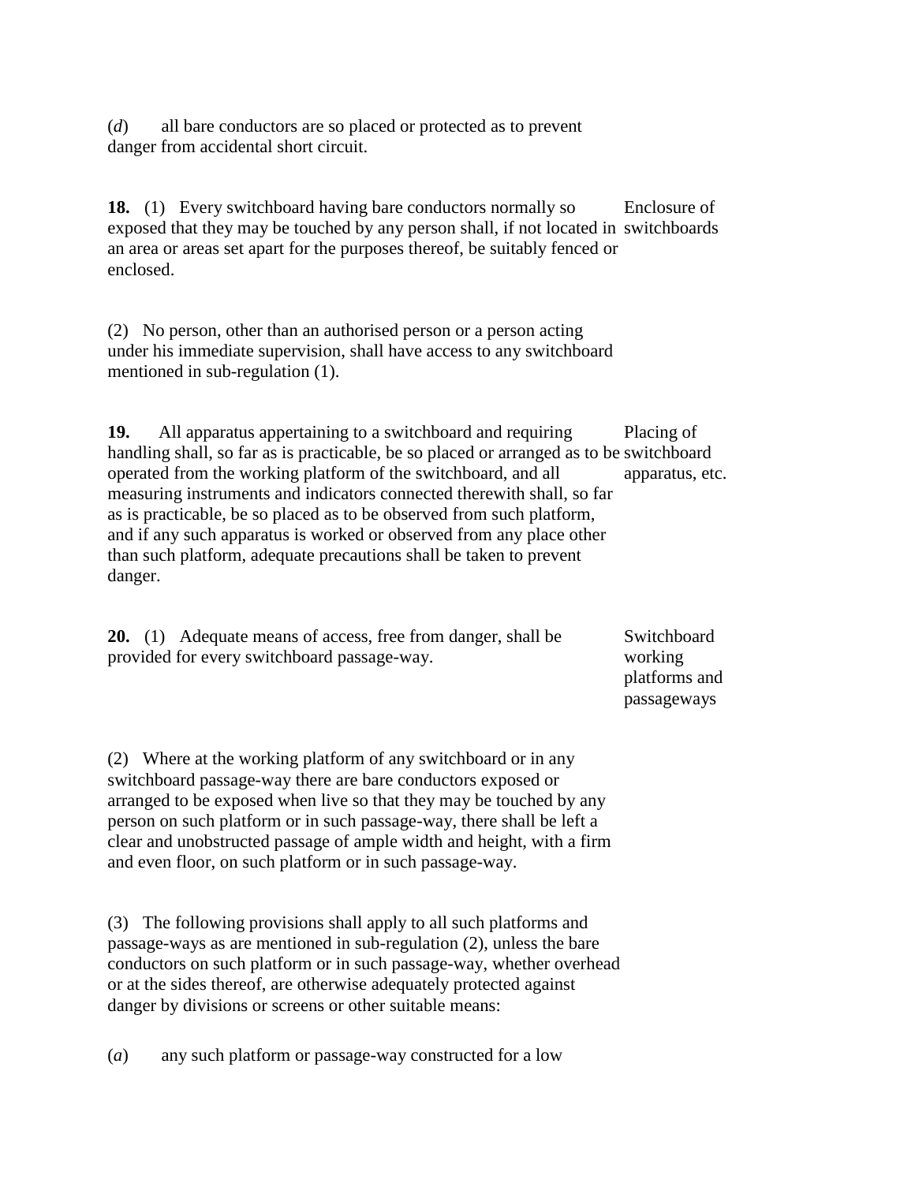(*d*) all bare conductors are so placed or protected as to prevent danger from accidental short circuit.

**18.** (1) Every switchboard having bare conductors normally so exposed that they may be touched by any person shall, if not located in an area or areas set apart for the purposes thereof, be suitably fenced or enclosed.

Enclosure of switchboards

(2) No person, other than an authorised person or a person acting under his immediate supervision, shall have access to any switchboard mentioned in sub-regulation (1).

**19.** All apparatus appertaining to a switchboard and requiring handling shall, so far as is practicable, be so placed or arranged as to be operated from the working platform of the switchboard, and all measuring instruments and indicators connected therewith shall, so far as is practicable, be so placed as to be observed from such platform, and if any such apparatus is worked or observed from any place other than such platform, adequate precautions shall be taken to prevent danger.

Placing of switchboard apparatus, etc.

**20.** (1) Adequate means of access, free from danger, shall be provided for every switchboard passage-way.

Switchboard working platforms and passageways

(2) Where at the working platform of any switchboard or in any switchboard passage-way there are bare conductors exposed or arranged to be exposed when live so that they may be touched by any person on such platform or in such passage-way, there shall be left a clear and unobstructed passage of ample width and height, with a firm and even floor, on such platform or in such passage-way.

(3) The following provisions shall apply to all such platforms and passage-ways as are mentioned in sub-regulation (2), unless the bare conductors on such platform or in such passage-way, whether overhead or at the sides thereof, are otherwise adequately protected against danger by divisions or screens or other suitable means:

(*a*) any such platform or passage-way constructed for a low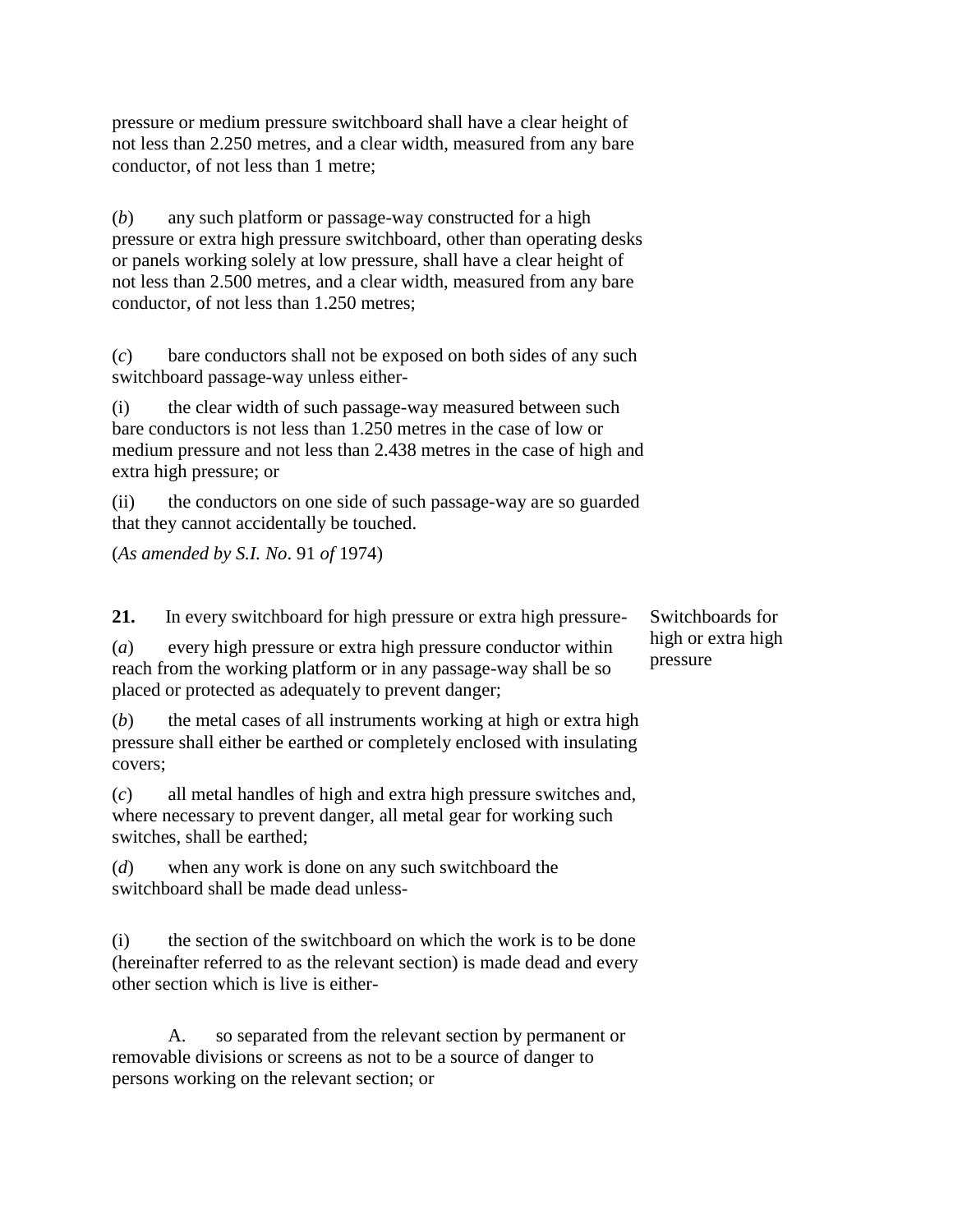pressure or medium pressure switchboard shall have a clear height of not less than 2.250 metres, and a clear width, measured from any bare conductor, of not less than 1 metre;

(*b*) any such platform or passage-way constructed for a high pressure or extra high pressure switchboard, other than operating desks or panels working solely at low pressure, shall have a clear height of not less than 2.500 metres, and a clear width, measured from any bare conductor, of not less than 1.250 metres;

(*c*) bare conductors shall not be exposed on both sides of any such switchboard passage-way unless either-

(i) the clear width of such passage-way measured between such bare conductors is not less than 1.250 metres in the case of low or medium pressure and not less than 2.438 metres in the case of high and extra high pressure; or

(ii) the conductors on one side of such passage-way are so guarded that they cannot accidentally be touched.

(*As amended by S.I. No*. 91 *of* 1974)

**21.** In every switchboard for high pressure or extra high pressure-

Switchboards for high or extra high pressure

(*a*) every high pressure or extra high pressure conductor within reach from the working platform or in any passage-way shall be so placed or protected as adequately to prevent danger;

(*b*) the metal cases of all instruments working at high or extra high pressure shall either be earthed or completely enclosed with insulating covers;

(*c*) all metal handles of high and extra high pressure switches and, where necessary to prevent danger, all metal gear for working such switches, shall be earthed;

(*d*) when any work is done on any such switchboard the switchboard shall be made dead unless-

(i) the section of the switchboard on which the work is to be done (hereinafter referred to as the relevant section) is made dead and every other section which is live is either-

A. so separated from the relevant section by permanent or removable divisions or screens as not to be a source of danger to persons working on the relevant section; or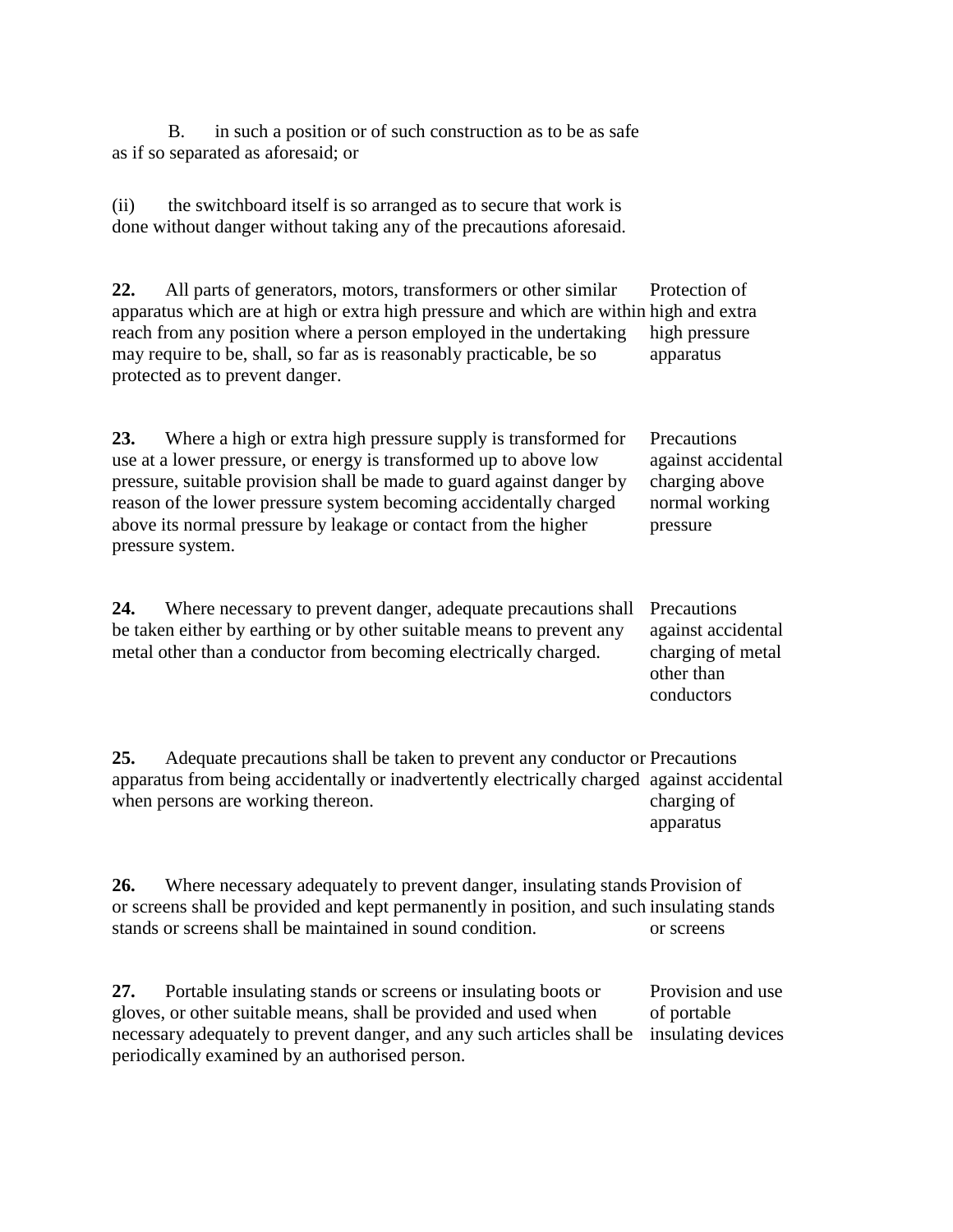B. in such a position or of such construction as to be as safe as if so separated as aforesaid; or

(ii) the switchboard itself is so arranged as to secure that work is done without danger without taking any of the precautions aforesaid.

**22.** All parts of generators, motors, transformers or other similar apparatus which are at high or extra high pressure and which are within reach from any position where a person employed in the undertaking may require to be, shall, so far as is reasonably practicable, be so protected as to prevent danger.

*Protection of high and extra high pressure apparatus*

**23.** Where a high or extra high pressure supply is transformed for use at a lower pressure, or energy is transformed up to above low pressure, suitable provision shall be made to guard against danger by reason of the lower pressure system becoming accidentally charged above its normal pressure by leakage or contact from the higher pressure system.

*Precautions against accidental charging above normal working pressure*

**24.** Where necessary to prevent danger, adequate precautions shall be taken either by earthing or by other suitable means to prevent any metal other than a conductor from becoming electrically charged.

*Precautions against accidental charging of metal other than conductors*

**25.** Adequate precautions shall be taken to prevent any conductor or apparatus from being accidentally or inadvertently electrically charged when persons are working thereon.

*Precautions against accidental charging of apparatus*

**26.** Where necessary adequately to prevent danger, insulating stands or screens shall be provided and kept permanently in position, and such stands or screens shall be maintained in sound condition.

*Provision of insulating stands or screens*

**27.** Portable insulating stands or screens or insulating boots or gloves, or other suitable means, shall be provided and used when necessary adequately to prevent danger, and any such articles shall be periodically examined by an authorised person.

*Provision and use of portable insulating devices*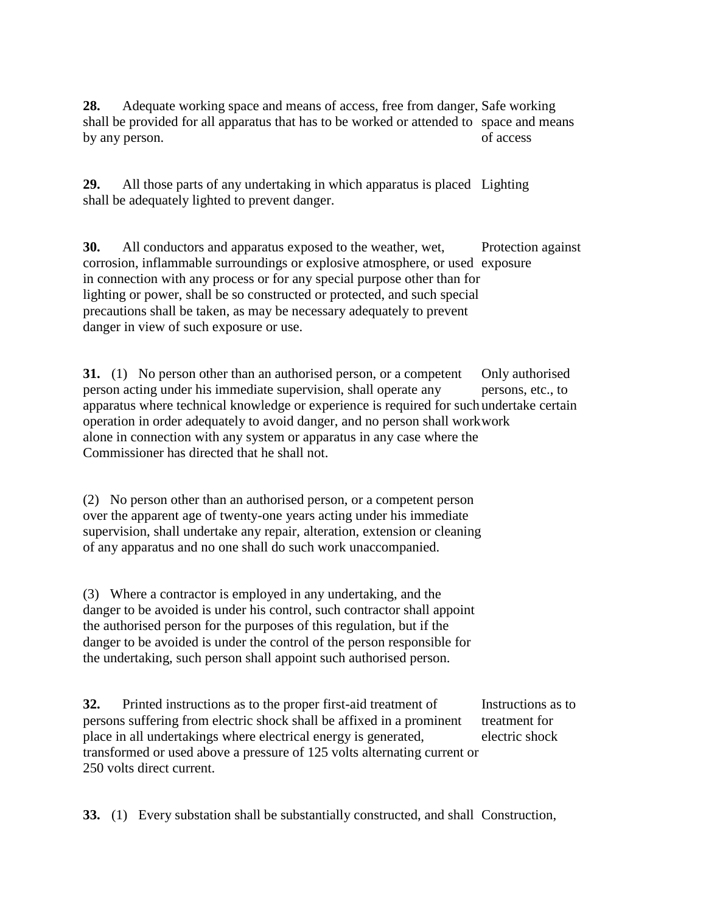**28.** Adequate working space and means of access, free from danger, shall be provided for all apparatus that has to be worked or attended to by any person.

Safe working space and means of access

**29.** All those parts of any undertaking in which apparatus is placed shall be adequately lighted to prevent danger.

Lighting

**30.** All conductors and apparatus exposed to the weather, wet, corrosion, inflammable surroundings or explosive atmosphere, or used in connection with any process or for any special purpose other than for lighting or power, shall be so constructed or protected, and such special precautions shall be taken, as may be necessary adequately to prevent danger in view of such exposure or use.

Protection against exposure

**31.** (1) No person other than an authorised person, or a competent person acting under his immediate supervision, shall operate any apparatus where technical knowledge or experience is required for such operation in order adequately to avoid danger, and no person shall work alone in connection with any system or apparatus in any case where the Commissioner has directed that he shall not.

Only authorised persons, etc., to undertake certain work

(2) No person other than an authorised person, or a competent person over the apparent age of twenty-one years acting under his immediate supervision, shall undertake any repair, alteration, extension or cleaning of any apparatus and no one shall do such work unaccompanied.

(3) Where a contractor is employed in any undertaking, and the danger to be avoided is under his control, such contractor shall appoint the authorised person for the purposes of this regulation, but if the danger to be avoided is under the control of the person responsible for the undertaking, such person shall appoint such authorised person.

**32.** Printed instructions as to the proper first-aid treatment of persons suffering from electric shock shall be affixed in a prominent place in all undertakings where electrical energy is generated, transformed or used above a pressure of 125 volts alternating current or 250 volts direct current.

Instructions as to treatment for electric shock

**33.** (1) Every substation shall be substantially constructed, and shall

Construction,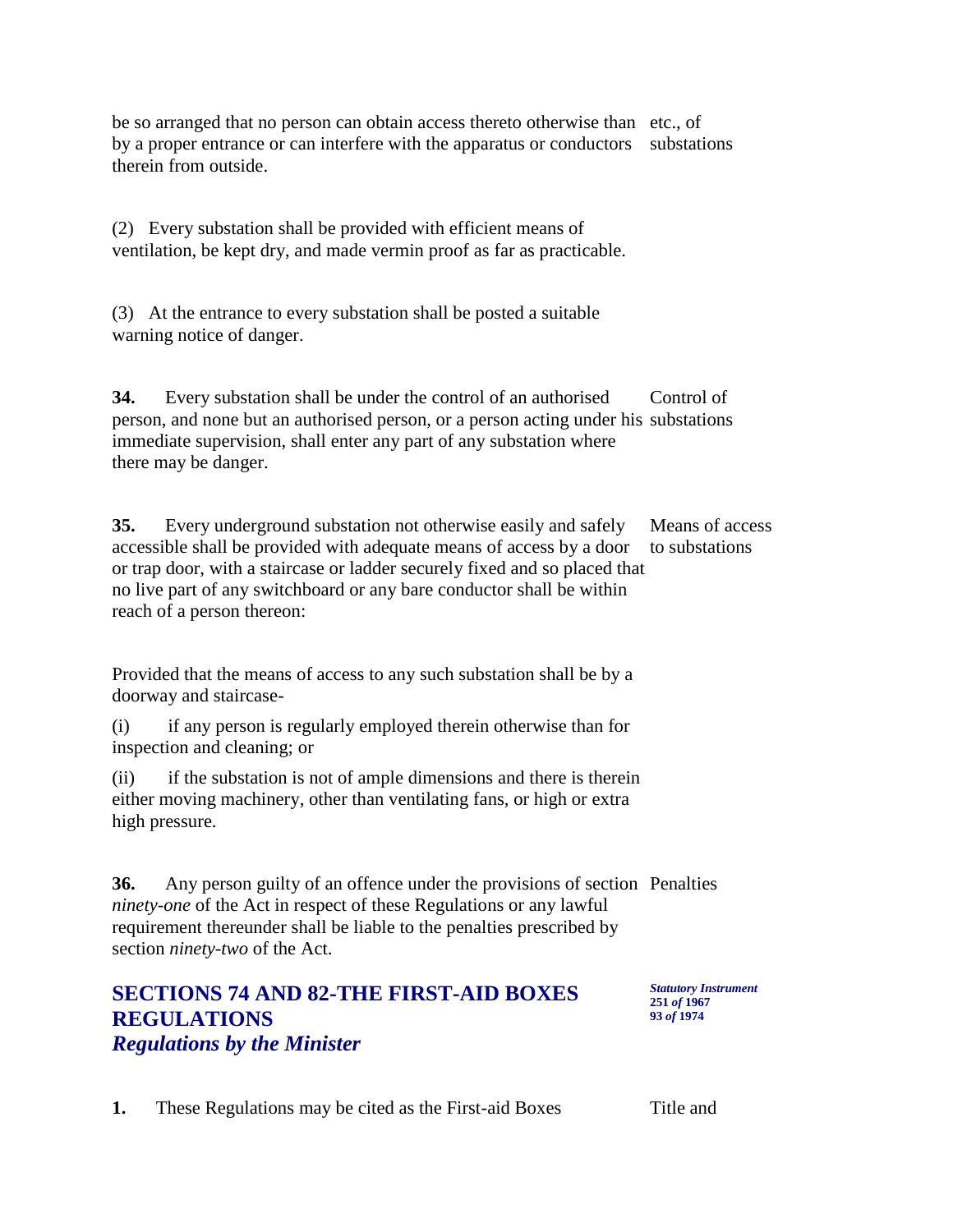be so arranged that no person can obtain access thereto otherwise than by a proper entrance or can interfere with the apparatus or conductors therein from outside. etc., of substations

(2) Every substation shall be provided with efficient means of ventilation, be kept dry, and made vermin proof as far as practicable.

(3) At the entrance to every substation shall be posted a suitable warning notice of danger.

**34.** Every substation shall be under the control of an authorised person, and none but an authorised person, or a person acting under his immediate supervision, shall enter any part of any substation where there may be danger. Control of substations

**35.** Every underground substation not otherwise easily and safely accessible shall be provided with adequate means of access by a door or trap door, with a staircase or ladder securely fixed and so placed that no live part of any switchboard or any bare conductor shall be within reach of a person thereon: Means of access to substations

Provided that the means of access to any such substation shall be by a doorway and staircase-

(i) if any person is regularly employed therein otherwise than for inspection and cleaning; or

(ii) if the substation is not of ample dimensions and there is therein either moving machinery, other than ventilating fans, or high or extra high pressure.

**36.** Any person guilty of an offence under the provisions of section *ninety-one* of the Act in respect of these Regulations or any lawful requirement thereunder shall be liable to the penalties prescribed by section *ninety-two* of the Act. Penalties

## SECTIONS 74 AND 82-THE FIRST-AID BOXES REGULATIONS
### *Regulations by the Minister*

***Statutory Instrument* 251 *of* 1967 93 *of* 1974**

**1.** These Regulations may be cited as the First-aid Boxes Title and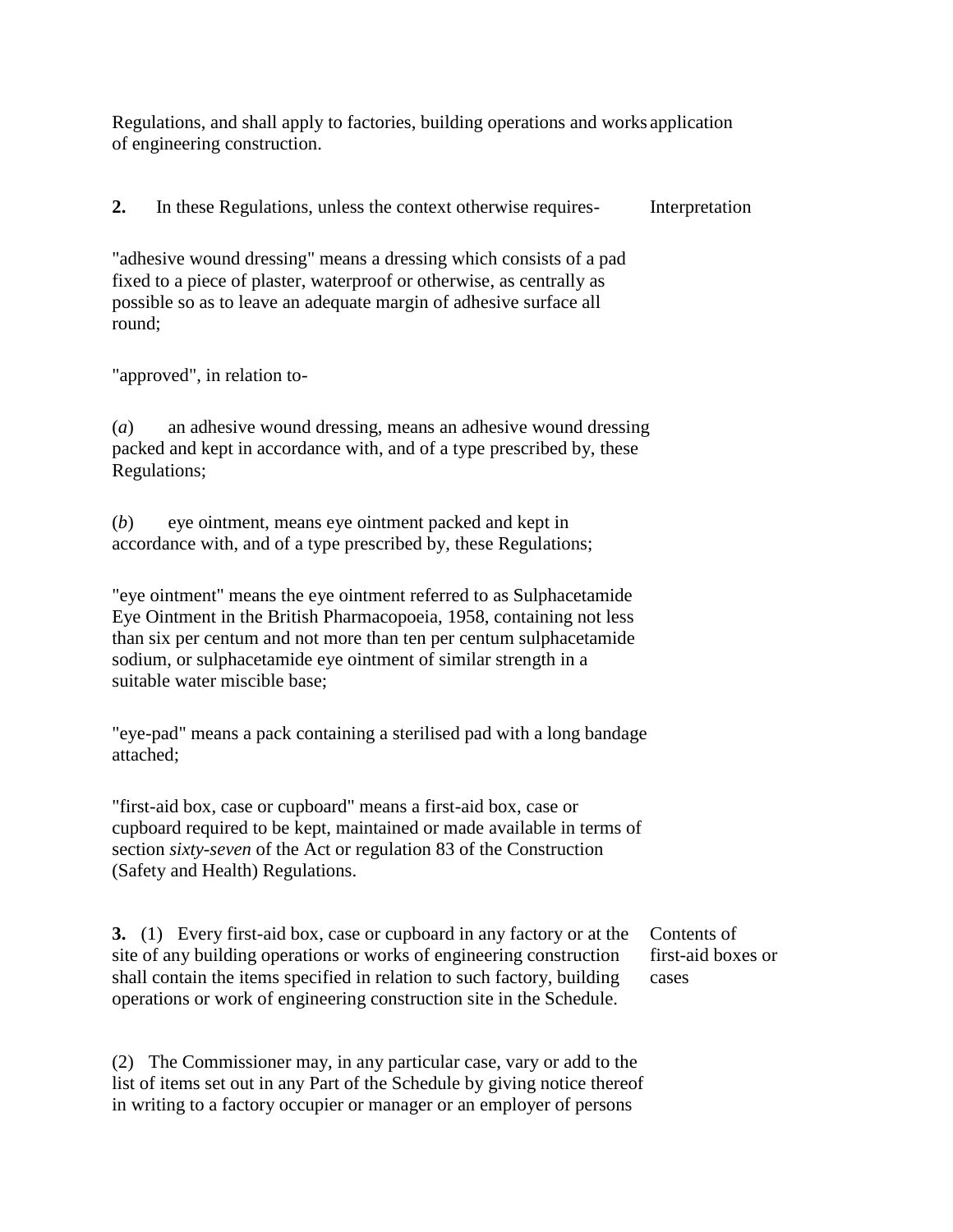Regulations, and shall apply to factories, building operations and works of engineering construction. application

**2.** In these Regulations, unless the context otherwise requires- Interpretation

"adhesive wound dressing" means a dressing which consists of a pad fixed to a piece of plaster, waterproof or otherwise, as centrally as possible so as to leave an adequate margin of adhesive surface all round;

"approved", in relation to-

(*a*) an adhesive wound dressing, means an adhesive wound dressing packed and kept in accordance with, and of a type prescribed by, these Regulations;

(*b*) eye ointment, means eye ointment packed and kept in accordance with, and of a type prescribed by, these Regulations;

"eye ointment" means the eye ointment referred to as Sulphacetamide Eye Ointment in the British Pharmacopoeia, 1958, containing not less than six per centum and not more than ten per centum sulphacetamide sodium, or sulphacetamide eye ointment of similar strength in a suitable water miscible base;

"eye-pad" means a pack containing a sterilised pad with a long bandage attached;

"first-aid box, case or cupboard" means a first-aid box, case or cupboard required to be kept, maintained or made available in terms of section *sixty-seven* of the Act or regulation 83 of the Construction (Safety and Health) Regulations.

**3.** (1) Every first-aid box, case or cupboard in any factory or at the site of any building operations or works of engineering construction shall contain the items specified in relation to such factory, building operations or work of engineering construction site in the Schedule. Contents of first-aid boxes or cases

(2) The Commissioner may, in any particular case, vary or add to the list of items set out in any Part of the Schedule by giving notice thereof in writing to a factory occupier or manager or an employer of persons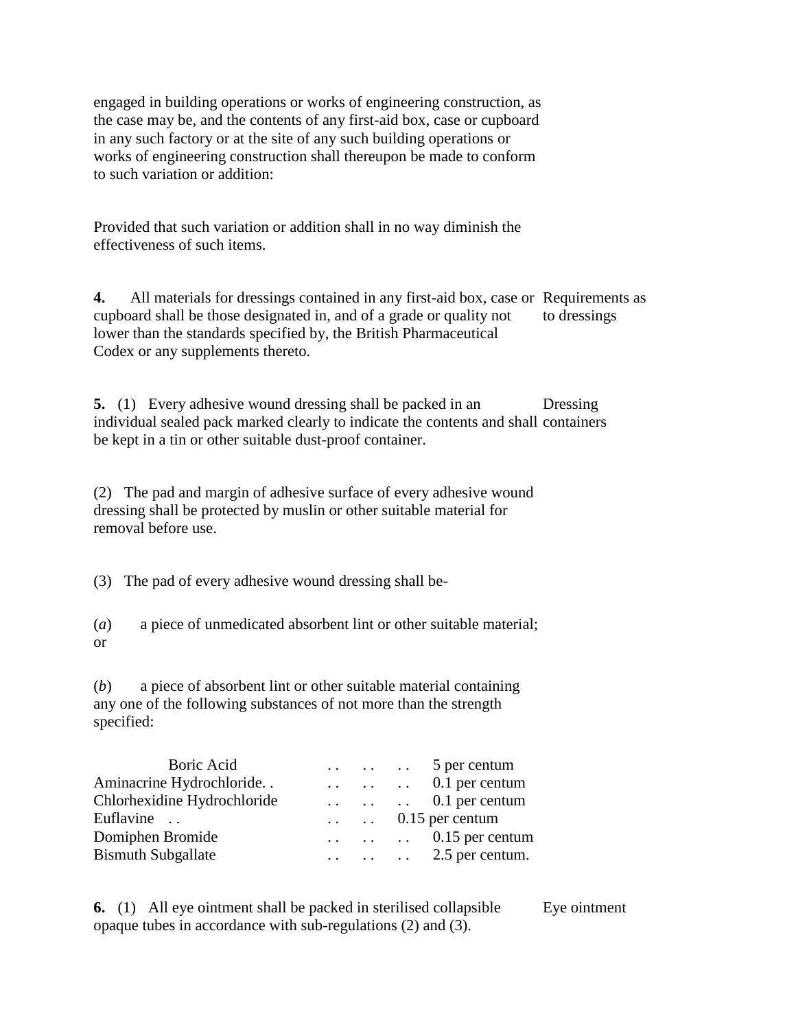engaged in building operations or works of engineering construction, as the case may be, and the contents of any first-aid box, case or cupboard in any such factory or at the site of any such building operations or works of engineering construction shall thereupon be made to conform to such variation or addition:

Provided that such variation or addition shall in no way diminish the effectiveness of such items.

**4.** All materials for dressings contained in any first-aid box, case or cupboard shall be those designated in, and of a grade or quality not lower than the standards specified by, the British Pharmaceutical Codex or any supplements thereto.

Requirements as to dressings

**5.** (1) Every adhesive wound dressing shall be packed in an individual sealed pack marked clearly to indicate the contents and shall be kept in a tin or other suitable dust-proof container.

Dressing containers

(2) The pad and margin of adhesive surface of every adhesive wound dressing shall be protected by muslin or other suitable material for removal before use.

(3) The pad of every adhesive wound dressing shall be-

(*a*) a piece of unmedicated absorbent lint or other suitable material; or

(*b*) a piece of absorbent lint or other suitable material containing any one of the following substances of not more than the strength specified:

| Substance | Strength |
|---|---|
| Boric Acid | 5 per centum |
| Aminacrine Hydrochloride | 0.1 per centum |
| Chlorhexidine Hydrochloride | 0.1 per centum |
| Euflavine | 0.15 per centum |
| Domiphen Bromide | 0.15 per centum |
| Bismuth Subgallate | 2.5 per centum. |

**6.** (1) All eye ointment shall be packed in sterilised collapsible opaque tubes in accordance with sub-regulations (2) and (3).

Eye ointment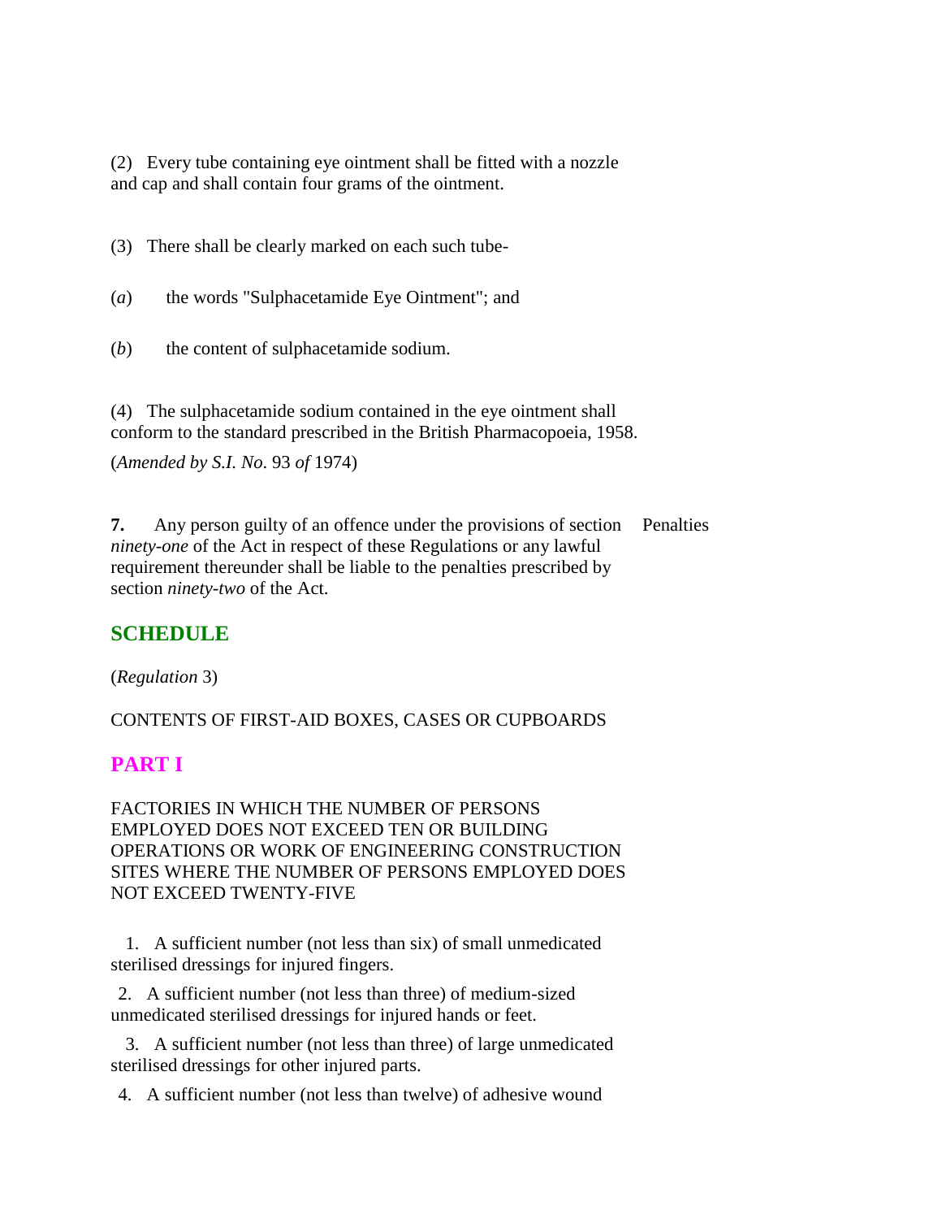(2) Every tube containing eye ointment shall be fitted with a nozzle and cap and shall contain four grams of the ointment.

(3) There shall be clearly marked on each such tube-

(*a*) the words "Sulphacetamide Eye Ointment"; and

(*b*) the content of sulphacetamide sodium.

(4) The sulphacetamide sodium contained in the eye ointment shall conform to the standard prescribed in the British Pharmacopoeia, 1958.

(*Amended by S.I. No*. 93 *of* 1974)

**7.** Any person guilty of an offence under the provisions of section *ninety-one* of the Act in respect of these Regulations or any lawful requirement thereunder shall be liable to the penalties prescribed by section *ninety-two* of the Act.

Penalties

## SCHEDULE

(*Regulation* 3)

CONTENTS OF FIRST-AID BOXES, CASES OR CUPBOARDS

## PART I

FACTORIES IN WHICH THE NUMBER OF PERSONS EMPLOYED DOES NOT EXCEED TEN OR BUILDING OPERATIONS OR WORK OF ENGINEERING CONSTRUCTION SITES WHERE THE NUMBER OF PERSONS EMPLOYED DOES NOT EXCEED TWENTY-FIVE

1. A sufficient number (not less than six) of small unmedicated sterilised dressings for injured fingers.

2. A sufficient number (not less than three) of medium-sized unmedicated sterilised dressings for injured hands or feet.

3. A sufficient number (not less than three) of large unmedicated sterilised dressings for other injured parts.

4. A sufficient number (not less than twelve) of adhesive wound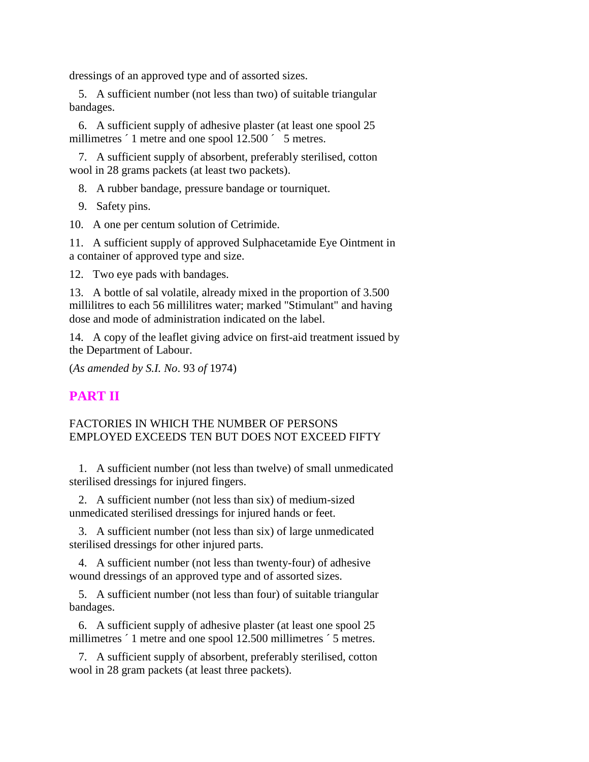dressings of an approved type and of assorted sizes.

5. A sufficient number (not less than two) of suitable triangular bandages.

6. A sufficient supply of adhesive plaster (at least one spool 25 millimetres ´ 1 metre and one spool 12.500 ´ 5 metres.

7. A sufficient supply of absorbent, preferably sterilised, cotton wool in 28 grams packets (at least two packets).

8. A rubber bandage, pressure bandage or tourniquet.

9. Safety pins.

10. A one per centum solution of Cetrimide.

11. A sufficient supply of approved Sulphacetamide Eye Ointment in a container of approved type and size.

12. Two eye pads with bandages.

13. A bottle of sal volatile, already mixed in the proportion of 3.500 millilitres to each 56 millilitres water; marked "Stimulant" and having dose and mode of administration indicated on the label.

14. A copy of the leaflet giving advice on first-aid treatment issued by the Department of Labour.

(*As amended by S.I. No*. 93 *of* 1974)

## PART II

FACTORIES IN WHICH THE NUMBER OF PERSONS EMPLOYED EXCEEDS TEN BUT DOES NOT EXCEED FIFTY

1. A sufficient number (not less than twelve) of small unmedicated sterilised dressings for injured fingers.

2. A sufficient number (not less than six) of medium-sized unmedicated sterilised dressings for injured hands or feet.

3. A sufficient number (not less than six) of large unmedicated sterilised dressings for other injured parts.

4. A sufficient number (not less than twenty-four) of adhesive wound dressings of an approved type and of assorted sizes.

5. A sufficient number (not less than four) of suitable triangular bandages.

6. A sufficient supply of adhesive plaster (at least one spool 25 millimetres ´ 1 metre and one spool 12.500 millimetres ´ 5 metres.

7. A sufficient supply of absorbent, preferably sterilised, cotton wool in 28 gram packets (at least three packets).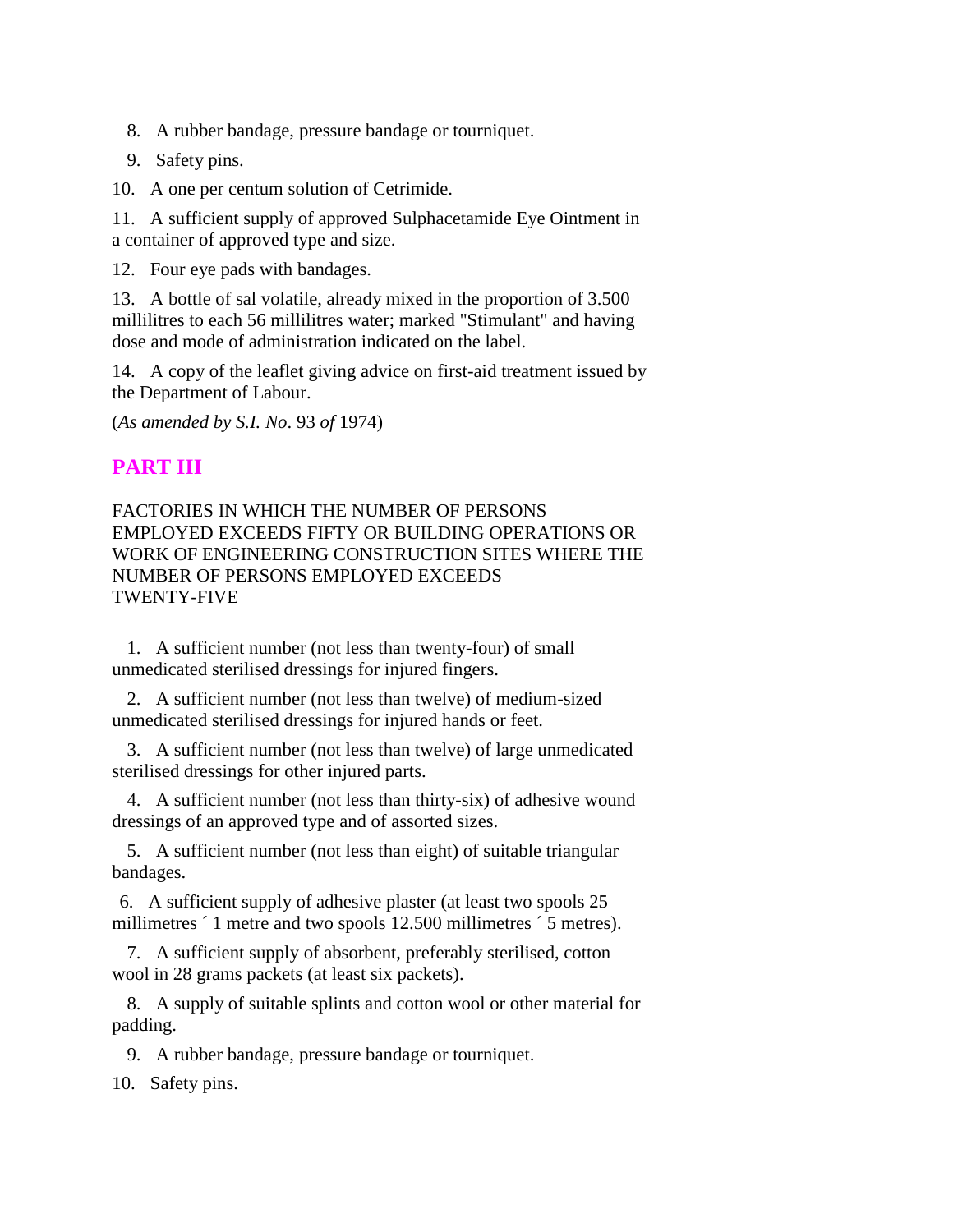8. A rubber bandage, pressure bandage or tourniquet.

9. Safety pins.

10. A one per centum solution of Cetrimide.

11. A sufficient supply of approved Sulphacetamide Eye Ointment in a container of approved type and size.

12. Four eye pads with bandages.

13. A bottle of sal volatile, already mixed in the proportion of 3.500 millilitres to each 56 millilitres water; marked "Stimulant" and having dose and mode of administration indicated on the label.

14. A copy of the leaflet giving advice on first-aid treatment issued by the Department of Labour.

(*As amended by S.I. No*. 93 *of* 1974)

## PART III

FACTORIES IN WHICH THE NUMBER OF PERSONS EMPLOYED EXCEEDS FIFTY OR BUILDING OPERATIONS OR WORK OF ENGINEERING CONSTRUCTION SITES WHERE THE NUMBER OF PERSONS EMPLOYED EXCEEDS TWENTY-FIVE

1. A sufficient number (not less than twenty-four) of small unmedicated sterilised dressings for injured fingers.

2. A sufficient number (not less than twelve) of medium-sized unmedicated sterilised dressings for injured hands or feet.

3. A sufficient number (not less than twelve) of large unmedicated sterilised dressings for other injured parts.

4. A sufficient number (not less than thirty-six) of adhesive wound dressings of an approved type and of assorted sizes.

5. A sufficient number (not less than eight) of suitable triangular bandages.

6. A sufficient supply of adhesive plaster (at least two spools 25 millimetres ´ 1 metre and two spools 12.500 millimetres ´ 5 metres).

7. A sufficient supply of absorbent, preferably sterilised, cotton wool in 28 grams packets (at least six packets).

8. A supply of suitable splints and cotton wool or other material for padding.

9. A rubber bandage, pressure bandage or tourniquet.

10. Safety pins.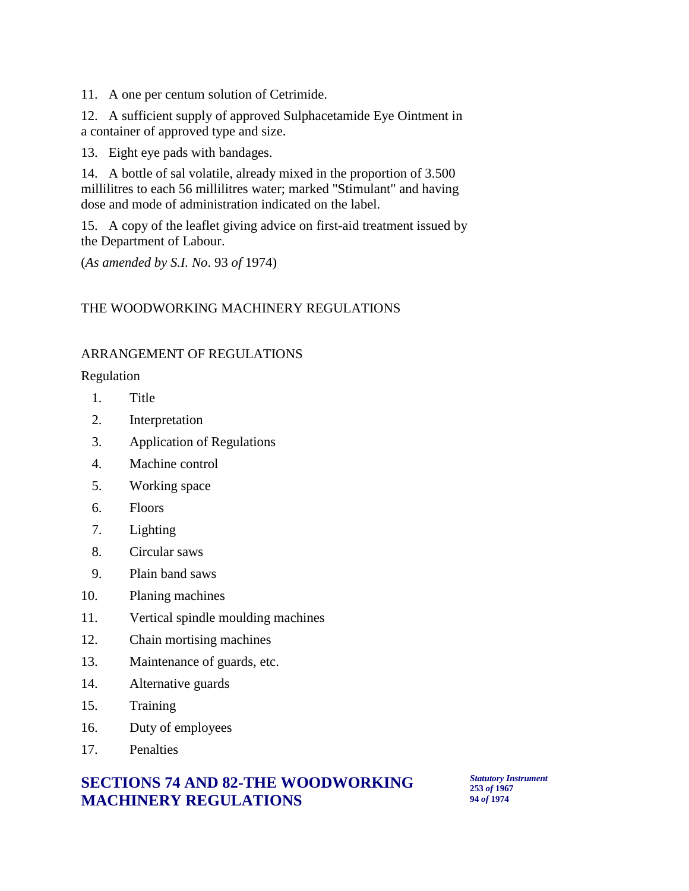11. A one per centum solution of Cetrimide.

12. A sufficient supply of approved Sulphacetamide Eye Ointment in a container of approved type and size.

13. Eight eye pads with bandages.

14. A bottle of sal volatile, already mixed in the proportion of 3.500 millilitres to each 56 millilitres water; marked "Stimulant" and having dose and mode of administration indicated on the label.

15. A copy of the leaflet giving advice on first-aid treatment issued by the Department of Labour.

(*As amended by S.I. No*. 93 *of* 1974)

THE WOODWORKING MACHINERY REGULATIONS

ARRANGEMENT OF REGULATIONS

Regulation

1. Title
2. Interpretation
3. Application of Regulations
4. Machine control
5. Working space
6. Floors
7. Lighting
8. Circular saws
9. Plain band saws
10. Planing machines
11. Vertical spindle moulding machines
12. Chain mortising machines
13. Maintenance of guards, etc.
14. Alternative guards
15. Training
16. Duty of employees
17. Penalties

## SECTIONS 74 AND 82-THE WOODWORKING MACHINERY REGULATIONS

***Statutory Instrument***
**253 *of* 1967**
**94 *of* 1974**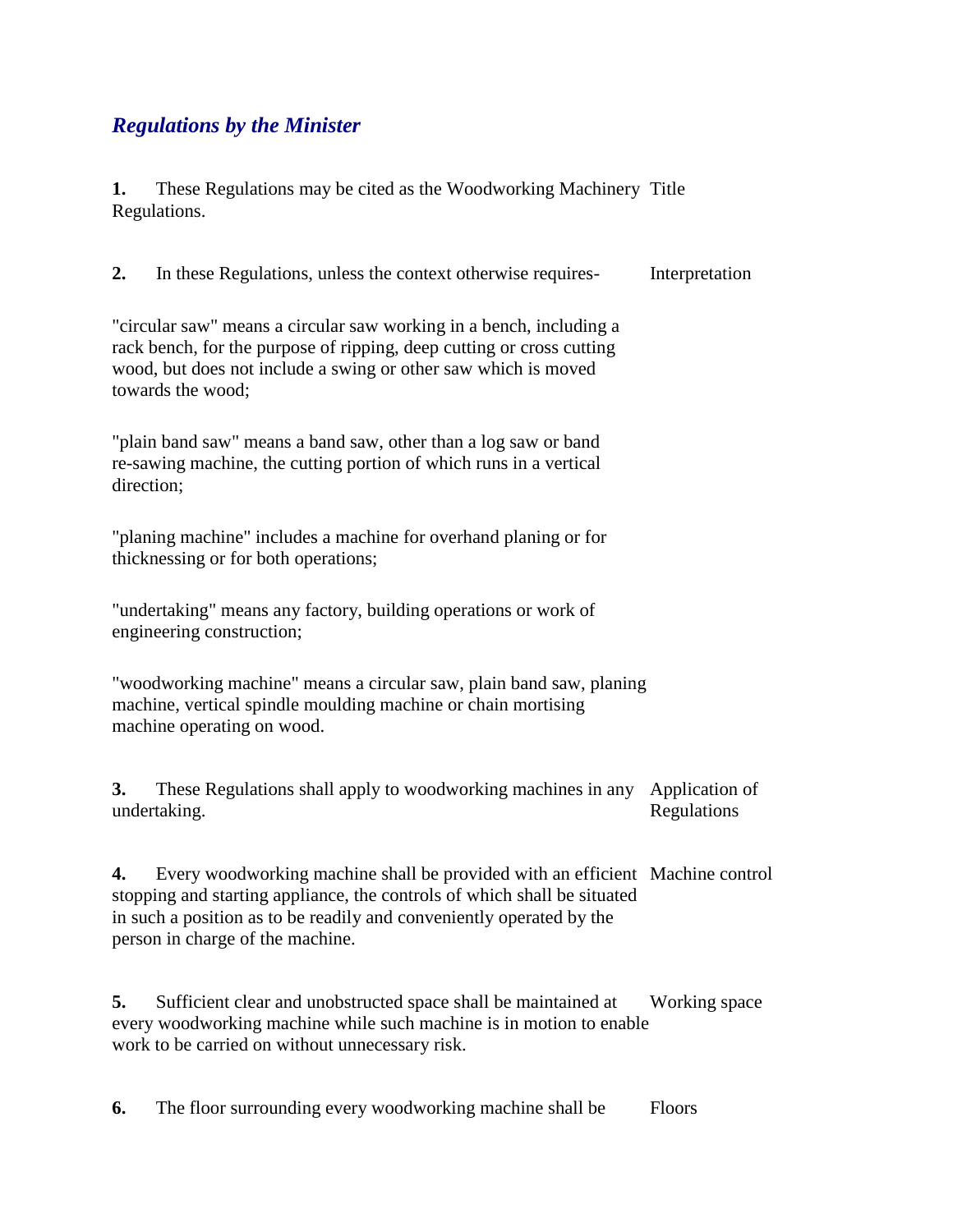## *Regulations by the Minister*

**1.** These Regulations may be cited as the Woodworking Machinery Regulations. Title

**2.** In these Regulations, unless the context otherwise requires- Interpretation

"circular saw" means a circular saw working in a bench, including a rack bench, for the purpose of ripping, deep cutting or cross cutting wood, but does not include a swing or other saw which is moved towards the wood;

"plain band saw" means a band saw, other than a log saw or band re-sawing machine, the cutting portion of which runs in a vertical direction;

"planing machine" includes a machine for overhand planing or for thicknessing or for both operations;

"undertaking" means any factory, building operations or work of engineering construction;

"woodworking machine" means a circular saw, plain band saw, planing machine, vertical spindle moulding machine or chain mortising machine operating on wood.

**3.** These Regulations shall apply to woodworking machines in any undertaking. Application of Regulations

**4.** Every woodworking machine shall be provided with an efficient stopping and starting appliance, the controls of which shall be situated in such a position as to be readily and conveniently operated by the person in charge of the machine. Machine control

**5.** Sufficient clear and unobstructed space shall be maintained at every woodworking machine while such machine is in motion to enable work to be carried on without unnecessary risk. Working space

**6.** The floor surrounding every woodworking machine shall be Floors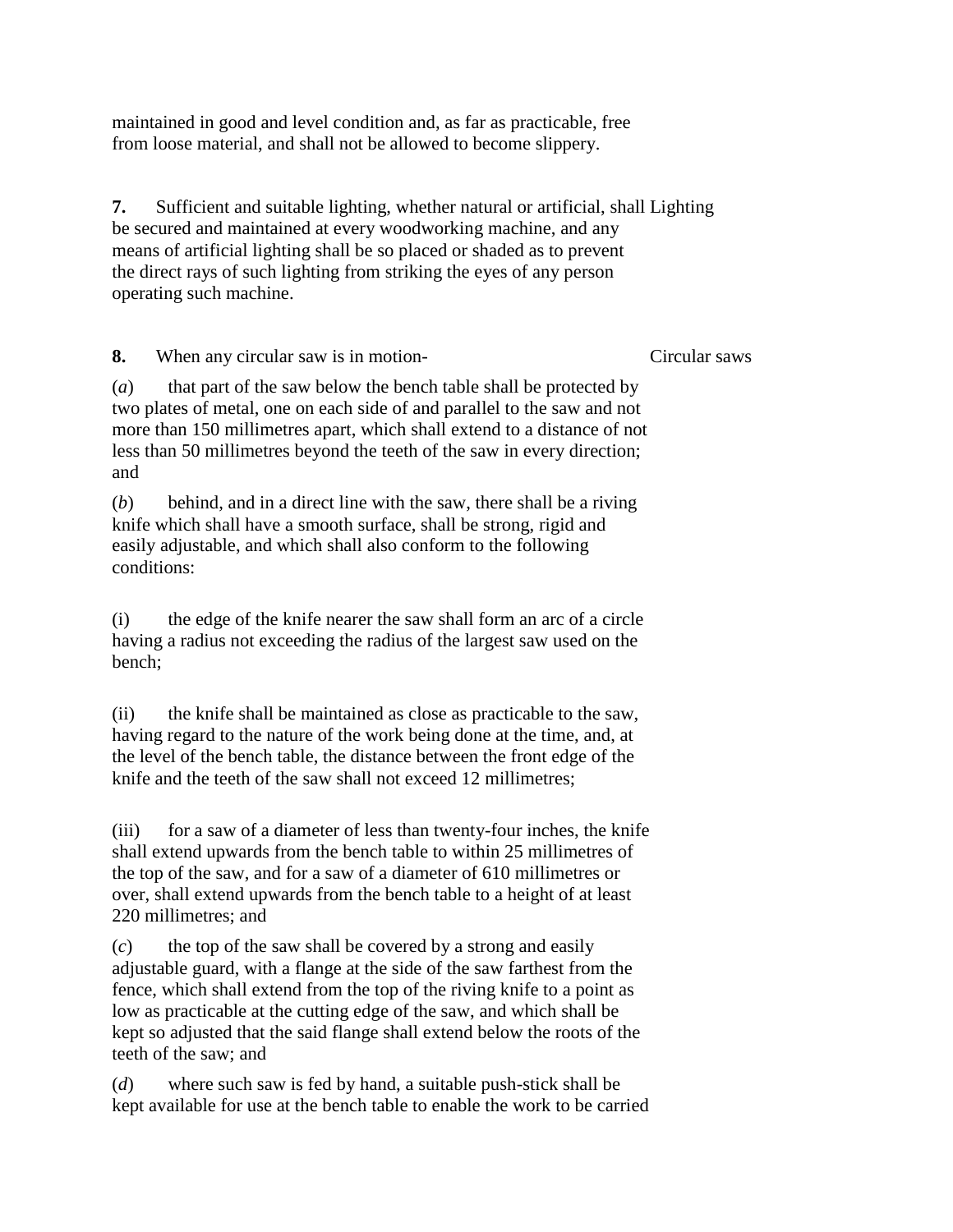maintained in good and level condition and, as far as practicable, free from loose material, and shall not be allowed to become slippery.

**7.** Sufficient and suitable lighting, whether natural or artificial, shall be secured and maintained at every woodworking machine, and any means of artificial lighting shall be so placed or shaded as to prevent the direct rays of such lighting from striking the eyes of any person operating such machine.

Lighting

**8.** When any circular saw is in motion-

Circular saws

(*a*) that part of the saw below the bench table shall be protected by two plates of metal, one on each side of and parallel to the saw and not more than 150 millimetres apart, which shall extend to a distance of not less than 50 millimetres beyond the teeth of the saw in every direction; and

(*b*) behind, and in a direct line with the saw, there shall be a riving knife which shall have a smooth surface, shall be strong, rigid and easily adjustable, and which shall also conform to the following conditions:

(i) the edge of the knife nearer the saw shall form an arc of a circle having a radius not exceeding the radius of the largest saw used on the bench;

(ii) the knife shall be maintained as close as practicable to the saw, having regard to the nature of the work being done at the time, and, at the level of the bench table, the distance between the front edge of the knife and the teeth of the saw shall not exceed 12 millimetres;

(iii) for a saw of a diameter of less than twenty-four inches, the knife shall extend upwards from the bench table to within 25 millimetres of the top of the saw, and for a saw of a diameter of 610 millimetres or over, shall extend upwards from the bench table to a height of at least 220 millimetres; and

(*c*) the top of the saw shall be covered by a strong and easily adjustable guard, with a flange at the side of the saw farthest from the fence, which shall extend from the top of the riving knife to a point as low as practicable at the cutting edge of the saw, and which shall be kept so adjusted that the said flange shall extend below the roots of the teeth of the saw; and

(*d*) where such saw is fed by hand, a suitable push-stick shall be kept available for use at the bench table to enable the work to be carried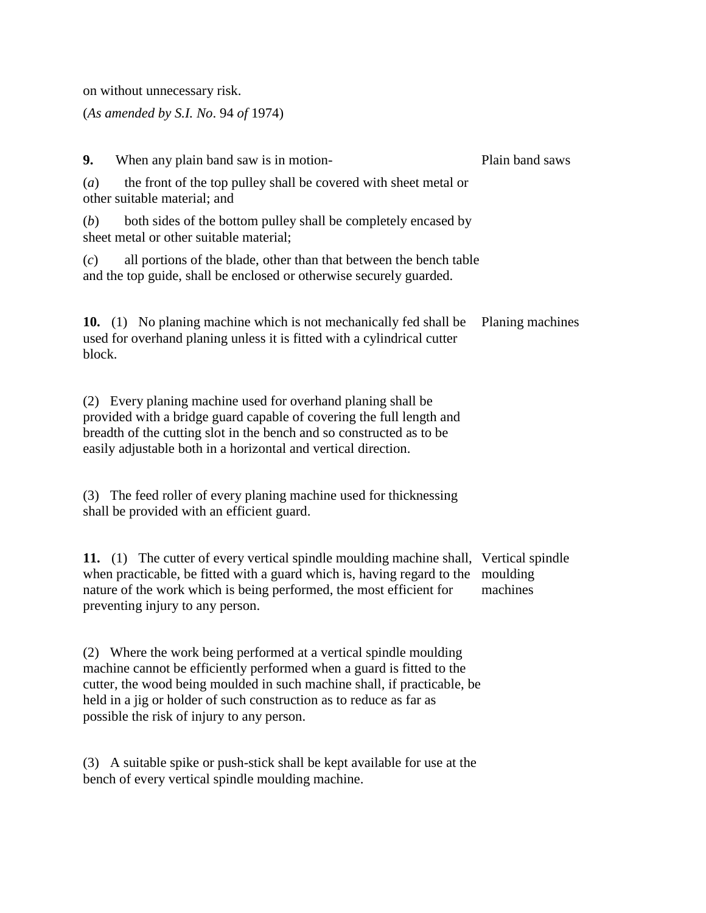on without unnecessary risk.

(*As amended by S.I. No*. 94 *of* 1974)

**9.** When any plain band saw is in motion- Plain band saws

(*a*) the front of the top pulley shall be covered with sheet metal or other suitable material; and

(*b*) both sides of the bottom pulley shall be completely encased by sheet metal or other suitable material;

(*c*) all portions of the blade, other than that between the bench table and the top guide, shall be enclosed or otherwise securely guarded.

**10.** (1) No planing machine which is not mechanically fed shall be used for overhand planing unless it is fitted with a cylindrical cutter block. Planing machines

(2) Every planing machine used for overhand planing shall be provided with a bridge guard capable of covering the full length and breadth of the cutting slot in the bench and so constructed as to be easily adjustable both in a horizontal and vertical direction.

(3) The feed roller of every planing machine used for thickessing shall be provided with an efficient guard.

**11.** (1) The cutter of every vertical spindle moulding machine shall, when practicable, be fitted with a guard which is, having regard to the nature of the work which is being performed, the most efficient for preventing injury to any person. Vertical spindle moulding machines

(2) Where the work being performed at a vertical spindle moulding machine cannot be efficiently performed when a guard is fitted to the cutter, the wood being moulded in such machine shall, if practicable, be held in a jig or holder of such construction as to reduce as far as possible the risk of injury to any person.

(3) A suitable spike or push-stick shall be kept available for use at the bench of every vertical spindle moulding machine.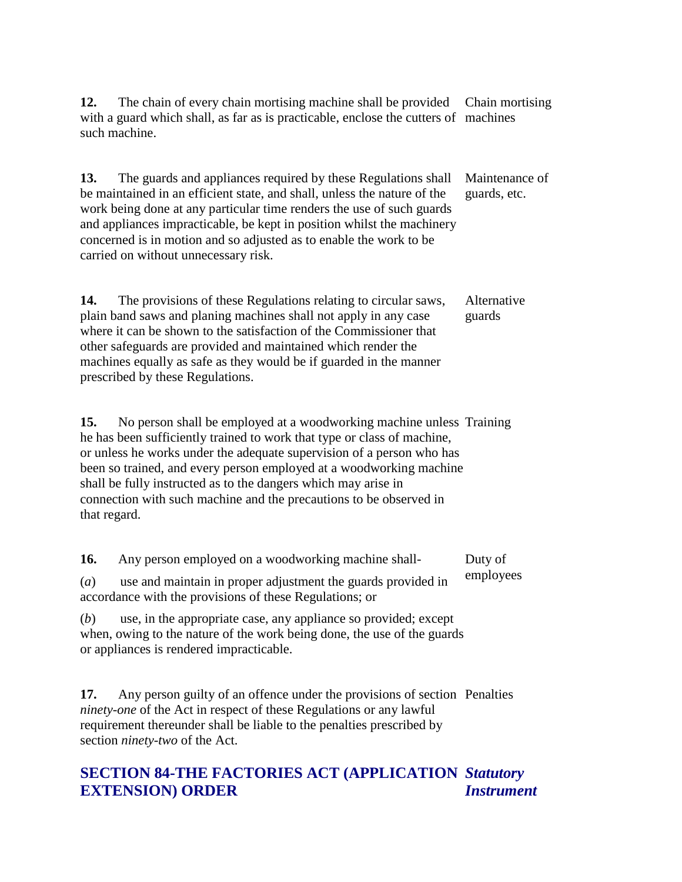**12.** The chain of every chain mortising machine shall be provided with a guard which shall, as far as is practicable, enclose the cutters of such machine.

Chain mortising machines

**13.** The guards and appliances required by these Regulations shall be maintained in an efficient state, and shall, unless the nature of the work being done at any particular time renders the use of such guards and appliances impracticable, be kept in position whilst the machinery concerned is in motion and so adjusted as to enable the work to be carried on without unnecessary risk.

Maintenance of guards, etc.

**14.** The provisions of these Regulations relating to circular saws, plain band saws and planing machines shall not apply in any case where it can be shown to the satisfaction of the Commissioner that other safeguards are provided and maintained which render the machines equally as safe as they would be if guarded in the manner prescribed by these Regulations.

Alternative guards

**15.** No person shall be employed at a woodworking machine unless he has been sufficiently trained to work that type or class of machine, or unless he works under the adequate supervision of a person who has been so trained, and every person employed at a woodworking machine shall be fully instructed as to the dangers which may arise in connection with such machine and the precautions to be observed in that regard.

Training

**16.** Any person employed on a woodworking machine shall-

Duty of employees

(*a*) use and maintain in proper adjustment the guards provided in accordance with the provisions of these Regulations; or

(*b*) use, in the appropriate case, any appliance so provided; except when, owing to the nature of the work being done, the use of the guards or appliances is rendered impracticable.

**17.** Any person guilty of an offence under the provisions of section *ninety-one* of the Act in respect of these Regulations or any lawful requirement thereunder shall be liable to the penalties prescribed by section *ninety-two* of the Act.

Penalties

## SECTION 84-THE FACTORIES ACT (APPLICATION EXTENSION) ORDER

***Statutory Instrument***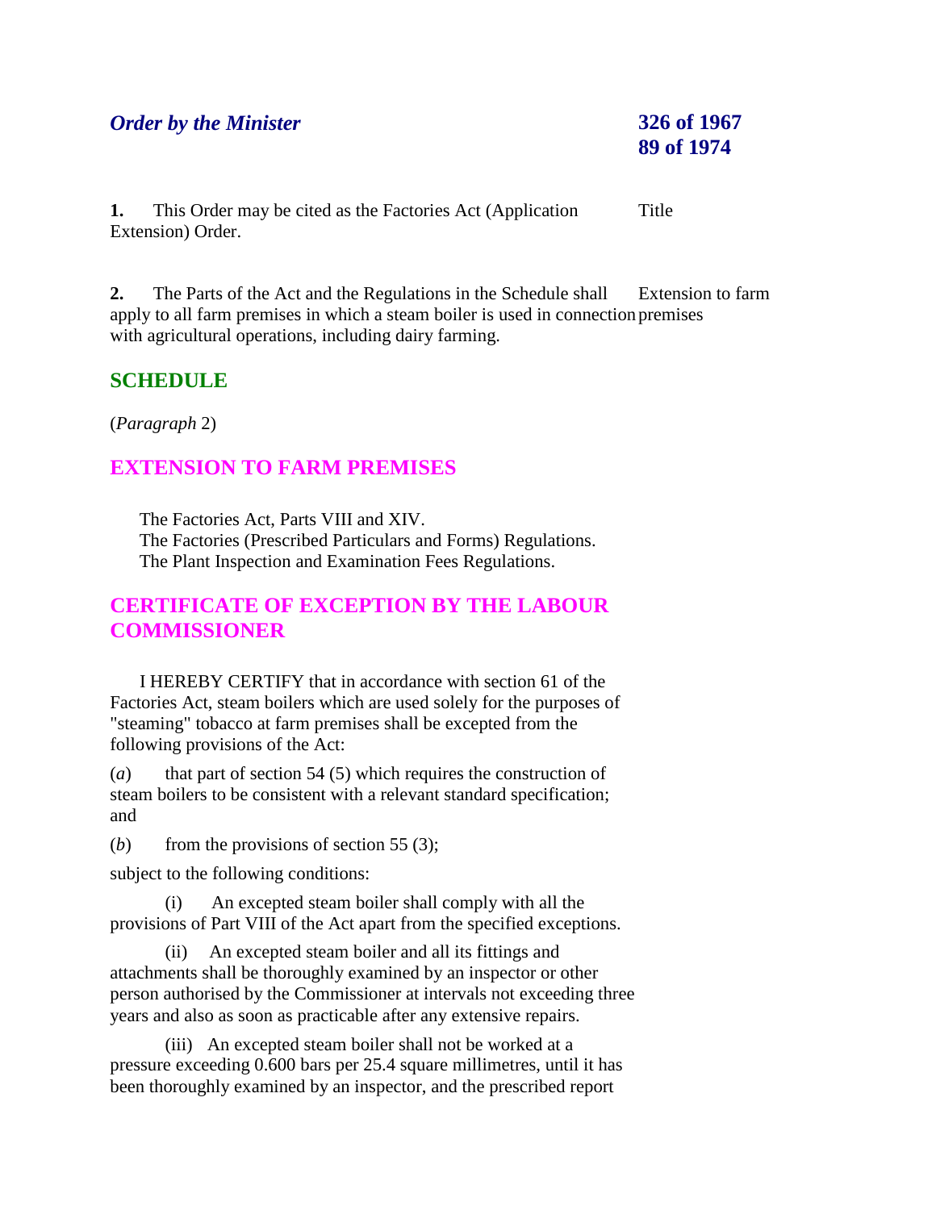## *Order by the Minister*

**326 of 1967**
**89 of 1974**

**1.** This Order may be cited as the Factories Act (Application Extension) Order.

Title

**2.** The Parts of the Act and the Regulations in the Schedule shall apply to all farm premises in which a steam boiler is used in connection with agricultural operations, including dairy farming.

Extension to farm premises

## SCHEDULE

(*Paragraph* 2)

## EXTENSION TO FARM PREMISES

The Factories Act, Parts VIII and XIV.
The Factories (Prescribed Particulars and Forms) Regulations.
The Plant Inspection and Examination Fees Regulations.

## CERTIFICATE OF EXCEPTION BY THE LABOUR COMMISSIONER

I HEREBY CERTIFY that in accordance with section 61 of the Factories Act, steam boilers which are used solely for the purposes of "steaming" tobacco at farm premises shall be excepted from the following provisions of the Act:

(*a*) that part of section 54 (5) which requires the construction of steam boilers to be consistent with a relevant standard specification; and

(*b*) from the provisions of section 55 (3);

subject to the following conditions:

(i) An excepted steam boiler shall comply with all the provisions of Part VIII of the Act apart from the specified exceptions.

(ii) An excepted steam boiler and all its fittings and attachments shall be thoroughly examined by an inspector or other person authorised by the Commissioner at intervals not exceeding three years and also as soon as practicable after any extensive repairs.

(iii) An excepted steam boiler shall not be worked at a pressure exceeding 0.600 bars per 25.4 square millimetres, until it has been thoroughly examined by an inspector, and the prescribed report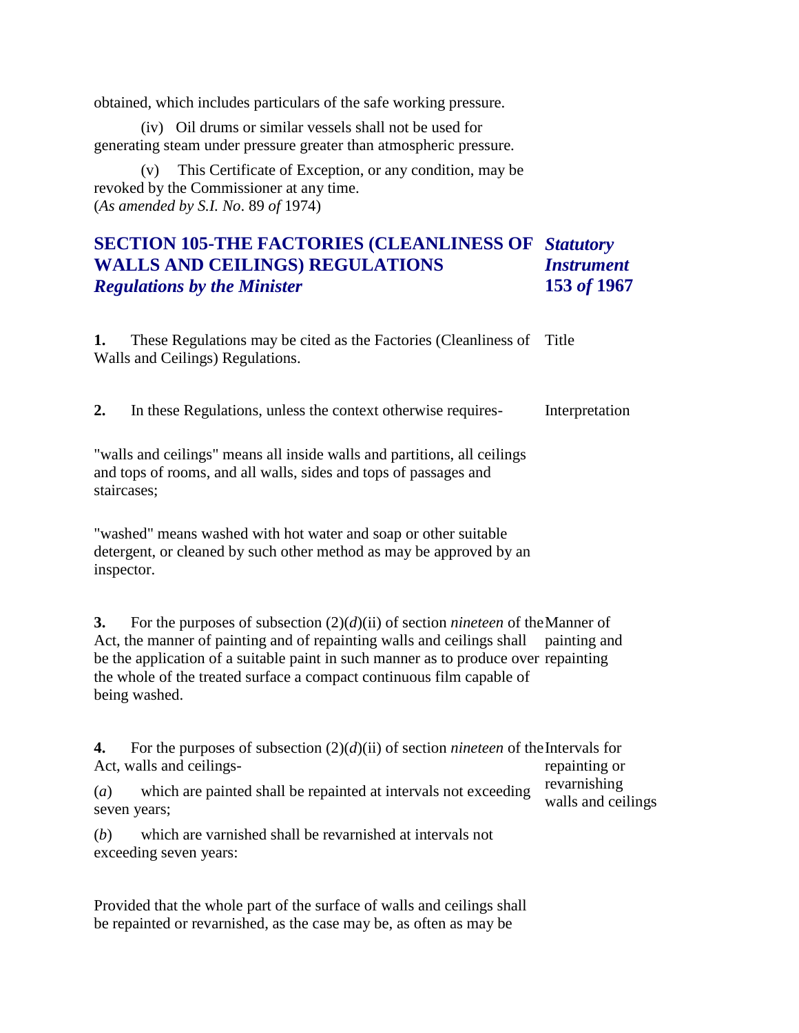obtained, which includes particulars of the safe working pressure.

(iv) Oil drums or similar vessels shall not be used for generating steam under pressure greater than atmospheric pressure.

(v) This Certificate of Exception, or any condition, may be revoked by the Commissioner at any time.
(*As amended by S.I. No*. 89 *of* 1974)

## SECTION 105-THE FACTORIES (CLEANLINESS OF WALLS AND CEILINGS) REGULATIONS

***Regulations by the Minister***

***Statutory Instrument 153 of 1967***

**1.** These Regulations may be cited as the Factories (Cleanliness of Walls and Ceilings) Regulations.

Title

**2.** In these Regulations, unless the context otherwise requires-

Interpretation

"walls and ceilings" means all inside walls and partitions, all ceilings and tops of rooms, and all walls, sides and tops of passages and staircases;

"washed" means washed with hot water and soap or other suitable detergent, or cleaned by such other method as may be approved by an inspector.

**3.** For the purposes of subsection (2)(*d*)(ii) of section *nineteen* of the Act, the manner of painting and of repainting walls and ceilings shall be the application of a suitable paint in such manner as to produce over the whole of the treated surface a compact continuous film capable of being washed.

Manner of painting and repainting

**4.** For the purposes of subsection (2)(*d*)(ii) of section *nineteen* of the Act, walls and ceilings-

Intervals for repainting or revarnishing walls and ceilings

(*a*) which are painted shall be repainted at intervals not exceeding seven years;

(*b*) which are varnished shall be revarnished at intervals not exceeding seven years:

Provided that the whole part of the surface of walls and ceilings shall be repainted or revarnished, as the case may be, as often as may be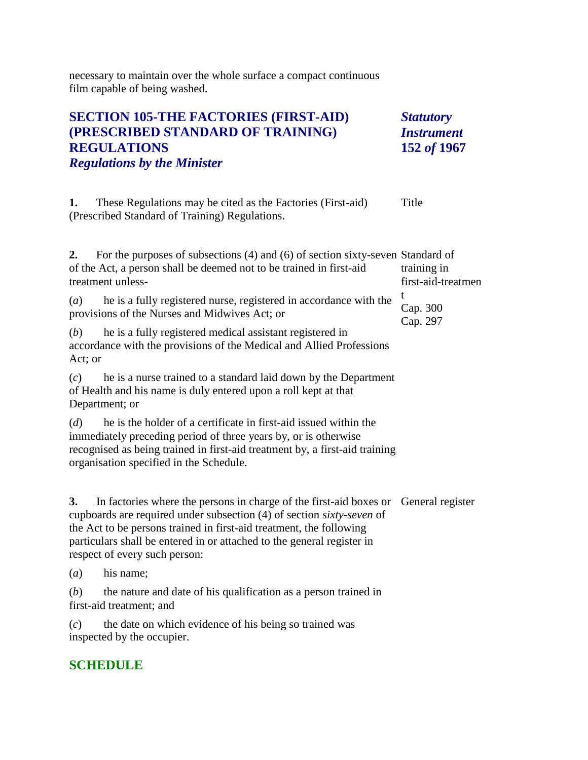necessary to maintain over the whole surface a compact continuous film capable of being washed.

## SECTION 105-THE FACTORIES (FIRST-AID) (PRESCRIBED STANDARD OF TRAINING) REGULATIONS

***Regulations by the Minister***

***Statutory Instrument 152 of 1967***

**1.** These Regulations may be cited as the Factories (First-aid) (Prescribed Standard of Training) Regulations.

Title

**2.** For the purposes of subsections (4) and (6) of section sixty-seven of the Act, a person shall be deemed not to be trained in first-aid treatment unless-

Standard of training in first-aid-treatment

Cap. 300

Cap. 297

(*a*) he is a fully registered nurse, registered in accordance with the provisions of the Nurses and Midwives Act; or

(*b*) he is a fully registered medical assistant registered in accordance with the provisions of the Medical and Allied Professions Act; or

(*c*) he is a nurse trained to a standard laid down by the Department of Health and his name is duly entered upon a roll kept at that Department; or

(*d*) he is the holder of a certificate in first-aid issued within the immediately preceding period of three years by, or is otherwise recognised as being trained in first-aid treatment by, a first-aid training organisation specified in the Schedule.

**3.** In factories where the persons in charge of the first-aid boxes or cupboards are required under subsection (4) of section *sixty-seven* of the Act to be persons trained in first-aid treatment, the following particulars shall be entered in or attached to the general register in respect of every such person:

General register

(*a*) his name;

(*b*) the nature and date of his qualification as a person trained in first-aid treatment; and

(*c*) the date on which evidence of his being so trained was inspected by the occupier.

## SCHEDULE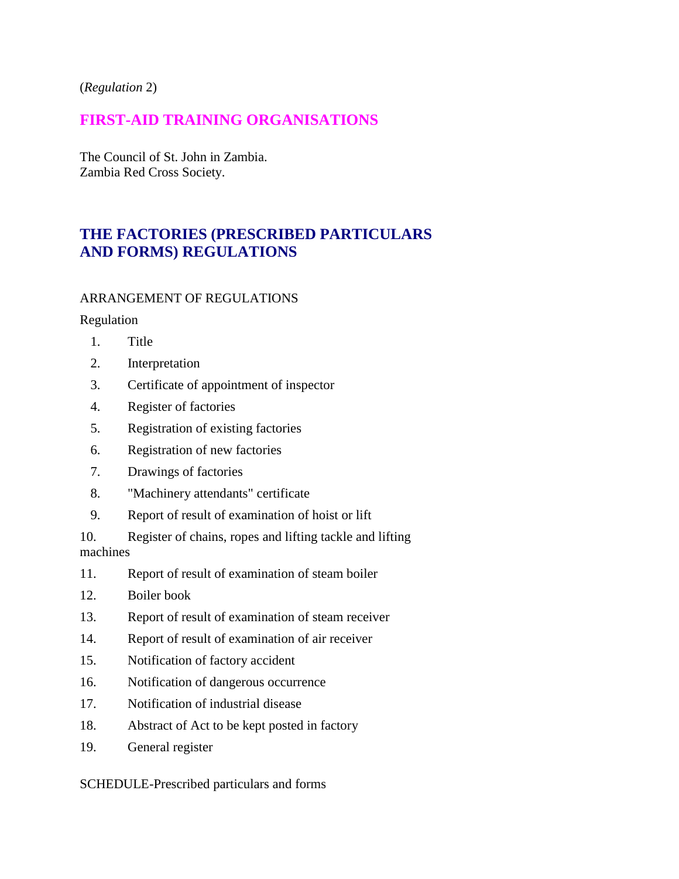(*Regulation* 2)

## FIRST-AID TRAINING ORGANISATIONS

The Council of St. John in Zambia.
Zambia Red Cross Society.

## THE FACTORIES (PRESCRIBED PARTICULARS AND FORMS) REGULATIONS

ARRANGEMENT OF REGULATIONS

Regulation

1. Title
2. Interpretation
3. Certificate of appointment of inspector
4. Register of factories
5. Registration of existing factories
6. Registration of new factories
7. Drawings of factories
8. "Machinery attendants" certificate
9. Report of result of examination of hoist or lift
10. Register of chains, ropes and lifting tackle and lifting machines
11. Report of result of examination of steam boiler
12. Boiler book
13. Report of result of examination of steam receiver
14. Report of result of examination of air receiver
15. Notification of factory accident
16. Notification of dangerous occurrence
17. Notification of industrial disease
18. Abstract of Act to be kept posted in factory
19. General register

SCHEDULE-Prescribed particulars and forms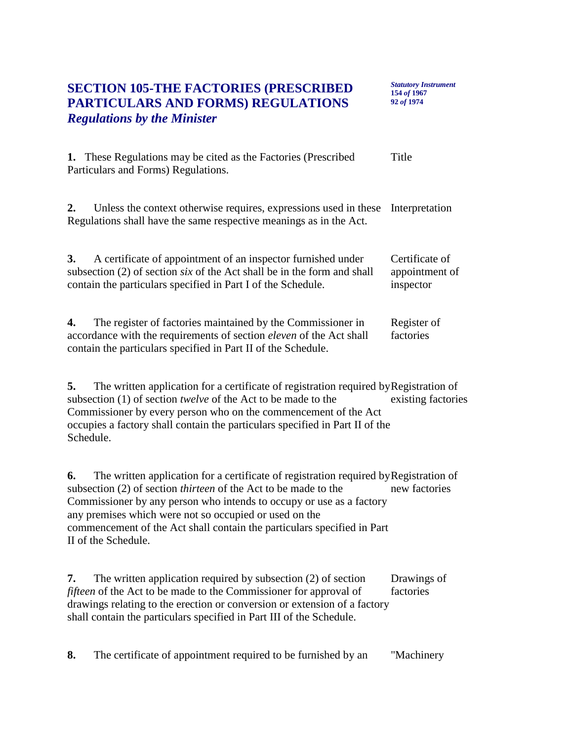## SECTION 105-THE FACTORIES (PRESCRIBED PARTICULARS AND FORMS) REGULATIONS

***Regulations by the Minister***

***Statutory Instrument* 154 *of* 1967 92 *of* 1974**

Title

**1.** These Regulations may be cited as the Factories (Prescribed Particulars and Forms) Regulations.

Interpretation

**2.** Unless the context otherwise requires, expressions used in these Regulations shall have the same respective meanings as in the Act.

Certificate of appointment of inspector

**3.** A certificate of appointment of an inspector furnished under subsection (2) of section *six* of the Act shall be in the form and shall contain the particulars specified in Part I of the Schedule.

Register of factories

**4.** The register of factories maintained by the Commissioner in accordance with the requirements of section *eleven* of the Act shall contain the particulars specified in Part II of the Schedule.

Registration of existing factories

**5.** The written application for a certificate of registration required by subsection (1) of section *twelve* of the Act to be made to the Commissioner by every person who on the commencement of the Act occupies a factory shall contain the particulars specified in Part II of the Schedule.

Registration of new factories

**6.** The written application for a certificate of registration required by subsection (2) of section *thirteen* of the Act to be made to the Commissioner by any person who intends to occupy or use as a factory any premises which were not so occupied or used on the commencement of the Act shall contain the particulars specified in Part II of the Schedule.

Drawings of factories

**7.** The written application required by subsection (2) of section *fifteen* of the Act to be made to the Commissioner for approval of drawings relating to the erection or conversion or extension of a factory shall contain the particulars specified in Part III of the Schedule.

"Machinery

**8.** The certificate of appointment required to be furnished by an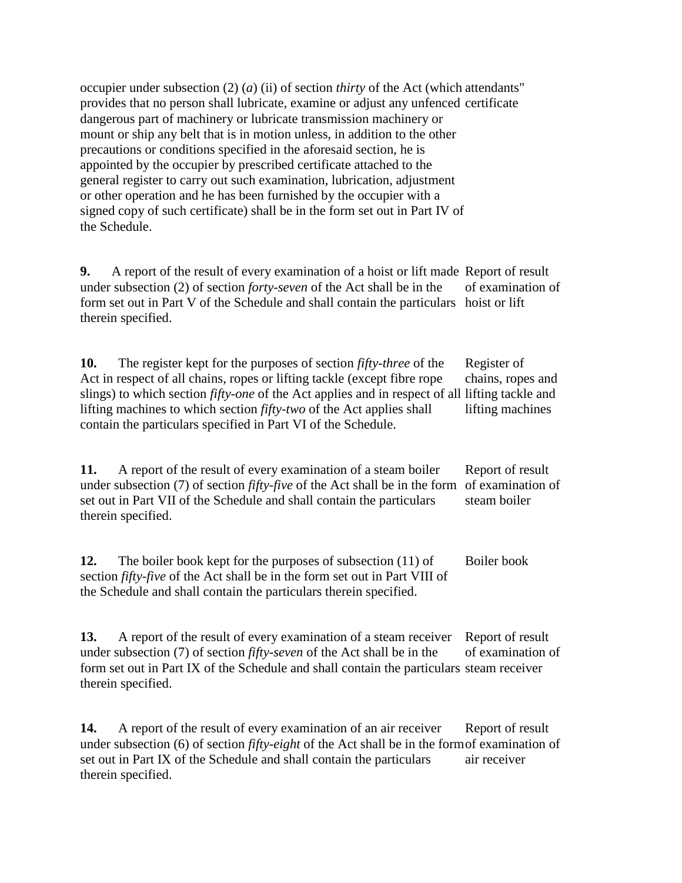occupier under subsection (2) (*a*) (ii) of section *thirty* of the Act (which provides that no person shall lubricate, examine or adjust any unfenced dangerous part of machinery or lubricate transmission machinery or mount or ship any belt that is in motion unless, in addition to the other precautions or conditions specified in the aforesaid section, he is appointed by the occupier by prescribed certificate attached to the general register to carry out such examination, lubrication, adjustment or other operation and he has been furnished by the occupier with a signed copy of such certificate) shall be in the form set out in Part IV of the Schedule.

attendants" certificate

**9.** A report of the result of every examination of a hoist or lift made under subsection (2) of section *forty-seven* of the Act shall be in the form set out in Part V of the Schedule and shall contain the particulars therein specified.

Report of result of examination of hoist or lift

**10.** The register kept for the purposes of section *fifty-three* of the Act in respect of all chains, ropes or lifting tackle (except fibre rope slings) to which section *fifty-one* of the Act applies and in respect of all lifting machines to which section *fifty-two* of the Act applies shall contain the particulars specified in Part VI of the Schedule.

Register of chains, ropes and lifting tackle and lifting machines

**11.** A report of the result of every examination of a steam boiler under subsection (7) of section *fifty-five* of the Act shall be in the form set out in Part VII of the Schedule and shall contain the particulars therein specified.

Report of result of examination of steam boiler

**12.** The boiler book kept for the purposes of subsection (11) of section *fifty-five* of the Act shall be in the form set out in Part VIII of the Schedule and shall contain the particulars therein specified.

Boiler book

**13.** A report of the result of every examination of a steam receiver under subsection (7) of section *fifty-seven* of the Act shall be in the form set out in Part IX of the Schedule and shall contain the particulars therein specified.

Report of result of examination of steam receiver

**14.** A report of the result of every examination of an air receiver under subsection (6) of section *fifty-eight* of the Act shall be in the form set out in Part IX of the Schedule and shall contain the particulars therein specified.

Report of result of examination of air receiver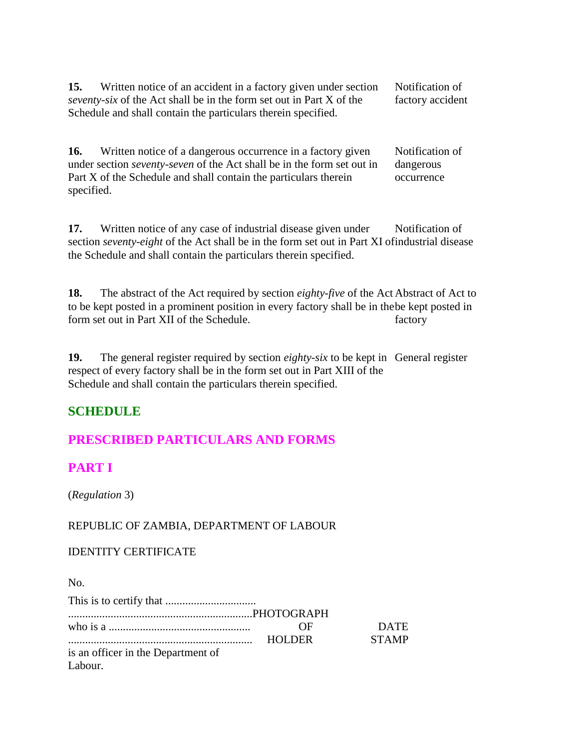**15.** Written notice of an accident in a factory given under section *seventy-six* of the Act shall be in the form set out in Part X of the Schedule and shall contain the particulars therein specified.

Notification of factory accident

**16.** Written notice of a dangerous occurrence in a factory given under section *seventy-seven* of the Act shall be in the form set out in Part X of the Schedule and shall contain the particulars therein specified.

Notification of dangerous occurrence

**17.** Written notice of any case of industrial disease given under section *seventy-eight* of the Act shall be in the form set out in Part XI of the Schedule and shall contain the particulars therein specified.

Notification of industrial disease

**18.** The abstract of the Act required by section *eighty-five* of the Act to be kept posted in a prominent position in every factory shall be in the form set out in Part XII of the Schedule.

Abstract of Act to be kept posted in factory

**19.** The general register required by section *eighty-six* to be kept in respect of every factory shall be in the form set out in Part XIII of the Schedule and shall contain the particulars therein specified.

General register

## SCHEDULE

## PRESCRIBED PARTICULARS AND FORMS

## PART I

(*Regulation* 3)

REPUBLIC OF ZAMBIA, DEPARTMENT OF LABOUR

IDENTITY CERTIFICATE

No.

This is to certify that ................................

.................................................................PHOTOGRAPH OF HOLDER

who is a ..................................................

.................................................................

is an officer in the Department of Labour.

DATE STAMP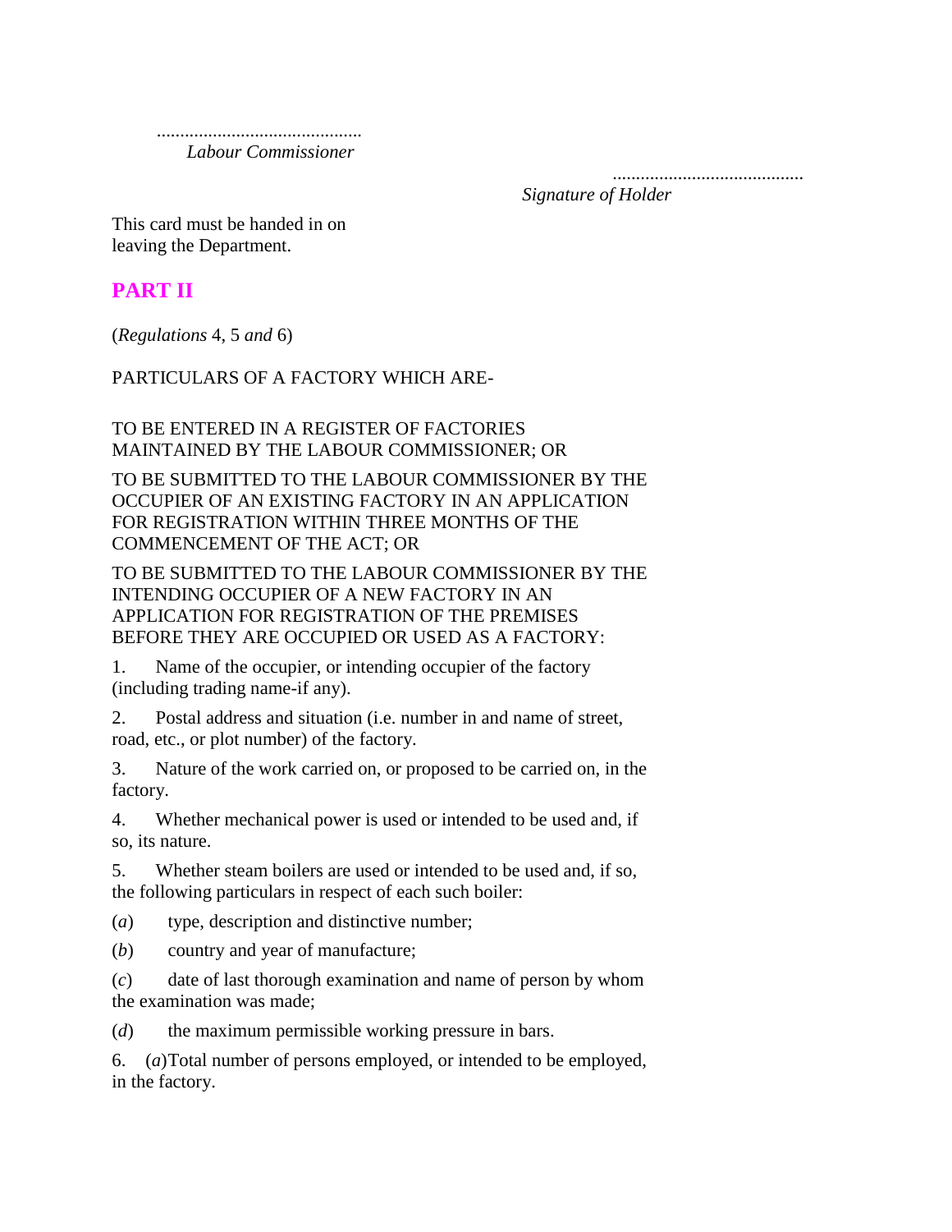............................................
*Labour Commissioner*

.........................................
*Signature of Holder*

This card must be handed in on leaving the Department.

## PART II

(*Regulations* 4, 5 *and* 6)

PARTICULARS OF A FACTORY WHICH ARE-

TO BE ENTERED IN A REGISTER OF FACTORIES MAINTAINED BY THE LABOUR COMMISSIONER; OR

TO BE SUBMITTED TO THE LABOUR COMMISSIONER BY THE OCCUPIER OF AN EXISTING FACTORY IN AN APPLICATION FOR REGISTRATION WITHIN THREE MONTHS OF THE COMMENCEMENT OF THE ACT; OR

TO BE SUBMITTED TO THE LABOUR COMMISSIONER BY THE INTENDING OCCUPIER OF A NEW FACTORY IN AN APPLICATION FOR REGISTRATION OF THE PREMISES BEFORE THEY ARE OCCUPIED OR USED AS A FACTORY:

1. Name of the occupier, or intending occupier of the factory (including trading name-if any).

2. Postal address and situation (i.e. number in and name of street, road, etc., or plot number) of the factory.

3. Nature of the work carried on, or proposed to be carried on, in the factory.

4. Whether mechanical power is used or intended to be used and, if so, its nature.

5. Whether steam boilers are used or intended to be used and, if so, the following particulars in respect of each such boiler:

(*a*) type, description and distinctive number;

(*b*) country and year of manufacture;

(*c*) date of last thorough examination and name of person by whom the examination was made;

(*d*) the maximum permissible working pressure in bars.

6. (*a*)Total number of persons employed, or intended to be employed, in the factory.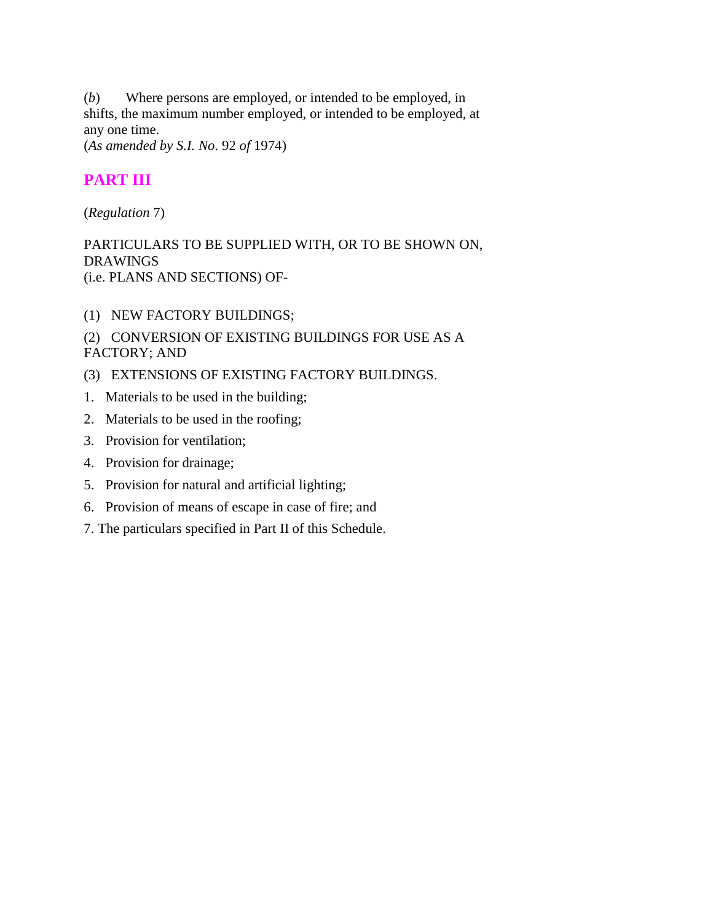(*b*) Where persons are employed, or intended to be employed, in shifts, the maximum number employed, or intended to be employed, at any one time.
(*As amended by S.I. No*. 92 *of* 1974)

## PART III

(*Regulation* 7)

PARTICULARS TO BE SUPPLIED WITH, OR TO BE SHOWN ON, DRAWINGS
(i.e. PLANS AND SECTIONS) OF-

(1) NEW FACTORY BUILDINGS;

(2) CONVERSION OF EXISTING BUILDINGS FOR USE AS A FACTORY; AND

(3) EXTENSIONS OF EXISTING FACTORY BUILDINGS.

1. Materials to be used in the building;
2. Materials to be used in the roofing;
3. Provision for ventilation;
4. Provision for drainage;
5. Provision for natural and artificial lighting;
6. Provision of means of escape in case of fire; and
7. The particulars specified in Part II of this Schedule.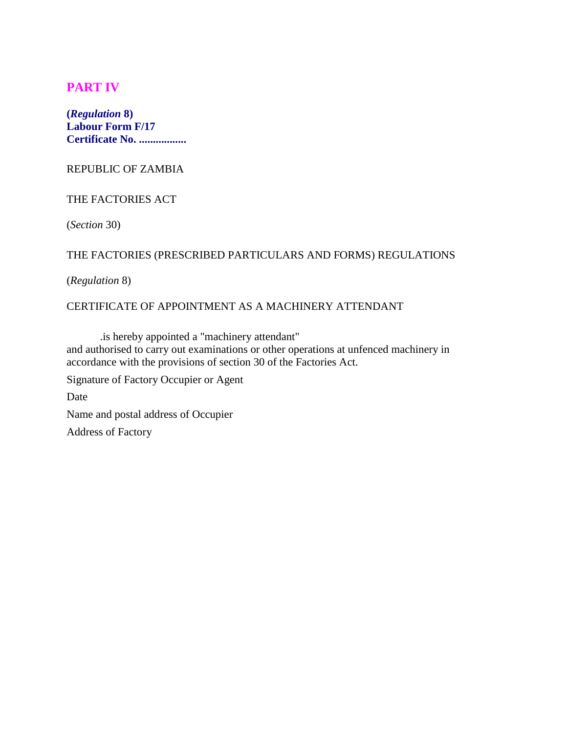## PART IV

**(*Regulation* 8)**
**Labour Form F/17**
**Certificate No. .................**

REPUBLIC OF ZAMBIA

THE FACTORIES ACT

(*Section* 30)

THE FACTORIES (PRESCRIBED PARTICULARS AND FORMS) REGULATIONS

(*Regulation* 8)

CERTIFICATE OF APPOINTMENT AS A MACHINERY ATTENDANT

.is hereby appointed a "machinery attendant" and authorised to carry out examinations or other operations at unfenced machinery in accordance with the provisions of section 30 of the Factories Act.

Signature of Factory Occupier or Agent

Date

Name and postal address of Occupier

Address of Factory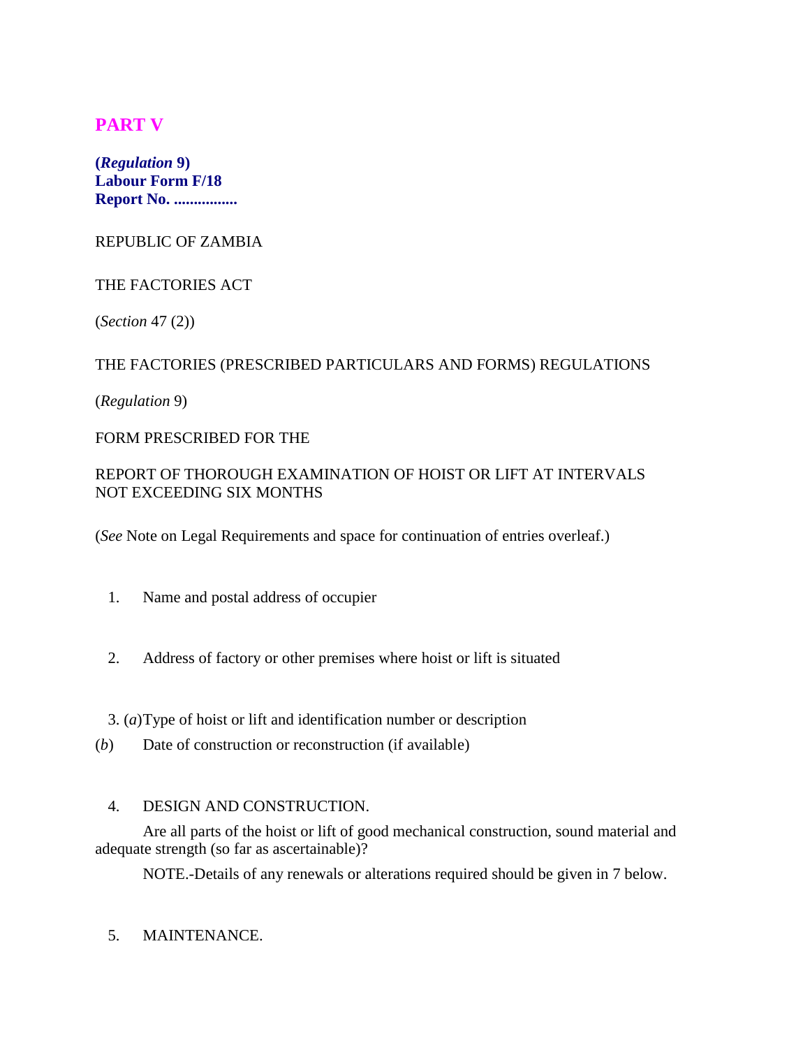## PART V

**(*Regulation* 9)**
**Labour Form F/18**
**Report No. ................**

REPUBLIC OF ZAMBIA

THE FACTORIES ACT

(*Section* 47 (2))

THE FACTORIES (PRESCRIBED PARTICULARS AND FORMS) REGULATIONS

(*Regulation* 9)

FORM PRESCRIBED FOR THE

REPORT OF THOROUGH EXAMINATION OF HOIST OR LIFT AT INTERVALS NOT EXCEEDING SIX MONTHS

(*See* Note on Legal Requirements and space for continuation of entries overleaf.)

1. Name and postal address of occupier

2. Address of factory or other premises where hoist or lift is situated

3. (*a*) Type of hoist or lift and identification number or description

(*b*) Date of construction or reconstruction (if available)

4. DESIGN AND CONSTRUCTION.

Are all parts of the hoist or lift of good mechanical construction, sound material and adequate strength (so far as ascertainable)?

NOTE.-Details of any renewals or alterations required should be given in 7 below.

5. MAINTENANCE.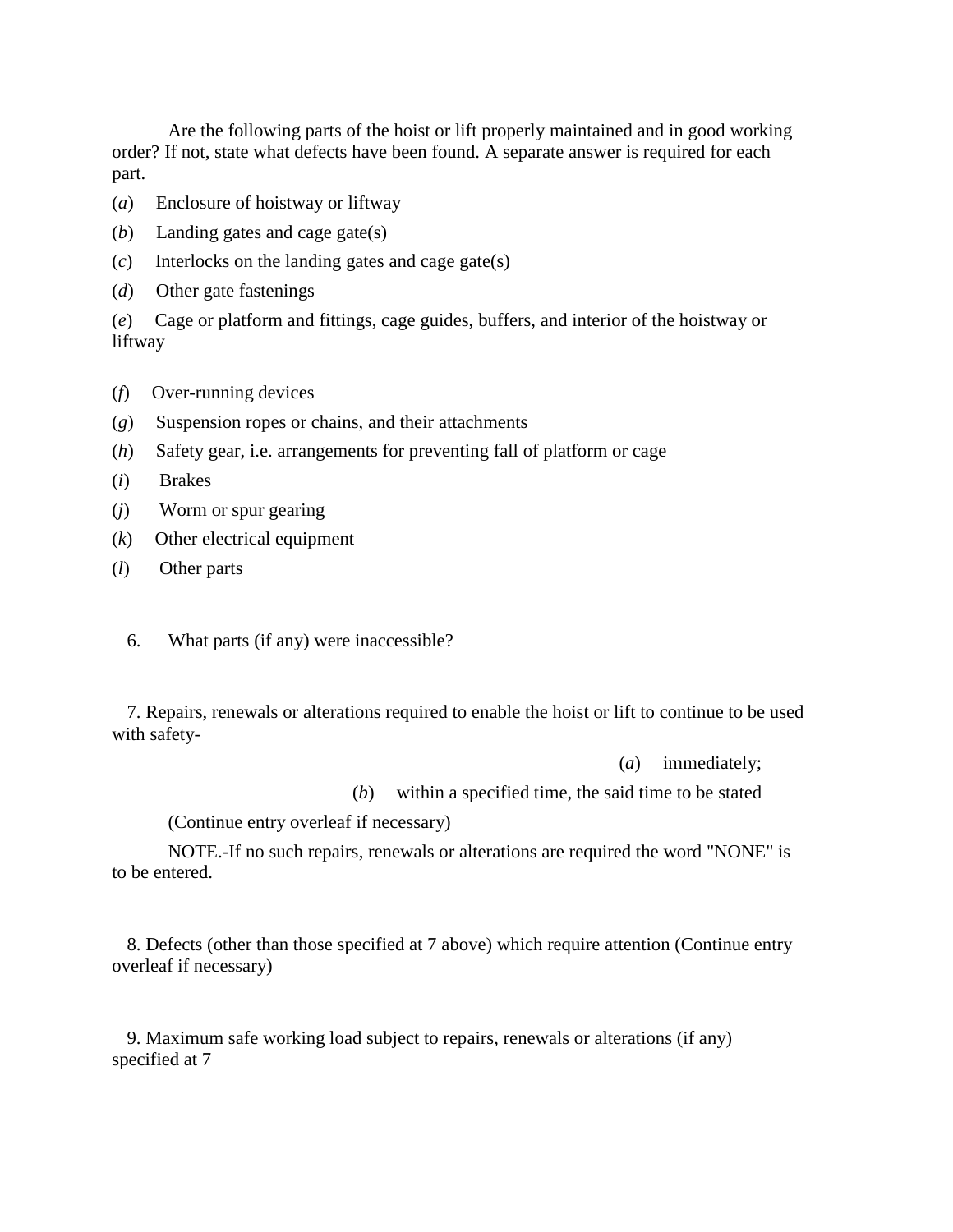Are the following parts of the hoist or lift properly maintained and in good working order? If not, state what defects have been found. A separate answer is required for each part.

(*a*) Enclosure of hoistway or liftway

(*b*) Landing gates and cage gate(s)

(*c*) Interlocks on the landing gates and cage gate(s)

(*d*) Other gate fastenings

(*e*) Cage or platform and fittings, cage guides, buffers, and interior of the hoistway or liftway

(*f*) Over-running devices

(*g*) Suspension ropes or chains, and their attachments

(*h*) Safety gear, i.e. arrangements for preventing fall of platform or cage

(*i*) Brakes

(*j*) Worm or spur gearing

(*k*) Other electrical equipment

(*l*) Other parts

6. What parts (if any) were inaccessible?

7. Repairs, renewals or alterations required to enable the hoist or lift to continue to be used with safety-

(*a*) immediately;

(*b*) within a specified time, the said time to be stated

(Continue entry overleaf if necessary)

NOTE.-If no such repairs, renewals or alterations are required the word "NONE" is to be entered.

8. Defects (other than those specified at 7 above) which require attention (Continue entry overleaf if necessary)

9. Maximum safe working load subject to repairs, renewals or alterations (if any) specified at 7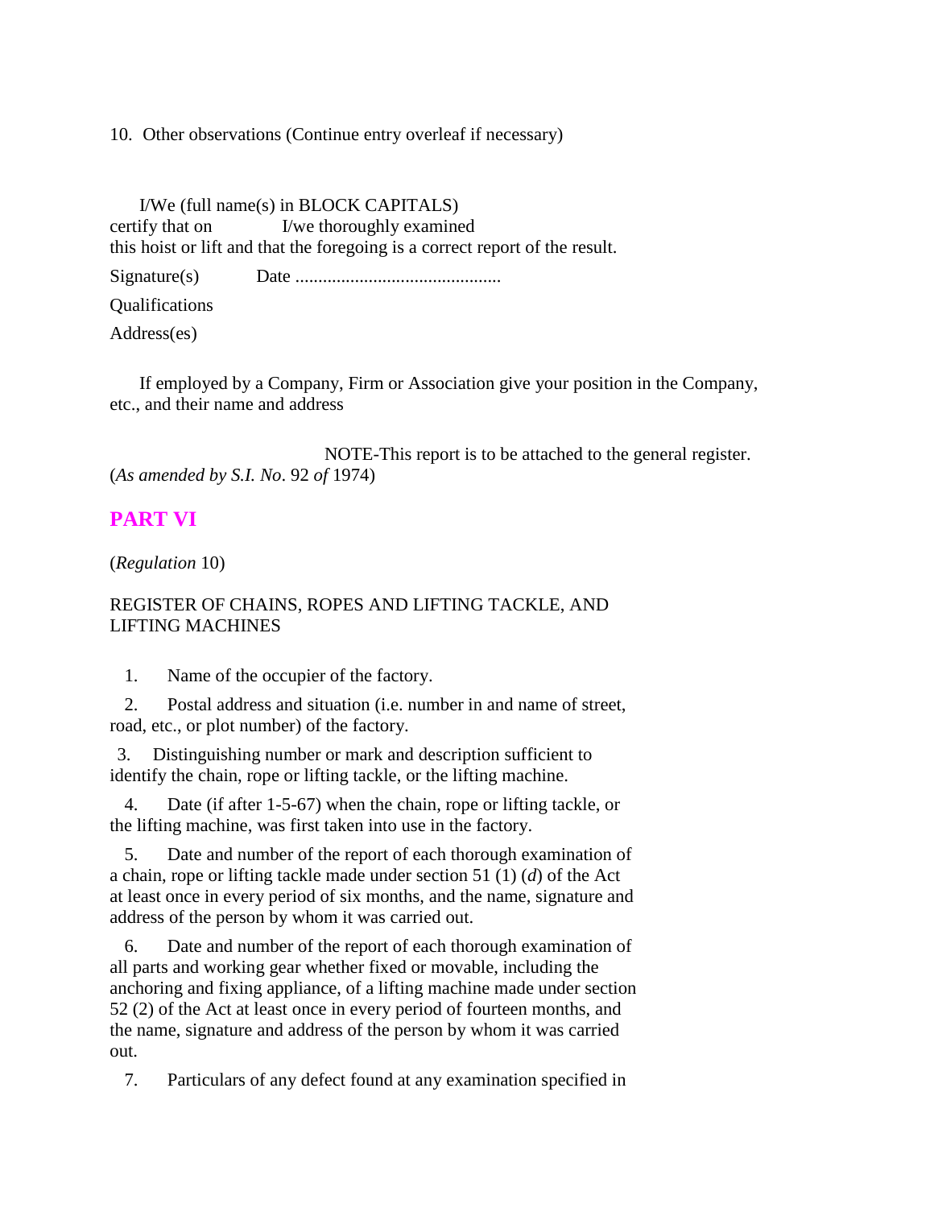10. Other observations (Continue entry overleaf if necessary)

I/We (full name(s) in BLOCK CAPITALS)
certify that on I/we thoroughly examined
this hoist or lift and that the foregoing is a correct report of the result.

Signature(s) Date .............................................

Qualifications

Address(es)

If employed by a Company, Firm or Association give your position in the Company, etc., and their name and address

NOTE-This report is to be attached to the general register.

(*As amended by S.I. No*. 92 *of* 1974)

## PART VI

(*Regulation* 10)

REGISTER OF CHAINS, ROPES AND LIFTING TACKLE, AND LIFTING MACHINES

1. Name of the occupier of the factory.

2. Postal address and situation (i.e. number in and name of street, road, etc., or plot number) of the factory.

3. Distinguishing number or mark and description sufficient to identify the chain, rope or lifting tackle, or the lifting machine.

4. Date (if after 1-5-67) when the chain, rope or lifting tackle, or the lifting machine, was first taken into use in the factory.

5. Date and number of the report of each thorough examination of a chain, rope or lifting tackle made under section 51 (1) (*d*) of the Act at least once in every period of six months, and the name, signature and address of the person by whom it was carried out.

6. Date and number of the report of each thorough examination of all parts and working gear whether fixed or movable, including the anchoring and fixing appliance, of a lifting machine made under section 52 (2) of the Act at least once in every period of fourteen months, and the name, signature and address of the person by whom it was carried out.

7. Particulars of any defect found at any examination specified in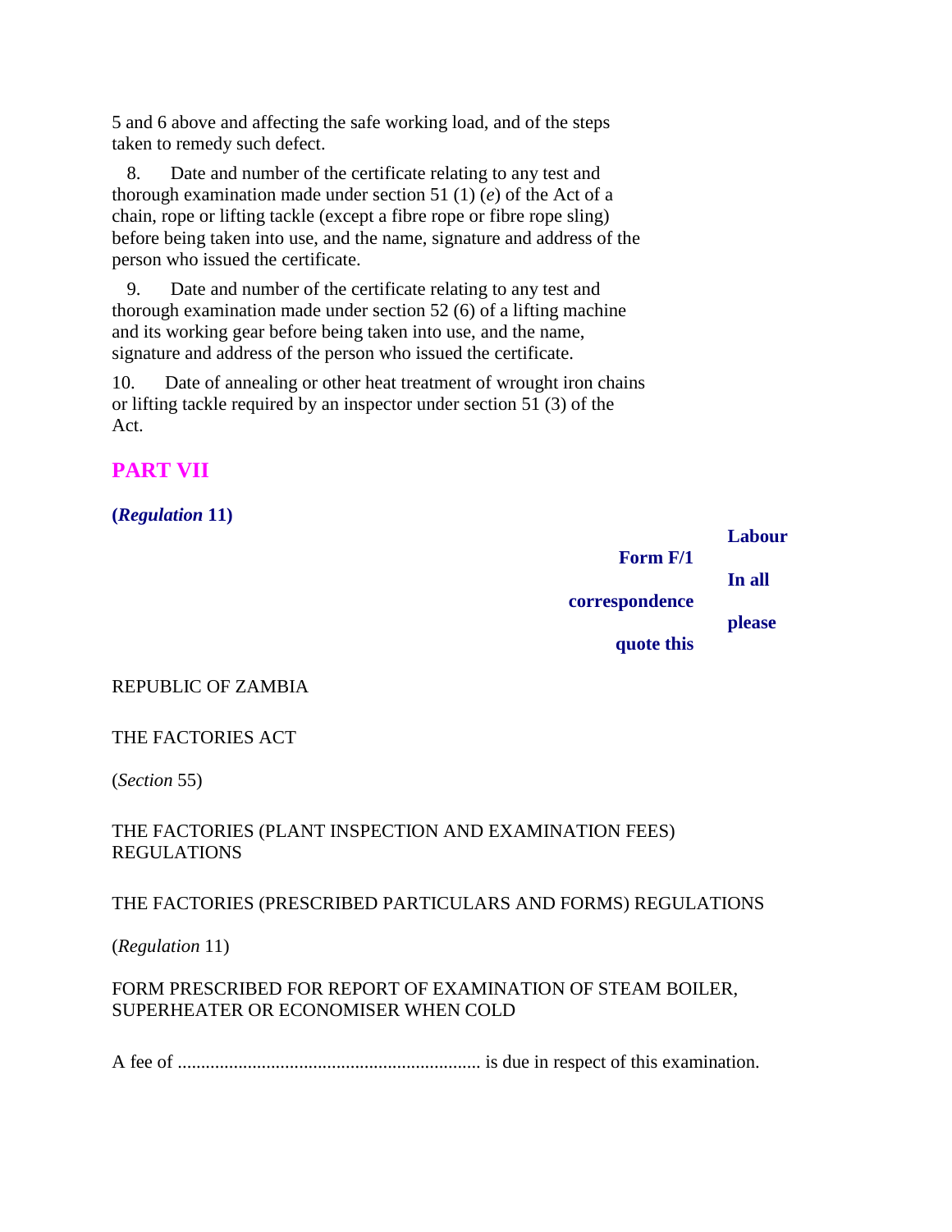5 and 6 above and affecting the safe working load, and of the steps taken to remedy such defect.

8. Date and number of the certificate relating to any test and thorough examination made under section 51 (1) (*e*) of the Act of a chain, rope or lifting tackle (except a fibre rope or fibre rope sling) before being taken into use, and the name, signature and address of the person who issued the certificate.

9. Date and number of the certificate relating to any test and thorough examination made under section 52 (6) of a lifting machine and its working gear before being taken into use, and the name, signature and address of the person who issued the certificate.

10. Date of annealing or other heat treatment of wrought iron chains or lifting tackle required by an inspector under section 51 (3) of the Act.

## PART VII

**(*Regulation* 11)**

**Form F/1** **Labour**

**In all correspondence please quote this**

REPUBLIC OF ZAMBIA

THE FACTORIES ACT

(*Section* 55)

THE FACTORIES (PLANT INSPECTION AND EXAMINATION FEES) REGULATIONS

THE FACTORIES (PRESCRIBED PARTICULARS AND FORMS) REGULATIONS

(*Regulation* 11)

FORM PRESCRIBED FOR REPORT OF EXAMINATION OF STEAM BOILER, SUPERHEATER OR ECONOMISER WHEN COLD

A fee of ................................................................ is due in respect of this examination.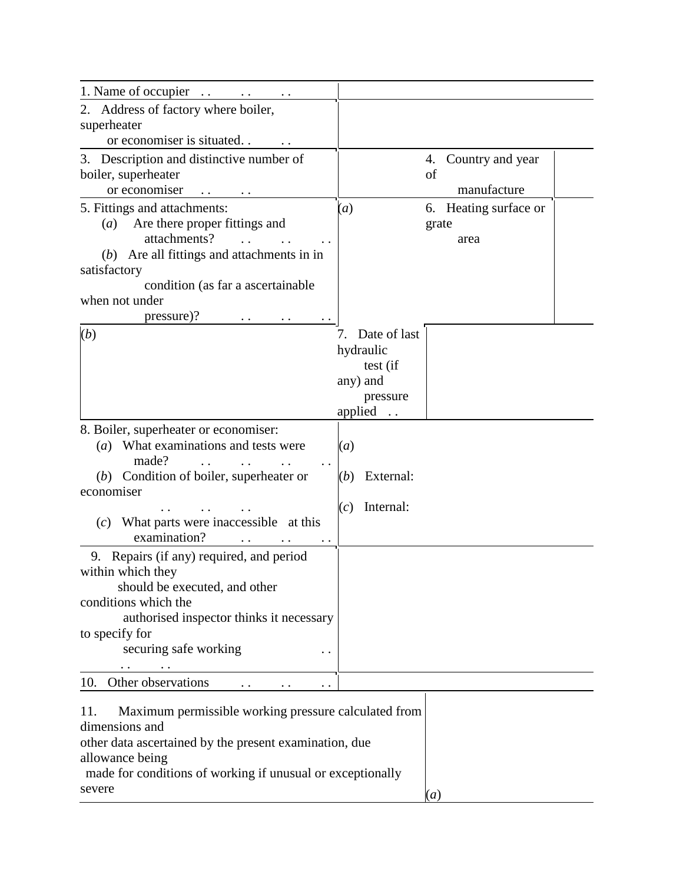| | | | |
|---|---|---|---|
| 1. Name of occupier . . . . . . | | | |
| 2. Address of factory where boiler, superheater or economiser is situated. . . . | | | |
| 3. Description and distinctive number of boiler, superheater or economiser . . . . | | 4. Country and year of manufacture | |
| 5. Fittings and attachments:<br>(*a*) Are there proper fittings and attachments? . . . . . .<br>(*b*) Are all fittings and attachments in in satisfactory condition (as far a ascertainable when not under pressure)? . . . . . . | (*a*) | 6. Heating surface or grate area | |
| (*b*) | 7. Date of last hydraulic test (if any) and pressure applied . . | | |
| 8. Boiler, superheater or economiser:<br>(*a*) What examinations and tests were made? . . . . . . . .<br>(*b*) Condition of boiler, superheater or economiser . . . . . .<br>(*c*) What parts were inaccessible at this examination? . . . . . . | (*a*)<br>(*b*) External:<br>(*c*) Internal: | | |
| 9. Repairs (if any) required, and period within which they should be executed, and other conditions which the authorised inspector thinks it necessary to specify for securing safe working . . . . . . | | | |
| 10. Other observations . . . . . . | | | |
| 11. Maximum permissible working pressure calculated from dimensions and other data ascertained by the present examination, due allowance being made for conditions of working if unusual or exceptionally severe | | (*a*) | |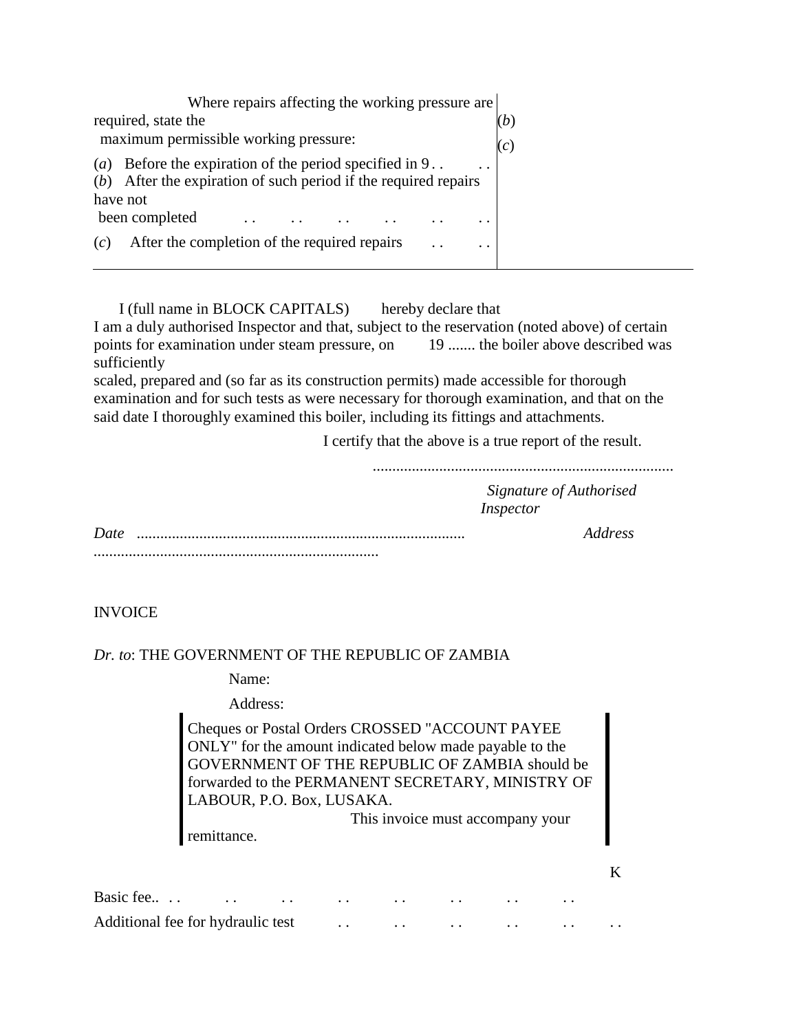| Where repairs affecting the working pressure are required, state the maximum permissible working pressure: | |
|---|---|
| | (*b*) |
| | (*c*) |
| (*a*) Before the expiration of the period specified in 9 . . . . | |
| (*b*) After the expiration of such period if the required repairs have not been completed . . . . . . . . . . . . | |
| (*c*) After the completion of the required repairs . . . . | |

I (full name in BLOCK CAPITALS) hereby declare that I am a duly authorised Inspector and that, subject to the reservation (noted above) of certain points for examination under steam pressure, on 19 ....... the boiler above described was sufficiently scaled, prepared and (so far as its construction permits) made accessible for thorough examination and for such tests as were necessary for thorough examination, and that on the said date I thoroughly examined this boiler, including its fittings and attachments.

I certify that the above is a true report of the result.

.............................................................................

*Signature of Authorised Inspector*

*Date* .................................................................................... *Address* .........................................................................

INVOICE

*Dr. to*: THE GOVERNMENT OF THE REPUBLIC OF ZAMBIA

Name:

Address:

Cheques or Postal Orders CROSSED "ACCOUNT PAYEE ONLY" for the amount indicated below made payable to the GOVERNMENT OF THE REPUBLIC OF ZAMBIA should be forwarded to the PERMANENT SECRETARY, MINISTRY OF LABOUR, P.O. Box, LUSAKA.

This invoice must accompany your remittance.

| | K |
|---|---|
| Basic fee.. . . . . . . . . . . . . . . . . . . . . | |
| Additional fee for hydraulic test . . . . . . . . . . . . | |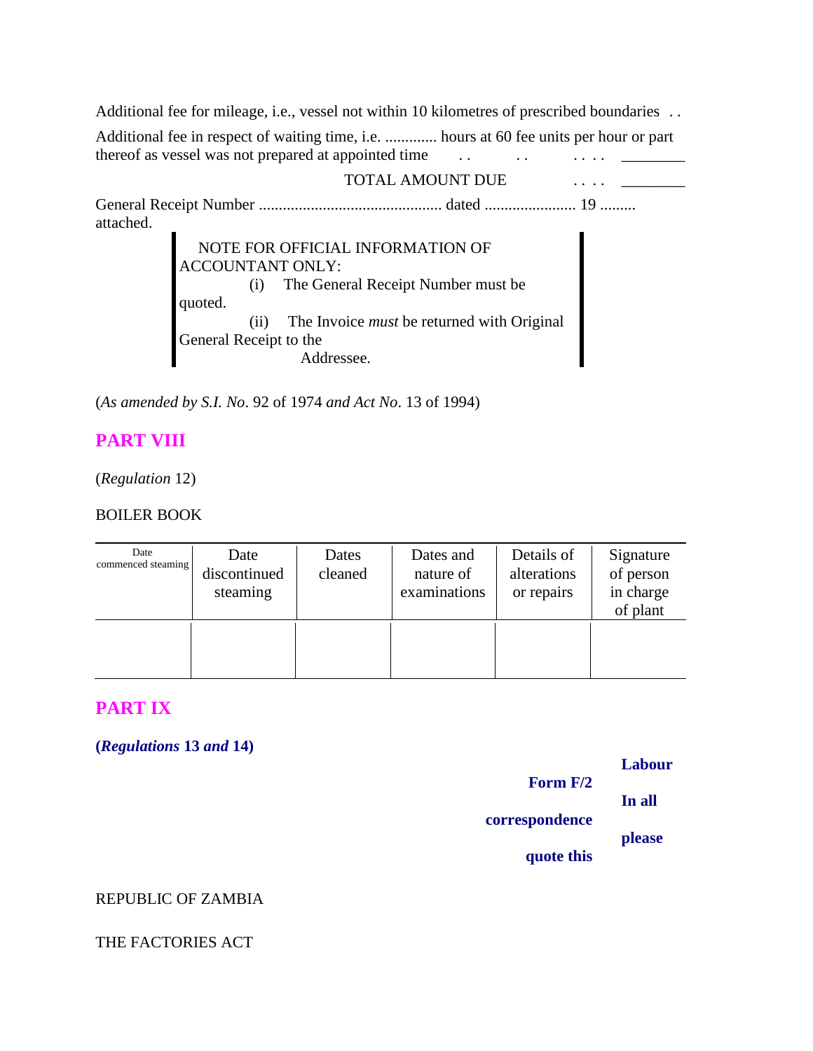Additional fee for mileage, i.e., vessel not within 10 kilometres of prescribed boundaries . .

Additional fee in respect of waiting time, i.e. ............. hours at 60 fee units per hour or part thereof as vessel was not prepared at appointed time . . . . . . . . ________

TOTAL AMOUNT DUE . . . . ________

General Receipt Number .............................................. dated ....................... 19 ......... attached.

> NOTE FOR OFFICIAL INFORMATION OF ACCOUNTANT ONLY:
>
> (i) The General Receipt Number must be quoted.
>
> (ii) The Invoice *must* be returned with Original General Receipt to the Addressee.

(*As amended by S.I. No*. 92 of 1974 *and Act No*. 13 of 1994)

## PART VIII

(*Regulation* 12)

BOILER BOOK

| Date commenced steaming | Date discontinued steaming | Dates cleaned | Dates and nature of examinations | Details of alterations or repairs | Signature of person in charge of plant |
|---|---|---|---|---|---|
| | | | | | |

## PART IX

**(*Regulations* 13 *and* 14)**

**Form F/2** **Labour**

**In all correspondence please quote this**

REPUBLIC OF ZAMBIA

THE FACTORIES ACT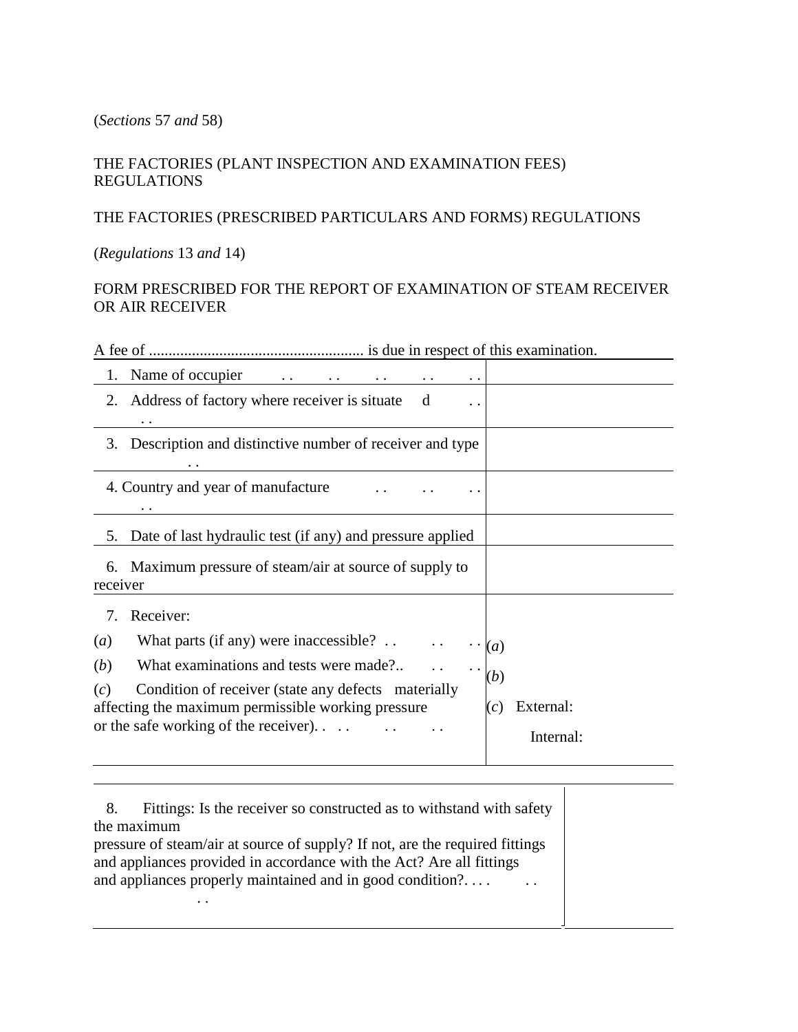(*Sections* 57 *and* 58)

THE FACTORIES (PLANT INSPECTION AND EXAMINATION FEES) REGULATIONS

THE FACTORIES (PRESCRIBED PARTICULARS AND FORMS) REGULATIONS

(*Regulations* 13 *and* 14)

FORM PRESCRIBED FOR THE REPORT OF EXAMINATION OF STEAM RECEIVER OR AIR RECEIVER

A fee of ....................................................... is due in respect of this examination.

| | |
|---|---|
| 1. Name of occupier . . . . . . . . . . | |
| 2. Address of factory where receiver is situated . . . . | |
| 3. Description and distinctive number of receiver and type . . | |
| 4. Country and year of manufacture . . . . . . . . | |
| 5. Date of last hydraulic test (if any) and pressure applied | |
| 6. Maximum pressure of steam/air at source of supply to receiver | |
| 7. Receiver:<br>(*a*) What parts (if any) were inaccessible? . . . . . .<br>(*b*) What examinations and tests were made?.. . . . .<br>(*c*) Condition of receiver (state any defects materially affecting the maximum permissible working pressure or the safe working of the receiver). . . . . . . . | (*a*)<br>(*b*)<br>(*c*) External:<br>Internal: |

| | |
|---|---|
| 8. Fittings: Is the receiver so constructed as to withstand with safety the maximum pressure of steam/air at source of supply? If not, are the required fittings and appliances provided in accordance with the Act? Are all fittings and appliances properly maintained and in good condition?. . . . . . . . | |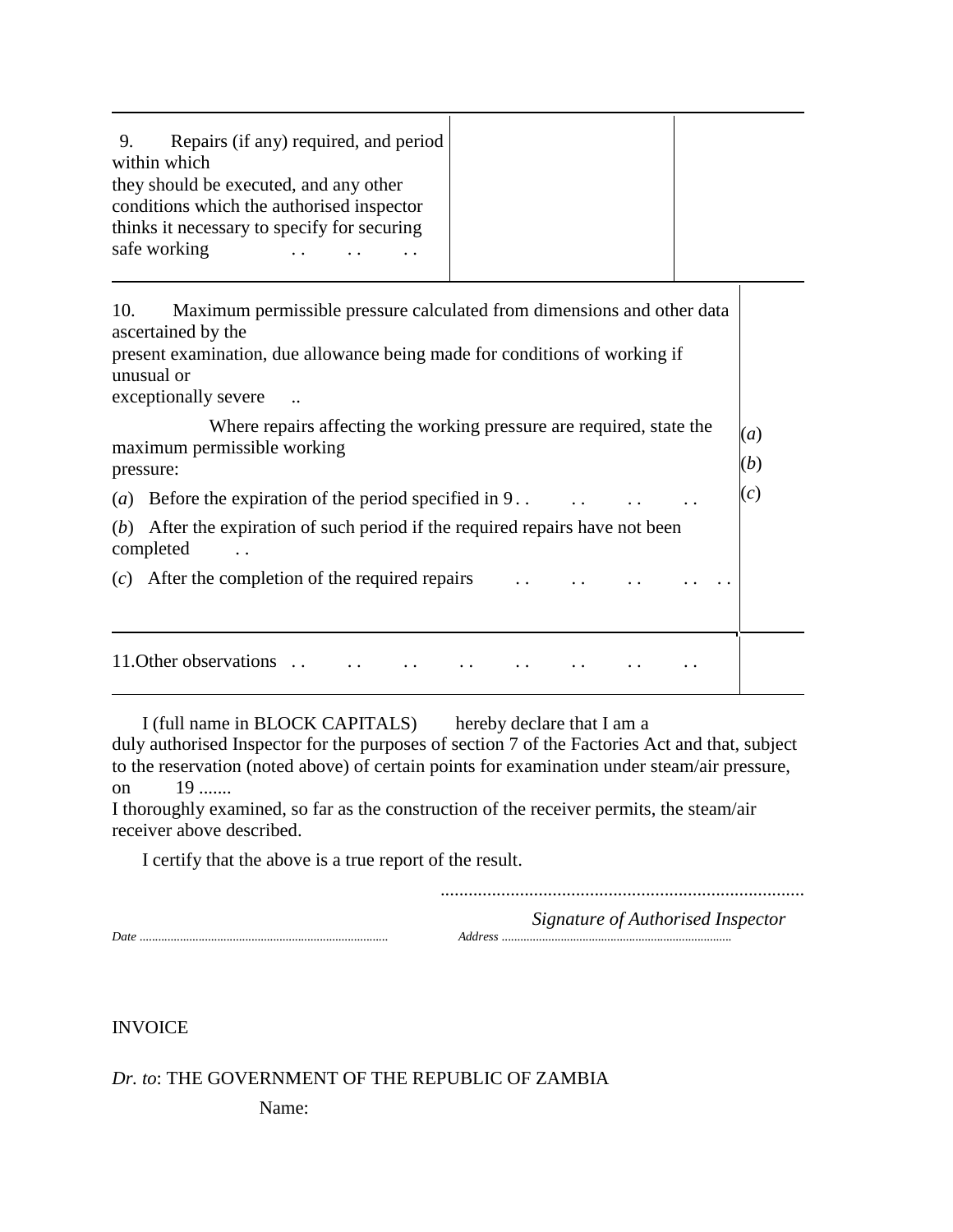| 9. Repairs (if any) required, and period within which they should be executed, and any other conditions which the authorised inspector thinks it necessary to specify for securing safe working . . . . . . | | |
|---|---|---|

| 10. Maximum permissible pressure calculated from dimensions and other data ascertained by the present examination, due allowance being made for conditions of working if unusual or exceptionally severe .. | |
|---|---|
| Where repairs affecting the working pressure are required, state the maximum permissible working pressure: | (*a*) (*b*) (*c*) |
| (*a*) Before the expiration of the period specified in 9 . . . . . . . . | |
| (*b*) After the expiration of such period if the required repairs have not been completed . . | |
| (*c*) After the completion of the required repairs . . . . . . . . . . | |

| 11. Other observations . . . . . . . . . . . . . . . . | |
|---|---|

I (full name in BLOCK CAPITALS) hereby declare that I am a duly authorised Inspector for the purposes of section 7 of the Factories Act and that, subject to the reservation (noted above) of certain points for examination under steam/air pressure, on 19 .......
I thoroughly examined, so far as the construction of the receiver permits, the steam/air receiver above described.

I certify that the above is a true report of the result.

..............................................................................
*Signature of Authorised Inspector*

*Date* ........................................................................ *Address* ........................................................................

INVOICE

*Dr. to*: THE GOVERNMENT OF THE REPUBLIC OF ZAMBIA

Name: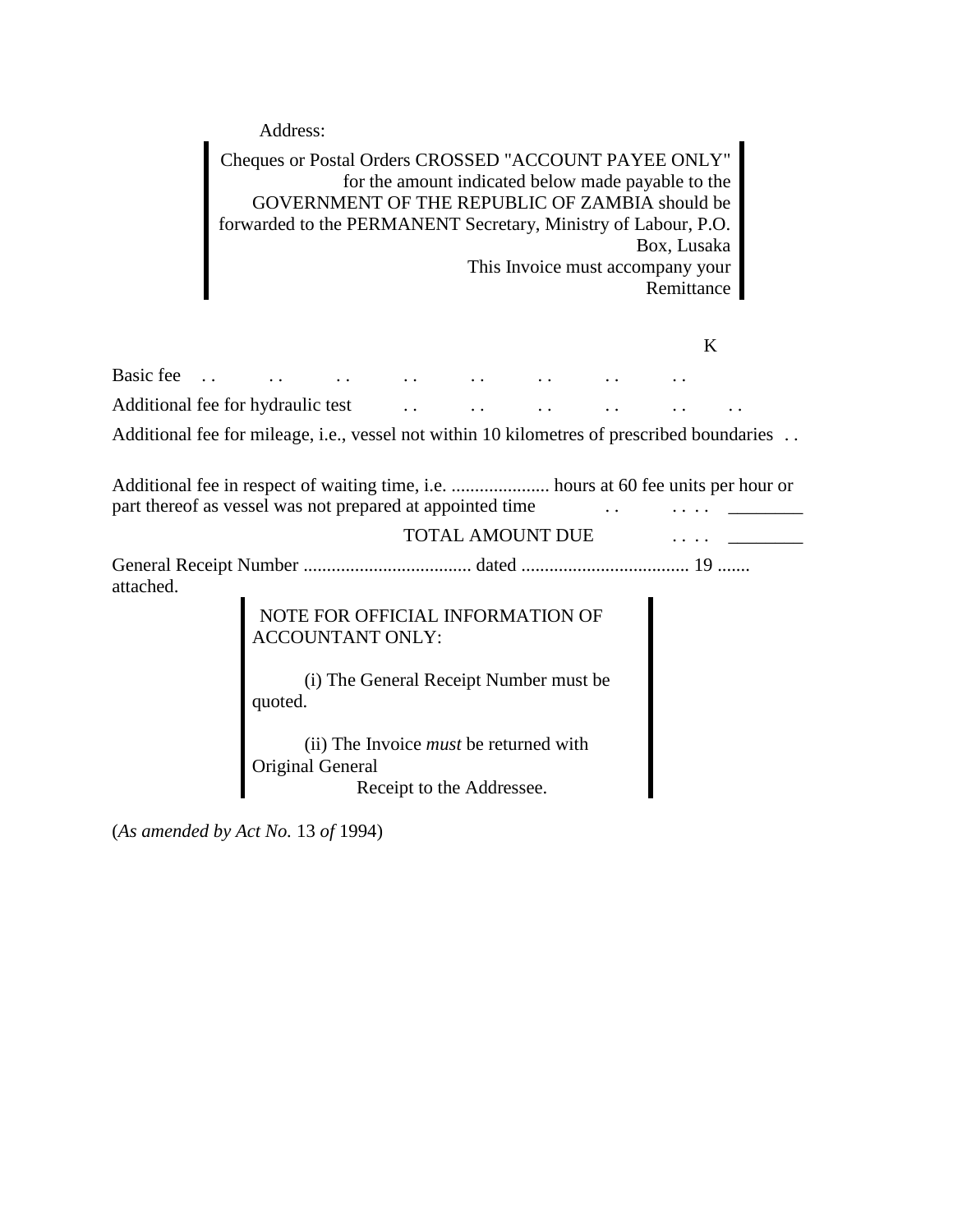Address:

> Cheques or Postal Orders CROSSED "ACCOUNT PAYEE ONLY" for the amount indicated below made payable to the GOVERNMENT OF THE REPUBLIC OF ZAMBIA should be forwarded to the PERMANENT Secretary, Ministry of Labour, P.O. Box, Lusaka
>
> This Invoice must accompany your Remittance

| | K |
|---|---|
| Basic fee . . . . . . . . . . . . . . . . | |
| Additional fee for hydraulic test . . . . . . . . . . . . | |
| Additional fee for mileage, i.e., vessel not within 10 kilometres of prescribed boundaries . . | |
| Additional fee in respect of waiting time, i.e. ..................... hours at 60 fee units per hour or part thereof as vessel was not prepared at appointed time . . . . . . | ________ |
| TOTAL AMOUNT DUE . . . . | ________ |

General Receipt Number .................................... dated .................................... 19 ....... attached.

> NOTE FOR OFFICIAL INFORMATION OF ACCOUNTANT ONLY:
>
> (i) The General Receipt Number must be quoted.
>
> (ii) The Invoice *must* be returned with Original General Receipt to the Addressee.

(*As amended by Act No.* 13 *of* 1994)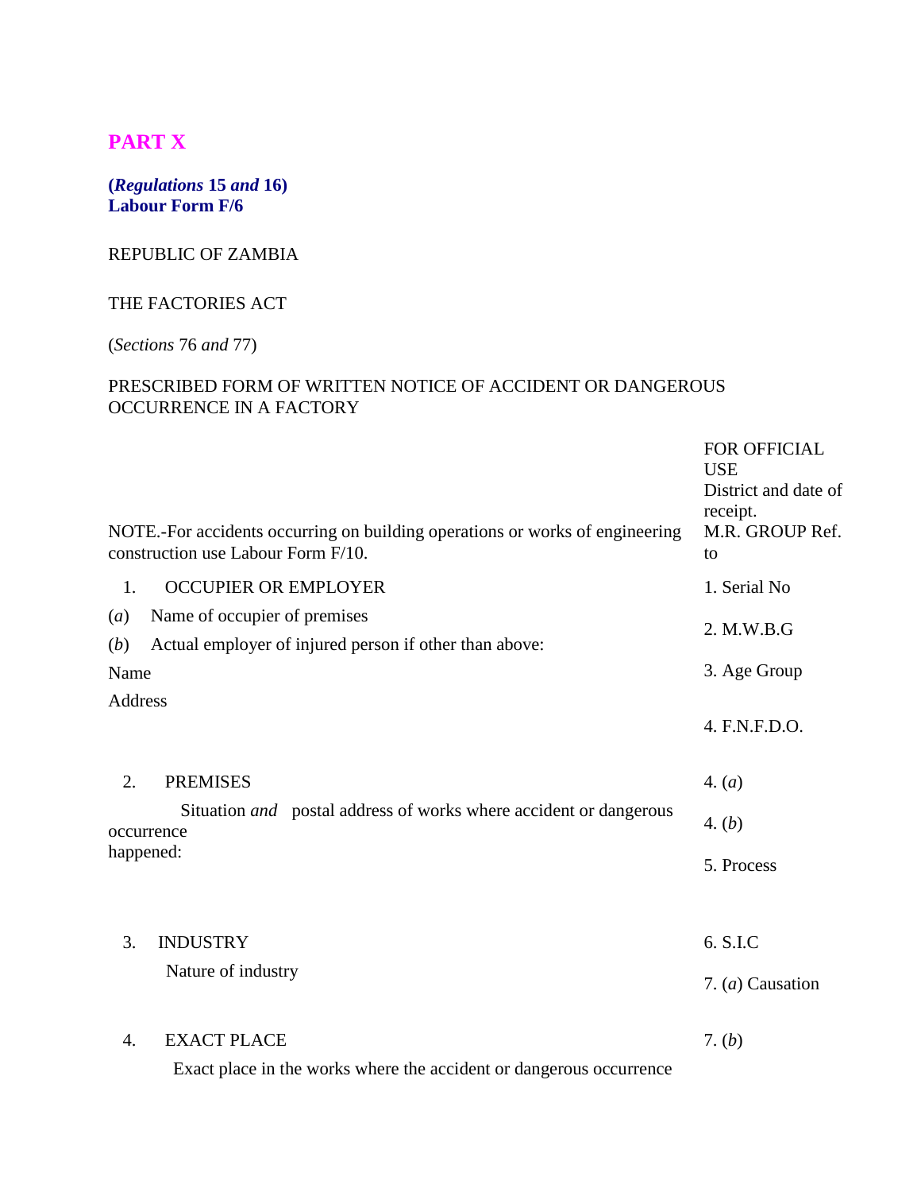## PART X

**(*Regulations* 15 *and* 16)**
**Labour Form F/6**

REPUBLIC OF ZAMBIA

THE FACTORIES ACT

(*Sections* 76 *and* 77)

PRESCRIBED FORM OF WRITTEN NOTICE OF ACCIDENT OR DANGEROUS OCCURRENCE IN A FACTORY

| | |
|---|---|
| NOTE.-For accidents occurring on building operations or works of engineering construction use Labour Form F/10. | FOR OFFICIAL USE<br>District and date of receipt.<br>M.R. GROUP Ref. to |
| 1. OCCUPIER OR EMPLOYER | 1. Serial No |
| (*a*) Name of occupier of premises<br>(*b*) Actual employer of injured person if other than above: | 2. M.W.B.G |
| Name<br>Address | 3. Age Group |
| | 4. F.N.F.D.O. |
| 2. PREMISES | 4. (*a*) |
| Situation *and* postal address of works where accident or dangerous occurrence happened: | 4. (*b*) |
| | 5. Process |
| 3. INDUSTRY | 6. S.I.C |
| Nature of industry | 7. (*a*) Causation |
| 4. EXACT PLACE | 7. (*b*) |
| Exact place in the works where the accident or dangerous occurrence | |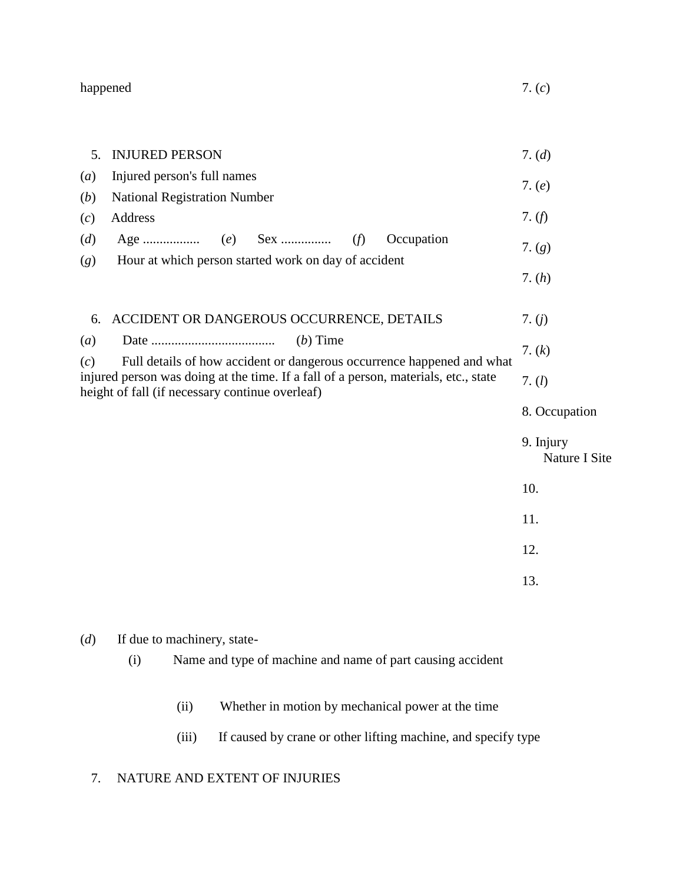happened

5. INJURED PERSON

(*a*) Injured person's full names

(*b*) National Registration Number

(*c*) Address

(*d*) Age ................. (*e*) Sex ............... (*f*) Occupation

(*g*) Hour at which person started work on day of accident

6. ACCIDENT OR DANGEROUS OCCURRENCE, DETAILS

(*a*) Date ..................................... (*b*) Time

(*c*) Full details of how accident or dangerous occurrence happened and what injured person was doing at the time. If a fall of a person, materials, etc., state height of fall (if necessary continue overleaf)

(*d*) If due to machinery, state-

(i) Name and type of machine and name of part causing accident

(ii) Whether in motion by mechanical power at the time

(iii) If caused by crane or other lifting machine, and specify type

7. NATURE AND EXTENT OF INJURIES

7. (*c*)

7. (*d*)

7. (*e*)

7. (*f*)

7. (*g*)

7. (*h*)

7. (*j*)

7. (*k*)

7. (*l*)

8. Occupation

9. Injury
Nature I Site

10.

11.

12.

13.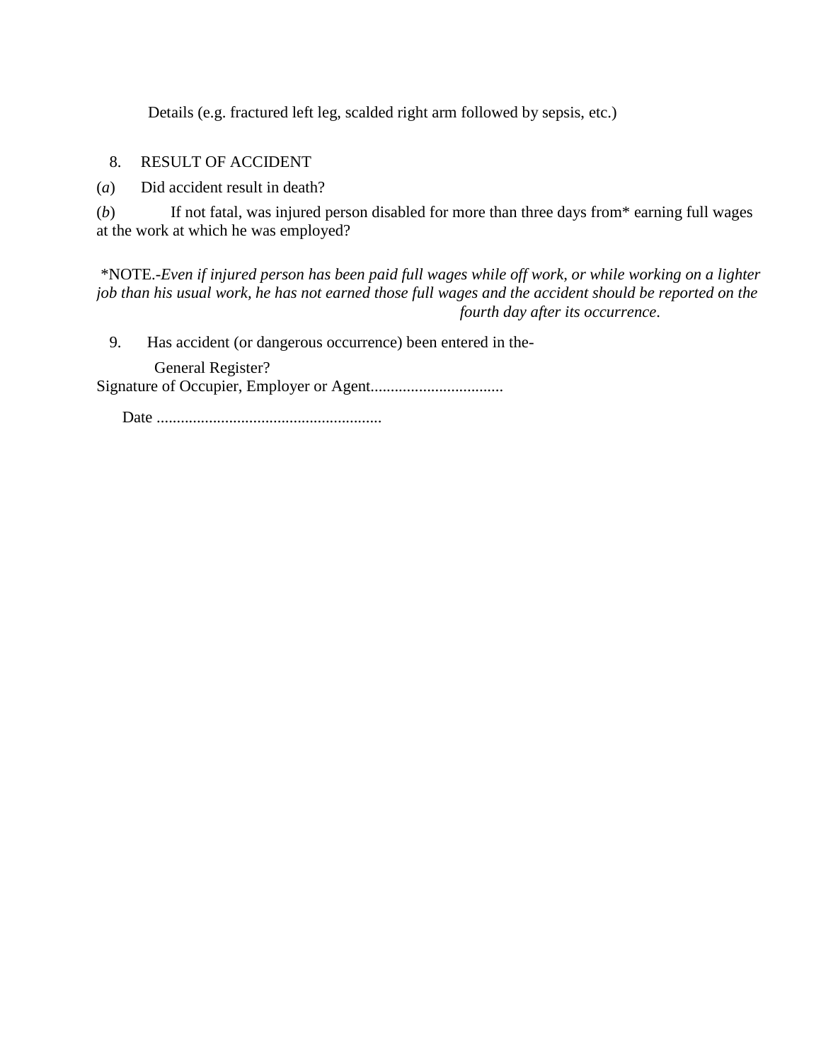Details (e.g. fractured left leg, scalded right arm followed by sepsis, etc.)

8. RESULT OF ACCIDENT

(*a*) Did accident result in death?

(*b*) If not fatal, was injured person disabled for more than three days from* earning full wages at the work at which he was employed?

*NOTE.-*Even if injured person has been paid full wages while off work, or while working on a lighter job than his usual work, he has not earned those full wages and the accident should be reported on the fourth day after its occurrence*.

9. Has accident (or dangerous occurrence) been entered in the-

General Register?

Signature of Occupier, Employer or Agent.................................

Date .......................................................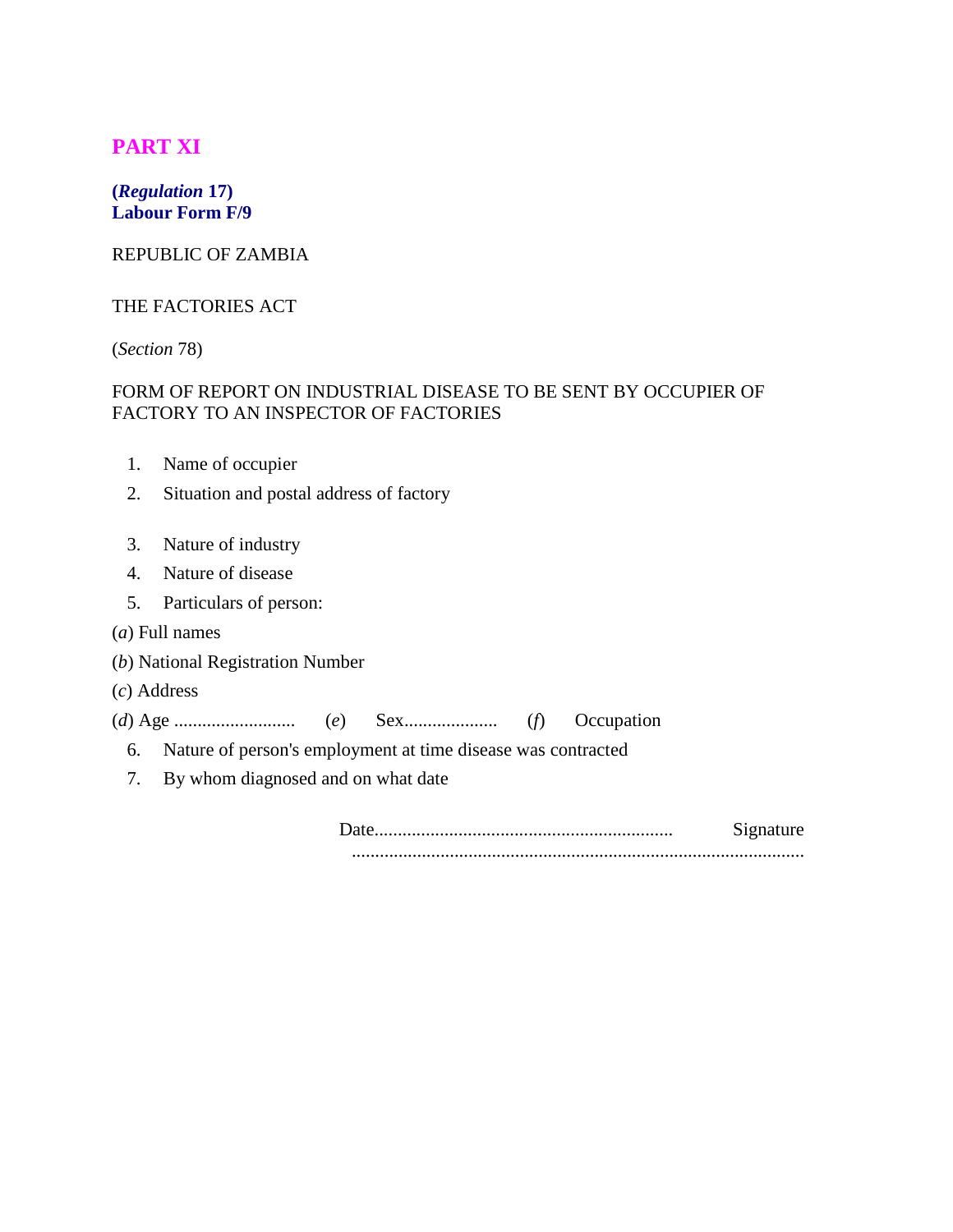## PART XI

**(*Regulation* 17)**
**Labour Form F/9**

REPUBLIC OF ZAMBIA

THE FACTORIES ACT

(*Section* 78)

FORM OF REPORT ON INDUSTRIAL DISEASE TO BE SENT BY OCCUPIER OF FACTORY TO AN INSPECTOR OF FACTORIES

1. Name of occupier
2. Situation and postal address of factory
3. Nature of industry
4. Nature of disease
5. Particulars of person:

(*a*) Full names

(*b*) National Registration Number

(*c*) Address

(*d*) Age .......................... (*e*) Sex.................... (*f*) Occupation

6. Nature of person's employment at time disease was contracted
7. By whom diagnosed and on what date

Date............................................................... Signature ...............................................................................................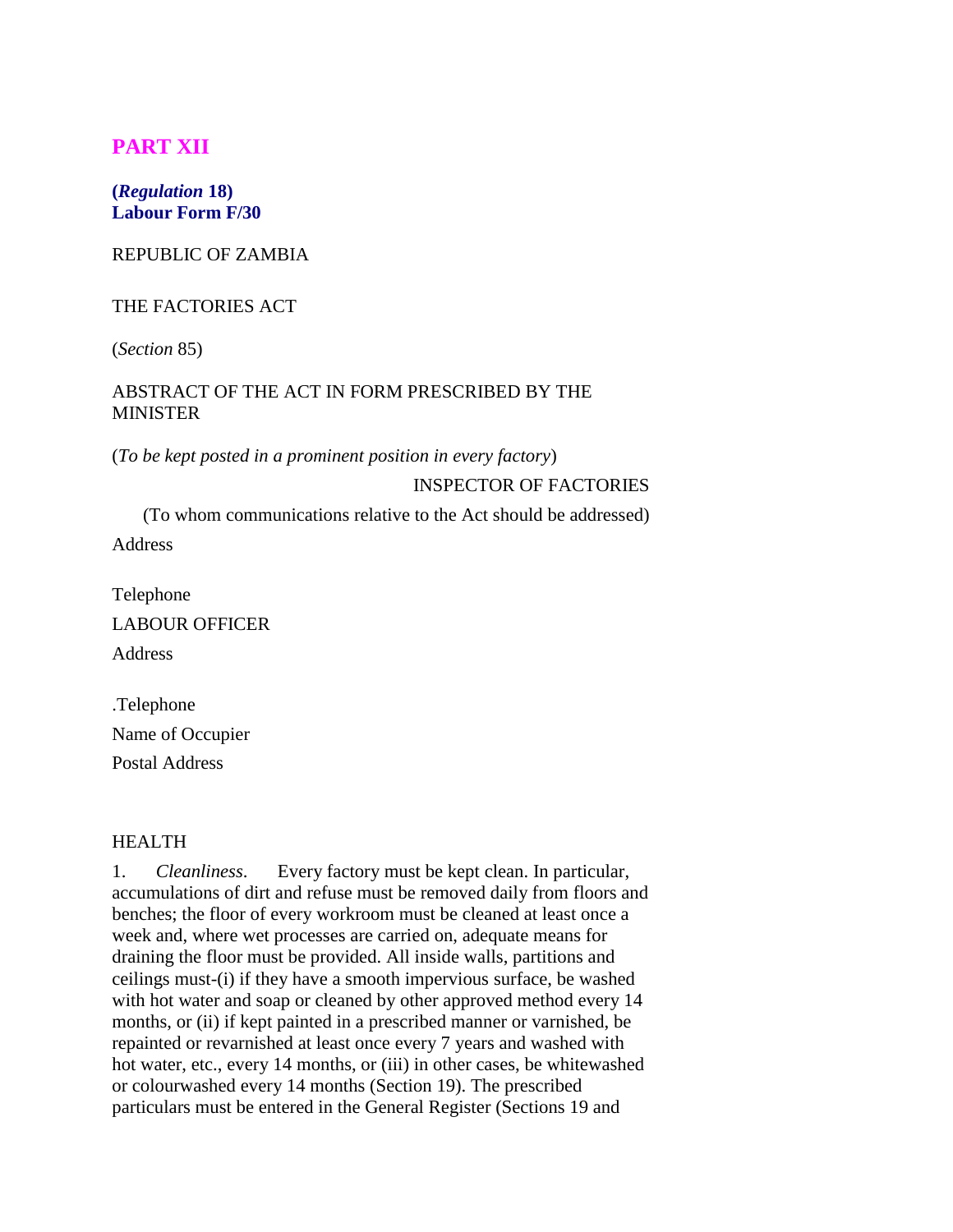## PART XII

**(*Regulation* 18)**
**Labour Form F/30**

REPUBLIC OF ZAMBIA

THE FACTORIES ACT

(*Section* 85)

ABSTRACT OF THE ACT IN FORM PRESCRIBED BY THE MINISTER

(*To be kept posted in a prominent position in every factory*)

INSPECTOR OF FACTORIES

(To whom communications relative to the Act should be addressed)

Address

Telephone

LABOUR OFFICER

Address

.Telephone

Name of Occupier

Postal Address

HEALTH

1. *Cleanliness*. Every factory must be kept clean. In particular, accumulations of dirt and refuse must be removed daily from floors and benches; the floor of every workroom must be cleaned at least once a week and, where wet processes are carried on, adequate means for draining the floor must be provided. All inside walls, partitions and ceilings must-(i) if they have a smooth impervious surface, be washed with hot water and soap or cleaned by other approved method every 14 months, or (ii) if kept painted in a prescribed manner or varnished, be repainted or revarnished at least once every 7 years and washed with hot water, etc., every 14 months, or (iii) in other cases, be whitewashed or colourwashed every 14 months (Section 19). The prescribed particulars must be entered in the General Register (Sections 19 and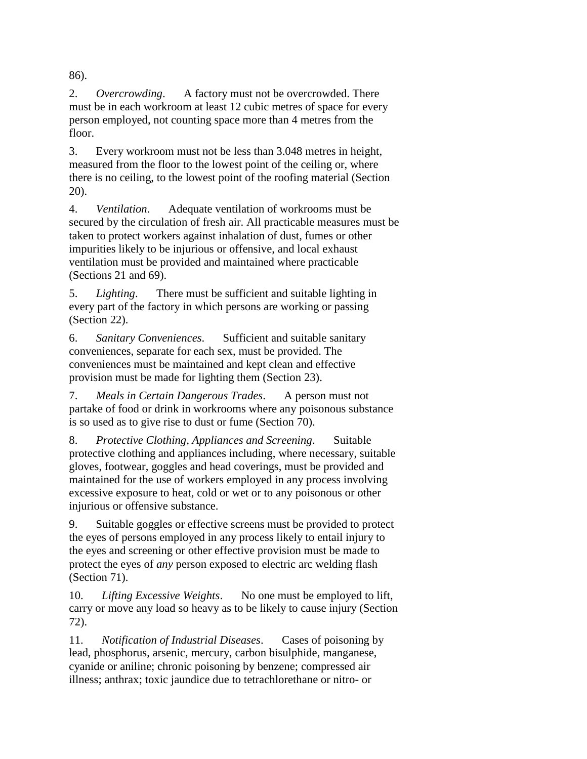86).

2. *Overcrowding*. A factory must not be overcrowded. There must be in each workroom at least 12 cubic metres of space for every person employed, not counting space more than 4 metres from the floor.

3. Every workroom must not be less than 3.048 metres in height, measured from the floor to the lowest point of the ceiling or, where there is no ceiling, to the lowest point of the roofing material (Section 20).

4. *Ventilation*. Adequate ventilation of workrooms must be secured by the circulation of fresh air. All practicable measures must be taken to protect workers against inhalation of dust, fumes or other impurities likely to be injurious or offensive, and local exhaust ventilation must be provided and maintained where practicable (Sections 21 and 69).

5. *Lighting*. There must be sufficient and suitable lighting in every part of the factory in which persons are working or passing (Section 22).

6. *Sanitary Conveniences*. Sufficient and suitable sanitary conveniences, separate for each sex, must be provided. The conveniences must be maintained and kept clean and effective provision must be made for lighting them (Section 23).

7. *Meals in Certain Dangerous Trades*. A person must not partake of food or drink in workrooms where any poisonous substance is so used as to give rise to dust or fume (Section 70).

8. *Protective Clothing, Appliances and Screening*. Suitable protective clothing and appliances including, where necessary, suitable gloves, footwear, goggles and head coverings, must be provided and maintained for the use of workers employed in any process involving excessive exposure to heat, cold or wet or to any poisonous or other injurious or offensive substance.

9. Suitable goggles or effective screens must be provided to protect the eyes of persons employed in any process likely to entail injury to the eyes and screening or other effective provision must be made to protect the eyes of *any* person exposed to electric arc welding flash (Section 71).

10. *Lifting Excessive Weights*. No one must be employed to lift, carry or move any load so heavy as to be likely to cause injury (Section 72).

11. *Notification of Industrial Diseases*. Cases of poisoning by lead, phosphorus, arsenic, mercury, carbon bisulphide, manganese, cyanide or aniline; chronic poisoning by benzene; compressed air illness; anthrax; toxic jaundice due to tetrachlorethane or nitro- or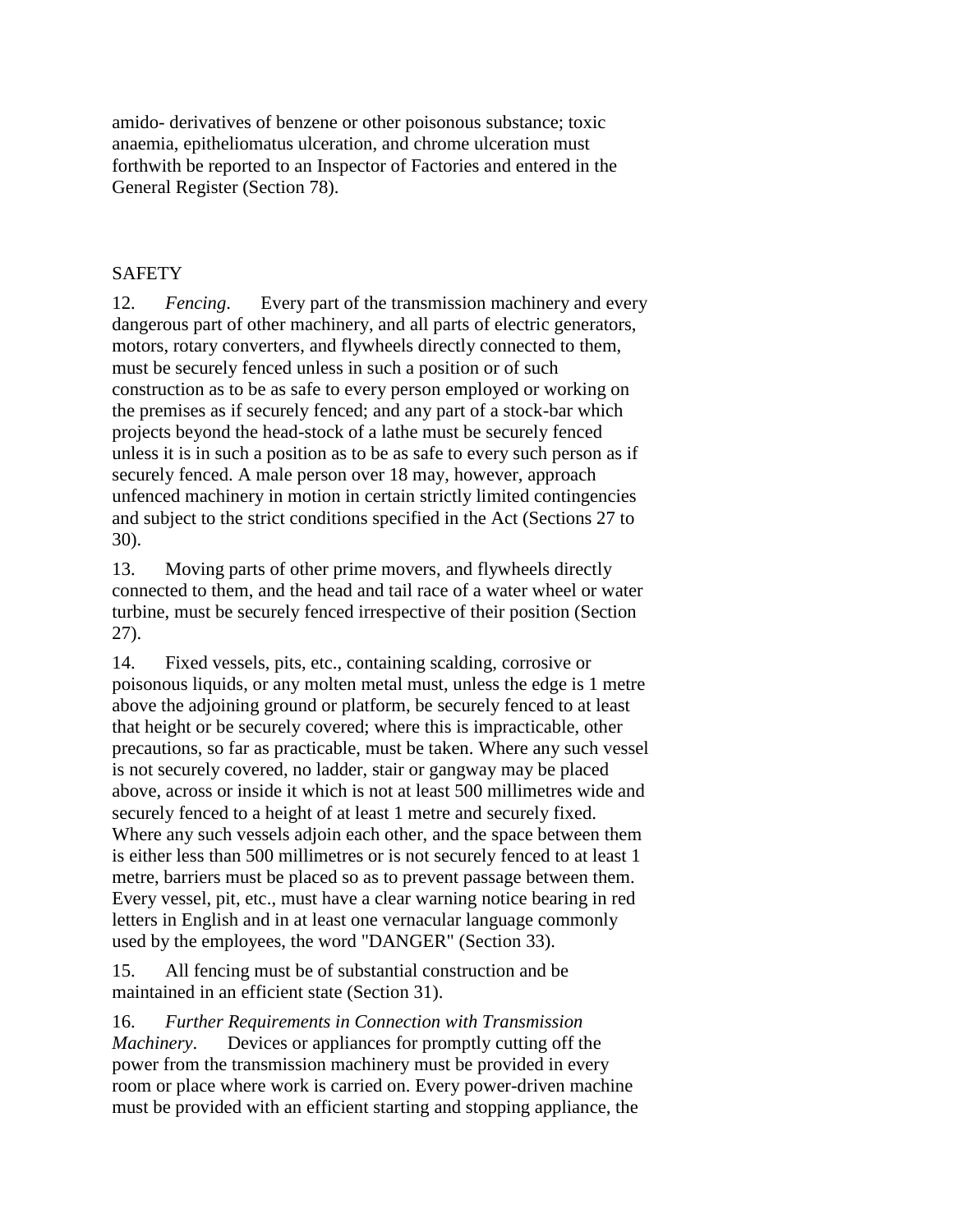amido- derivatives of benzene or other poisonous substance; toxic anaemia, epitheliomatus ulceration, and chrome ulceration must forthwith be reported to an Inspector of Factories and entered in the General Register (Section 78).

## SAFETY

12. *Fencing*. Every part of the transmission machinery and every dangerous part of other machinery, and all parts of electric generators, motors, rotary converters, and flywheels directly connected to them, must be securely fenced unless in such a position or of such construction as to be as safe to every person employed or working on the premises as if securely fenced; and any part of a stock-bar which projects beyond the head-stock of a lathe must be securely fenced unless it is in such a position as to be as safe to every such person as if securely fenced. A male person over 18 may, however, approach unfenced machinery in motion in certain strictly limited contingencies and subject to the strict conditions specified in the Act (Sections 27 to 30).

13. Moving parts of other prime movers, and flywheels directly connected to them, and the head and tail race of a water wheel or water turbine, must be securely fenced irrespective of their position (Section 27).

14. Fixed vessels, pits, etc., containing scalding, corrosive or poisonous liquids, or any molten metal must, unless the edge is 1 metre above the adjoining ground or platform, be securely fenced to at least that height or be securely covered; where this is impracticable, other precautions, so far as practicable, must be taken. Where any such vessel is not securely covered, no ladder, stair or gangway may be placed above, across or inside it which is not at least 500 millimetres wide and securely fenced to a height of at least 1 metre and securely fixed. Where any such vessels adjoin each other, and the space between them is either less than 500 millimetres or is not securely fenced to at least 1 metre, barriers must be placed so as to prevent passage between them. Every vessel, pit, etc., must have a clear warning notice bearing in red letters in English and in at least one vernacular language commonly used by the employees, the word "DANGER" (Section 33).

15. All fencing must be of substantial construction and be maintained in an efficient state (Section 31).

16. *Further Requirements in Connection with Transmission Machinery*. Devices or appliances for promptly cutting off the power from the transmission machinery must be provided in every room or place where work is carried on. Every power-driven machine must be provided with an efficient starting and stopping appliance, the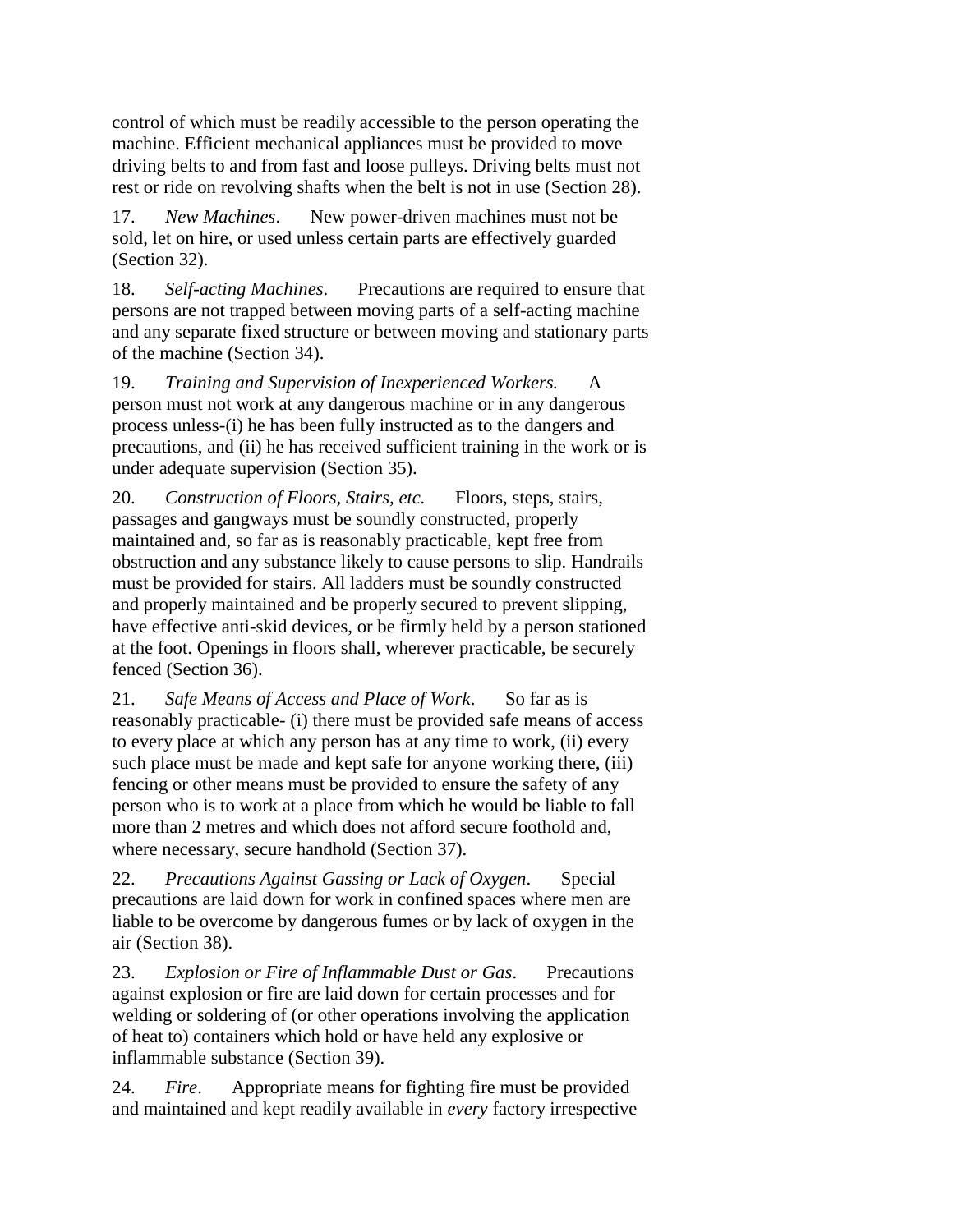control of which must be readily accessible to the person operating the machine. Efficient mechanical appliances must be provided to move driving belts to and from fast and loose pulleys. Driving belts must not rest or ride on revolving shafts when the belt is not in use (Section 28).

17. *New Machines*. New power-driven machines must not be sold, let on hire, or used unless certain parts are effectively guarded (Section 32).

18. *Self-acting Machines*. Precautions are required to ensure that persons are not trapped between moving parts of a self-acting machine and any separate fixed structure or between moving and stationary parts of the machine (Section 34).

19. *Training and Supervision of Inexperienced Workers.* A person must not work at any dangerous machine or in any dangerous process unless-(i) he has been fully instructed as to the dangers and precautions, and (ii) he has received sufficient training in the work or is under adequate supervision (Section 35).

20. *Construction of Floors, Stairs, etc.* Floors, steps, stairs, passages and gangways must be soundly constructed, properly maintained and, so far as is reasonably practicable, kept free from obstruction and any substance likely to cause persons to slip. Handrails must be provided for stairs. All ladders must be soundly constructed and properly maintained and be properly secured to prevent slipping, have effective anti-skid devices, or be firmly held by a person stationed at the foot. Openings in floors shall, wherever practicable, be securely fenced (Section 36).

21. *Safe Means of Access and Place of Work*. So far as is reasonably practicable- (i) there must be provided safe means of access to every place at which any person has at any time to work, (ii) every such place must be made and kept safe for anyone working there, (iii) fencing or other means must be provided to ensure the safety of any person who is to work at a place from which he would be liable to fall more than 2 metres and which does not afford secure foothold and, where necessary, secure handhold (Section 37).

22. *Precautions Against Gassing or Lack of Oxygen*. Special precautions are laid down for work in confined spaces where men are liable to be overcome by dangerous fumes or by lack of oxygen in the air (Section 38).

23. *Explosion or Fire of Inflammable Dust or Gas*. Precautions against explosion or fire are laid down for certain processes and for welding or soldering of (or other operations involving the application of heat to) containers which hold or have held any explosive or inflammable substance (Section 39).

24. *Fire*. Appropriate means for fighting fire must be provided and maintained and kept readily available in *every* factory irrespective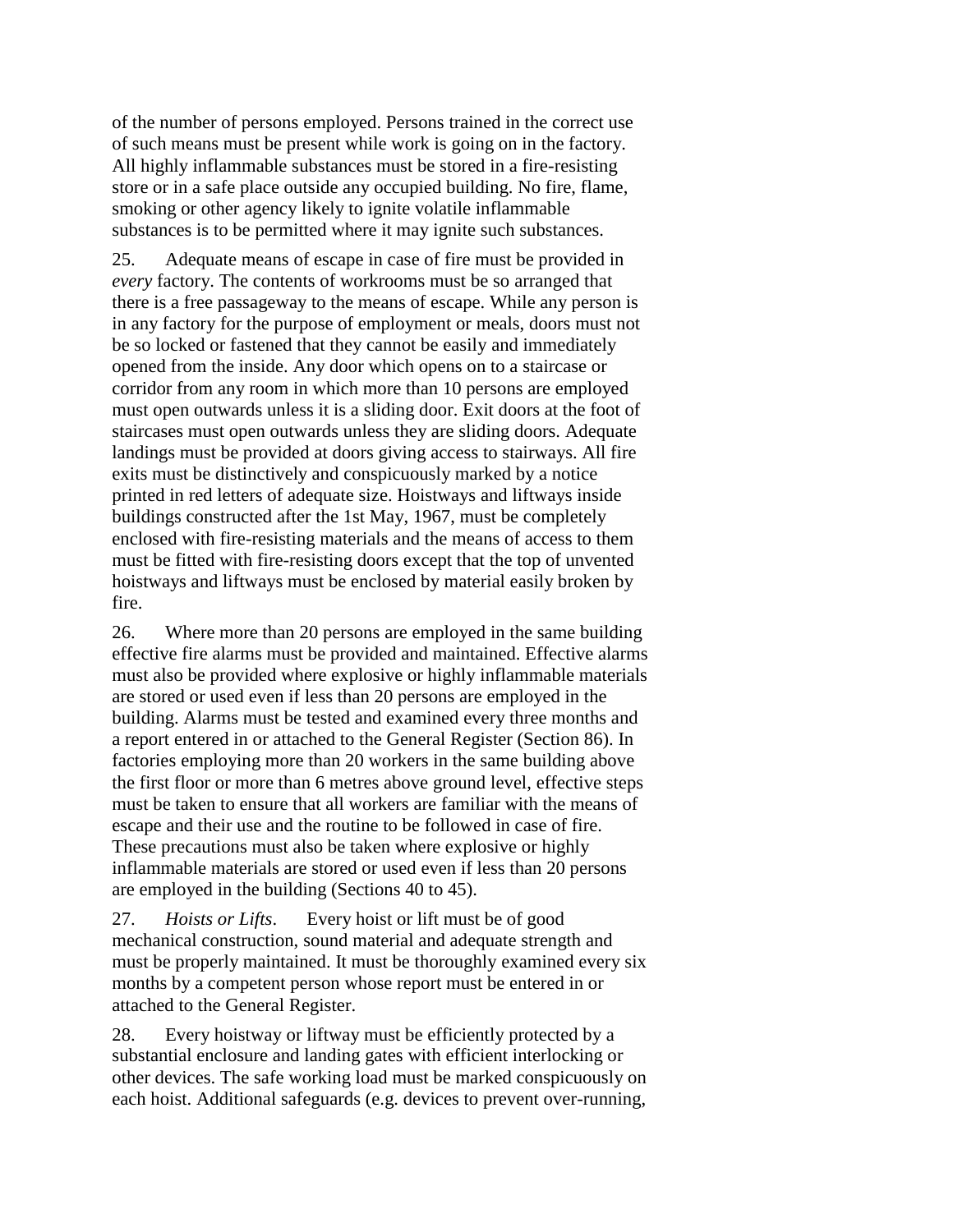of the number of persons employed. Persons trained in the correct use of such means must be present while work is going on in the factory. All highly inflammable substances must be stored in a fire-resisting store or in a safe place outside any occupied building. No fire, flame, smoking or other agency likely to ignite volatile inflammable substances is to be permitted where it may ignite such substances.

25. Adequate means of escape in case of fire must be provided in *every* factory. The contents of workrooms must be so arranged that there is a free passageway to the means of escape. While any person is in any factory for the purpose of employment or meals, doors must not be so locked or fastened that they cannot be easily and immediately opened from the inside. Any door which opens on to a staircase or corridor from any room in which more than 10 persons are employed must open outwards unless it is a sliding door. Exit doors at the foot of staircases must open outwards unless they are sliding doors. Adequate landings must be provided at doors giving access to stairways. All fire exits must be distinctively and conspicuously marked by a notice printed in red letters of adequate size. Hoistways and liftways inside buildings constructed after the 1st May, 1967, must be completely enclosed with fire-resisting materials and the means of access to them must be fitted with fire-resisting doors except that the top of unvented hoistways and liftways must be enclosed by material easily broken by fire.

26. Where more than 20 persons are employed in the same building effective fire alarms must be provided and maintained. Effective alarms must also be provided where explosive or highly inflammable materials are stored or used even if less than 20 persons are employed in the building. Alarms must be tested and examined every three months and a report entered in or attached to the General Register (Section 86). In factories employing more than 20 workers in the same building above the first floor or more than 6 metres above ground level, effective steps must be taken to ensure that all workers are familiar with the means of escape and their use and the routine to be followed in case of fire. These precautions must also be taken where explosive or highly inflammable materials are stored or used even if less than 20 persons are employed in the building (Sections 40 to 45).

27. *Hoists or Lifts*. Every hoist or lift must be of good mechanical construction, sound material and adequate strength and must be properly maintained. It must be thoroughly examined every six months by a competent person whose report must be entered in or attached to the General Register.

28. Every hoistway or liftway must be efficiently protected by a substantial enclosure and landing gates with efficient interlocking or other devices. The safe working load must be marked conspicuously on each hoist. Additional safeguards (e.g. devices to prevent over-running,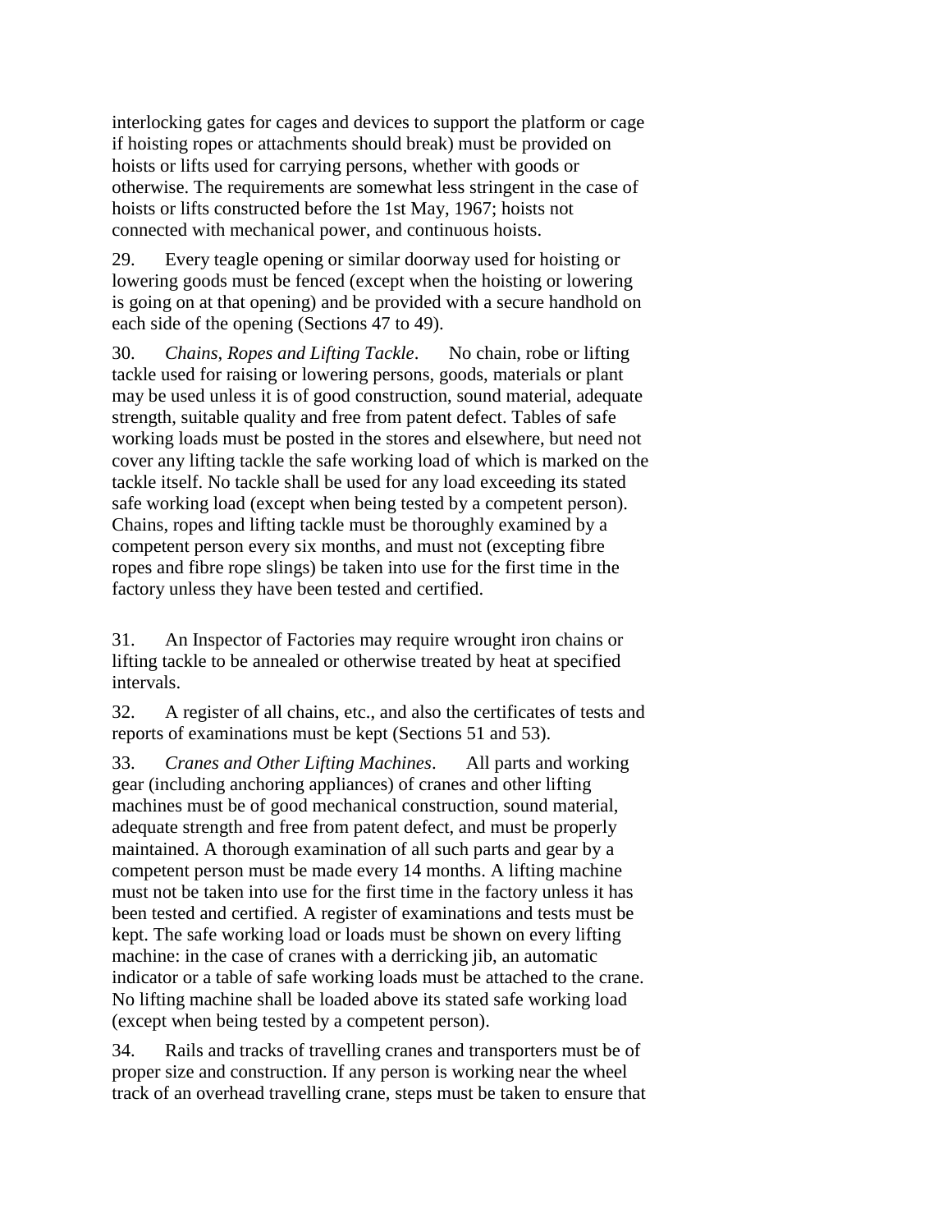interlocking gates for cages and devices to support the platform or cage if hoisting ropes or attachments should break) must be provided on hoists or lifts used for carrying persons, whether with goods or otherwise. The requirements are somewhat less stringent in the case of hoists or lifts constructed before the 1st May, 1967; hoists not connected with mechanical power, and continuous hoists.

29. Every teagle opening or similar doorway used for hoisting or lowering goods must be fenced (except when the hoisting or lowering is going on at that opening) and be provided with a secure handhold on each side of the opening (Sections 47 to 49).

30. *Chains, Ropes and Lifting Tackle*. No chain, robe or lifting tackle used for raising or lowering persons, goods, materials or plant may be used unless it is of good construction, sound material, adequate strength, suitable quality and free from patent defect. Tables of safe working loads must be posted in the stores and elsewhere, but need not cover any lifting tackle the safe working load of which is marked on the tackle itself. No tackle shall be used for any load exceeding its stated safe working load (except when being tested by a competent person). Chains, ropes and lifting tackle must be thoroughly examined by a competent person every six months, and must not (excepting fibre ropes and fibre rope slings) be taken into use for the first time in the factory unless they have been tested and certified.

31. An Inspector of Factories may require wrought iron chains or lifting tackle to be annealed or otherwise treated by heat at specified intervals.

32. A register of all chains, etc., and also the certificates of tests and reports of examinations must be kept (Sections 51 and 53).

33. *Cranes and Other Lifting Machines*. All parts and working gear (including anchoring appliances) of cranes and other lifting machines must be of good mechanical construction, sound material, adequate strength and free from patent defect, and must be properly maintained. A thorough examination of all such parts and gear by a competent person must be made every 14 months. A lifting machine must not be taken into use for the first time in the factory unless it has been tested and certified. A register of examinations and tests must be kept. The safe working load or loads must be shown on every lifting machine: in the case of cranes with a derricking jib, an automatic indicator or a table of safe working loads must be attached to the crane. No lifting machine shall be loaded above its stated safe working load (except when being tested by a competent person).

34. Rails and tracks of travelling cranes and transporters must be of proper size and construction. If any person is working near the wheel track of an overhead travelling crane, steps must be taken to ensure that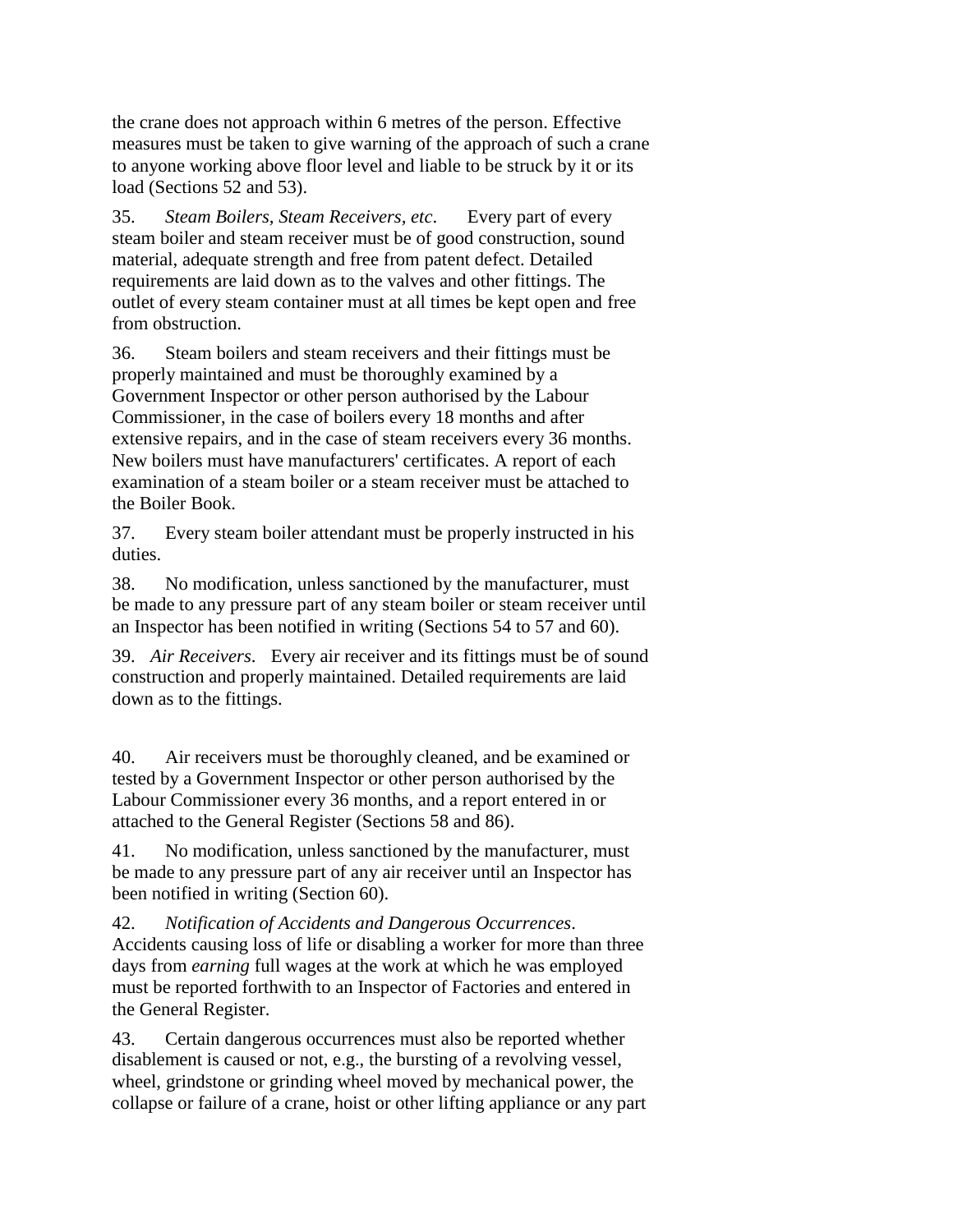the crane does not approach within 6 metres of the person. Effective measures must be taken to give warning of the approach of such a crane to anyone working above floor level and liable to be struck by it or its load (Sections 52 and 53).

35. *Steam Boilers, Steam Receivers, etc*. Every part of every steam boiler and steam receiver must be of good construction, sound material, adequate strength and free from patent defect. Detailed requirements are laid down as to the valves and other fittings. The outlet of every steam container must at all times be kept open and free from obstruction.

36. Steam boilers and steam receivers and their fittings must be properly maintained and must be thoroughly examined by a Government Inspector or other person authorised by the Labour Commissioner, in the case of boilers every 18 months and after extensive repairs, and in the case of steam receivers every 36 months. New boilers must have manufacturers' certificates. A report of each examination of a steam boiler or a steam receiver must be attached to the Boiler Book.

37. Every steam boiler attendant must be properly instructed in his duties.

38. No modification, unless sanctioned by the manufacturer, must be made to any pressure part of any steam boiler or steam receiver until an Inspector has been notified in writing (Sections 54 to 57 and 60).

39. *Air Receivers*. Every air receiver and its fittings must be of sound construction and properly maintained. Detailed requirements are laid down as to the fittings.

40. Air receivers must be thoroughly cleaned, and be examined or tested by a Government Inspector or other person authorised by the Labour Commissioner every 36 months, and a report entered in or attached to the General Register (Sections 58 and 86).

41. No modification, unless sanctioned by the manufacturer, must be made to any pressure part of any air receiver until an Inspector has been notified in writing (Section 60).

42. *Notification of Accidents and Dangerous Occurrences*. Accidents causing loss of life or disabling a worker for more than three days from *earning* full wages at the work at which he was employed must be reported forthwith to an Inspector of Factories and entered in the General Register.

43. Certain dangerous occurrences must also be reported whether disablement is caused or not, e.g., the bursting of a revolving vessel, wheel, grindstone or grinding wheel moved by mechanical power, the collapse or failure of a crane, hoist or other lifting appliance or any part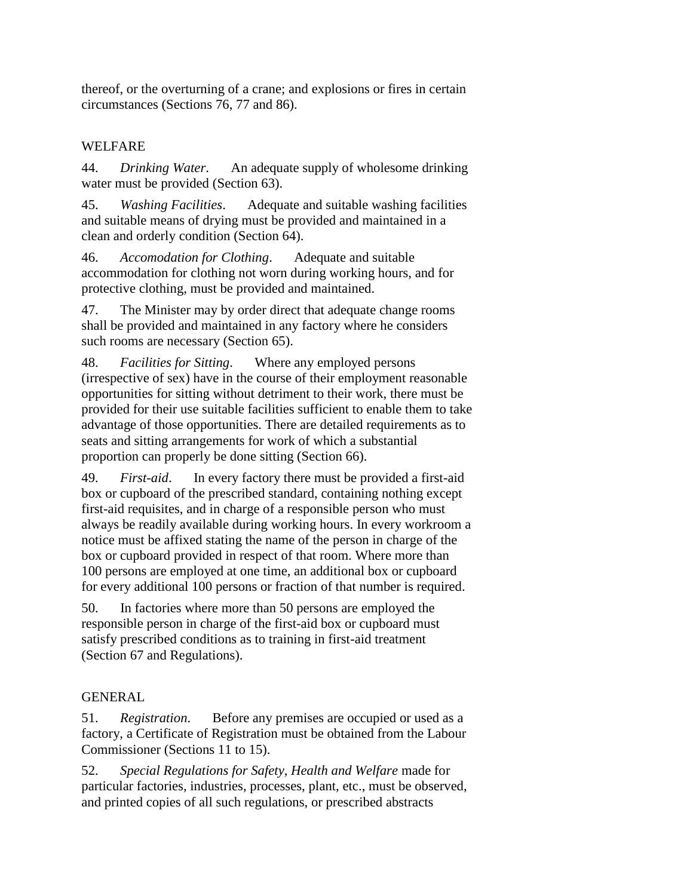thereof, or the overturning of a crane; and explosions or fires in certain circumstances (Sections 76, 77 and 86).

## WELFARE

44. *Drinking Water*. An adequate supply of wholesome drinking water must be provided (Section 63).

45. *Washing Facilities*. Adequate and suitable washing facilities and suitable means of drying must be provided and maintained in a clean and orderly condition (Section 64).

46. *Accomodation for Clothing*. Adequate and suitable accommodation for clothing not worn during working hours, and for protective clothing, must be provided and maintained.

47. The Minister may by order direct that adequate change rooms shall be provided and maintained in any factory where he considers such rooms are necessary (Section 65).

48. *Facilities for Sitting*. Where any employed persons (irrespective of sex) have in the course of their employment reasonable opportunities for sitting without detriment to their work, there must be provided for their use suitable facilities sufficient to enable them to take advantage of those opportunities. There are detailed requirements as to seats and sitting arrangements for work of which a substantial proportion can properly be done sitting (Section 66).

49. *First-aid*. In every factory there must be provided a first-aid box or cupboard of the prescribed standard, containing nothing except first-aid requisites, and in charge of a responsible person who must always be readily available during working hours. In every workroom a notice must be affixed stating the name of the person in charge of the box or cupboard provided in respect of that room. Where more than 100 persons are employed at one time, an additional box or cupboard for every additional 100 persons or fraction of that number is required.

50. In factories where more than 50 persons are employed the responsible person in charge of the first-aid box or cupboard must satisfy prescribed conditions as to training in first-aid treatment (Section 67 and Regulations).

## GENERAL

51. *Registration*. Before any premises are occupied or used as a factory, a Certificate of Registration must be obtained from the Labour Commissioner (Sections 11 to 15).

52. *Special Regulations for Safety, Health and Welfare* made for particular factories, industries, processes, plant, etc., must be observed, and printed copies of all such regulations, or prescribed abstracts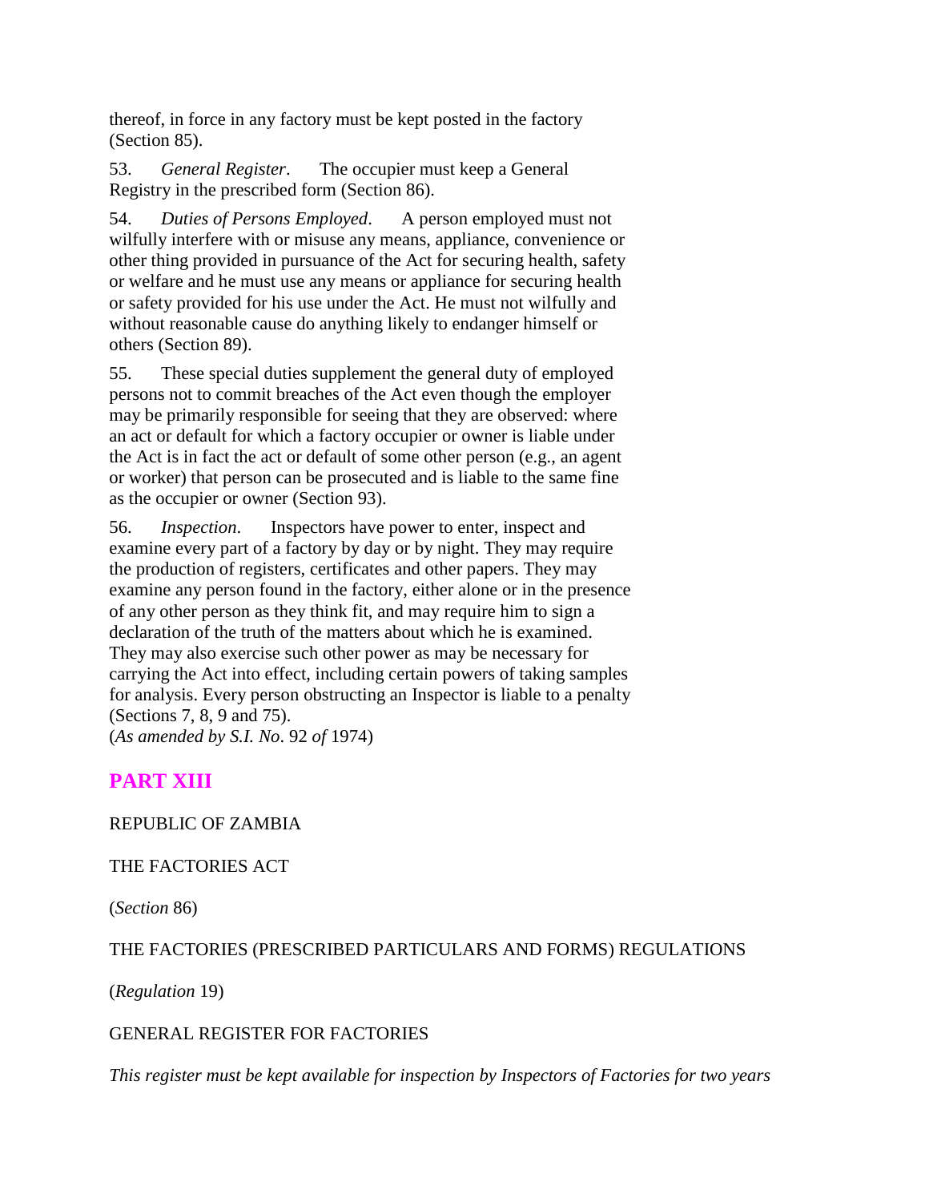thereof, in force in any factory must be kept posted in the factory (Section 85).

53. *General Register*. The occupier must keep a General Registry in the prescribed form (Section 86).

54. *Duties of Persons Employed*. A person employed must not wilfully interfere with or misuse any means, appliance, convenience or other thing provided in pursuance of the Act for securing health, safety or welfare and he must use any means or appliance for securing health or safety provided for his use under the Act. He must not wilfully and without reasonable cause do anything likely to endanger himself or others (Section 89).

55. These special duties supplement the general duty of employed persons not to commit breaches of the Act even though the employer may be primarily responsible for seeing that they are observed: where an act or default for which a factory occupier or owner is liable under the Act is in fact the act or default of some other person (e.g., an agent or worker) that person can be prosecuted and is liable to the same fine as the occupier or owner (Section 93).

56. *Inspection*. Inspectors have power to enter, inspect and examine every part of a factory by day or by night. They may require the production of registers, certificates and other papers. They may examine any person found in the factory, either alone or in the presence of any other person as they think fit, and may require him to sign a declaration of the truth of the matters about which he is examined. They may also exercise such other power as may be necessary for carrying the Act into effect, including certain powers of taking samples for analysis. Every person obstructing an Inspector is liable to a penalty (Sections 7, 8, 9 and 75).
(*As amended by S.I. No*. 92 *of* 1974)

## PART XIII

REPUBLIC OF ZAMBIA

THE FACTORIES ACT

(*Section* 86)

THE FACTORIES (PRESCRIBED PARTICULARS AND FORMS) REGULATIONS

(*Regulation* 19)

GENERAL REGISTER FOR FACTORIES

*This register must be kept available for inspection by Inspectors of Factories for two years*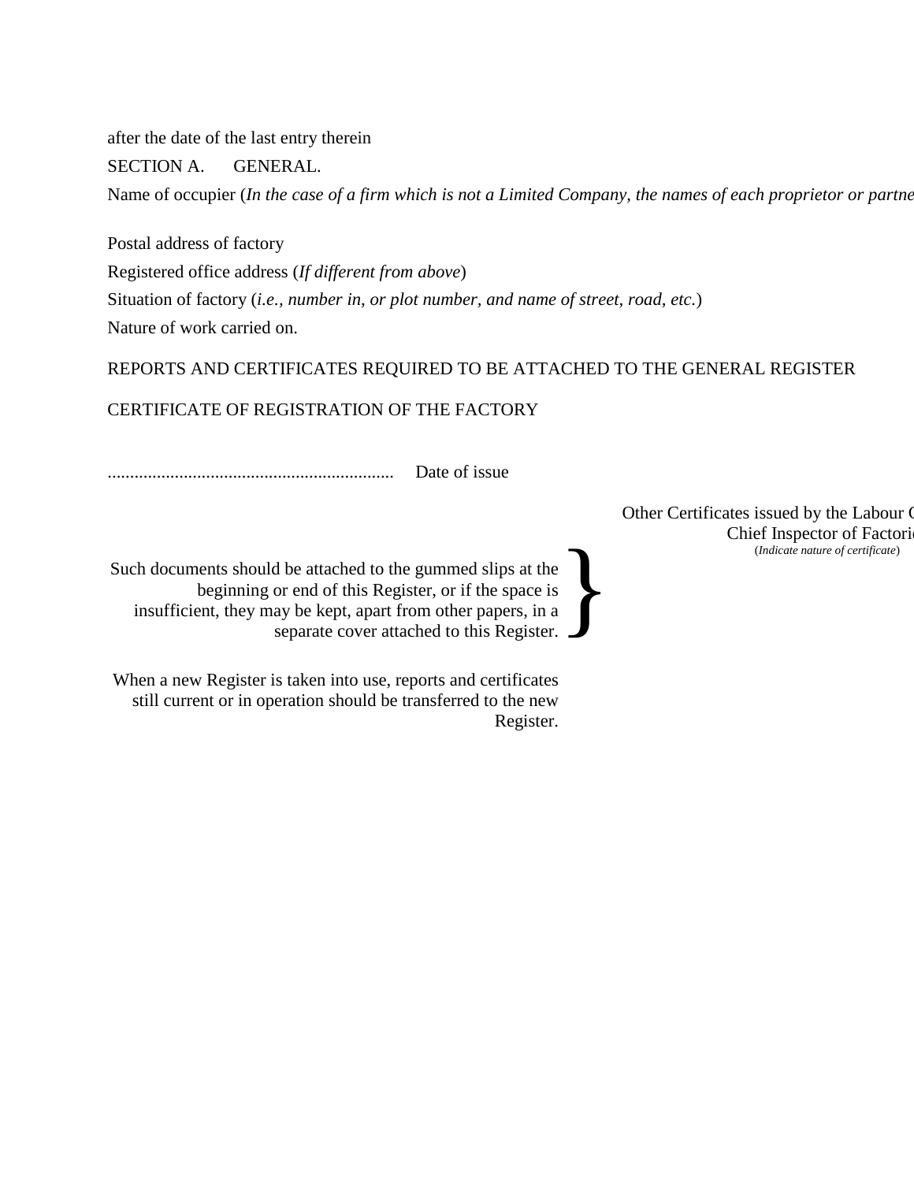after the date of the last entry therein

SECTION A. GENERAL.

Name of occupier (*In the case of a firm which is not a Limited Company, the names of each proprietor or partne*

Postal address of factory

Registered office address (*If different from above*)

Situation of factory (*i.e., number in, or plot number, and name of street, road, etc.*)

Nature of work carried on.

REPORTS AND CERTIFICATES REQUIRED TO BE ATTACHED TO THE GENERAL REGISTER

CERTIFICATE OF REGISTRATION OF THE FACTORY

............................................................... Date of issue

Other Certificates issued by the Labour C
Chief Inspector of Factori
(*Indicate nature of certificate*)

Such documents should be attached to the gummed slips at the beginning or end of this Register, or if the space is insufficient, they may be kept, apart from other papers, in a separate cover attached to this Register.

When a new Register is taken into use, reports and certificates still current or in operation should be transferred to the new Register.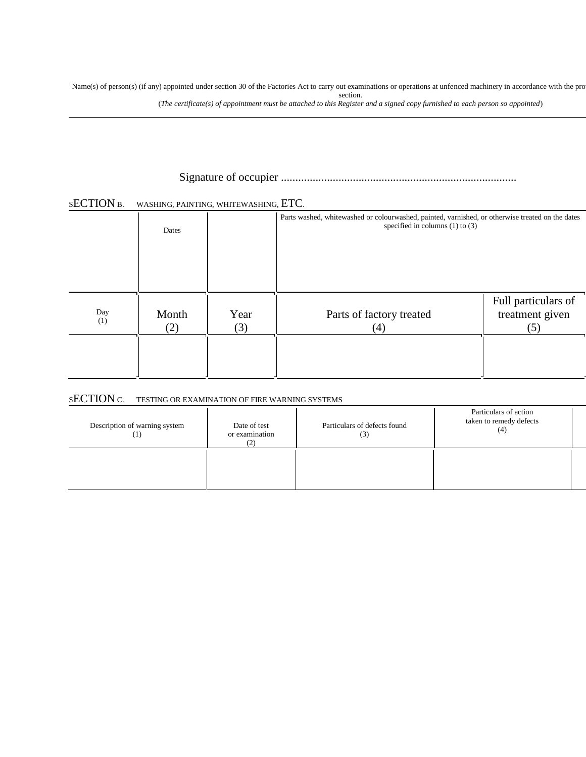Name(s) of person(s) (if any) appointed under section 30 of the Factories Act to carry out examinations or operations at unfenced machinery in accordance with the pro section.

(*The certificate(s) of appointment must be attached to this Register and a signed copy furnished to each person so appointed*)

Signature of occupier ..................................................................................

## SECTION B. WASHING, PAINTING, WHITEWASHING, ETC.

| Dates | | | Parts washed, whitewashed or colourwashed, painted, varnished, or otherwise treated on the dates specified in columns (1) to (3) | |
|---|---|---|---|---|
| Day (1) | Month (2) | Year (3) | Parts of factory treated (4) | Full particulars of treatment given (5) |
| | | | | |

## SECTION C. TESTING OR EXAMINATION OF FIRE WARNING SYSTEMS

| Description of warning system (1) | Date of test or examination (2) | Particulars of defects found (3) | Particulars of action taken to remedy defects (4) |
|---|---|---|---|
| | | | |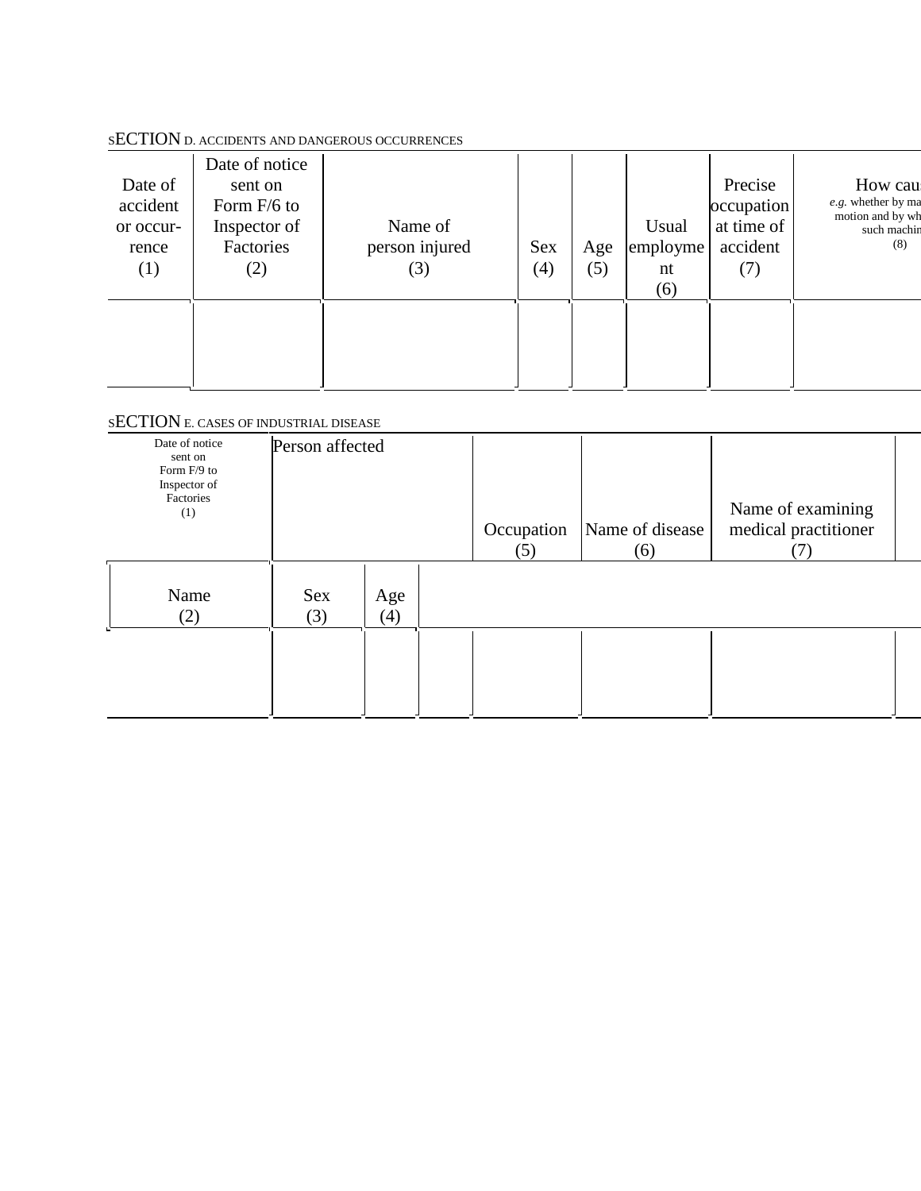## SECTION D. ACCIDENTS AND DANGEROUS OCCURRENCES

| Date of accident or occur-rence (1) | Date of notice sent on Form F/6 to Inspector of Factories (2) | Name of person injured (3) | Sex (4) | Age (5) | Usual employment (6) | Precise occupation at time of accident (7) | How cau *e.g.* whether by ma motion and by wh such machin (8) |
|---|---|---|---|---|---|---|---|
| | | | | | | | |

## SECTION E. CASES OF INDUSTRIAL DISEASE

| Date of notice sent on Form F/9 to Inspector of Factories (1) | Person affected | | | Occupation (5) | Name of disease (6) | Name of examining medical practitioner (7) | |
|---|---|---|---|---|---|---|---|
| | Name (2) | Sex (3) | Age (4) | | | | |
| | | | | | | | |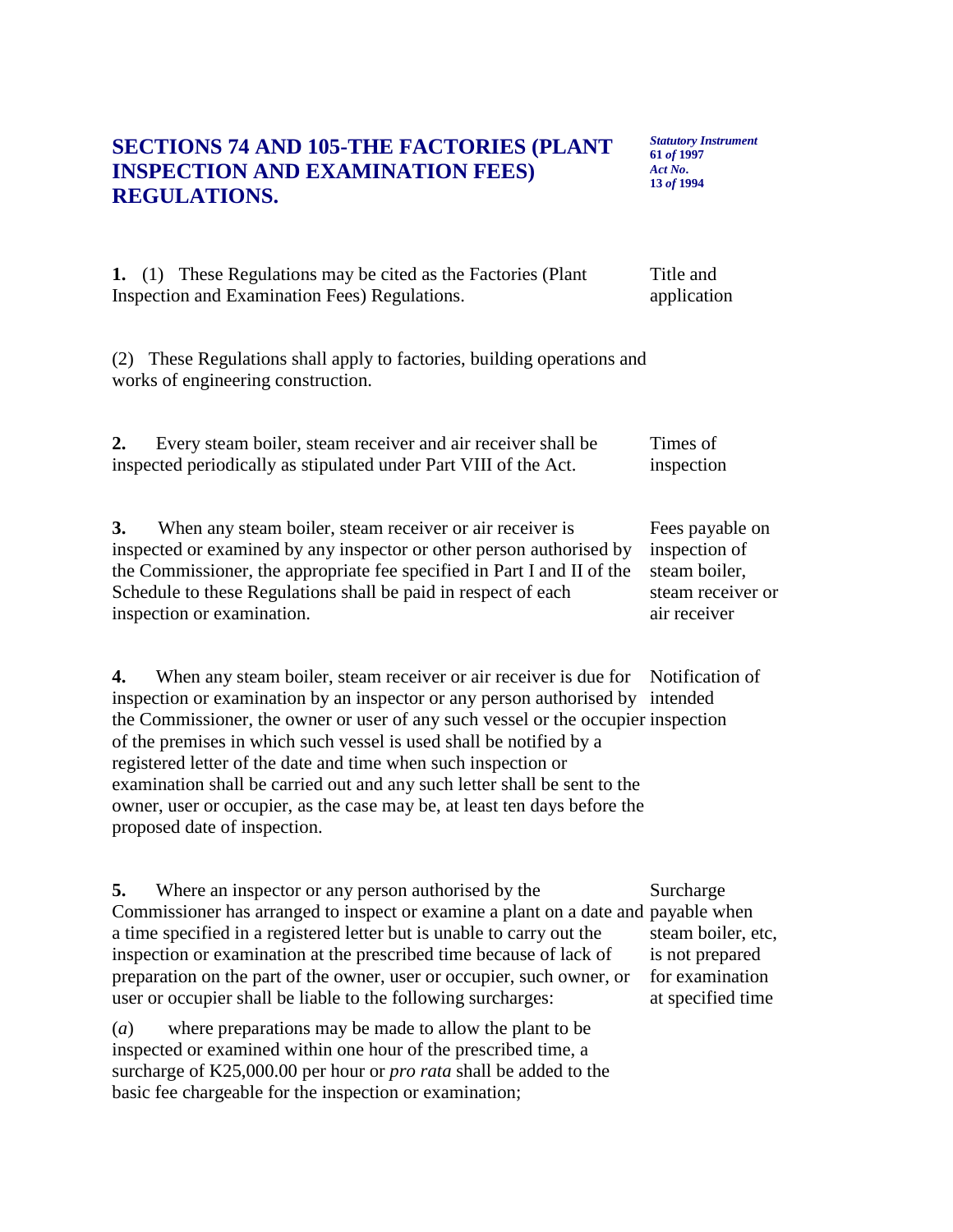# SECTIONS 74 AND 105-THE FACTORIES (PLANT INSPECTION AND EXAMINATION FEES) REGULATIONS.

***Statutory Instrument 61 of 1997***
***Act No. 13 of 1994***

**1.** (1) These Regulations may be cited as the Factories (Plant Inspection and Examination Fees) Regulations.

*Title and application*

(2) These Regulations shall apply to factories, building operations and works of engineering construction.

**2.** Every steam boiler, steam receiver and air receiver shall be inspected periodically as stipulated under Part VIII of the Act.

*Times of inspection*

**3.** When any steam boiler, steam receiver or air receiver is inspected or examined by any inspector or other person authorised by the Commissioner, the appropriate fee specified in Part I and II of the Schedule to these Regulations shall be paid in respect of each inspection or examination.

*Fees payable on inspection of steam boiler, steam receiver or air receiver*

**4.** When any steam boiler, steam receiver or air receiver is due for inspection or examination by an inspector or any person authorised by the Commissioner, the owner or user of any such vessel or the occupier of the premises in which such vessel is used shall be notified by a registered letter of the date and time when such inspection or examination shall be carried out and any such letter shall be sent to the owner, user or occupier, as the case may be, at least ten days before the proposed date of inspection.

*Notification of intended inspection*

**5.** Where an inspector or any person authorised by the Commissioner has arranged to inspect or examine a plant on a date and a time specified in a registered letter but is unable to carry out the inspection or examination at the prescribed time because of lack of preparation on the part of the owner, user or occupier, such owner, or user or occupier shall be liable to the following surcharges:

*Surcharge payable when steam boiler, etc, is not prepared for examination at specified time*

(*a*) where preparations may be made to allow the plant to be inspected or examined within one hour of the prescribed time, a surcharge of K25,000.00 per hour or *pro rata* shall be added to the basic fee chargeable for the inspection or examination;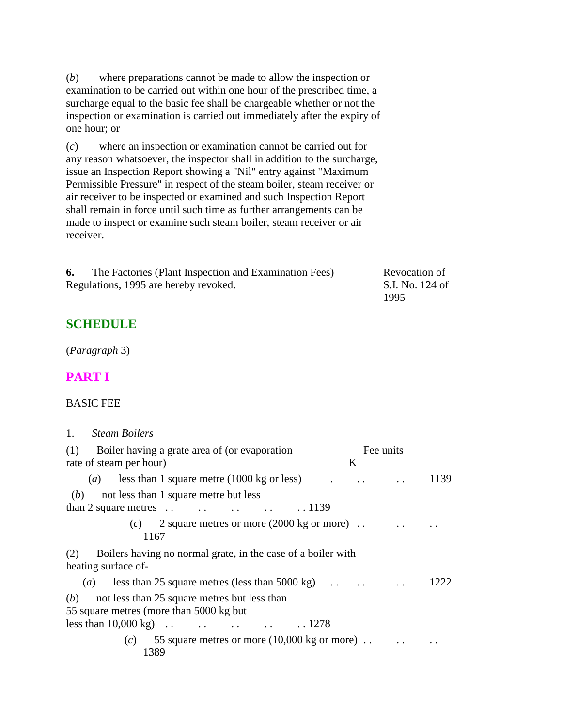(*b*) where preparations cannot be made to allow the inspection or examination to be carried out within one hour of the prescribed time, a surcharge equal to the basic fee shall be chargeable whether or not the inspection or examination is carried out immediately after the expiry of one hour; or

(*c*) where an inspection or examination cannot be carried out for any reason whatsoever, the inspector shall in addition to the surcharge, issue an Inspection Report showing a "Nil" entry against "Maximum Permissible Pressure" in respect of the steam boiler, steam receiver or air receiver to be inspected or examined and such Inspection Report shall remain in force until such time as further arrangements can be made to inspect or examine such steam boiler, steam receiver or air receiver.

**6.** The Factories (Plant Inspection and Examination Fees) Regulations, 1995 are hereby revoked. — *Revocation of S.I. No. 124 of 1995*

## SCHEDULE

(*Paragraph* 3)

## PART I

BASIC FEE

1. *Steam Boilers*

| | Fee units K |
|---|---|
| (1) Boiler having a grate area of (or evaporation rate of steam per hour) | |
| (*a*) less than 1 square metre (1000 kg or less) . . . . . | 1139 |
| (*b*) not less than 1 square metre but less than 2 square metres . . . . . . . . . . | 1139 |
| (*c*) 2 square metres or more (2000 kg or more) . . . . . . | 1167 |
| (2) Boilers having no normal grate, in the case of a boiler with heating surface of- | |
| (*a*) less than 25 square metres (less than 5000 kg) . . . . . . | 1222 |
| (*b*) not less than 25 square metres but less than 55 square metres (more than 5000 kg but less than 10,000 kg) . . . . . . . . . . | 1278 |
| (*c*) 55 square metres or more (10,000 kg or more) . . . . . . | 1389 |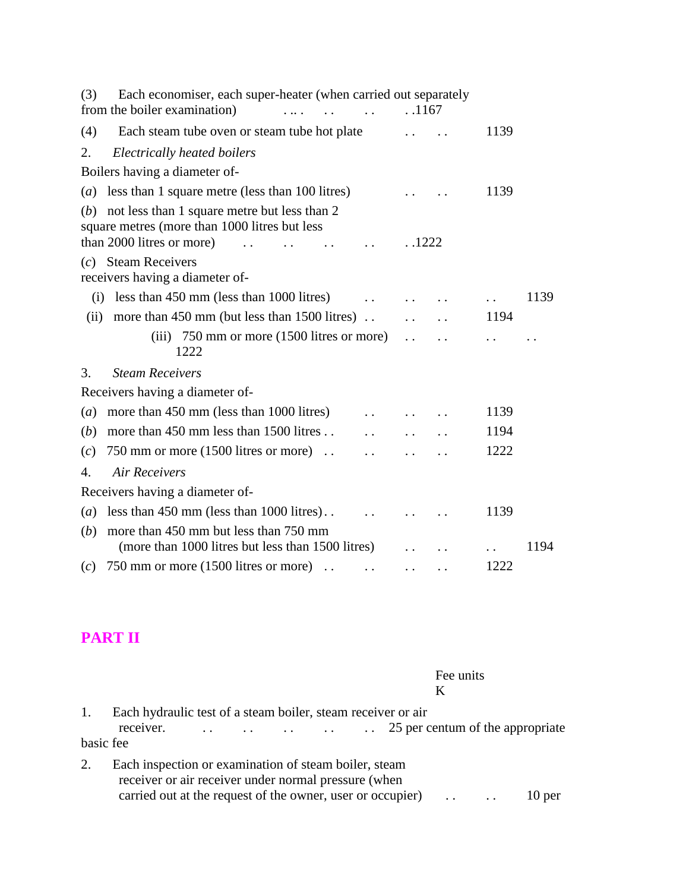(3) Each economiser, each super-heater (when carried out separately from the boiler examination) . .. . . . . . . .1167

(4) Each steam tube oven or steam tube hot plate . . . . 1139

2. *Electrically heated boilers*

Boilers having a diameter of-

(*a*) less than 1 square metre (less than 100 litres) . . . . 1139

(*b*) not less than 1 square metre but less than 2 square metres (more than 1000 litres but less than 2000 litres or more) . . . . . . . . . .1222

(*c*) Steam Receivers
receivers having a diameter of-

(i) less than 450 mm (less than 1000 litres) . . . . . . . . 1139

(ii) more than 450 mm (but less than 1500 litres) . . . . . . 1194

(iii) 750 mm or more (1500 litres or more) . . . . . . . . 1222

3. *Steam Receivers*

Receivers having a diameter of-

(*a*) more than 450 mm (less than 1000 litres) . . . . . . 1139

(*b*) more than 450 mm less than 1500 litres . . . . . . . . 1194

(*c*) 750 mm or more (1500 litres or more) . . . . . . . . 1222

4. *Air Receivers*

Receivers having a diameter of-

(*a*) less than 450 mm (less than 1000 litres). . . . . . . . 1139

(*b*) more than 450 mm but less than 750 mm (more than 1000 litres but less than 1500 litres) . . . . . . 1194

(*c*) 750 mm or more (1500 litres or more) . . . . . . . . 1222

## PART II

Fee units
K

1. Each hydraulic test of a steam boiler, steam receiver or air receiver. . . . . . . . . . . . 25 per centum of the appropriate basic fee

2. Each inspection or examination of steam boiler, steam receiver or air receiver under normal pressure (when carried out at the request of the owner, user or occupier) . . . . 10 per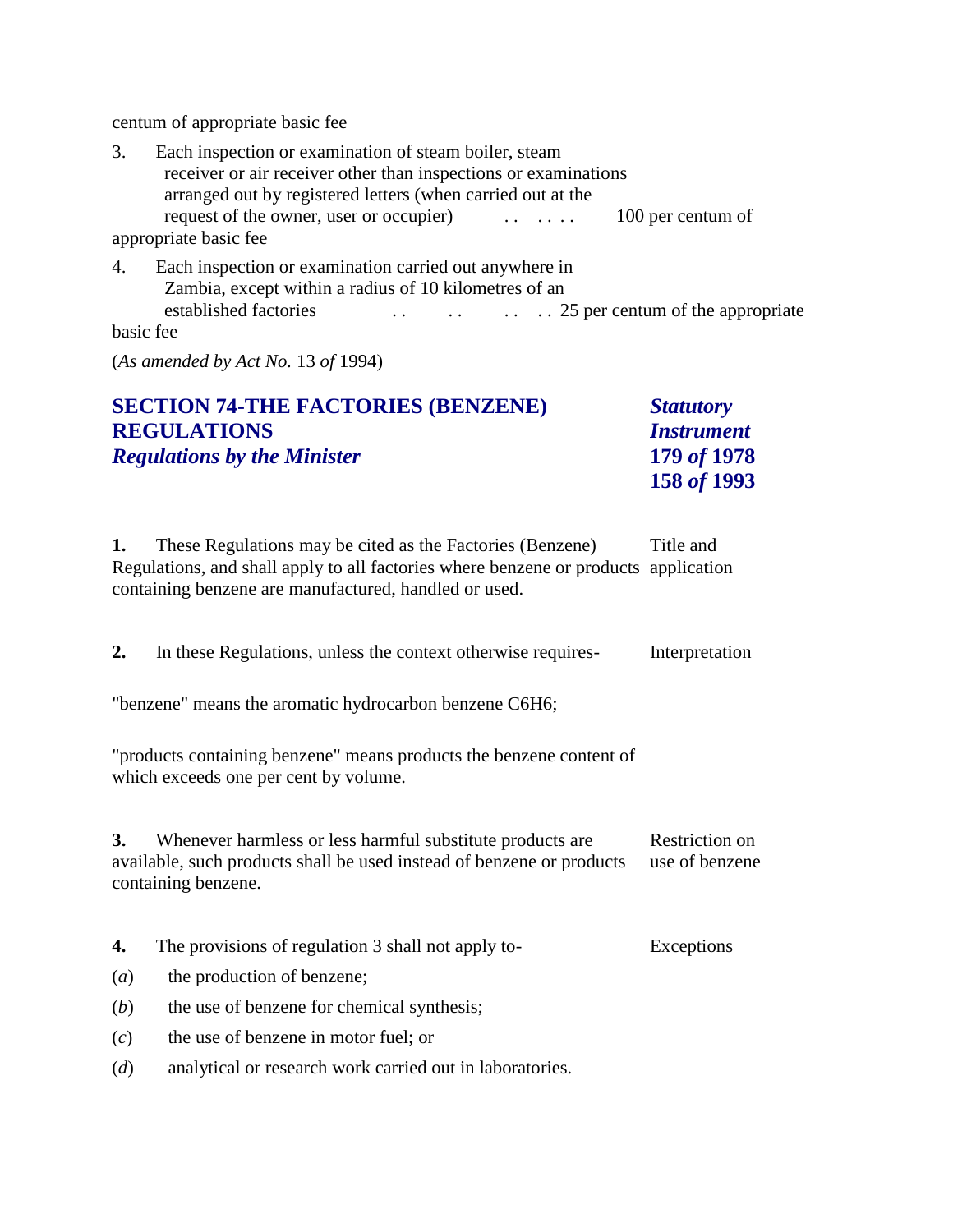centum of appropriate basic fee

3. Each inspection or examination of steam boiler, steam receiver or air receiver other than inspections or examinations arranged out by registered letters (when carried out at the request of the owner, user or occupier) .. .... 100 per centum of appropriate basic fee

4. Each inspection or examination carried out anywhere in Zambia, except within a radius of 10 kilometres of an established factories .. .. .. .. 25 per centum of the appropriate basic fee

(*As amended by Act No.* 13 *of* 1994)

## SECTION 74-THE FACTORIES (BENZENE) REGULATIONS

***Regulations by the Minister***

***Statutory Instrument* 179 *of* 1978 158 *of* 1993**

**1.** These Regulations may be cited as the Factories (Benzene) Regulations, and shall apply to all factories where benzene or products containing benzene are manufactured, handled or used.

Title and application

**2.** In these Regulations, unless the context otherwise requires-

Interpretation

"benzene" means the aromatic hydrocarbon benzene C6H6;

"products containing benzene" means products the benzene content of which exceeds one per cent by volume.

**3.** Whenever harmless or less harmful substitute products are available, such products shall be used instead of benzene or products containing benzene.

Restriction on use of benzene

**4.** The provisions of regulation 3 shall not apply to-

Exceptions

(*a*) the production of benzene;

(*b*) the use of benzene for chemical synthesis;

(*c*) the use of benzene in motor fuel; or

(*d*) analytical or research work carried out in laboratories.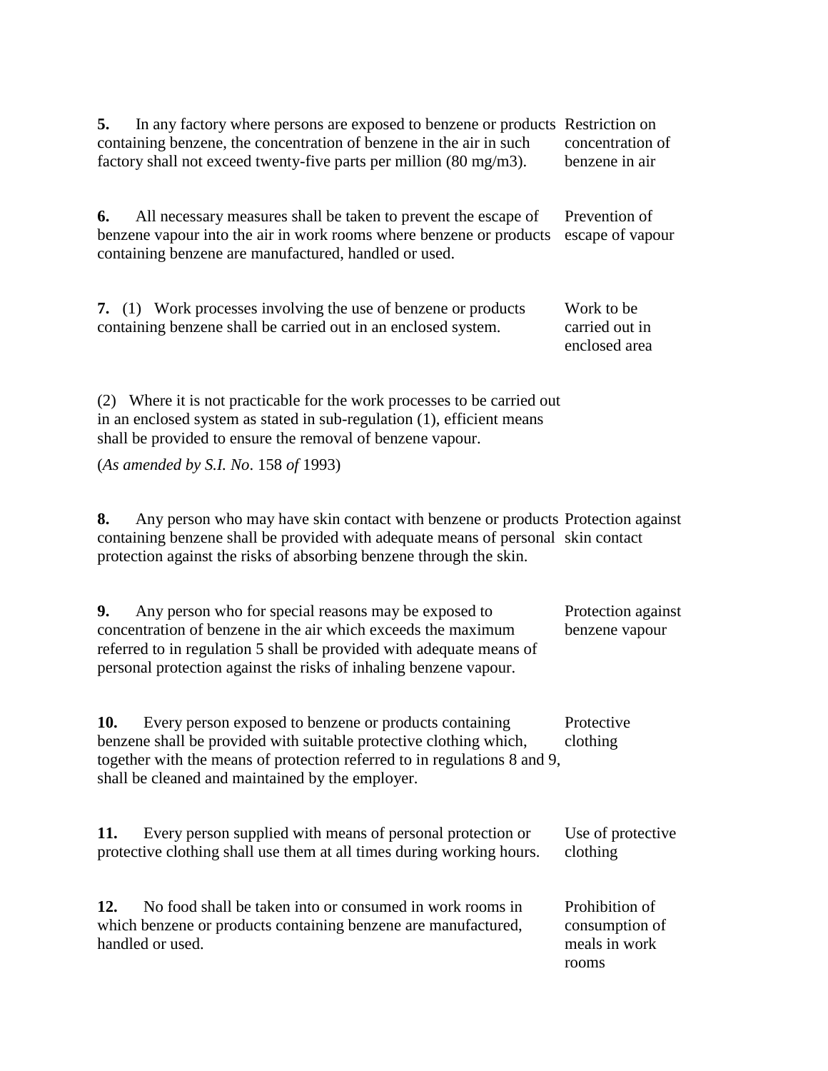**5.** In any factory where persons are exposed to benzene or products containing benzene, the concentration of benzene in the air in such factory shall not exceed twenty-five parts per million (80 mg/m3).

Restriction on concentration of benzene in air

**6.** All necessary measures shall be taken to prevent the escape of benzene vapour into the air in work rooms where benzene or products containing benzene are manufactured, handled or used.

Prevention of escape of vapour

**7.** (1) Work processes involving the use of benzene or products containing benzene shall be carried out in an enclosed system.

Work to be carried out in enclosed area

(2) Where it is not practicable for the work processes to be carried out in an enclosed system as stated in sub-regulation (1), efficient means shall be provided to ensure the removal of benzene vapour.

(*As amended by S.I. No*. 158 *of* 1993)

**8.** Any person who may have skin contact with benzene or products containing benzene shall be provided with adequate means of personal protection against the risks of absorbing benzene through the skin.

Protection against skin contact

**9.** Any person who for special reasons may be exposed to concentration of benzene in the air which exceeds the maximum referred to in regulation 5 shall be provided with adequate means of personal protection against the risks of inhaling benzene vapour.

Protection against benzene vapour

**10.** Every person exposed to benzene or products containing benzene shall be provided with suitable protective clothing which, together with the means of protection referred to in regulations 8 and 9, shall be cleaned and maintained by the employer.

Protective clothing

**11.** Every person supplied with means of personal protection or protective clothing shall use them at all times during working hours.

Use of protective clothing

**12.** No food shall be taken into or consumed in work rooms in which benzene or products containing benzene are manufactured, handled or used.

Prohibition of consumption of meals in work rooms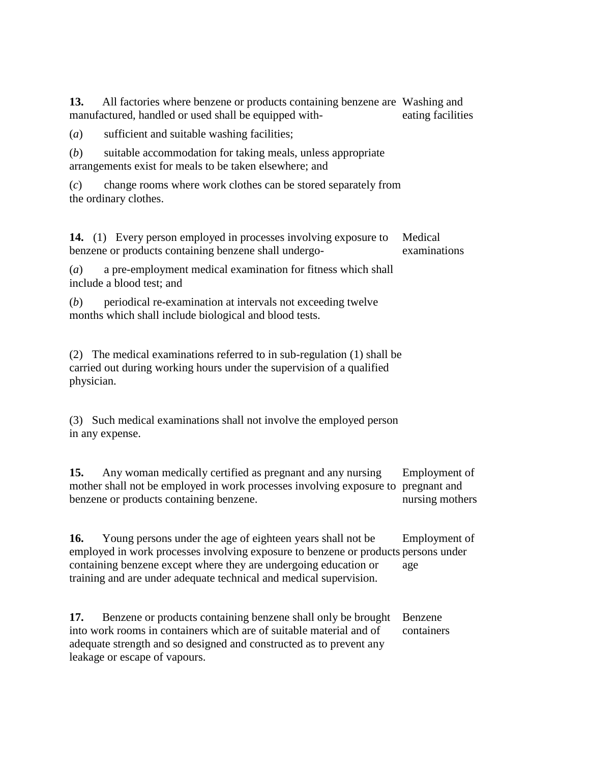**13.** All factories where benzene or products containing benzene are manufactured, handled or used shall be equipped with- Washing and eating facilities

(*a*) sufficient and suitable washing facilities;

(*b*) suitable accommodation for taking meals, unless appropriate arrangements exist for meals to be taken elsewhere; and

(*c*) change rooms where work clothes can be stored separately from the ordinary clothes.

**14.** (1) Every person employed in processes involving exposure to benzene or products containing benzene shall undergo- Medical examinations

(*a*) a pre-employment medical examination for fitness which shall include a blood test; and

(*b*) periodical re-examination at intervals not exceeding twelve months which shall include biological and blood tests.

(2) The medical examinations referred to in sub-regulation (1) shall be carried out during working hours under the supervision of a qualified physician.

(3) Such medical examinations shall not involve the employed person in any expense.

**15.** Any woman medically certified as pregnant and any nursing mother shall not be employed in work processes involving exposure to benzene or products containing benzene. Employment of pregnant and nursing mothers

**16.** Young persons under the age of eighteen years shall not be employed in work processes involving exposure to benzene or products containing benzene except where they are undergoing education or training and are under adequate technical and medical supervision. Employment of persons under age

**17.** Benzene or products containing benzene shall only be brought into work rooms in containers which are of suitable material and of adequate strength and so designed and constructed as to prevent any leakage or escape of vapours. Benzene containers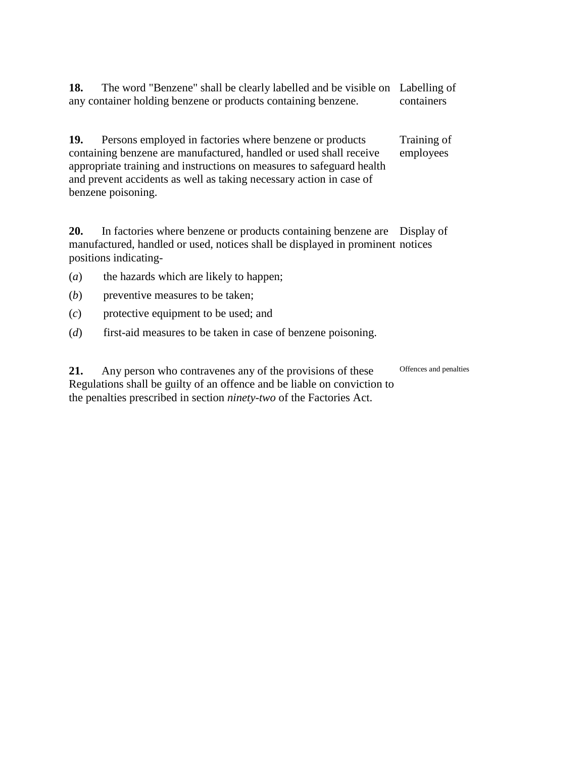**18.** The word "Benzene" shall be clearly labelled and be visible on any container holding benzene or products containing benzene. Labelling of containers

**19.** Persons employed in factories where benzene or products containing benzene are manufactured, handled or used shall receive appropriate training and instructions on measures to safeguard health and prevent accidents as well as taking necessary action in case of benzene poisoning. Training of employees

**20.** In factories where benzene or products containing benzene are manufactured, handled or used, notices shall be displayed in prominent positions indicating- Display of notices

(*a*) the hazards which are likely to happen;

(*b*) preventive measures to be taken;

(*c*) protective equipment to be used; and

(*d*) first-aid measures to be taken in case of benzene poisoning.

**21.** Any person who contravenes any of the provisions of these Regulations shall be guilty of an offence and be liable on conviction to the penalties prescribed in section *ninety-two* of the Factories Act. Offences and penalties